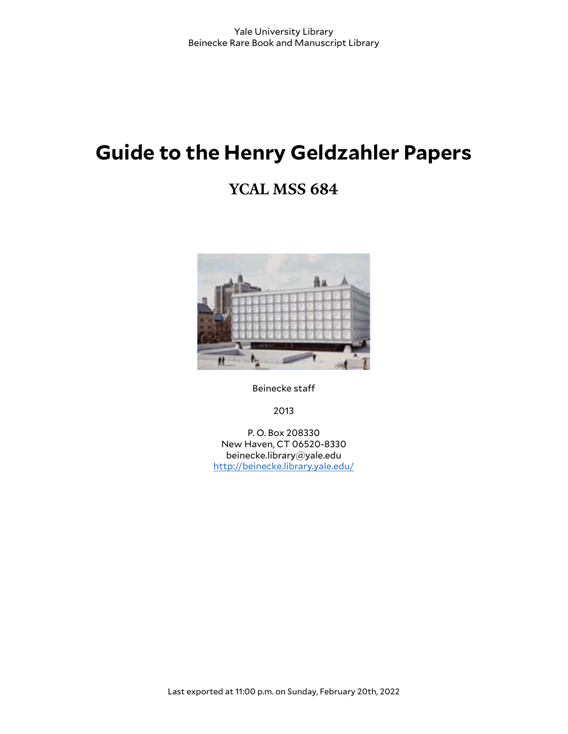Yale University Library
Beinecke Rare Book and Manuscript Library

# Guide to the Henry Geldzahler Papers

## YCAL MSS 684

Beinecke staff

2013

P. O. Box 208330
New Haven, CT 06520-8330
beinecke.library@yale.edu
http://beinecke.library.yale.edu/

Last exported at 11:00 p.m. on Sunday, February 20th, 2022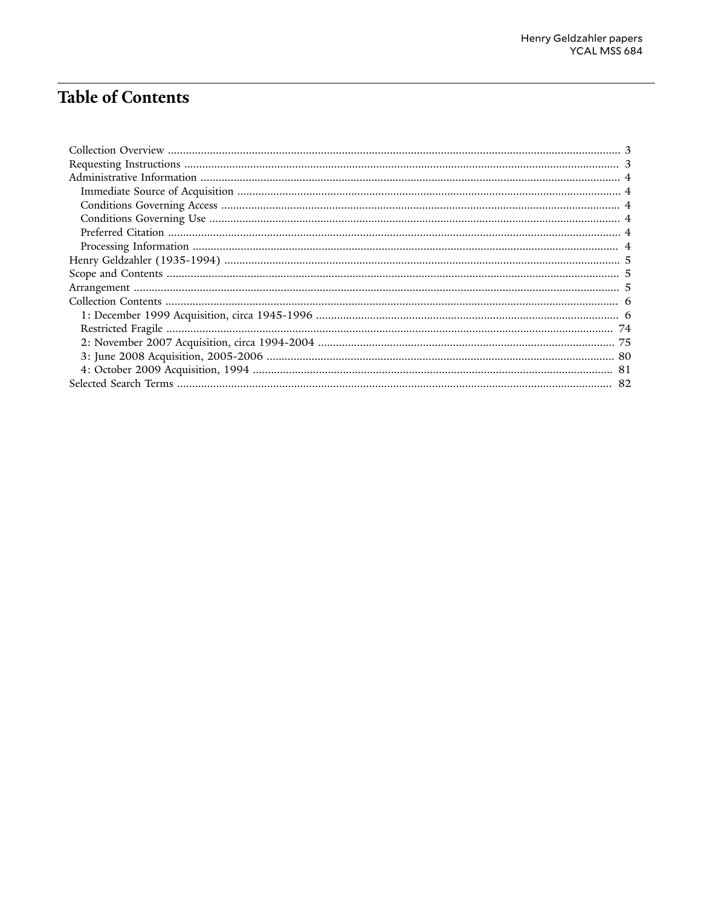# Table of Contents

- Collection Overview ..................... 3
- Requesting Instructions ..................... 3
- Administrative Information ..................... 4
  - Immediate Source of Acquisition ..................... 4
  - Conditions Governing Access ..................... 4
  - Conditions Governing Use ..................... 4
  - Preferred Citation ..................... 4
  - Processing Information ..................... 4
- Henry Geldzahler (1935-1994) ..................... 5
- Scope and Contents ..................... 5
- Arrangement ..................... 5
- Collection Contents ..................... 6
  - 1: December 1999 Acquisition, circa 1945-1996 ..................... 6
  - Restricted Fragile ..................... 74
  - 2: November 2007 Acquisition, circa 1994-2004 ..................... 75
  - 3: June 2008 Acquisition, 2005-2006 ..................... 80
  - 4: October 2009 Acquisition, 1994 ..................... 81
- Selected Search Terms ..................... 82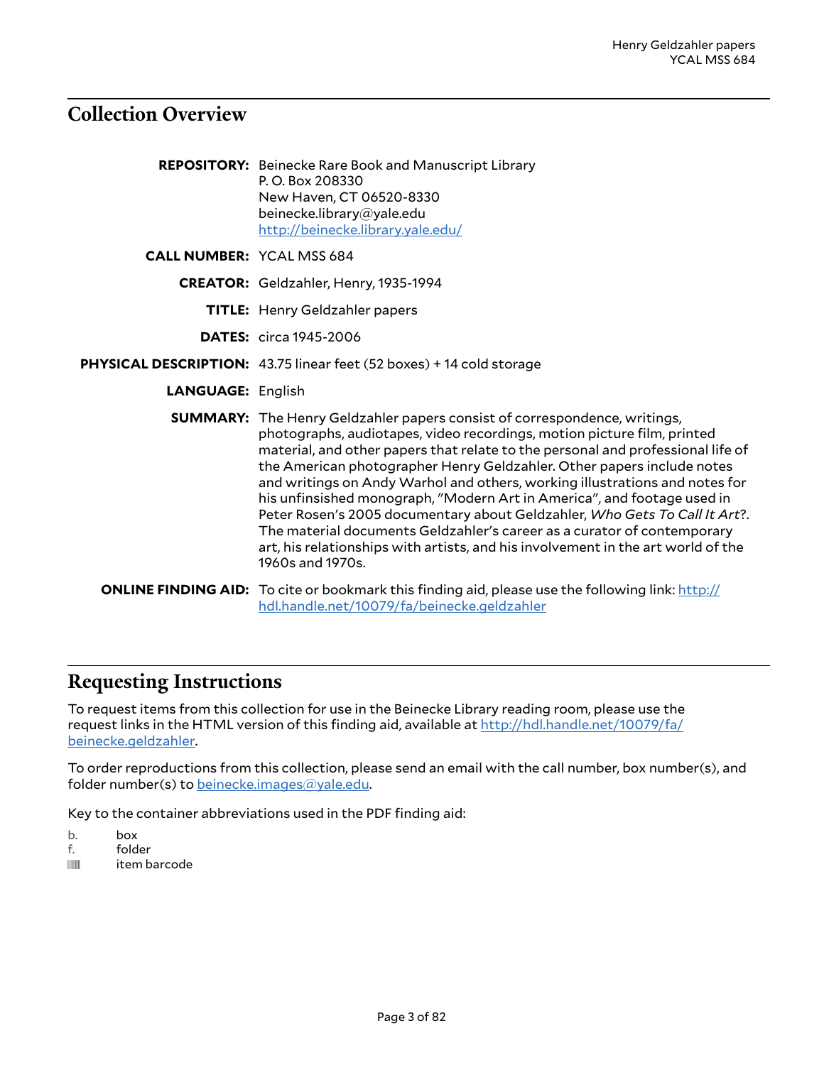## Collection Overview

**REPOSITORY:** Beinecke Rare Book and Manuscript Library
P. O. Box 208330
New Haven, CT 06520-8330
beinecke.library@yale.edu
http://beinecke.library.yale.edu/

**CALL NUMBER:** YCAL MSS 684

**CREATOR:** Geldzahler, Henry, 1935-1994

**TITLE:** Henry Geldzahler papers

**DATES:** circa 1945-2006

**PHYSICAL DESCRIPTION:** 43.75 linear feet (52 boxes) + 14 cold storage

**LANGUAGE:** English

**SUMMARY:** The Henry Geldzahler papers consist of correspondence, writings, photographs, audiotapes, video recordings, motion picture film, printed material, and other papers that relate to the personal and professional life of the American photographer Henry Geldzahler. Other papers include notes and writings on Andy Warhol and others, working illustrations and notes for his unfinsihed monograph, "Modern Art in America", and footage used in Peter Rosen's 2005 documentary about Geldzahler, *Who Gets To Call It Art*?. The material documents Geldzahler's career as a curator of contemporary art, his relationships with artists, and his involvement in the art world of the 1960s and 1970s.

**ONLINE FINDING AID:** To cite or bookmark this finding aid, please use the following link: http://hdl.handle.net/10079/fa/beinecke.geldzahler

## Requesting Instructions

To request items from this collection for use in the Beinecke Library reading room, please use the request links in the HTML version of this finding aid, available at http://hdl.handle.net/10079/fa/beinecke.geldzahler.

To order reproductions from this collection, please send an email with the call number, box number(s), and folder number(s) to beinecke.images@yale.edu.

Key to the container abbreviations used in the PDF finding aid:

b. box
f. folder
item barcode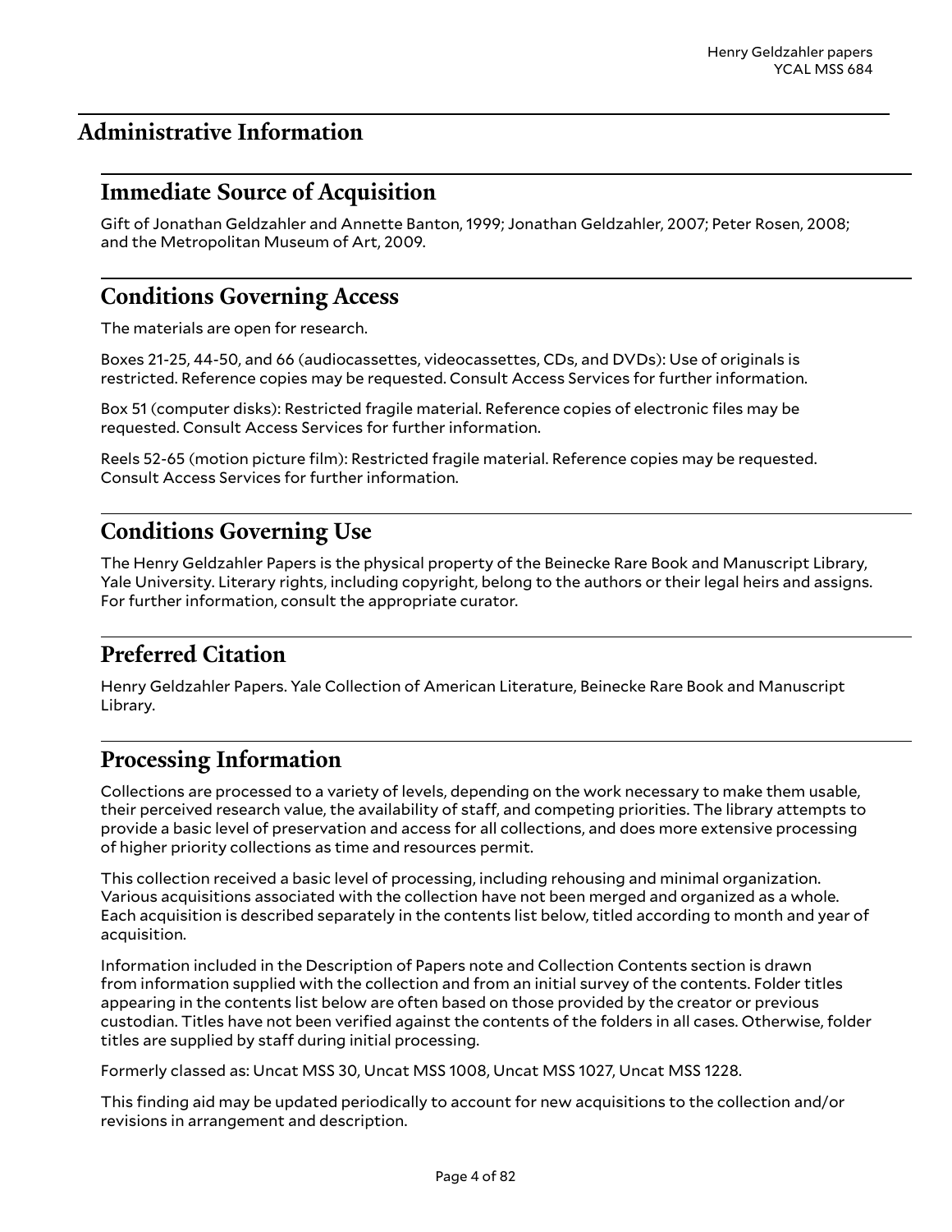## Administrative Information

### Immediate Source of Acquisition

Gift of Jonathan Geldzahler and Annette Banton, 1999; Jonathan Geldzahler, 2007; Peter Rosen, 2008; and the Metropolitan Museum of Art, 2009.

### Conditions Governing Access

The materials are open for research.

Boxes 21-25, 44-50, and 66 (audiocassettes, videocassettes, CDs, and DVDs): Use of originals is restricted. Reference copies may be requested. Consult Access Services for further information.

Box 51 (computer disks): Restricted fragile material. Reference copies of electronic files may be requested. Consult Access Services for further information.

Reels 52-65 (motion picture film): Restricted fragile material. Reference copies may be requested. Consult Access Services for further information.

### Conditions Governing Use

The Henry Geldzahler Papers is the physical property of the Beinecke Rare Book and Manuscript Library, Yale University. Literary rights, including copyright, belong to the authors or their legal heirs and assigns. For further information, consult the appropriate curator.

### Preferred Citation

Henry Geldzahler Papers. Yale Collection of American Literature, Beinecke Rare Book and Manuscript Library.

### Processing Information

Collections are processed to a variety of levels, depending on the work necessary to make them usable, their perceived research value, the availability of staff, and competing priorities. The library attempts to provide a basic level of preservation and access for all collections, and does more extensive processing of higher priority collections as time and resources permit.

This collection received a basic level of processing, including rehousing and minimal organization. Various acquisitions associated with the collection have not been merged and organized as a whole. Each acquisition is described separately in the contents list below, titled according to month and year of acquisition.

Information included in the Description of Papers note and Collection Contents section is drawn from information supplied with the collection and from an initial survey of the contents. Folder titles appearing in the contents list below are often based on those provided by the creator or previous custodian. Titles have not been verified against the contents of the folders in all cases. Otherwise, folder titles are supplied by staff during initial processing.

Formerly classed as: Uncat MSS 30, Uncat MSS 1008, Uncat MSS 1027, Uncat MSS 1228.

This finding aid may be updated periodically to account for new acquisitions to the collection and/or revisions in arrangement and description.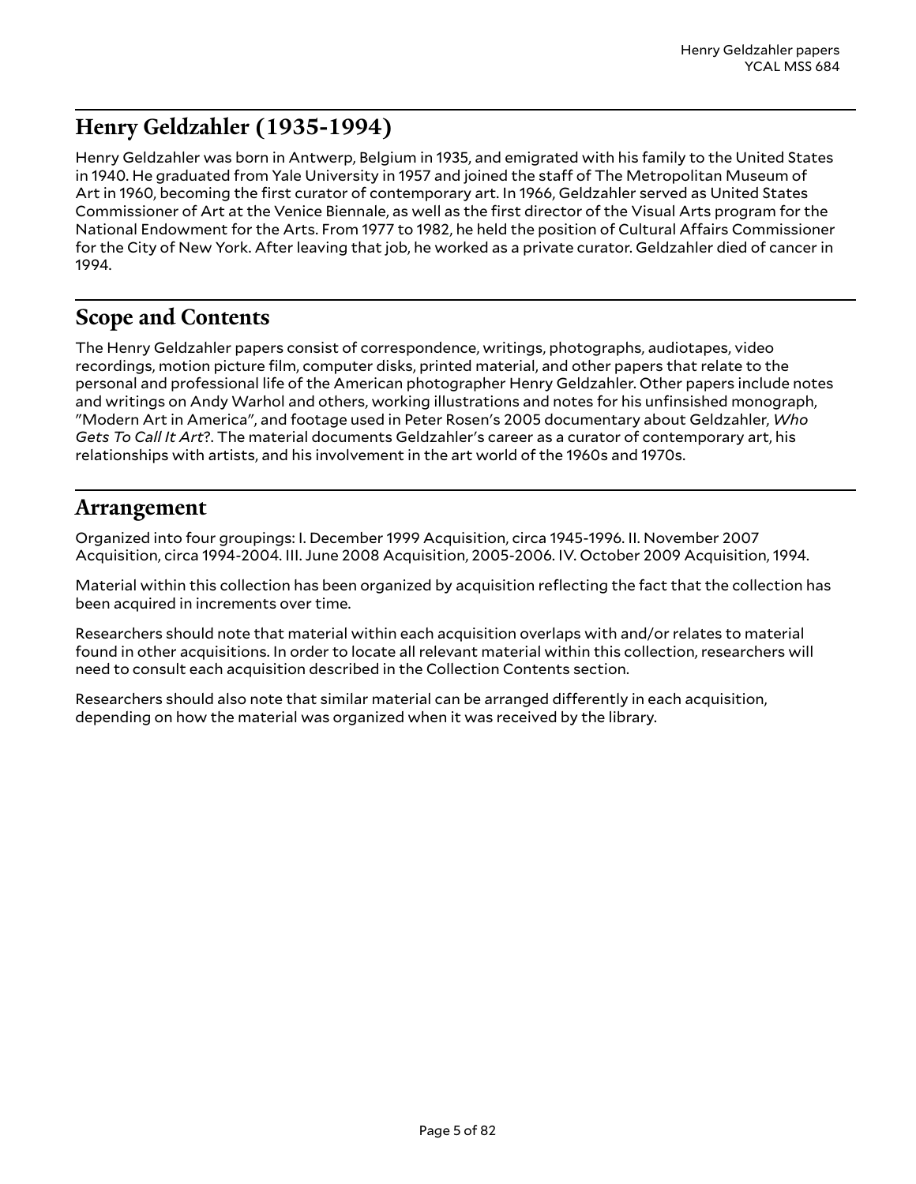## Henry Geldzahler (1935-1994)

Henry Geldzahler was born in Antwerp, Belgium in 1935, and emigrated with his family to the United States in 1940. He graduated from Yale University in 1957 and joined the staff of The Metropolitan Museum of Art in 1960, becoming the first curator of contemporary art. In 1966, Geldzahler served as United States Commissioner of Art at the Venice Biennale, as well as the first director of the Visual Arts program for the National Endowment for the Arts. From 1977 to 1982, he held the position of Cultural Affairs Commissioner for the City of New York. After leaving that job, he worked as a private curator. Geldzahler died of cancer in 1994.

## Scope and Contents

The Henry Geldzahler papers consist of correspondence, writings, photographs, audiotapes, video recordings, motion picture film, computer disks, printed material, and other papers that relate to the personal and professional life of the American photographer Henry Geldzahler. Other papers include notes and writings on Andy Warhol and others, working illustrations and notes for his unfinsished monograph, "Modern Art in America", and footage used in Peter Rosen's 2005 documentary about Geldzahler, *Who Gets To Call It Art*?. The material documents Geldzahler's career as a curator of contemporary art, his relationships with artists, and his involvement in the art world of the 1960s and 1970s.

## Arrangement

Organized into four groupings: I. December 1999 Acquisition, circa 1945-1996. II. November 2007 Acquisition, circa 1994-2004. III. June 2008 Acquisition, 2005-2006. IV. October 2009 Acquisition, 1994.

Material within this collection has been organized by acquisition reflecting the fact that the collection has been acquired in increments over time.

Researchers should note that material within each acquisition overlaps with and/or relates to material found in other acquisitions. In order to locate all relevant material within this collection, researchers will need to consult each acquisition described in the Collection Contents section.

Researchers should also note that similar material can be arranged differently in each acquisition, depending on how the material was organized when it was received by the library.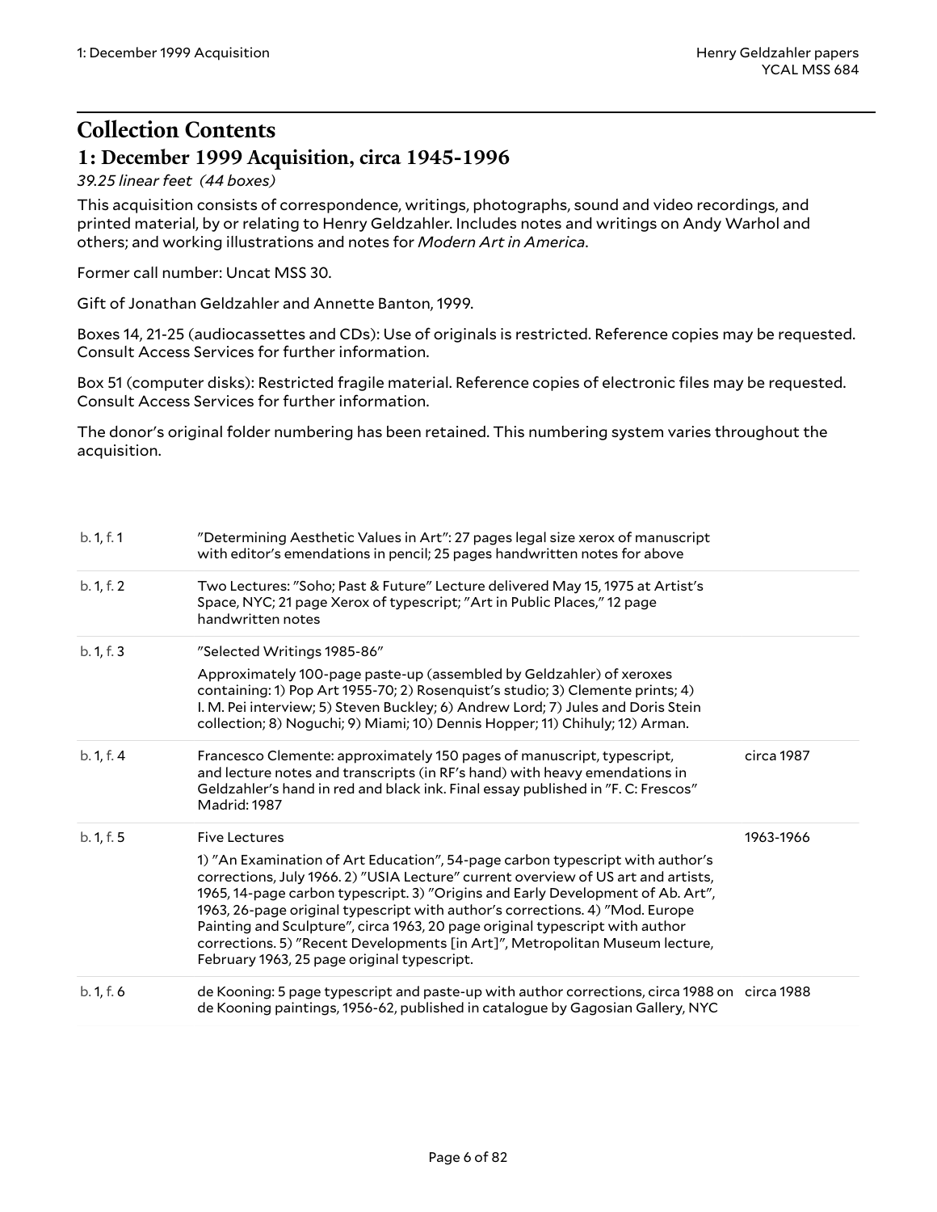# Collection Contents

## 1: December 1999 Acquisition, circa 1945-1996

*39.25 linear feet (44 boxes)*

This acquisition consists of correspondence, writings, photographs, sound and video recordings, and printed material, by or relating to Henry Geldzahler. Includes notes and writings on Andy Warhol and others; and working illustrations and notes for *Modern Art in America*.

Former call number: Uncat MSS 30.

Gift of Jonathan Geldzahler and Annette Banton, 1999.

Boxes 14, 21-25 (audiocassettes and CDs): Use of originals is restricted. Reference copies may be requested. Consult Access Services for further information.

Box 51 (computer disks): Restricted fragile material. Reference copies of electronic files may be requested. Consult Access Services for further information.

The donor's original folder numbering has been retained. This numbering system varies throughout the acquisition.

| | | |
|---|---|---|
| b. 1, f. 1 | "Determining Aesthetic Values in Art": 27 pages legal size xerox of manuscript with editor's emendations in pencil; 25 pages handwritten notes for above | |
| b. 1, f. 2 | Two Lectures: "Soho; Past & Future" Lecture delivered May 15, 1975 at Artist's Space, NYC; 21 page Xerox of typescript; "Art in Public Places," 12 page handwritten notes | |
| b. 1, f. 3 | "Selected Writings 1985-86"<br><br>Approximately 100-page paste-up (assembled by Geldzahler) of xeroxes containing: 1) Pop Art 1955-70; 2) Rosenquist's studio; 3) Clemente prints; 4) I. M. Pei interview; 5) Steven Buckley; 6) Andrew Lord; 7) Jules and Doris Stein collection; 8) Noguchi; 9) Miami; 10) Dennis Hopper; 11) Chihuly; 12) Arman. | |
| b. 1, f. 4 | Francesco Clemente: approximately 150 pages of manuscript, typescript, and lecture notes and transcripts (in RF's hand) with heavy emendations in Geldzahler's hand in red and black ink. Final essay published in "F. C: Frescos" Madrid: 1987 | circa 1987 |
| b. 1, f. 5 | Five Lectures<br><br>1) "An Examination of Art Education", 54-page carbon typescript with author's corrections, July 1966. 2) "USIA Lecture" current overview of US art and artists, 1965, 14-page carbon typescript. 3) "Origins and Early Development of Ab. Art", 1963, 26-page original typescript with author's corrections. 4) "Mod. Europe Painting and Sculpture", circa 1963, 20 page original typescript with author corrections. 5) "Recent Developments [in Art]", Metropolitan Museum lecture, February 1963, 25 page original typescript. | 1963-1966 |
| b. 1, f. 6 | de Kooning: 5 page typescript and paste-up with author corrections, circa 1988 on de Kooning paintings, 1956-62, published in catalogue by Gagosian Gallery, NYC | circa 1988 |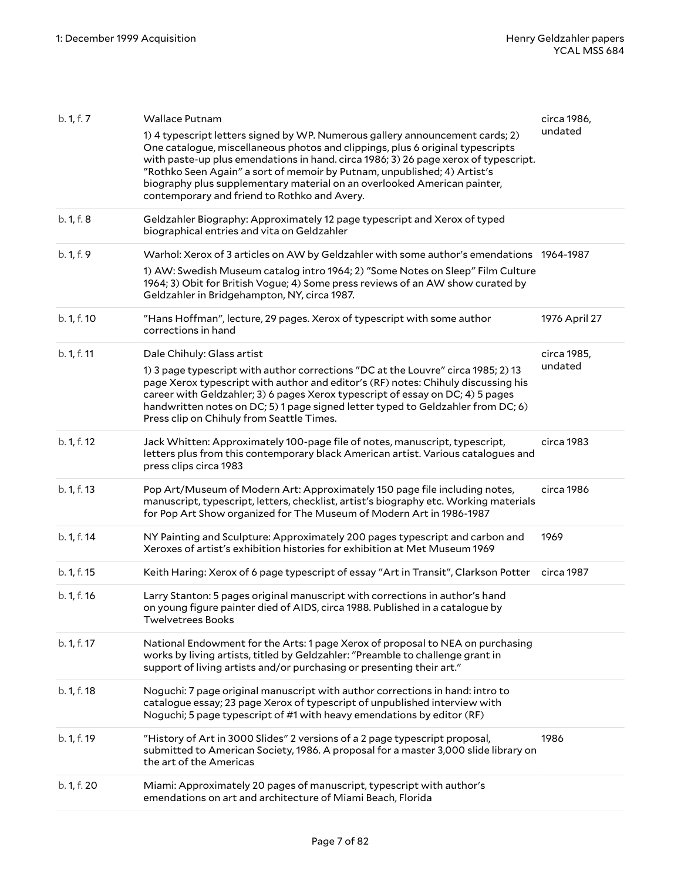| Box/Folder | Description | Date |
|---|---|---|
| b. 1, f. 7 | Wallace Putnam<br>1) 4 typescript letters signed by WP. Numerous gallery announcement cards; 2) One catalogue, miscellaneous photos and clippings, plus 6 original typescripts with paste-up plus emendations in hand. circa 1986; 3) 26 page xerox of typescript. "Rothko Seen Again" a sort of memoir by Putnam, unpublished; 4) Artist's biography plus supplementary material on an overlooked American painter, contemporary and friend to Rothko and Avery. | circa 1986, undated |
| b. 1, f. 8 | Geldzahler Biography: Approximately 12 page typescript and Xerox of typed biographical entries and vita on Geldzahler | |
| b. 1, f. 9 | Warhol: Xerox of 3 articles on AW by Geldzahler with some author's emendations<br>1) AW: Swedish Museum catalog intro 1964; 2) "Some Notes on Sleep" Film Culture 1964; 3) Obit for British Vogue; 4) Some press reviews of an AW show curated by Geldzahler in Bridgehampton, NY, circa 1987. | 1964-1987 |
| b. 1, f. 10 | "Hans Hoffman", lecture, 29 pages. Xerox of typescript with some author corrections in hand | 1976 April 27 |
| b. 1, f. 11 | Dale Chihuly: Glass artist<br>1) 3 page typescript with author corrections "DC at the Louvre" circa 1985; 2) 13 page Xerox typescript with author and editor's (RF) notes: Chihuly discussing his career with Geldzahler; 3) 6 pages Xerox typescript of essay on DC; 4) 5 pages handwritten notes on DC; 5) 1 page signed letter typed to Geldzahler from DC; 6) Press clip on Chihuly from Seattle Times. | circa 1985, undated |
| b. 1, f. 12 | Jack Whitten: Approximately 100-page file of notes, manuscript, typescript, letters plus from this contemporary black American artist. Various catalogues and press clips circa 1983 | circa 1983 |
| b. 1, f. 13 | Pop Art/Museum of Modern Art: Approximately 150 page file including notes, manuscript, typescript, letters, checklist, artist's biography etc. Working materials for Pop Art Show organized for The Museum of Modern Art in 1986-1987 | circa 1986 |
| b. 1, f. 14 | NY Painting and Sculpture: Approximately 200 pages typescript and carbon and Xeroxes of artist's exhibition histories for exhibition at Met Museum 1969 | 1969 |
| b. 1, f. 15 | Keith Haring: Xerox of 6 page typescript of essay "Art in Transit", Clarkson Potter | circa 1987 |
| b. 1, f. 16 | Larry Stanton: 5 pages original manuscript with corrections in author's hand on young figure painter died of AIDS, circa 1988. Published in a catalogue by Twelvetrees Books | |
| b. 1, f. 17 | National Endowment for the Arts: 1 page Xerox of proposal to NEA on purchasing works by living artists, titled by Geldzahler: "Preamble to challenge grant in support of living artists and/or purchasing or presenting their art." | |
| b. 1, f. 18 | Noguchi: 7 page original manuscript with author corrections in hand: intro to catalogue essay; 23 page Xerox of typescript of unpublished interview with Noguchi; 5 page typescript of #1 with heavy emendations by editor (RF) | |
| b. 1, f. 19 | "History of Art in 3000 Slides" 2 versions of a 2 page typescript proposal, submitted to American Society, 1986. A proposal for a master 3,000 slide library on the art of the Americas | 1986 |
| b. 1, f. 20 | Miami: Approximately 20 pages of manuscript, typescript with author's emendations on art and architecture of Miami Beach, Florida | |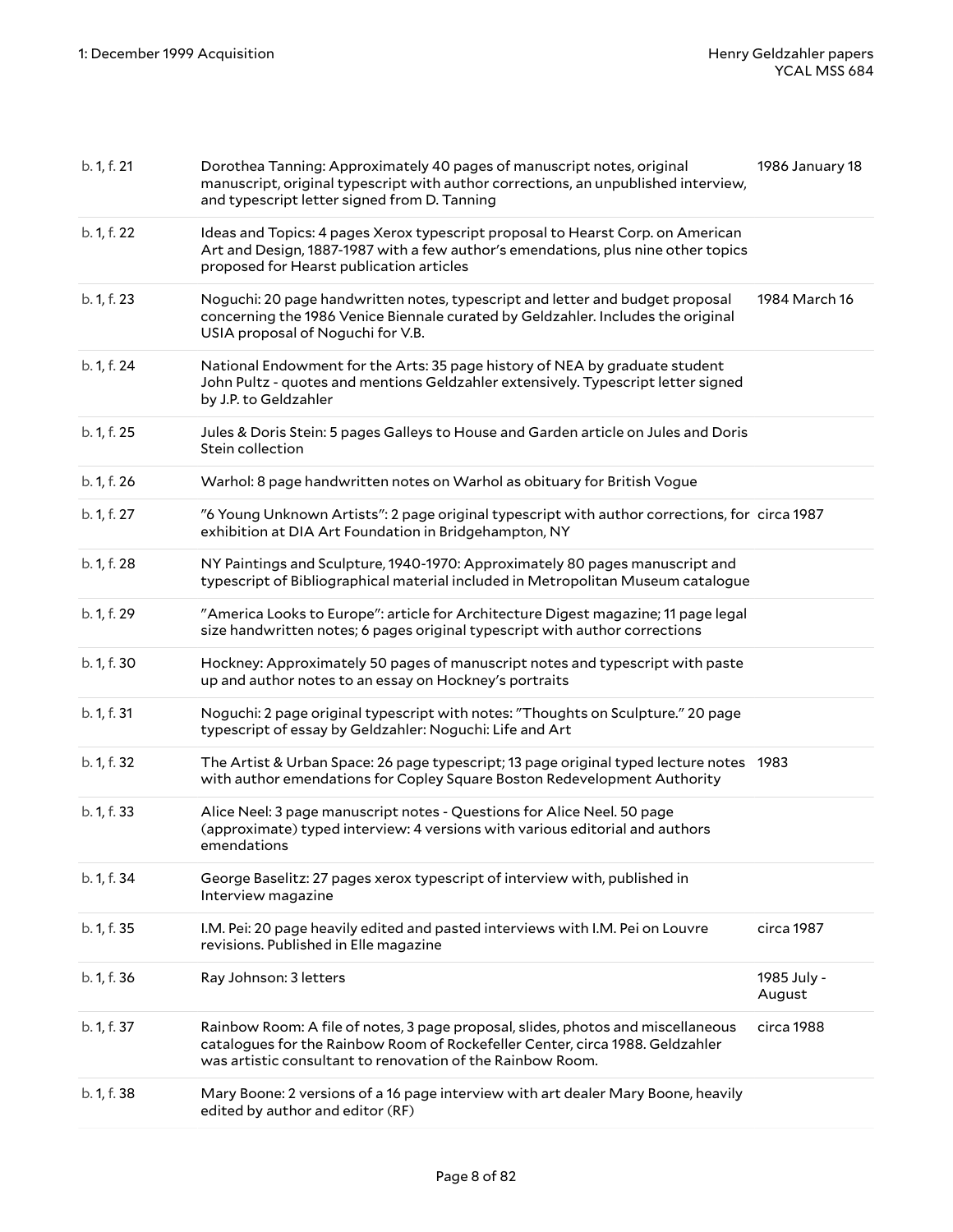| | | |
|---|---|---|
| b. 1, f. 21 | Dorothea Tanning: Approximately 40 pages of manuscript notes, original manuscript, original typescript with author corrections, an unpublished interview, and typescript letter signed from D. Tanning | 1986 January 18 |
| b. 1, f. 22 | Ideas and Topics: 4 pages Xerox typescript proposal to Hearst Corp. on American Art and Design, 1887-1987 with a few author's emendations, plus nine other topics proposed for Hearst publication articles | |
| b. 1, f. 23 | Noguchi: 20 page handwritten notes, typescript and letter and budget proposal concerning the 1986 Venice Biennale curated by Geldzahler. Includes the original USIA proposal of Noguchi for V.B. | 1984 March 16 |
| b. 1, f. 24 | National Endowment for the Arts: 35 page history of NEA by graduate student John Pultz - quotes and mentions Geldzahler extensively. Typescript letter signed by J.P. to Geldzahler | |
| b. 1, f. 25 | Jules & Doris Stein: 5 pages Galleys to House and Garden article on Jules and Doris Stein collection | |
| b. 1, f. 26 | Warhol: 8 page handwritten notes on Warhol as obituary for British Vogue | |
| b. 1, f. 27 | "6 Young Unknown Artists": 2 page original typescript with author corrections, for exhibition at DIA Art Foundation in Bridgehampton, NY | circa 1987 |
| b. 1, f. 28 | NY Paintings and Sculpture, 1940-1970: Approximately 80 pages manuscript and typescript of Bibliographical material included in Metropolitan Museum catalogue | |
| b. 1, f. 29 | "America Looks to Europe": article for Architecture Digest magazine; 11 page legal size handwritten notes; 6 pages original typescript with author corrections | |
| b. 1, f. 30 | Hockney: Approximately 50 pages of manuscript notes and typescript with paste up and author notes to an essay on Hockney's portraits | |
| b. 1, f. 31 | Noguchi: 2 page original typescript with notes: "Thoughts on Sculpture." 20 page typescript of essay by Geldzahler: Noguchi: Life and Art | |
| b. 1, f. 32 | The Artist & Urban Space: 26 page typescript; 13 page original typed lecture notes with author emendations for Copley Square Boston Redevelopment Authority | 1983 |
| b. 1, f. 33 | Alice Neel: 3 page manuscript notes - Questions for Alice Neel. 50 page (approximate) typed interview: 4 versions with various editorial and authors emendations | |
| b. 1, f. 34 | George Baselitz: 27 pages xerox typescript of interview with, published in Interview magazine | |
| b. 1, f. 35 | I.M. Pei: 20 page heavily edited and pasted interviews with I.M. Pei on Louvre revisions. Published in Elle magazine | circa 1987 |
| b. 1, f. 36 | Ray Johnson: 3 letters | 1985 July - August |
| b. 1, f. 37 | Rainbow Room: A file of notes, 3 page proposal, slides, photos and miscellaneous catalogues for the Rainbow Room of Rockefeller Center, circa 1988. Geldzahler was artistic consultant to renovation of the Rainbow Room. | circa 1988 |
| b. 1, f. 38 | Mary Boone: 2 versions of a 16 page interview with art dealer Mary Boone, heavily edited by author and editor (RF) | |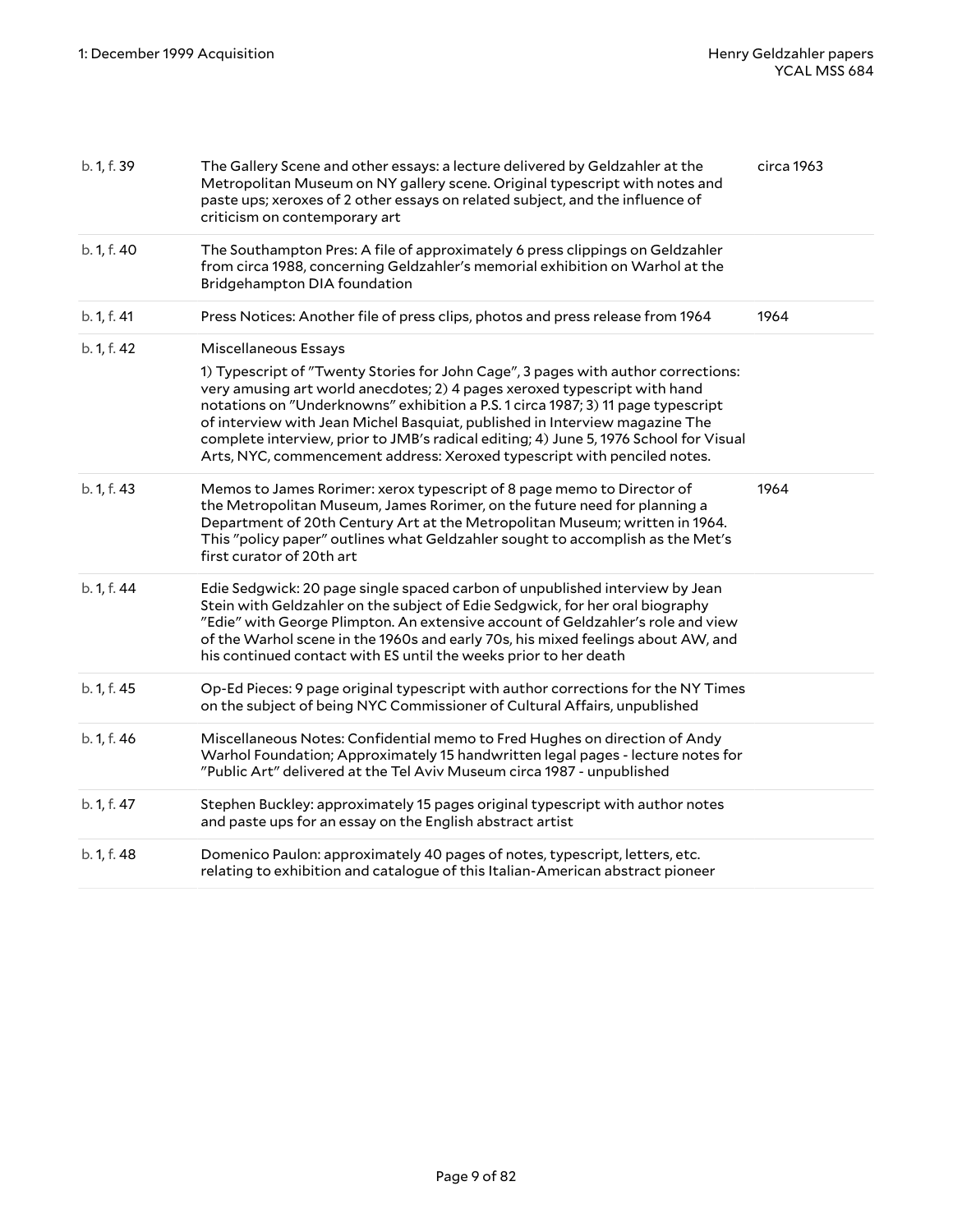| | | |
|---|---|---|
| b. 1, f. 39 | The Gallery Scene and other essays: a lecture delivered by Geldzahler at the Metropolitan Museum on NY gallery scene. Original typescript with notes and paste ups; xeroxes of 2 other essays on related subject, and the influence of criticism on contemporary art | circa 1963 |
| b. 1, f. 40 | The Southampton Pres: A file of approximately 6 press clippings on Geldzahler from circa 1988, concerning Geldzahler's memorial exhibition on Warhol at the Bridgehampton DIA foundation | |
| b. 1, f. 41 | Press Notices: Another file of press clips, photos and press release from 1964 | 1964 |
| b. 1, f. 42 | Miscellaneous Essays<br><br>1) Typescript of "Twenty Stories for John Cage", 3 pages with author corrections: very amusing art world anecdotes; 2) 4 pages xeroxed typescript with hand notations on "Underknowns" exhibition a P.S. 1 circa 1987; 3) 11 page typescript of interview with Jean Michel Basquiat, published in Interview magazine The complete interview, prior to JMB's radical editing; 4) June 5, 1976 School for Visual Arts, NYC, commencement address: Xeroxed typescript with penciled notes. | |
| b. 1, f. 43 | Memos to James Rorimer: xerox typescript of 8 page memo to Director of the Metropolitan Museum, James Rorimer, on the future need for planning a Department of 20th Century Art at the Metropolitan Museum; written in 1964. This "policy paper" outlines what Geldzahler sought to accomplish as the Met's first curator of 20th art | 1964 |
| b. 1, f. 44 | Edie Sedgwick: 20 page single spaced carbon of unpublished interview by Jean Stein with Geldzahler on the subject of Edie Sedgwick, for her oral biography "Edie" with George Plimpton. An extensive account of Geldzahler's role and view of the Warhol scene in the 1960s and early 70s, his mixed feelings about AW, and his continued contact with ES until the weeks prior to her death | |
| b. 1, f. 45 | Op-Ed Pieces: 9 page original typescript with author corrections for the NY Times on the subject of being NYC Commissioner of Cultural Affairs, unpublished | |
| b. 1, f. 46 | Miscellaneous Notes: Confidential memo to Fred Hughes on direction of Andy Warhol Foundation; Approximately 15 handwritten legal pages - lecture notes for "Public Art" delivered at the Tel Aviv Museum circa 1987 - unpublished | |
| b. 1, f. 47 | Stephen Buckley: approximately 15 pages original typescript with author notes and paste ups for an essay on the English abstract artist | |
| b. 1, f. 48 | Domenico Paulon: approximately 40 pages of notes, typescript, letters, etc. relating to exhibition and catalogue of this Italian-American abstract pioneer | |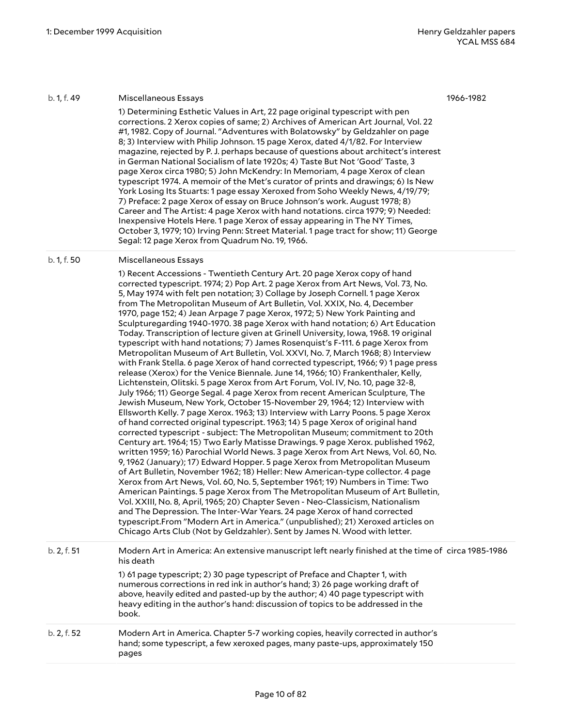| | | |
|---|---|---|
| b. 1, f. 49 | Miscellaneous Essays<br><br>1) Determining Esthetic Values in Art, 22 page original typescript with pen corrections. 2 Xerox copies of same; 2) Archives of American Art Journal, Vol. 22 #1, 1982. Copy of Journal. "Adventures with Bolatowsky" by Geldzahler on page 8; 3) Interview with Philip Johnson. 15 page Xerox, dated 4/1/82. For Interview magazine, rejected by P. J. perhaps because of questions about architect's interest in German National Socialism of late 1920s; 4) Taste But Not 'Good' Taste, 3 page Xerox circa 1980; 5) John McKendry: In Memoriam, 4 page Xerox of clean typescript 1974. A memoir of the Met's curator of prints and drawings; 6) Is New York Losing Its Stuarts: 1 page essay Xeroxed from Soho Weekly News, 4/19/79; 7) Preface: 2 page Xerox of essay on Bruce Johnson's work. August 1978; 8) Career and The Artist: 4 page Xerox with hand notations. circa 1979; 9) Needed: Inexpensive Hotels Here. 1 page Xerox of essay appearing in The NY Times, October 3, 1979; 10) Irving Penn: Street Material. 1 page tract for show; 11) George Segal: 12 page Xerox from Quadrum No. 19, 1966. | 1966-1982 |
| b. 1, f. 50 | Miscellaneous Essays<br><br>1) Recent Accessions - Twentieth Century Art. 20 page Xerox copy of hand corrected typescript. 1974; 2) Pop Art. 2 page Xerox from Art News, Vol. 73, No. 5, May 1974 with felt pen notation; 3) Collage by Joseph Cornell. 1 page Xerox from The Metropolitan Museum of Art Bulletin, Vol. XXIX, No. 4, December 1970, page 152; 4) Jean Arpage 7 page Xerox, 1972; 5) New York Painting and Sculpturegarding 1940-1970. 38 page Xerox with hand notation; 6) Art Education Today. Transcription of lecture given at Grinell University, Iowa, 1968. 19 original typescript with hand notations; 7) James Rosenquist's F-111. 6 page Xerox from Metropolitan Museum of Art Bulletin, Vol. XXVI, No. 7, March 1968; 8) Interview with Frank Stella. 6 page Xerox of hand corrected typescript, 1966; 9) 1 page press release (Xerox) for the Venice Biennale. June 14, 1966; 10) Frankenthaler, Kelly, Lichtenstein, Olitski. 5 page Xerox from Art Forum, Vol. IV, No. 10, page 32-8, July 1966; 11) George Segal. 4 page Xerox from recent American Sculpture, The Jewish Museum, New York, October 15-November 29, 1964; 12) Interview with Ellsworth Kelly. 7 page Xerox. 1963; 13) Interview with Larry Poons. 5 page Xerox of hand corrected original typescript. 1963; 14) 5 page Xerox of original hand corrected typescript - subject: The Metropolitan Museum; commitment to 20th Century art. 1964; 15) Two Early Matisse Drawings. 9 page Xerox. published 1962, written 1959; 16) Parochial World News. 3 page Xerox from Art News, Vol. 60, No. 9, 1962 (January); 17) Edward Hopper. 5 page Xerox from Metropolitan Museum of Art Bulletin, November 1962; 18) Heller: New American-type collector. 4 page Xerox from Art News, Vol. 60, No. 5, September 1961; 19) Numbers in Time: Two American Paintings. 5 page Xerox from The Metropolitan Museum of Art Bulletin, Vol. XXIII, No. 8, April, 1965; 20) Chapter Seven - Neo-Classicism, Nationalism and The Depression. The Inter-War Years. 24 page Xerox of hand corrected typescript.From "Modern Art in America." (unpublished); 21) Xeroxed articles on Chicago Arts Club (Not by Geldzahler). Sent by James N. Wood with letter. | |
| b. 2, f. 51 | Modern Art in America: An extensive manuscript left nearly finished at the time of his death<br><br>1) 61 page typescript; 2) 30 page typescript of Preface and Chapter 1, with numerous corrections in red ink in author's hand; 3) 26 page working draft of above, heavily edited and pasted-up by the author; 4) 40 page typescript with heavy editing in the author's hand: discussion of topics to be addressed in the book. | circa 1985-1986 |
| b. 2, f. 52 | Modern Art in America. Chapter 5-7 working copies, heavily corrected in author's hand; some typescript, a few xeroxed pages, many paste-ups, approximately 150 pages | |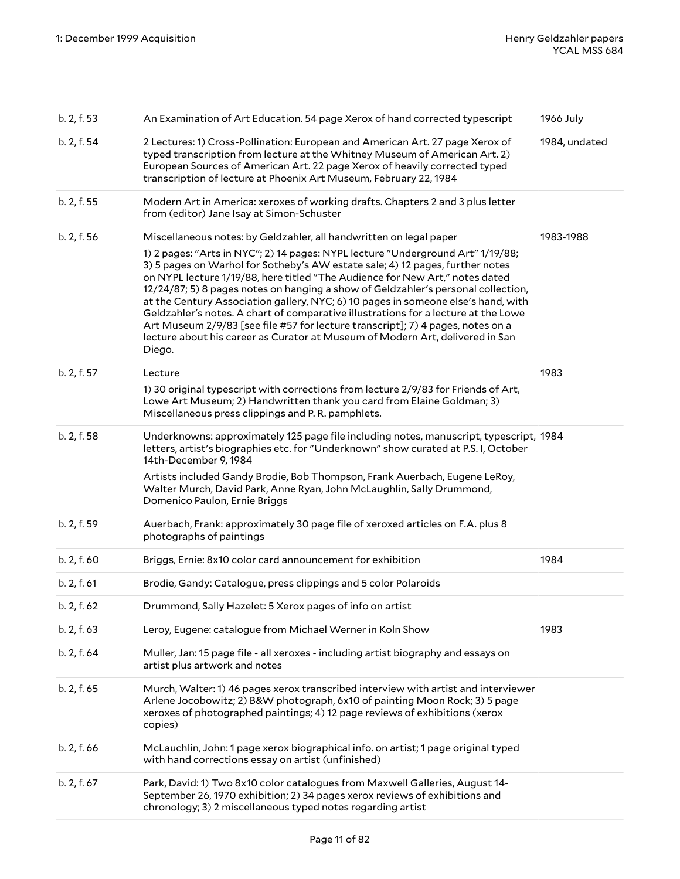| | | |
|---|---|---|
| b. 2, f. 53 | An Examination of Art Education. 54 page Xerox of hand corrected typescript | 1966 July |
| b. 2, f. 54 | 2 Lectures: 1) Cross-Pollination: European and American Art. 27 page Xerox of typed transcription from lecture at the Whitney Museum of American Art. 2) European Sources of American Art. 22 page Xerox of heavily corrected typed transcription of lecture at Phoenix Art Museum, February 22, 1984 | 1984, undated |
| b. 2, f. 55 | Modern Art in America: xeroxes of working drafts. Chapters 2 and 3 plus letter from (editor) Jane Isay at Simon-Schuster | |
| b. 2, f. 56 | Miscellaneous notes: by Geldzahler, all handwritten on legal paper<br><br>1) 2 pages: "Arts in NYC"; 2) 14 pages: NYPL lecture "Underground Art" 1/19/88; 3) 5 pages on Warhol for Sotheby's AW estate sale; 4) 12 pages, further notes on NYPL lecture 1/19/88, here titled "The Audience for New Art," notes dated 12/24/87; 5) 8 pages notes on hanging a show of Geldzahler's personal collection, at the Century Association gallery, NYC; 6) 10 pages in someone else's hand, with Geldzahler's notes. A chart of comparative illustrations for a lecture at the Lowe Art Museum 2/9/83 [see file #57 for lecture transcript]; 7) 4 pages, notes on a lecture about his career as Curator at Museum of Modern Art, delivered in San Diego. | 1983-1988 |
| b. 2, f. 57 | Lecture<br><br>1) 30 original typescript with corrections from lecture 2/9/83 for Friends of Art, Lowe Art Museum; 2) Handwritten thank you card from Elaine Goldman; 3) Miscellaneous press clippings and P. R. pamphlets. | 1983 |
| b. 2, f. 58 | Underknowns: approximately 125 page file including notes, manuscript, typescript, letters, artist's biographies etc. for "Underknown" show curated at P.S. I, October 14th-December 9, 1984<br><br>Artists included Gandy Brodie, Bob Thompson, Frank Auerbach, Eugene LeRoy, Walter Murch, David Park, Anne Ryan, John McLaughlin, Sally Drummond, Domenico Paulon, Ernie Briggs | 1984 |
| b. 2, f. 59 | Auerbach, Frank: approximately 30 page file of xeroxed articles on F.A. plus 8 photographs of paintings | |
| b. 2, f. 60 | Briggs, Ernie: 8x10 color card announcement for exhibition | 1984 |
| b. 2, f. 61 | Brodie, Gandy: Catalogue, press clippings and 5 color Polaroids | |
| b. 2, f. 62 | Drummond, Sally Hazelet: 5 Xerox pages of info on artist | |
| b. 2, f. 63 | Leroy, Eugene: catalogue from Michael Werner in Koln Show | 1983 |
| b. 2, f. 64 | Muller, Jan: 15 page file - all xeroxes - including artist biography and essays on artist plus artwork and notes | |
| b. 2, f. 65 | Murch, Walter: 1) 46 pages xerox transcribed interview with artist and interviewer Arlene Jocobowitz; 2) B&W photograph, 6x10 of painting Moon Rock; 3) 5 page xeroxes of photographed paintings; 4) 12 page reviews of exhibitions (xerox copies) | |
| b. 2, f. 66 | McLauchlin, John: 1 page xerox biographical info. on artist; 1 page original typed with hand corrections essay on artist (unfinished) | |
| b. 2, f. 67 | Park, David: 1) Two 8x10 color catalogues from Maxwell Galleries, August 14-September 26, 1970 exhibition; 2) 34 pages xerox reviews of exhibitions and chronology; 3) 2 miscellaneous typed notes regarding artist | |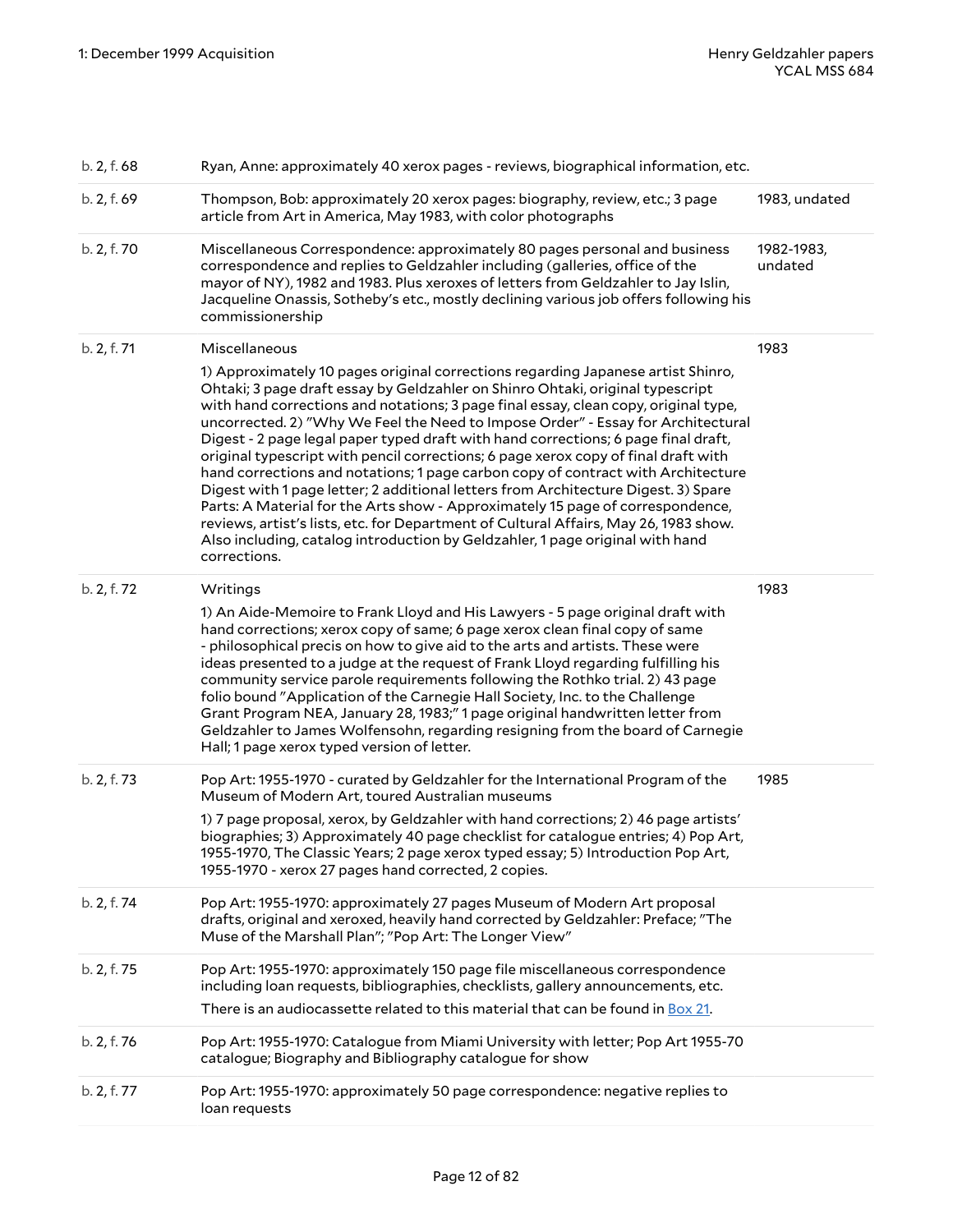| | | |
|---|---|---|
| b. 2, f. 68 | Ryan, Anne: approximately 40 xerox pages - reviews, biographical information, etc. | |
| b. 2, f. 69 | Thompson, Bob: approximately 20 xerox pages: biography, review, etc.; 3 page article from Art in America, May 1983, with color photographs | 1983, undated |
| b. 2, f. 70 | Miscellaneous Correspondence: approximately 80 pages personal and business correspondence and replies to Geldzahler including (galleries, office of the mayor of NY), 1982 and 1983. Plus xeroxes of letters from Geldzahler to Jay Islin, Jacqueline Onassis, Sotheby's etc., mostly declining various job offers following his commissionership | 1982-1983, undated |
| b. 2, f. 71 | Miscellaneous<br><br>1) Approximately 10 pages original corrections regarding Japanese artist Shinro, Ohtaki; 3 page draft essay by Geldzahler on Shinro Ohtaki, original typescript with hand corrections and notations; 3 page final essay, clean copy, original type, uncorrected. 2) "Why We Feel the Need to Impose Order" - Essay for Architectural Digest - 2 page legal paper typed draft with hand corrections; 6 page final draft, original typescript with pencil corrections; 6 page xerox copy of final draft with hand corrections and notations; 1 page carbon copy of contract with Architecture Digest with 1 page letter; 2 additional letters from Architecture Digest. 3) Spare Parts: A Material for the Arts show - Approximately 15 page of correspondence, reviews, artist's lists, etc. for Department of Cultural Affairs, May 26, 1983 show. Also including, catalog introduction by Geldzahler, 1 page original with hand corrections. | 1983 |
| b. 2, f. 72 | Writings<br><br>1) An Aide-Memoire to Frank Lloyd and His Lawyers - 5 page original draft with hand corrections; xerox copy of same; 6 page xerox clean final copy of same - philosophical precis on how to give aid to the arts and artists. These were ideas presented to a judge at the request of Frank Lloyd regarding fulfilling his community service parole requirements following the Rothko trial. 2) 43 page folio bound "Application of the Carnegie Hall Society, Inc. to the Challenge Grant Program NEA, January 28, 1983;" 1 page original handwritten letter from Geldzahler to James Wolfensohn, regarding resigning from the board of Carnegie Hall; 1 page xerox typed version of letter. | 1983 |
| b. 2, f. 73 | Pop Art: 1955-1970 - curated by Geldzahler for the International Program of the Museum of Modern Art, toured Australian museums<br><br>1) 7 page proposal, xerox, by Geldzahler with hand corrections; 2) 46 page artists' biographies; 3) Approximately 40 page checklist for catalogue entries; 4) Pop Art, 1955-1970, The Classic Years; 2 page xerox typed essay; 5) Introduction Pop Art, 1955-1970 - xerox 27 pages hand corrected, 2 copies. | 1985 |
| b. 2, f. 74 | Pop Art: 1955-1970: approximately 27 pages Museum of Modern Art proposal drafts, original and xeroxed, heavily hand corrected by Geldzahler: Preface; "The Muse of the Marshall Plan"; "Pop Art: The Longer View" | |
| b. 2, f. 75 | Pop Art: 1955-1970: approximately 150 page file miscellaneous correspondence including loan requests, bibliographies, checklists, gallery announcements, etc.<br><br>There is an audiocassette related to this material that can be found in Box 21. | |
| b. 2, f. 76 | Pop Art: 1955-1970: Catalogue from Miami University with letter; Pop Art 1955-70 catalogue; Biography and Bibliography catalogue for show | |
| b. 2, f. 77 | Pop Art: 1955-1970: approximately 50 page correspondence: negative replies to loan requests | |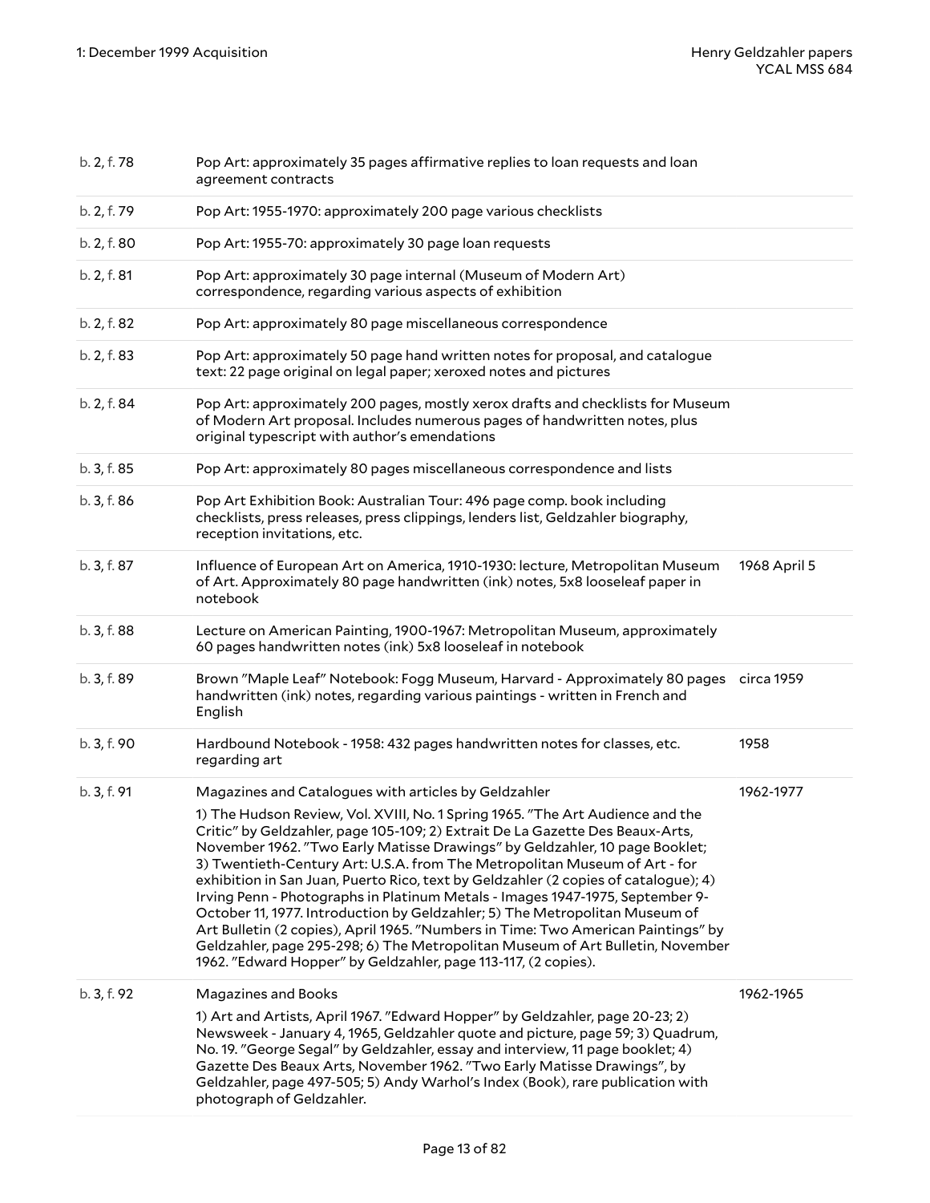| | | |
|---|---|---|
| b. 2, f. 78 | Pop Art: approximately 35 pages affirmative replies to loan requests and loan agreement contracts | |
| b. 2, f. 79 | Pop Art: 1955-1970: approximately 200 page various checklists | |
| b. 2, f. 80 | Pop Art: 1955-70: approximately 30 page loan requests | |
| b. 2, f. 81 | Pop Art: approximately 30 page internal (Museum of Modern Art) correspondence, regarding various aspects of exhibition | |
| b. 2, f. 82 | Pop Art: approximately 80 page miscellaneous correspondence | |
| b. 2, f. 83 | Pop Art: approximately 50 page hand written notes for proposal, and catalogue text: 22 page original on legal paper; xeroxed notes and pictures | |
| b. 2, f. 84 | Pop Art: approximately 200 pages, mostly xerox drafts and checklists for Museum of Modern Art proposal. Includes numerous pages of handwritten notes, plus original typescript with author's emendations | |
| b. 3, f. 85 | Pop Art: approximately 80 pages miscellaneous correspondence and lists | |
| b. 3, f. 86 | Pop Art Exhibition Book: Australian Tour: 496 page comp. book including checklists, press releases, press clippings, lenders list, Geldzahler biography, reception invitations, etc. | |
| b. 3, f. 87 | Influence of European Art on America, 1910-1930: lecture, Metropolitan Museum of Art. Approximately 80 page handwritten (ink) notes, 5x8 looseleaf paper in notebook | 1968 April 5 |
| b. 3, f. 88 | Lecture on American Painting, 1900-1967: Metropolitan Museum, approximately 60 pages handwritten notes (ink) 5x8 looseleaf in notebook | |
| b. 3, f. 89 | Brown "Maple Leaf" Notebook: Fogg Museum, Harvard - Approximately 80 pages handwritten (ink) notes, regarding various paintings - written in French and English | circa 1959 |
| b. 3, f. 90 | Hardbound Notebook - 1958: 432 pages handwritten notes for classes, etc. regarding art | 1958 |
| b. 3, f. 91 | Magazines and Catalogues with articles by Geldzahler<br><br>1) The Hudson Review, Vol. XVIII, No. 1 Spring 1965. "The Art Audience and the Critic" by Geldzahler, page 105-109; 2) Extrait De La Gazette Des Beaux-Arts, November 1962. "Two Early Matisse Drawings" by Geldzahler, 10 page Booklet; 3) Twentieth-Century Art: U.S.A. from The Metropolitan Museum of Art - for exhibition in San Juan, Puerto Rico, text by Geldzahler (2 copies of catalogue); 4) Irving Penn - Photographs in Platinum Metals - Images 1947-1975, September 9-October 11, 1977. Introduction by Geldzahler; 5) The Metropolitan Museum of Art Bulletin (2 copies), April 1965. "Numbers in Time: Two American Paintings" by Geldzahler, page 295-298; 6) The Metropolitan Museum of Art Bulletin, November 1962. "Edward Hopper" by Geldzahler, page 113-117, (2 copies). | 1962-1977 |
| b. 3, f. 92 | Magazines and Books<br><br>1) Art and Artists, April 1967. "Edward Hopper" by Geldzahler, page 20-23; 2) Newsweek - January 4, 1965, Geldzahler quote and picture, page 59; 3) Quadrum, No. 19. "George Segal" by Geldzahler, essay and interview, 11 page booklet; 4) Gazette Des Beaux Arts, November 1962. "Two Early Matisse Drawings", by Geldzahler, page 497-505; 5) Andy Warhol's Index (Book), rare publication with photograph of Geldzahler. | 1962-1965 |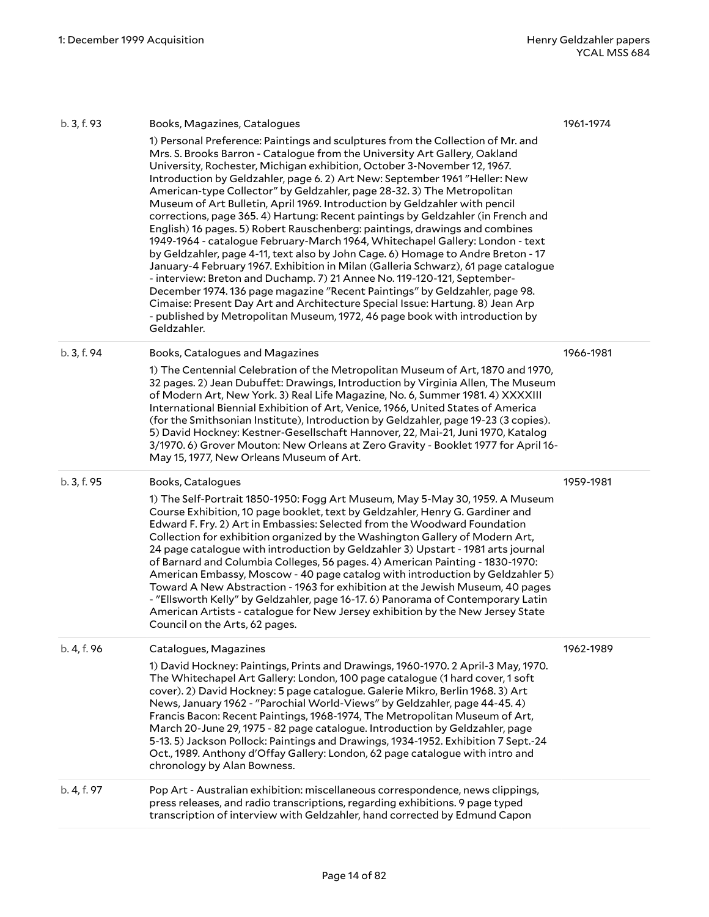| | | |
|---|---|---|
| b. 3, f. 93 | Books, Magazines, Catalogues<br><br>1) Personal Preference: Paintings and sculptures from the Collection of Mr. and Mrs. S. Brooks Barron - Catalogue from the University Art Gallery, Oakland University, Rochester, Michigan exhibition, October 3-November 12, 1967. Introduction by Geldzahler, page 6. 2) Art New: September 1961 "Heller: New American-type Collector" by Geldzahler, page 28-32. 3) The Metropolitan Museum of Art Bulletin, April 1969. Introduction by Geldzahler with pencil corrections, page 365. 4) Hartung: Recent paintings by Geldzahler (in French and English) 16 pages. 5) Robert Rauschenberg: paintings, drawings and combines 1949-1964 - catalogue February-March 1964, Whitechapel Gallery: London - text by Geldzahler, page 4-11, text also by John Cage. 6) Homage to Andre Breton - 17 January-4 February 1967. Exhibition in Milan (Galleria Schwarz), 61 page catalogue - interview: Breton and Duchamp. 7) 21 Annee No. 119-120-121, September-December 1974. 136 page magazine "Recent Paintings" by Geldzahler, page 98. Cimaise: Present Day Art and Architecture Special Issue: Hartung. 8) Jean Arp - published by Metropolitan Museum, 1972, 46 page book with introduction by Geldzahler. | 1961-1974 |
| b. 3, f. 94 | Books, Catalogues and Magazines<br><br>1) The Centennial Celebration of the Metropolitan Museum of Art, 1870 and 1970, 32 pages. 2) Jean Dubuffet: Drawings, Introduction by Virginia Allen, The Museum of Modern Art, New York. 3) Real Life Magazine, No. 6, Summer 1981. 4) XXXXIII International Biennial Exhibition of Art, Venice, 1966, United States of America (for the Smithsonian Institute), Introduction by Geldzahler, page 19-23 (3 copies). 5) David Hockney: Kestner-Gesellschaft Hannover, 22, Mai-21, Juni 1970, Katalog 3/1970. 6) Grover Mouton: New Orleans at Zero Gravity - Booklet 1977 for April 16-May 15, 1977, New Orleans Museum of Art. | 1966-1981 |
| b. 3, f. 95 | Books, Catalogues<br><br>1) The Self-Portrait 1850-1950: Fogg Art Museum, May 5-May 30, 1959. A Museum Course Exhibition, 10 page booklet, text by Geldzahler, Henry G. Gardiner and Edward F. Fry. 2) Art in Embassies: Selected from the Woodward Foundation Collection for exhibition organized by the Washington Gallery of Modern Art, 24 page catalogue with introduction by Geldzahler 3) Upstart - 1981 arts journal of Barnard and Columbia Colleges, 56 pages. 4) American Painting - 1830-1970: American Embassy, Moscow - 40 page catalog with introduction by Geldzahler 5) Toward A New Abstraction - 1963 for exhibition at the Jewish Museum, 40 pages - "Ellsworth Kelly" by Geldzahler, page 16-17. 6) Panorama of Contemporary Latin American Artists - catalogue for New Jersey exhibition by the New Jersey State Council on the Arts, 62 pages. | 1959-1981 |
| b. 4, f. 96 | Catalogues, Magazines<br><br>1) David Hockney: Paintings, Prints and Drawings, 1960-1970. 2 April-3 May, 1970. The Whitechapel Art Gallery: London, 100 page catalogue (1 hard cover, 1 soft cover). 2) David Hockney: 5 page catalogue. Galerie Mikro, Berlin 1968. 3) Art News, January 1962 - "Parochial World-Views" by Geldzahler, page 44-45. 4) Francis Bacon: Recent Paintings, 1968-1974, The Metropolitan Museum of Art, March 20-June 29, 1975 - 82 page catalogue. Introduction by Geldzahler, page 5-13. 5) Jackson Pollock: Paintings and Drawings, 1934-1952. Exhibition 7 Sept.-24 Oct., 1989. Anthony d'Offay Gallery: London, 62 page catalogue with intro and chronology by Alan Bowness. | 1962-1989 |
| b. 4, f. 97 | Pop Art - Australian exhibition: miscellaneous correspondence, news clippings, press releases, and radio transcriptions, regarding exhibitions. 9 page typed transcription of interview with Geldzahler, hand corrected by Edmund Capon | |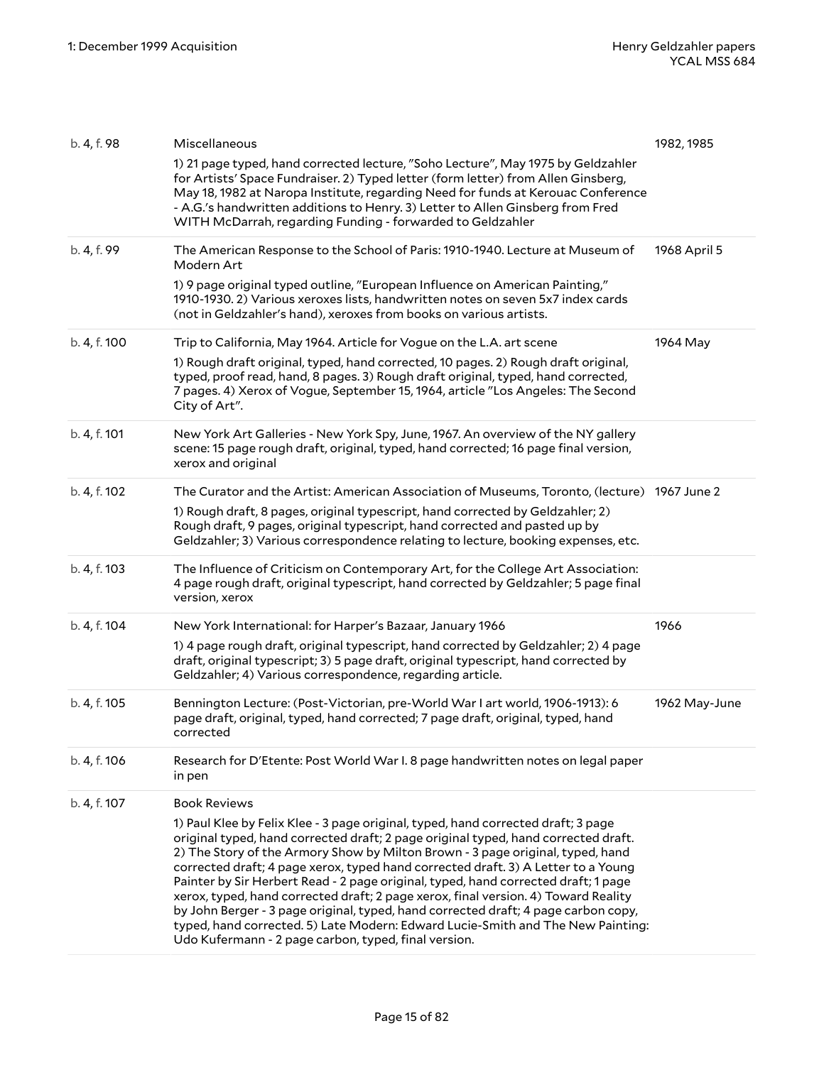| | | |
|---|---|---|
| b. 4, f. 98 | Miscellaneous<br><br>1) 21 page typed, hand corrected lecture, "Soho Lecture", May 1975 by Geldzahler for Artists' Space Fundraiser. 2) Typed letter (form letter) from Allen Ginsberg, May 18, 1982 at Naropa Institute, regarding Need for funds at Kerouac Conference - A.G.'s handwritten additions to Henry. 3) Letter to Allen Ginsberg from Fred WITH McDarrah, regarding Funding - forwarded to Geldzahler | 1982, 1985 |
| b. 4, f. 99 | The American Response to the School of Paris: 1910-1940. Lecture at Museum of Modern Art<br><br>1) 9 page original typed outline, "European Influence on American Painting," 1910-1930. 2) Various xeroxes lists, handwritten notes on seven 5x7 index cards (not in Geldzahler's hand), xeroxes from books on various artists. | 1968 April 5 |
| b. 4, f. 100 | Trip to California, May 1964. Article for Vogue on the L.A. art scene<br><br>1) Rough draft original, typed, hand corrected, 10 pages. 2) Rough draft original, typed, proof read, hand, 8 pages. 3) Rough draft original, typed, hand corrected, 7 pages. 4) Xerox of Vogue, September 15, 1964, article "Los Angeles: The Second City of Art". | 1964 May |
| b. 4, f. 101 | New York Art Galleries - New York Spy, June, 1967. An overview of the NY gallery scene: 15 page rough draft, original, typed, hand corrected; 16 page final version, xerox and original | |
| b. 4, f. 102 | The Curator and the Artist: American Association of Museums, Toronto, (lecture)<br><br>1) Rough draft, 8 pages, original typescript, hand corrected by Geldzahler; 2) Rough draft, 9 pages, original typescript, hand corrected and pasted up by Geldzahler; 3) Various correspondence relating to lecture, booking expenses, etc. | 1967 June 2 |
| b. 4, f. 103 | The Influence of Criticism on Contemporary Art, for the College Art Association: 4 page rough draft, original typescript, hand corrected by Geldzahler; 5 page final version, xerox | |
| b. 4, f. 104 | New York International: for Harper's Bazaar, January 1966<br><br>1) 4 page rough draft, original typescript, hand corrected by Geldzahler; 2) 4 page draft, original typescript; 3) 5 page draft, original typescript, hand corrected by Geldzahler; 4) Various correspondence, regarding article. | 1966 |
| b. 4, f. 105 | Bennington Lecture: (Post-Victorian, pre-World War I art world, 1906-1913): 6 page draft, original, typed, hand corrected; 7 page draft, original, typed, hand corrected | 1962 May-June |
| b. 4, f. 106 | Research for D'Etente: Post World War I. 8 page handwritten notes on legal paper in pen | |
| b. 4, f. 107 | Book Reviews<br><br>1) Paul Klee by Felix Klee - 3 page original, typed, hand corrected draft; 3 page original typed, hand corrected draft; 2 page original typed, hand corrected draft. 2) The Story of the Armory Show by Milton Brown - 3 page original, typed, hand corrected draft; 4 page xerox, typed hand corrected draft. 3) A Letter to a Young Painter by Sir Herbert Read - 2 page original, typed, hand corrected draft; 1 page xerox, typed, hand corrected draft; 2 page xerox, final version. 4) Toward Reality by John Berger - 3 page original, typed, hand corrected draft; 4 page carbon copy, typed, hand corrected. 5) Late Modern: Edward Lucie-Smith and The New Painting: Udo Kufermann - 2 page carbon, typed, final version. | |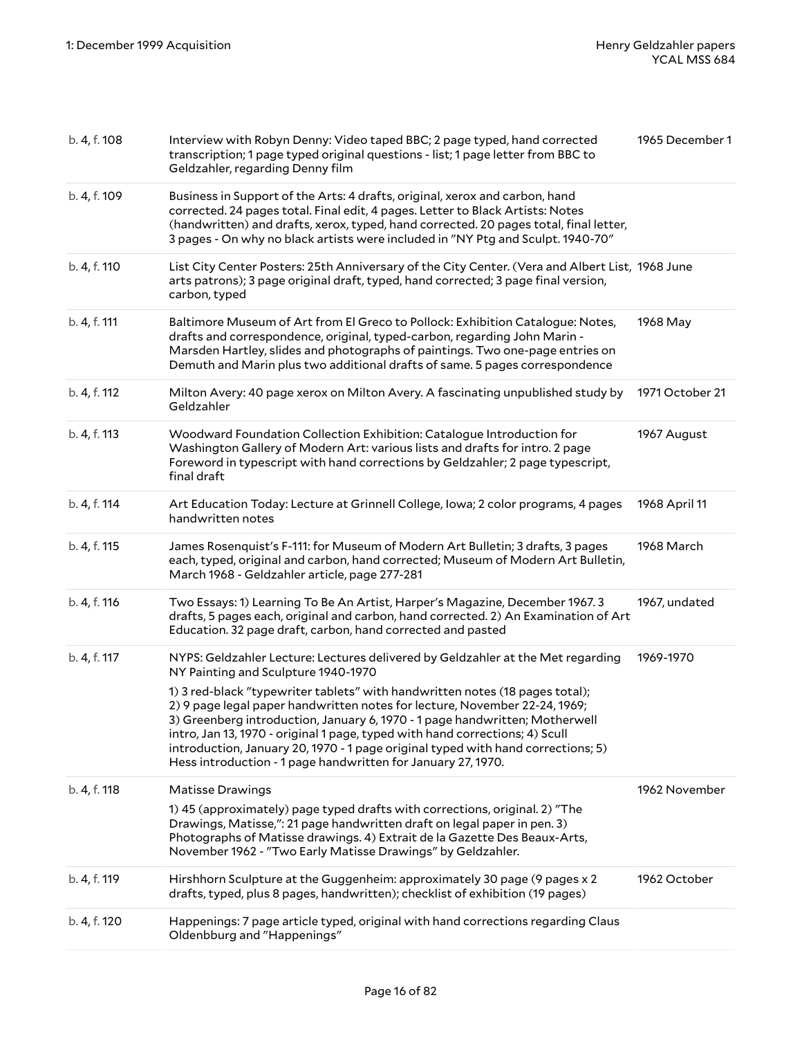| | | |
|---|---|---|
| b. 4, f. 108 | Interview with Robyn Denny: Video taped BBC; 2 page typed, hand corrected transcription; 1 page typed original questions - list; 1 page letter from BBC to Geldzahler, regarding Denny film | 1965 December 1 |
| b. 4, f. 109 | Business in Support of the Arts: 4 drafts, original, xerox and carbon, hand corrected. 24 pages total. Final edit, 4 pages. Letter to Black Artists: Notes (handwritten) and drafts, xerox, typed, hand corrected. 20 pages total, final letter, 3 pages - On why no black artists were included in "NY Ptg and Sculpt. 1940-70" | |
| b. 4, f. 110 | List City Center Posters: 25th Anniversary of the City Center. (Vera and Albert List, arts patrons); 3 page original draft, typed, hand corrected; 3 page final version, carbon, typed | 1968 June |
| b. 4, f. 111 | Baltimore Museum of Art from El Greco to Pollock: Exhibition Catalogue: Notes, drafts and correspondence, original, typed-carbon, regarding John Marin - Marsden Hartley, slides and photographs of paintings. Two one-page entries on Demuth and Marin plus two additional drafts of same. 5 pages correspondence | 1968 May |
| b. 4, f. 112 | Milton Avery: 40 page xerox on Milton Avery. A fascinating unpublished study by Geldzahler | 1971 October 21 |
| b. 4, f. 113 | Woodward Foundation Collection Exhibition: Catalogue Introduction for Washington Gallery of Modern Art: various lists and drafts for intro. 2 page Foreword in typescript with hand corrections by Geldzahler; 2 page typescript, final draft | 1967 August |
| b. 4, f. 114 | Art Education Today: Lecture at Grinnell College, Iowa; 2 color programs, 4 pages handwritten notes | 1968 April 11 |
| b. 4, f. 115 | James Rosenquist's F-111: for Museum of Modern Art Bulletin; 3 drafts, 3 pages each, typed, original and carbon, hand corrected; Museum of Modern Art Bulletin, March 1968 - Geldzahler article, page 277-281 | 1968 March |
| b. 4, f. 116 | Two Essays: 1) Learning To Be An Artist, Harper's Magazine, December 1967. 3 drafts, 5 pages each, original and carbon, hand corrected. 2) An Examination of Art Education. 32 page draft, carbon, hand corrected and pasted | 1967, undated |
| b. 4, f. 117 | NYPS: Geldzahler Lecture: Lectures delivered by Geldzahler at the Met regarding NY Painting and Sculpture 1940-1970<br><br>1) 3 red-black "typewriter tablets" with handwritten notes (18 pages total); 2) 9 page legal paper handwritten notes for lecture, November 22-24, 1969; 3) Greenberg introduction, January 6, 1970 - 1 page handwritten; Motherwell intro, Jan 13, 1970 - original 1 page, typed with hand corrections; 4) Scull introduction, January 20, 1970 - 1 page original typed with hand corrections; 5) Hess introduction - 1 page handwritten for January 27, 1970. | 1969-1970 |
| b. 4, f. 118 | Matisse Drawings<br><br>1) 45 (approximately) page typed drafts with corrections, original. 2) "The Drawings, Matisse,": 21 page handwritten draft on legal paper in pen. 3) Photographs of Matisse drawings. 4) Extrait de la Gazette Des Beaux-Arts, November 1962 - "Two Early Matisse Drawings" by Geldzahler. | 1962 November |
| b. 4, f. 119 | Hirshhorn Sculpture at the Guggenheim: approximately 30 page (9 pages x 2 drafts, typed, plus 8 pages, handwritten); checklist of exhibition (19 pages) | 1962 October |
| b. 4, f. 120 | Happenings: 7 page article typed, original with hand corrections regarding Claus Oldenbburg and "Happenings" | |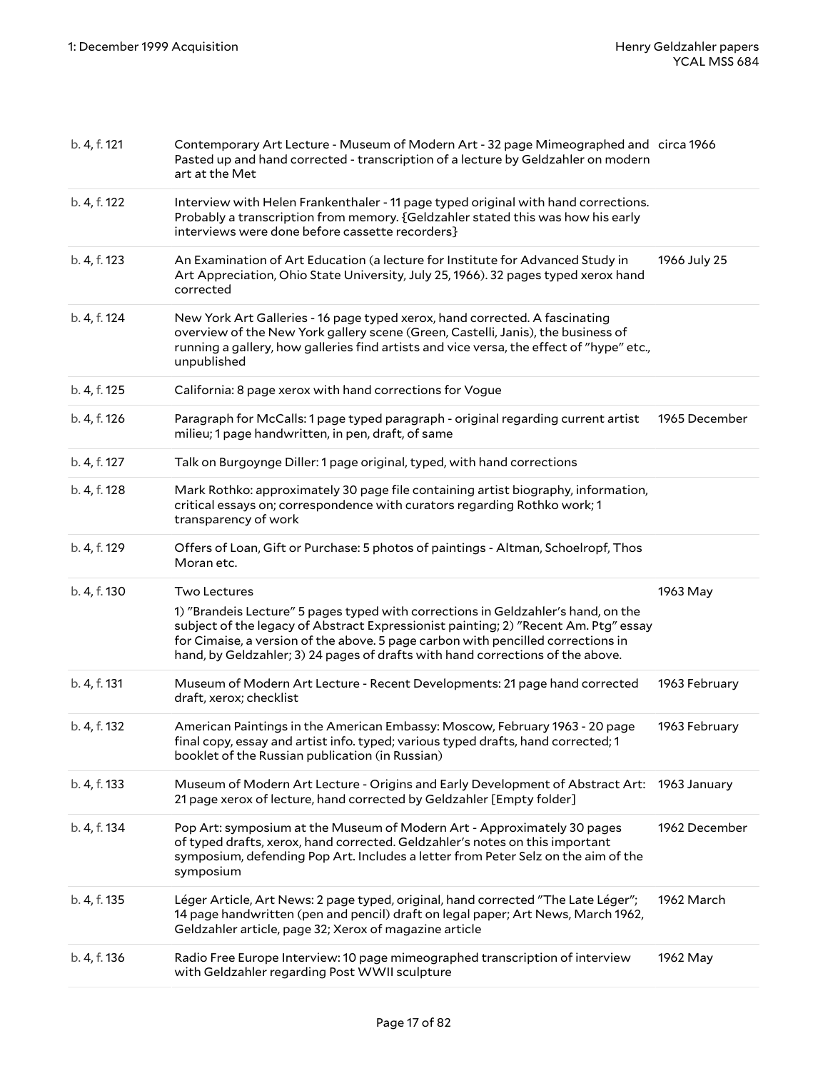| | | |
|---|---|---|
| b. 4, f. 121 | Contemporary Art Lecture - Museum of Modern Art - 32 page Mimeographed and Pasted up and hand corrected - transcription of a lecture by Geldzahler on modern art at the Met | circa 1966 |
| b. 4, f. 122 | Interview with Helen Frankenthaler - 11 page typed original with hand corrections. Probably a transcription from memory. {Geldzahler stated this was how his early interviews were done before cassette recorders} | |
| b. 4, f. 123 | An Examination of Art Education (a lecture for Institute for Advanced Study in Art Appreciation, Ohio State University, July 25, 1966). 32 pages typed xerox hand corrected | 1966 July 25 |
| b. 4, f. 124 | New York Art Galleries - 16 page typed xerox, hand corrected. A fascinating overview of the New York gallery scene (Green, Castelli, Janis), the business of running a gallery, how galleries find artists and vice versa, the effect of "hype" etc., unpublished | |
| b. 4, f. 125 | California: 8 page xerox with hand corrections for Vogue | |
| b. 4, f. 126 | Paragraph for McCalls: 1 page typed paragraph - original regarding current artist milieu; 1 page handwritten, in pen, draft, of same | 1965 December |
| b. 4, f. 127 | Talk on Burgoynge Diller: 1 page original, typed, with hand corrections | |
| b. 4, f. 128 | Mark Rothko: approximately 30 page file containing artist biography, information, critical essays on; correspondence with curators regarding Rothko work; 1 transparency of work | |
| b. 4, f. 129 | Offers of Loan, Gift or Purchase: 5 photos of paintings - Altman, Schoelropf, Thos Moran etc. | |
| b. 4, f. 130 | Two Lectures<br><br>1) "Brandeis Lecture" 5 pages typed with corrections in Geldzahler's hand, on the subject of the legacy of Abstract Expressionist painting; 2) "Recent Am. Ptg" essay for Cimaise, a version of the above. 5 page carbon with pencilled corrections in hand, by Geldzahler; 3) 24 pages of drafts with hand corrections of the above. | 1963 May |
| b. 4, f. 131 | Museum of Modern Art Lecture - Recent Developments: 21 page hand corrected draft, xerox; checklist | 1963 February |
| b. 4, f. 132 | American Paintings in the American Embassy: Moscow, February 1963 - 20 page final copy, essay and artist info. typed; various typed drafts, hand corrected; 1 booklet of the Russian publication (in Russian) | 1963 February |
| b. 4, f. 133 | Museum of Modern Art Lecture - Origins and Early Development of Abstract Art: 21 page xerox of lecture, hand corrected by Geldzahler [Empty folder] | 1963 January |
| b. 4, f. 134 | Pop Art: symposium at the Museum of Modern Art - Approximately 30 pages of typed drafts, xerox, hand corrected. Geldzahler's notes on this important symposium, defending Pop Art. Includes a letter from Peter Selz on the aim of the symposium | 1962 December |
| b. 4, f. 135 | Léger Article, Art News: 2 page typed, original, hand corrected "The Late Léger"; 14 page handwritten (pen and pencil) draft on legal paper; Art News, March 1962, Geldzahler article, page 32; Xerox of magazine article | 1962 March |
| b. 4, f. 136 | Radio Free Europe Interview: 10 page mimeographed transcription of interview with Geldzahler regarding Post WWII sculpture | 1962 May |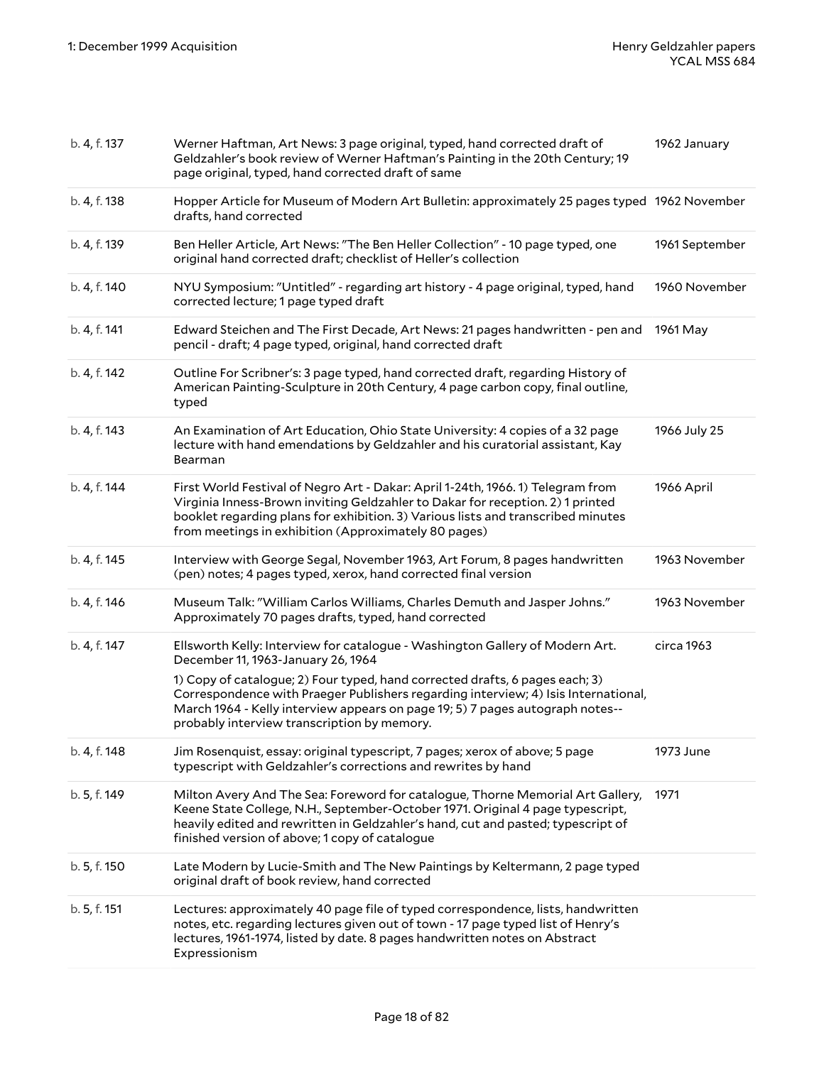| | | |
|---|---|---|
| b. 4, f. 137 | Werner Haftman, Art News: 3 page original, typed, hand corrected draft of Geldzahler's book review of Werner Haftman's Painting in the 20th Century; 19 page original, typed, hand corrected draft of same | 1962 January |
| b. 4, f. 138 | Hopper Article for Museum of Modern Art Bulletin: approximately 25 pages typed drafts, hand corrected | 1962 November |
| b. 4, f. 139 | Ben Heller Article, Art News: "The Ben Heller Collection" - 10 page typed, one original hand corrected draft; checklist of Heller's collection | 1961 September |
| b. 4, f. 140 | NYU Symposium: "Untitled" - regarding art history - 4 page original, typed, hand corrected lecture; 1 page typed draft | 1960 November |
| b. 4, f. 141 | Edward Steichen and The First Decade, Art News: 21 pages handwritten - pen and pencil - draft; 4 page typed, original, hand corrected draft | 1961 May |
| b. 4, f. 142 | Outline For Scribner's: 3 page typed, hand corrected draft, regarding History of American Painting-Sculpture in 20th Century, 4 page carbon copy, final outline, typed | |
| b. 4, f. 143 | An Examination of Art Education, Ohio State University: 4 copies of a 32 page lecture with hand emendations by Geldzahler and his curatorial assistant, Kay Bearman | 1966 July 25 |
| b. 4, f. 144 | First World Festival of Negro Art - Dakar: April 1-24th, 1966. 1) Telegram from Virginia Inness-Brown inviting Geldzahler to Dakar for reception. 2) 1 printed booklet regarding plans for exhibition. 3) Various lists and transcribed minutes from meetings in exhibition (Approximately 80 pages) | 1966 April |
| b. 4, f. 145 | Interview with George Segal, November 1963, Art Forum, 8 pages handwritten (pen) notes; 4 pages typed, xerox, hand corrected final version | 1963 November |
| b. 4, f. 146 | Museum Talk: "William Carlos Williams, Charles Demuth and Jasper Johns." Approximately 70 pages drafts, typed, hand corrected | 1963 November |
| b. 4, f. 147 | Ellsworth Kelly: Interview for catalogue - Washington Gallery of Modern Art. December 11, 1963-January 26, 1964<br><br>1) Copy of catalogue; 2) Four typed, hand corrected drafts, 6 pages each; 3) Correspondence with Praeger Publishers regarding interview; 4) Isis International, March 1964 - Kelly interview appears on page 19; 5) 7 pages autograph notes--probably interview transcription by memory. | circa 1963 |
| b. 4, f. 148 | Jim Rosenquist, essay: original typescript, 7 pages; xerox of above; 5 page typescript with Geldzahler's corrections and rewrites by hand | 1973 June |
| b. 5, f. 149 | Milton Avery And The Sea: Foreword for catalogue, Thorne Memorial Art Gallery, Keene State College, N.H., September-October 1971. Original 4 page typescript, heavily edited and rewritten in Geldzahler's hand, cut and pasted; typescript of finished version of above; 1 copy of catalogue | 1971 |
| b. 5, f. 150 | Late Modern by Lucie-Smith and The New Paintings by Keltermann, 2 page typed original draft of book review, hand corrected | |
| b. 5, f. 151 | Lectures: approximately 40 page file of typed correspondence, lists, handwritten notes, etc. regarding lectures given out of town - 17 page typed list of Henry's lectures, 1961-1974, listed by date. 8 pages handwritten notes on Abstract Expressionism | |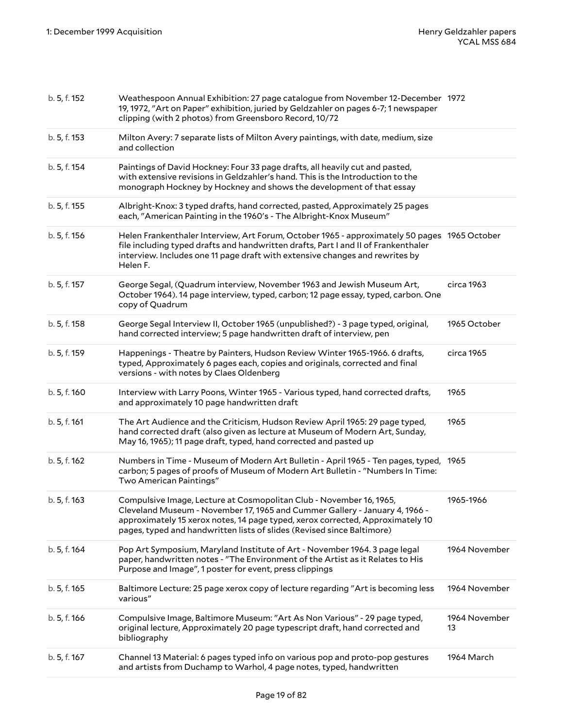| | | |
|---|---|---|
| b. 5, f. 152 | Weathespoon Annual Exhibition: 27 page catalogue from November 12-December 19, 1972, "Art on Paper" exhibition, juried by Geldzahler on pages 6-7; 1 newspaper clipping (with 2 photos) from Greensboro Record, 10/72 | 1972 |
| b. 5, f. 153 | Milton Avery: 7 separate lists of Milton Avery paintings, with date, medium, size and collection | |
| b. 5, f. 154 | Paintings of David Hockney: Four 33 page drafts, all heavily cut and pasted, with extensive revisions in Geldzahler's hand. This is the Introduction to the monograph Hockney by Hockney and shows the development of that essay | |
| b. 5, f. 155 | Albright-Knox: 3 typed drafts, hand corrected, pasted, Approximately 25 pages each, "American Painting in the 1960's - The Albright-Knox Museum" | |
| b. 5, f. 156 | Helen Frankenthaler Interview, Art Forum, October 1965 - approximately 50 pages file including typed drafts and handwritten drafts, Part I and II of Frankenthaler interview. Includes one 11 page draft with extensive changes and rewrites by Helen F. | 1965 October |
| b. 5, f. 157 | George Segal, (Quadrum interview, November 1963 and Jewish Museum Art, October 1964). 14 page interview, typed, carbon; 12 page essay, typed, carbon. One copy of Quadrum | circa 1963 |
| b. 5, f. 158 | George Segal Interview II, October 1965 (unpublished?) - 3 page typed, original, hand corrected interview; 5 page handwritten draft of interview, pen | 1965 October |
| b. 5, f. 159 | Happenings - Theatre by Painters, Hudson Review Winter 1965-1966. 6 drafts, typed, Approximately 6 pages each, copies and originals, corrected and final versions - with notes by Claes Oldenberg | circa 1965 |
| b. 5, f. 160 | Interview with Larry Poons, Winter 1965 - Various typed, hand corrected drafts, and approximately 10 page handwritten draft | 1965 |
| b. 5, f. 161 | The Art Audience and the Criticism, Hudson Review April 1965: 29 page typed, hand corrected draft (also given as lecture at Museum of Modern Art, Sunday, May 16, 1965); 11 page draft, typed, hand corrected and pasted up | 1965 |
| b. 5, f. 162 | Numbers in Time - Museum of Modern Art Bulletin - April 1965 - Ten pages, typed, carbon; 5 pages of proofs of Museum of Modern Art Bulletin - "Numbers In Time: Two American Paintings" | 1965 |
| b. 5, f. 163 | Compulsive Image, Lecture at Cosmopolitan Club - November 16, 1965, Cleveland Museum - November 17, 1965 and Cummer Gallery - January 4, 1966 - approximately 15 xerox notes, 14 page typed, xerox corrected, Approximately 10 pages, typed and handwritten lists of slides (Revised since Baltimore) | 1965-1966 |
| b. 5, f. 164 | Pop Art Symposium, Maryland Institute of Art - November 1964. 3 page legal paper, handwritten notes - "The Environment of the Artist as it Relates to His Purpose and Image", 1 poster for event, press clippings | 1964 November |
| b. 5, f. 165 | Baltimore Lecture: 25 page xerox copy of lecture regarding "Art is becoming less various" | 1964 November |
| b. 5, f. 166 | Compulsive Image, Baltimore Museum: "Art As Non Various" - 29 page typed, original lecture, Approximately 20 page typescript draft, hand corrected and bibliography | 1964 November 13 |
| b. 5, f. 167 | Channel 13 Material: 6 pages typed info on various pop and proto-pop gestures and artists from Duchamp to Warhol, 4 page notes, typed, handwritten | 1964 March |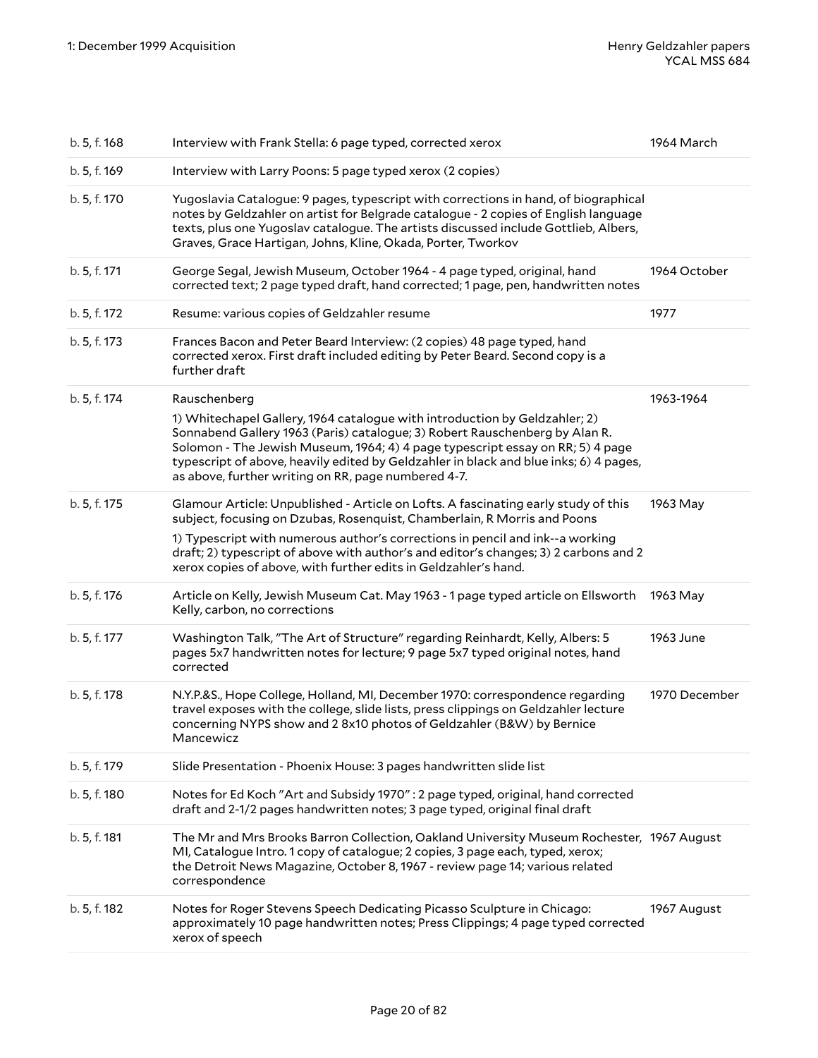| | | |
|---|---|---|
| b. 5, f. 168 | Interview with Frank Stella: 6 page typed, corrected xerox | 1964 March |
| b. 5, f. 169 | Interview with Larry Poons: 5 page typed xerox (2 copies) | |
| b. 5, f. 170 | Yugoslavia Catalogue: 9 pages, typescript with corrections in hand, of biographical notes by Geldzahler on artist for Belgrade catalogue - 2 copies of English language texts, plus one Yugoslav catalogue. The artists discussed include Gottlieb, Albers, Graves, Grace Hartigan, Johns, Kline, Okada, Porter, Tworkov | |
| b. 5, f. 171 | George Segal, Jewish Museum, October 1964 - 4 page typed, original, hand corrected text; 2 page typed draft, hand corrected; 1 page, pen, handwritten notes | 1964 October |
| b. 5, f. 172 | Resume: various copies of Geldzahler resume | 1977 |
| b. 5, f. 173 | Frances Bacon and Peter Beard Interview: (2 copies) 48 page typed, hand corrected xerox. First draft included editing by Peter Beard. Second copy is a further draft | |
| b. 5, f. 174 | Rauschenberg<br><br>1) Whitechapel Gallery, 1964 catalogue with introduction by Geldzahler; 2) Sonnabend Gallery 1963 (Paris) catalogue; 3) Robert Rauschenberg by Alan R. Solomon - The Jewish Museum, 1964; 4) 4 page typescript essay on RR; 5) 4 page typescript of above, heavily edited by Geldzahler in black and blue inks; 6) 4 pages, as above, further writing on RR, page numbered 4-7. | 1963-1964 |
| b. 5, f. 175 | Glamour Article: Unpublished - Article on Lofts. A fascinating early study of this subject, focusing on Dzubas, Rosenquist, Chamberlain, R Morris and Poons<br><br>1) Typescript with numerous author's corrections in pencil and ink--a working draft; 2) typescript of above with author's and editor's changes; 3) 2 carbons and 2 xerox copies of above, with further edits in Geldzahler's hand. | 1963 May |
| b. 5, f. 176 | Article on Kelly, Jewish Museum Cat. May 1963 - 1 page typed article on Ellsworth Kelly, carbon, no corrections | 1963 May |
| b. 5, f. 177 | Washington Talk, "The Art of Structure" regarding Reinhardt, Kelly, Albers: 5 pages 5x7 handwritten notes for lecture; 9 page 5x7 typed original notes, hand corrected | 1963 June |
| b. 5, f. 178 | N.Y.P.&S., Hope College, Holland, MI, December 1970: correspondence regarding travel exposes with the college, slide lists, press clippings on Geldzahler lecture concerning NYPS show and 2 8x10 photos of Geldzahler (B&W) by Bernice Mancewicz | 1970 December |
| b. 5, f. 179 | Slide Presentation - Phoenix House: 3 pages handwritten slide list | |
| b. 5, f. 180 | Notes for Ed Koch "Art and Subsidy 1970" : 2 page typed, original, hand corrected draft and 2-1/2 pages handwritten notes; 3 page typed, original final draft | |
| b. 5, f. 181 | The Mr and Mrs Brooks Barron Collection, Oakland University Museum Rochester, MI, Catalogue Intro. 1 copy of catalogue; 2 copies, 3 page each, typed, xerox; the Detroit News Magazine, October 8, 1967 - review page 14; various related correspondence | 1967 August |
| b. 5, f. 182 | Notes for Roger Stevens Speech Dedicating Picasso Sculpture in Chicago: approximately 10 page handwritten notes; Press Clippings; 4 page typed corrected xerox of speech | 1967 August |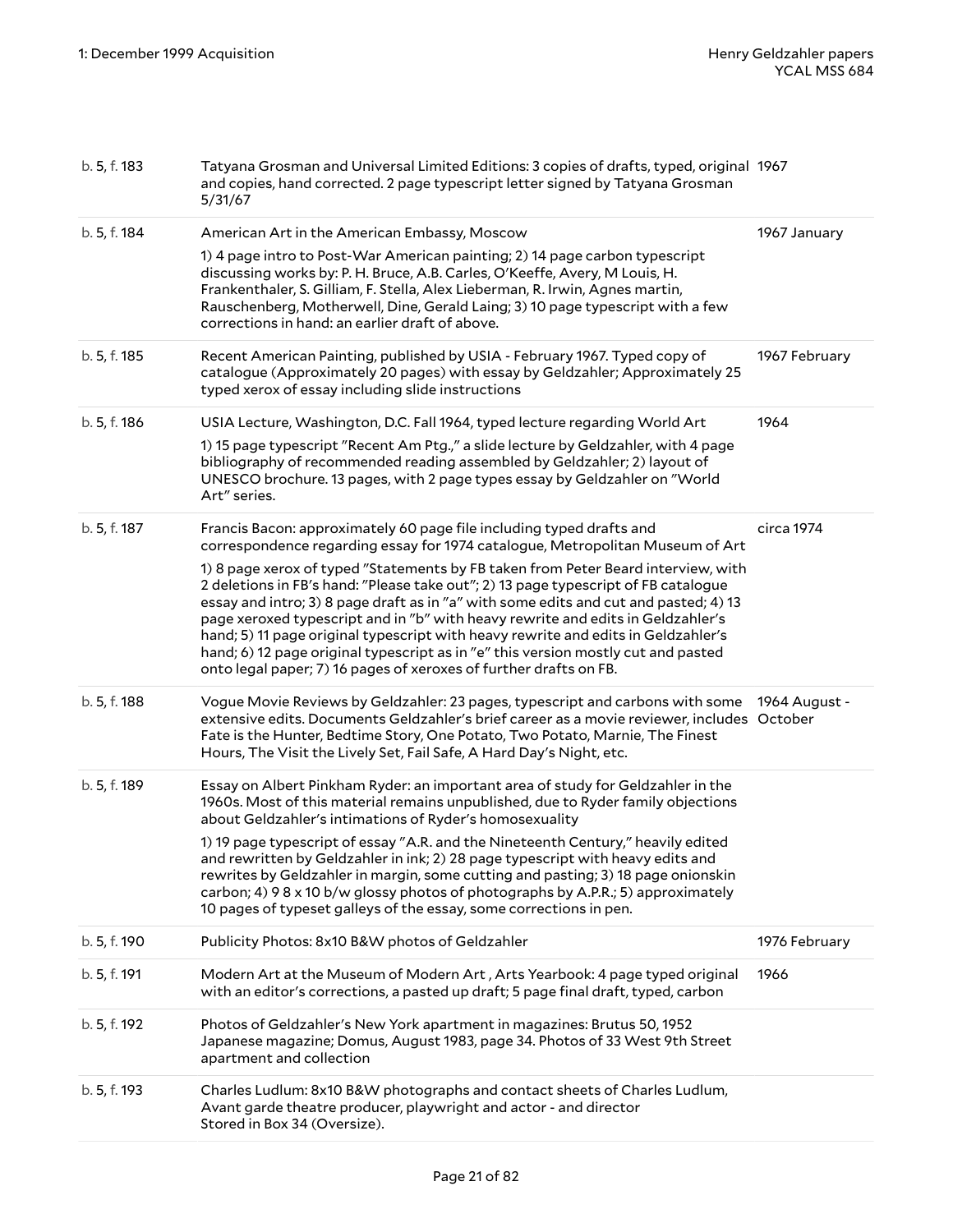| | | |
|---|---|---|
| b. 5, f. 183 | Tatyana Grosman and Universal Limited Editions: 3 copies of drafts, typed, original and copies, hand corrected. 2 page typescript letter signed by Tatyana Grosman 5/31/67 | 1967 |
| b. 5, f. 184 | American Art in the American Embassy, Moscow<br><br>1) 4 page intro to Post-War American painting; 2) 14 page carbon typescript discussing works by: P. H. Bruce, A.B. Carles, O'Keeffe, Avery, M Louis, H. Frankenthaler, S. Gilliam, F. Stella, Alex Lieberman, R. Irwin, Agnes martin, Rauschenberg, Motherwell, Dine, Gerald Laing; 3) 10 page typescript with a few corrections in hand: an earlier draft of above. | 1967 January |
| b. 5, f. 185 | Recent American Painting, published by USIA - February 1967. Typed copy of catalogue (Approximately 20 pages) with essay by Geldzahler; Approximately 25 typed xerox of essay including slide instructions | 1967 February |
| b. 5, f. 186 | USIA Lecture, Washington, D.C. Fall 1964, typed lecture regarding World Art<br><br>1) 15 page typescript "Recent Am Ptg.," a slide lecture by Geldzahler, with 4 page bibliography of recommended reading assembled by Geldzahler; 2) layout of UNESCO brochure. 13 pages, with 2 page types essay by Geldzahler on "World Art" series. | 1964 |
| b. 5, f. 187 | Francis Bacon: approximately 60 page file including typed drafts and correspondence regarding essay for 1974 catalogue, Metropolitan Museum of Art<br><br>1) 8 page xerox of typed "Statements by FB taken from Peter Beard interview, with 2 deletions in FB's hand: "Please take out"; 2) 13 page typescript of FB catalogue essay and intro; 3) 8 page draft as in "a" with some edits and cut and pasted; 4) 13 page xeroxed typescript and in "b" with heavy rewrite and edits in Geldzahler's hand; 5) 11 page original typescript with heavy rewrite and edits in Geldzahler's hand; 6) 12 page original typescript as in "e" this version mostly cut and pasted onto legal paper; 7) 16 pages of xeroxes of further drafts on FB. | circa 1974 |
| b. 5, f. 188 | Vogue Movie Reviews by Geldzahler: 23 pages, typescript and carbons with some extensive edits. Documents Geldzahler's brief career as a movie reviewer, includes Fate is the Hunter, Bedtime Story, One Potato, Two Potato, Marnie, The Finest Hours, The Visit the Lively Set, Fail Safe, A Hard Day's Night, etc. | 1964 August - October |
| b. 5, f. 189 | Essay on Albert Pinkham Ryder: an important area of study for Geldzahler in the 1960s. Most of this material remains unpublished, due to Ryder family objections about Geldzahler's intimations of Ryder's homosexuality<br><br>1) 19 page typescript of essay "A.R. and the Nineteenth Century," heavily edited and rewritten by Geldzahler in ink; 2) 28 page typescript with heavy edits and rewrites by Geldzahler in margin, some cutting and pasting; 3) 18 page onionskin carbon; 4) 9 8 x 10 b/w glossy photos of photographs by A.P.R.; 5) approximately 10 pages of typeset galleys of the essay, some corrections in pen. | |
| b. 5, f. 190 | Publicity Photos: 8x10 B&W photos of Geldzahler | 1976 February |
| b. 5, f. 191 | Modern Art at the Museum of Modern Art , Arts Yearbook: 4 page typed original with an editor's corrections, a pasted up draft; 5 page final draft, typed, carbon | 1966 |
| b. 5, f. 192 | Photos of Geldzahler's New York apartment in magazines: Brutus 50, 1952 Japanese magazine; Domus, August 1983, page 34. Photos of 33 West 9th Street apartment and collection | |
| b. 5, f. 193 | Charles Ludlum: 8x10 B&W photographs and contact sheets of Charles Ludlum, Avant garde theatre producer, playwright and actor - and director<br>Stored in Box 34 (Oversize). | |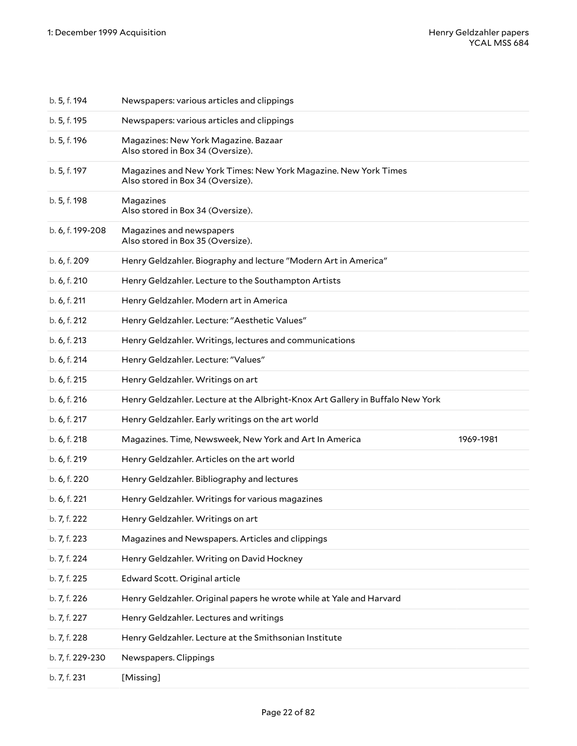| | | |
|---|---|---|
| b. 5, f. 194 | Newspapers: various articles and clippings | |
| b. 5, f. 195 | Newspapers: various articles and clippings | |
| b. 5, f. 196 | Magazines: New York Magazine. Bazaar<br>Also stored in Box 34 (Oversize). | |
| b. 5, f. 197 | Magazines and New York Times: New York Magazine. New York Times<br>Also stored in Box 34 (Oversize). | |
| b. 5, f. 198 | Magazines<br>Also stored in Box 34 (Oversize). | |
| b. 6, f. 199-208 | Magazines and newspapers<br>Also stored in Box 35 (Oversize). | |
| b. 6, f. 209 | Henry Geldzahler. Biography and lecture "Modern Art in America" | |
| b. 6, f. 210 | Henry Geldzahler. Lecture to the Southampton Artists | |
| b. 6, f. 211 | Henry Geldzahler. Modern art in America | |
| b. 6, f. 212 | Henry Geldzahler. Lecture: "Aesthetic Values" | |
| b. 6, f. 213 | Henry Geldzahler. Writings, lectures and communications | |
| b. 6, f. 214 | Henry Geldzahler. Lecture: "Values" | |
| b. 6, f. 215 | Henry Geldzahler. Writings on art | |
| b. 6, f. 216 | Henry Geldzahler. Lecture at the Albright-Knox Art Gallery in Buffalo New York | |
| b. 6, f. 217 | Henry Geldzahler. Early writings on the art world | |
| b. 6, f. 218 | Magazines. Time, Newsweek, New York and Art In America | 1969-1981 |
| b. 6, f. 219 | Henry Geldzahler. Articles on the art world | |
| b. 6, f. 220 | Henry Geldzahler. Bibliography and lectures | |
| b. 6, f. 221 | Henry Geldzahler. Writings for various magazines | |
| b. 7, f. 222 | Henry Geldzahler. Writings on art | |
| b. 7, f. 223 | Magazines and Newspapers. Articles and clippings | |
| b. 7, f. 224 | Henry Geldzahler. Writing on David Hockney | |
| b. 7, f. 225 | Edward Scott. Original article | |
| b. 7, f. 226 | Henry Geldzahler. Original papers he wrote while at Yale and Harvard | |
| b. 7, f. 227 | Henry Geldzahler. Lectures and writings | |
| b. 7, f. 228 | Henry Geldzahler. Lecture at the Smithsonian Institute | |
| b. 7, f. 229-230 | Newspapers. Clippings | |
| b. 7, f. 231 | [Missing] | |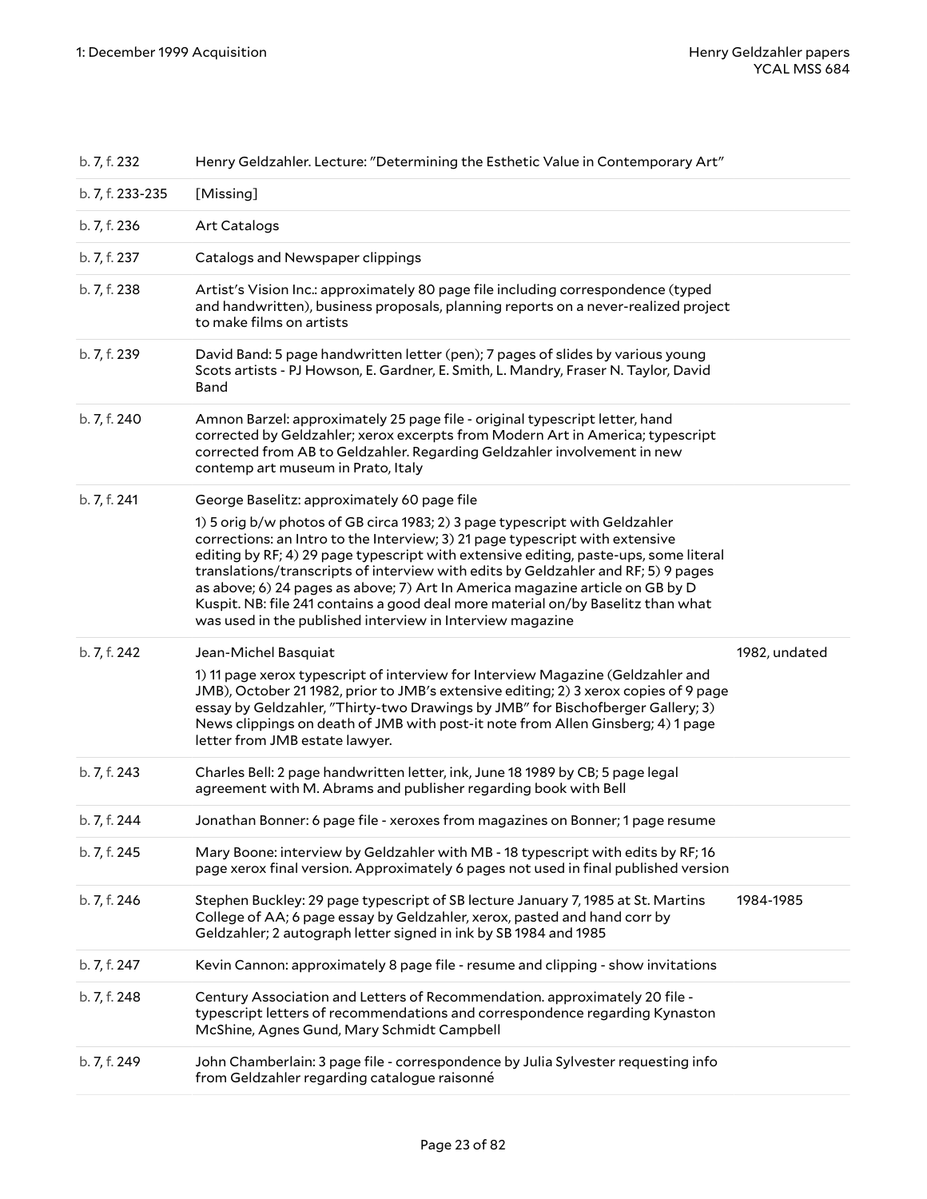| | | |
|---|---|---|
| b. 7, f. 232 | Henry Geldzahler. Lecture: "Determining the Esthetic Value in Contemporary Art" | |
| b. 7, f. 233-235 | [Missing] | |
| b. 7, f. 236 | Art Catalogs | |
| b. 7, f. 237 | Catalogs and Newspaper clippings | |
| b. 7, f. 238 | Artist's Vision Inc.: approximately 80 page file including correspondence (typed and handwritten), business proposals, planning reports on a never-realized project to make films on artists | |
| b. 7, f. 239 | David Band: 5 page handwritten letter (pen); 7 pages of slides by various young Scots artists - PJ Howson, E. Gardner, E. Smith, L. Mandry, Fraser N. Taylor, David Band | |
| b. 7, f. 240 | Amnon Barzel: approximately 25 page file - original typescript letter, hand corrected by Geldzahler; xerox excerpts from Modern Art in America; typescript corrected from AB to Geldzahler. Regarding Geldzahler involvement in new contemp art museum in Prato, Italy | |
| b. 7, f. 241 | George Baselitz: approximately 60 page file<br><br>1) 5 orig b/w photos of GB circa 1983; 2) 3 page typescript with Geldzahler corrections: an Intro to the Interview; 3) 21 page typescript with extensive editing by RF; 4) 29 page typescript with extensive editing, paste-ups, some literal translations/transcripts of interview with edits by Geldzahler and RF; 5) 9 pages as above; 6) 24 pages as above; 7) Art In America magazine article on GB by D Kuspit. NB: file 241 contains a good deal more material on/by Baselitz than what was used in the published interview in Interview magazine | |
| b. 7, f. 242 | Jean-Michel Basquiat<br><br>1) 11 page xerox typescript of interview for Interview Magazine (Geldzahler and JMB), October 21 1982, prior to JMB's extensive editing; 2) 3 xerox copies of 9 page essay by Geldzahler, "Thirty-two Drawings by JMB" for Bischofberger Gallery; 3) News clippings on death of JMB with post-it note from Allen Ginsberg; 4) 1 page letter from JMB estate lawyer. | 1982, undated |
| b. 7, f. 243 | Charles Bell: 2 page handwritten letter, ink, June 18 1989 by CB; 5 page legal agreement with M. Abrams and publisher regarding book with Bell | |
| b. 7, f. 244 | Jonathan Bonner: 6 page file - xeroxes from magazines on Bonner; 1 page resume | |
| b. 7, f. 245 | Mary Boone: interview by Geldzahler with MB - 18 typescript with edits by RF; 16 page xerox final version. Approximately 6 pages not used in final published version | |
| b. 7, f. 246 | Stephen Buckley: 29 page typescript of SB lecture January 7, 1985 at St. Martins College of AA; 6 page essay by Geldzahler, xerox, pasted and hand corr by Geldzahler; 2 autograph letter signed in ink by SB 1984 and 1985 | 1984-1985 |
| b. 7, f. 247 | Kevin Cannon: approximately 8 page file - resume and clipping - show invitations | |
| b. 7, f. 248 | Century Association and Letters of Recommendation. approximately 20 file - typescript letters of recommendations and correspondence regarding Kynaston McShine, Agnes Gund, Mary Schmidt Campbell | |
| b. 7, f. 249 | John Chamberlain: 3 page file - correspondence by Julia Sylvester requesting info from Geldzahler regarding catalogue raisonné | |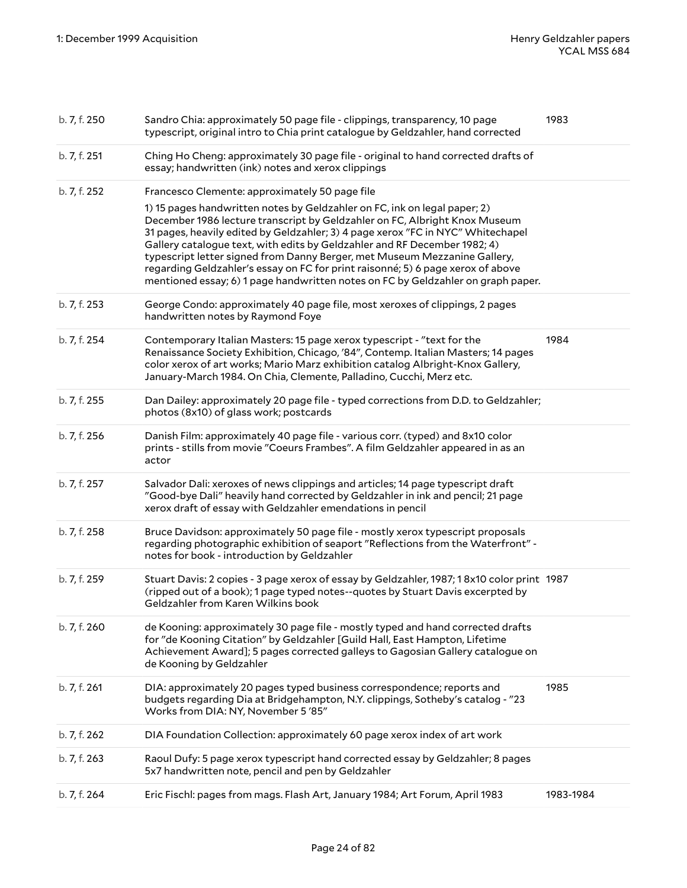| | | |
|---|---|---|
| b. 7, f. 250 | Sandro Chia: approximately 50 page file - clippings, transparency, 10 page typescript, original intro to Chia print catalogue by Geldzahler, hand corrected | 1983 |
| b. 7, f. 251 | Ching Ho Cheng: approximately 30 page file - original to hand corrected drafts of essay; handwritten (ink) notes and xerox clippings | |
| b. 7, f. 252 | Francesco Clemente: approximately 50 page file<br><br>1) 15 pages handwritten notes by Geldzahler on FC, ink on legal paper; 2) December 1986 lecture transcript by Geldzahler on FC, Albright Knox Museum 31 pages, heavily edited by Geldzahler; 3) 4 page xerox "FC in NYC" Whitechapel Gallery catalogue text, with edits by Geldzahler and RF December 1982; 4) typescript letter signed from Danny Berger, met Museum Mezzanine Gallery, regarding Geldzahler's essay on FC for print raisonné; 5) 6 page xerox of above mentioned essay; 6) 1 page handwritten notes on FC by Geldzahler on graph paper. | |
| b. 7, f. 253 | George Condo: approximately 40 page file, most xeroxes of clippings, 2 pages handwritten notes by Raymond Foye | |
| b. 7, f. 254 | Contemporary Italian Masters: 15 page xerox typescript - "text for the Renaissance Society Exhibition, Chicago, '84", Contemp. Italian Masters; 14 pages color xerox of art works; Mario Marz exhibition catalog Albright-Knox Gallery, January-March 1984. On Chia, Clemente, Palladino, Cucchi, Merz etc. | 1984 |
| b. 7, f. 255 | Dan Dailey: approximately 20 page file - typed corrections from D.D. to Geldzahler; photos (8x10) of glass work; postcards | |
| b. 7, f. 256 | Danish Film: approximately 40 page file - various corr. (typed) and 8x10 color prints - stills from movie "Coeurs Frambes". A film Geldzahler appeared in as an actor | |
| b. 7, f. 257 | Salvador Dali: xeroxes of news clippings and articles; 14 page typescript draft "Good-bye Dali" heavily hand corrected by Geldzahler in ink and pencil; 21 page xerox draft of essay with Geldzahler emendations in pencil | |
| b. 7, f. 258 | Bruce Davidson: approximately 50 page file - mostly xerox typescript proposals regarding photographic exhibition of seaport "Reflections from the Waterfront" - notes for book - introduction by Geldzahler | |
| b. 7, f. 259 | Stuart Davis: 2 copies - 3 page xerox of essay by Geldzahler, 1987; 1 8x10 color print (ripped out of a book); 1 page typed notes--quotes by Stuart Davis excerpted by Geldzahler from Karen Wilkins book | 1987 |
| b. 7, f. 260 | de Kooning: approximately 30 page file - mostly typed and hand corrected drafts for "de Kooning Citation" by Geldzahler [Guild Hall, East Hampton, Lifetime Achievement Award]; 5 pages corrected galleys to Gagosian Gallery catalogue on de Kooning by Geldzahler | |
| b. 7, f. 261 | DIA: approximately 20 pages typed business correspondence; reports and budgets regarding Dia at Bridgehampton, N.Y. clippings, Sotheby's catalog - "23 Works from DIA: NY, November 5 '85" | 1985 |
| b. 7, f. 262 | DIA Foundation Collection: approximately 60 page xerox index of art work | |
| b. 7, f. 263 | Raoul Dufy: 5 page xerox typescript hand corrected essay by Geldzahler; 8 pages 5x7 handwritten note, pencil and pen by Geldzahler | |
| b. 7, f. 264 | Eric Fischl: pages from mags. Flash Art, January 1984; Art Forum, April 1983 | 1983-1984 |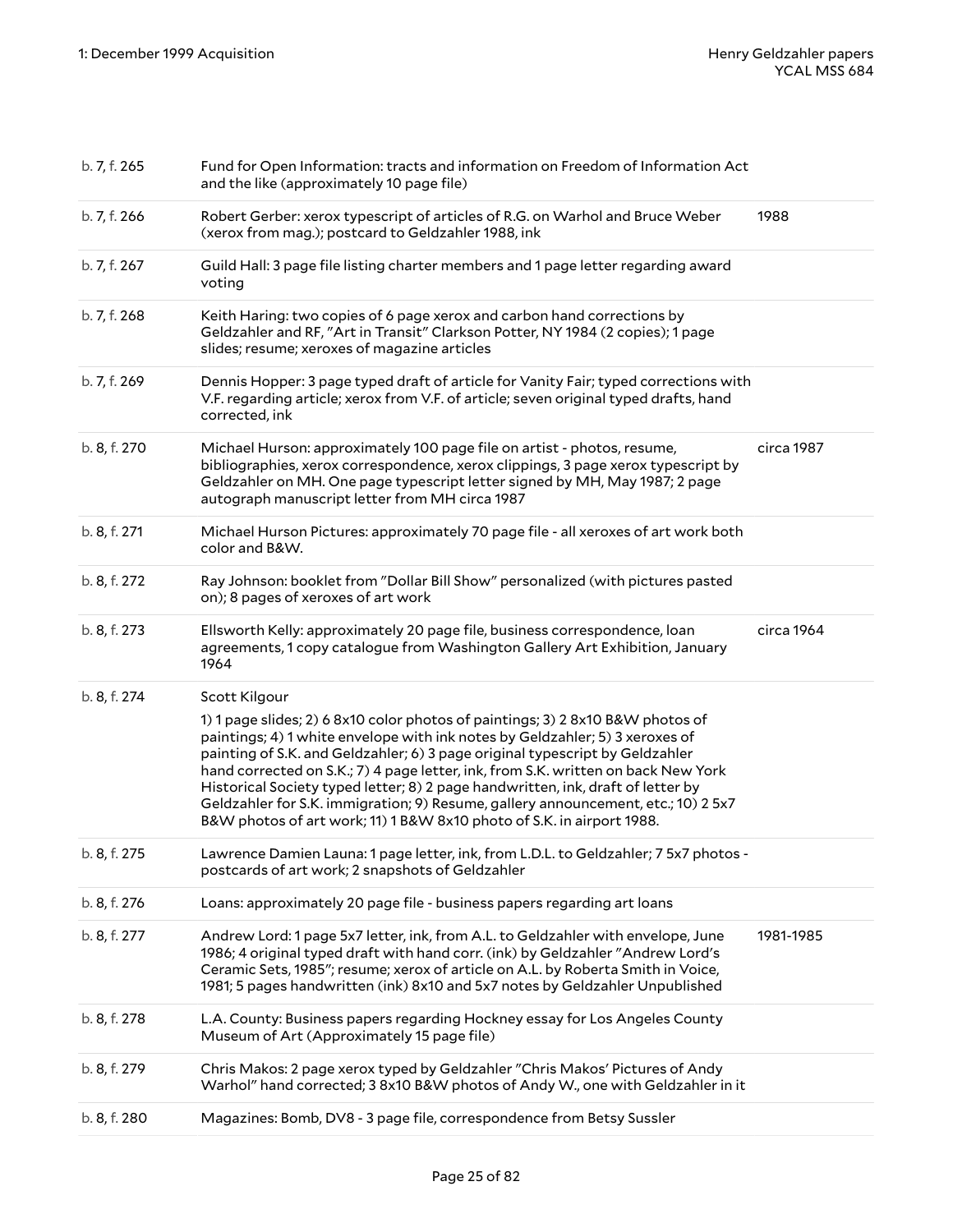| | | |
|---|---|---|
| b. 7, f. 265 | Fund for Open Information: tracts and information on Freedom of Information Act and the like (approximately 10 page file) | |
| b. 7, f. 266 | Robert Gerber: xerox typescript of articles of R.G. on Warhol and Bruce Weber (xerox from mag.); postcard to Geldzahler 1988, ink | 1988 |
| b. 7, f. 267 | Guild Hall: 3 page file listing charter members and 1 page letter regarding award voting | |
| b. 7, f. 268 | Keith Haring: two copies of 6 page xerox and carbon hand corrections by Geldzahler and RF, "Art in Transit" Clarkson Potter, NY 1984 (2 copies); 1 page slides; resume; xeroxes of magazine articles | |
| b. 7, f. 269 | Dennis Hopper: 3 page typed draft of article for Vanity Fair; typed corrections with V.F. regarding article; xerox from V.F. of article; seven original typed drafts, hand corrected, ink | |
| b. 8, f. 270 | Michael Hurson: approximately 100 page file on artist - photos, resume, bibliographies, xerox correspondence, xerox clippings, 3 page xerox typescript by Geldzahler on MH. One page typescript letter signed by MH, May 1987; 2 page autograph manuscript letter from MH circa 1987 | circa 1987 |
| b. 8, f. 271 | Michael Hurson Pictures: approximately 70 page file - all xeroxes of art work both color and B&W. | |
| b. 8, f. 272 | Ray Johnson: booklet from "Dollar Bill Show" personalized (with pictures pasted on); 8 pages of xeroxes of art work | |
| b. 8, f. 273 | Ellsworth Kelly: approximately 20 page file, business correspondence, loan agreements, 1 copy catalogue from Washington Gallery Art Exhibition, January 1964 | circa 1964 |
| b. 8, f. 274 | Scott Kilgour<br><br>1) 1 page slides; 2) 6 8x10 color photos of paintings; 3) 2 8x10 B&W photos of paintings; 4) 1 white envelope with ink notes by Geldzahler; 5) 3 xeroxes of painting of S.K. and Geldzahler; 6) 3 page original typescript by Geldzahler hand corrected on S.K.; 7) 4 page letter, ink, from S.K. written on back New York Historical Society typed letter; 8) 2 page handwritten, ink, draft of letter by Geldzahler for S.K. immigration; 9) Resume, gallery announcement, etc.; 10) 2 5x7 B&W photos of art work; 11) 1 B&W 8x10 photo of S.K. in airport 1988. | |
| b. 8, f. 275 | Lawrence Damien Launa: 1 page letter, ink, from L.D.L. to Geldzahler; 7 5x7 photos - postcards of art work; 2 snapshots of Geldzahler | |
| b. 8, f. 276 | Loans: approximately 20 page file - business papers regarding art loans | |
| b. 8, f. 277 | Andrew Lord: 1 page 5x7 letter, ink, from A.L. to Geldzahler with envelope, June 1986; 4 original typed draft with hand corr. (ink) by Geldzahler "Andrew Lord's Ceramic Sets, 1985"; resume; xerox of article on A.L. by Roberta Smith in Voice, 1981; 5 pages handwritten (ink) 8x10 and 5x7 notes by Geldzahler Unpublished | 1981-1985 |
| b. 8, f. 278 | L.A. County: Business papers regarding Hockney essay for Los Angeles County Museum of Art (Approximately 15 page file) | |
| b. 8, f. 279 | Chris Makos: 2 page xerox typed by Geldzahler "Chris Makos' Pictures of Andy Warhol" hand corrected; 3 8x10 B&W photos of Andy W., one with Geldzahler in it | |
| b. 8, f. 280 | Magazines: Bomb, DV8 - 3 page file, correspondence from Betsy Sussler | |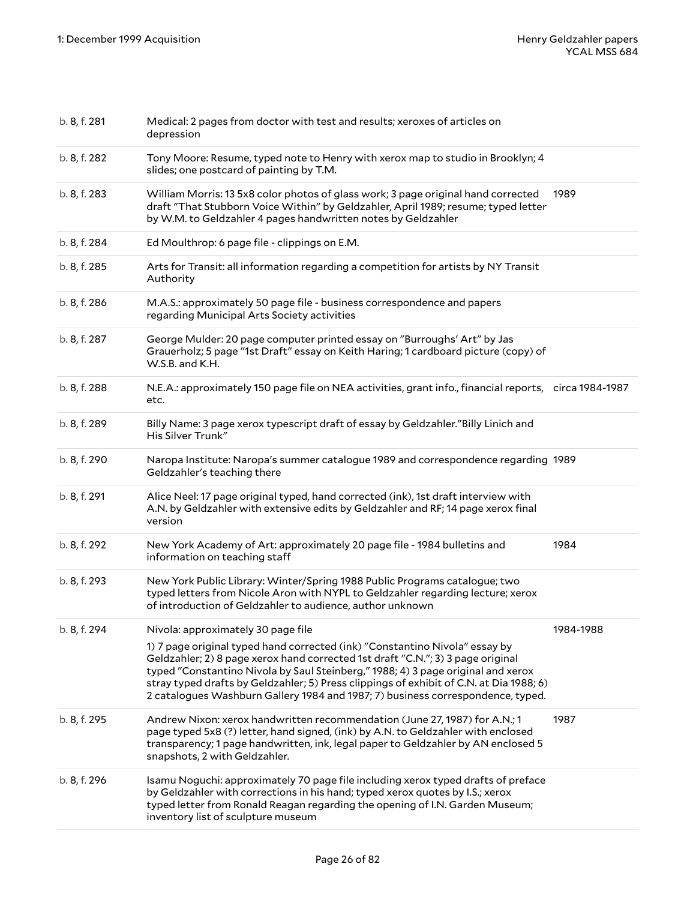| | | |
|---|---|---|
| b. 8, f. 281 | Medical: 2 pages from doctor with test and results; xeroxes of articles on depression | |
| b. 8, f. 282 | Tony Moore: Resume, typed note to Henry with xerox map to studio in Brooklyn; 4 slides; one postcard of painting by T.M. | |
| b. 8, f. 283 | William Morris: 13 5x8 color photos of glass work; 3 page original hand corrected draft "That Stubborn Voice Within" by Geldzahler, April 1989; resume; typed letter by W.M. to Geldzahler 4 pages handwritten notes by Geldzahler | 1989 |
| b. 8, f. 284 | Ed Moulthrop: 6 page file - clippings on E.M. | |
| b. 8, f. 285 | Arts for Transit: all information regarding a competition for artists by NY Transit Authority | |
| b. 8, f. 286 | M.A.S.: approximately 50 page file - business correspondence and papers regarding Municipal Arts Society activities | |
| b. 8, f. 287 | George Mulder: 20 page computer printed essay on "Burroughs' Art" by Jas Grauerholz; 5 page "1st Draft" essay on Keith Haring; 1 cardboard picture (copy) of W.S.B. and K.H. | |
| b. 8, f. 288 | N.E.A.: approximately 150 page file on NEA activities, grant info., financial reports, etc. | circa 1984-1987 |
| b. 8, f. 289 | Billy Name: 3 page xerox typescript draft of essay by Geldzahler."Billy Linich and His Silver Trunk" | |
| b. 8, f. 290 | Naropa Institute: Naropa's summer catalogue 1989 and correspondence regarding Geldzahler's teaching there | 1989 |
| b. 8, f. 291 | Alice Neel: 17 page original typed, hand corrected (ink), 1st draft interview with A.N. by Geldzahler with extensive edits by Geldzahler and RF; 14 page xerox final version | |
| b. 8, f. 292 | New York Academy of Art: approximately 20 page file - 1984 bulletins and information on teaching staff | 1984 |
| b. 8, f. 293 | New York Public Library: Winter/Spring 1988 Public Programs catalogue; two typed letters from Nicole Aron with NYPL to Geldzahler regarding lecture; xerox of introduction of Geldzahler to audience, author unknown | |
| b. 8, f. 294 | Nivola: approximately 30 page file<br><br>1) 7 page original typed hand corrected (ink) "Constantino Nivola" essay by Geldzahler; 2) 8 page xerox hand corrected 1st draft "C.N."; 3) 3 page original typed "Constantino Nivola by Saul Steinberg," 1988; 4) 3 page original and xerox stray typed drafts by Geldzahler; 5) Press clippings of exhibit of C.N. at Dia 1988; 6) 2 catalogues Washburn Gallery 1984 and 1987; 7) business correspondence, typed. | 1984-1988 |
| b. 8, f. 295 | Andrew Nixon: xerox handwritten recommendation (June 27, 1987) for A.N.; 1 page typed 5x8 (?) letter, hand signed, (ink) by A.N. to Geldzahler with enclosed transparency; 1 page handwritten, ink, legal paper to Geldzahler by AN enclosed 5 snapshots, 2 with Geldzahler. | 1987 |
| b. 8, f. 296 | Isamu Noguchi: approximately 70 page file including xerox typed drafts of preface by Geldzahler with corrections in his hand; typed xerox quotes by I.S.; xerox typed letter from Ronald Reagan regarding the opening of I.N. Garden Museum; inventory list of sculpture museum | |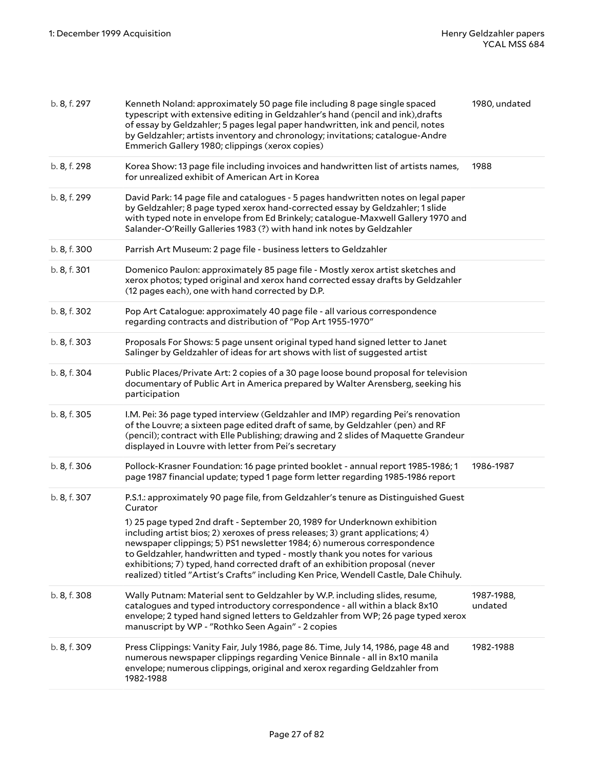| | | |
|---|---|---|
| b. 8, f. 297 | Kenneth Noland: approximately 50 page file including 8 page single spaced typescript with extensive editing in Geldzahler's hand (pencil and ink),drafts of essay by Geldzahler; 5 pages legal paper handwritten, ink and pencil, notes by Geldzahler; artists inventory and chronology; invitations; catalogue-Andre Emmerich Gallery 1980; clippings (xerox copies) | 1980, undated |
| b. 8, f. 298 | Korea Show: 13 page file including invoices and handwritten list of artists names, for unrealized exhibit of American Art in Korea | 1988 |
| b. 8, f. 299 | David Park: 14 page file and catalogues - 5 pages handwritten notes on legal paper by Geldzahler; 8 page typed xerox hand-corrected essay by Geldzahler; 1 slide with typed note in envelope from Ed Brinkely; catalogue-Maxwell Gallery 1970 and Salander-O'Reilly Galleries 1983 (?) with hand ink notes by Geldzahler | |
| b. 8, f. 300 | Parrish Art Museum: 2 page file - business letters to Geldzahler | |
| b. 8, f. 301 | Domenico Paulon: approximately 85 page file - Mostly xerox artist sketches and xerox photos; typed original and xerox hand corrected essay drafts by Geldzahler (12 pages each), one with hand corrected by D.P. | |
| b. 8, f. 302 | Pop Art Catalogue: approximately 40 page file - all various correspondence regarding contracts and distribution of "Pop Art 1955-1970" | |
| b. 8, f. 303 | Proposals For Shows: 5 page unsent original typed hand signed letter to Janet Salinger by Geldzahler of ideas for art shows with list of suggested artist | |
| b. 8, f. 304 | Public Places/Private Art: 2 copies of a 30 page loose bound proposal for television documentary of Public Art in America prepared by Walter Arensberg, seeking his participation | |
| b. 8, f. 305 | I.M. Pei: 36 page typed interview (Geldzahler and IMP) regarding Pei's renovation of the Louvre; a sixteen page edited draft of same, by Geldzahler (pen) and RF (pencil); contract with Elle Publishing; drawing and 2 slides of Maquette Grandeur displayed in Louvre with letter from Pei's secretary | |
| b. 8, f. 306 | Pollock-Krasner Foundation: 16 page printed booklet - annual report 1985-1986; 1 page 1987 financial update; typed 1 page form letter regarding 1985-1986 report | 1986-1987 |
| b. 8, f. 307 | P.S.1.: approximately 90 page file, from Geldzahler's tenure as Distinguished Guest Curator<br><br>1) 25 page typed 2nd draft - September 20, 1989 for Underknown exhibition including artist bios; 2) xeroxes of press releases; 3) grant applications; 4) newspaper clippings; 5) PS1 newsletter 1984; 6) numerous correspondence to Geldzahler, handwritten and typed - mostly thank you notes for various exhibitions; 7) typed, hand corrected draft of an exhibition proposal (never realized) titled "Artist's Crafts" including Ken Price, Wendell Castle, Dale Chihuly. | |
| b. 8, f. 308 | Wally Putnam: Material sent to Geldzahler by W.P. including slides, resume, catalogues and typed introductory correspondence - all within a black 8x10 envelope; 2 typed hand signed letters to Geldzahler from WP; 26 page typed xerox manuscript by WP - "Rothko Seen Again" - 2 copies | 1987-1988, undated |
| b. 8, f. 309 | Press Clippings: Vanity Fair, July 1986, page 86. Time, July 14, 1986, page 48 and numerous newspaper clippings regarding Venice Binnale - all in 8x10 manila envelope; numerous clippings, original and xerox regarding Geldzahler from 1982-1988 | 1982-1988 |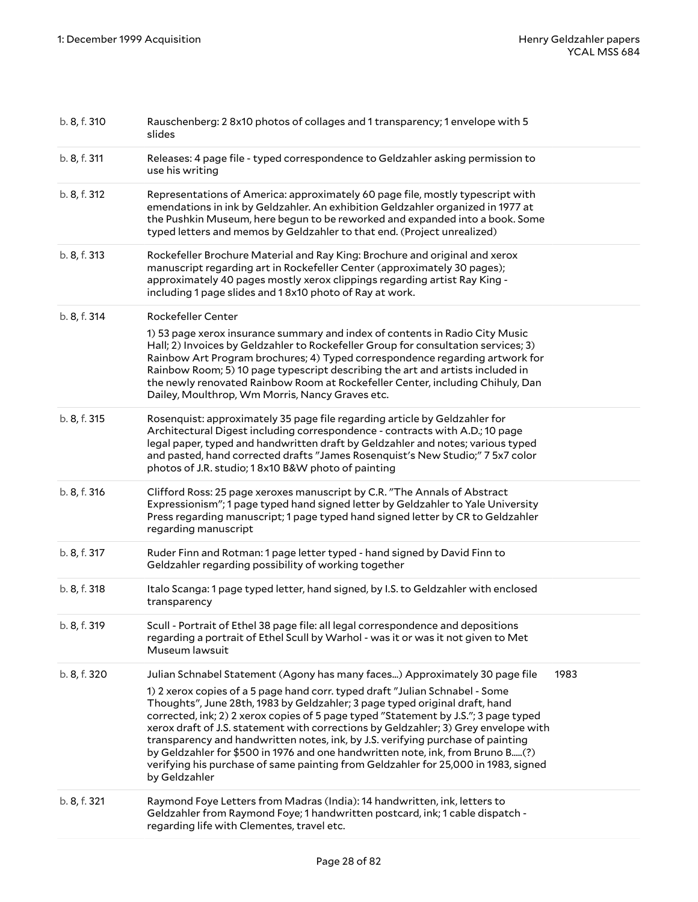| | | |
|---|---|---|
| b. 8, f. 310 | Rauschenberg: 2 8x10 photos of collages and 1 transparency; 1 envelope with 5 slides | |
| b. 8, f. 311 | Releases: 4 page file - typed correspondence to Geldzahler asking permission to use his writing | |
| b. 8, f. 312 | Representations of America: approximately 60 page file, mostly typescript with emendations in ink by Geldzahler. An exhibition Geldzahler organized in 1977 at the Pushkin Museum, here begun to be reworked and expanded into a book. Some typed letters and memos by Geldzahler to that end. (Project unrealized) | |
| b. 8, f. 313 | Rockefeller Brochure Material and Ray King: Brochure and original and xerox manuscript regarding art in Rockefeller Center (approximately 30 pages); approximately 40 pages mostly xerox clippings regarding artist Ray King - including 1 page slides and 1 8x10 photo of Ray at work. | |
| b. 8, f. 314 | Rockefeller Center<br><br>1) 53 page xerox insurance summary and index of contents in Radio City Music Hall; 2) Invoices by Geldzahler to Rockefeller Group for consultation services; 3) Rainbow Art Program brochures; 4) Typed correspondence regarding artwork for Rainbow Room; 5) 10 page typescript describing the art and artists included in the newly renovated Rainbow Room at Rockefeller Center, including Chihuly, Dan Dailey, Moulthrop, Wm Morris, Nancy Graves etc. | |
| b. 8, f. 315 | Rosenquist: approximately 35 page file regarding article by Geldzahler for Architectural Digest including correspondence - contracts with A.D.; 10 page legal paper, typed and handwritten draft by Geldzahler and notes; various typed and pasted, hand corrected drafts "James Rosenquist's New Studio;" 7 5x7 color photos of J.R. studio; 1 8x10 B&W photo of painting | |
| b. 8, f. 316 | Clifford Ross: 25 page xeroxes manuscript by C.R. "The Annals of Abstract Expressionism"; 1 page typed hand signed letter by Geldzahler to Yale University Press regarding manuscript; 1 page typed hand signed letter by CR to Geldzahler regarding manuscript | |
| b. 8, f. 317 | Ruder Finn and Rotman: 1 page letter typed - hand signed by David Finn to Geldzahler regarding possibility of working together | |
| b. 8, f. 318 | Italo Scanga: 1 page typed letter, hand signed, by I.S. to Geldzahler with enclosed transparency | |
| b. 8, f. 319 | Scull - Portrait of Ethel 38 page file: all legal correspondence and depositions regarding a portrait of Ethel Scull by Warhol - was it or was it not given to Met Museum lawsuit | |
| b. 8, f. 320 | Julian Schnabel Statement (Agony has many faces...) Approximately 30 page file<br><br>1) 2 xerox copies of a 5 page hand corr. typed draft "Julian Schnabel - Some Thoughts", June 28th, 1983 by Geldzahler; 3 page typed original draft, hand corrected, ink; 2) 2 xerox copies of 5 page typed "Statement by J.S."; 3 page typed xerox draft of J.S. statement with corrections by Geldzahler; 3) Grey envelope with transparency and handwritten notes, ink, by J.S. verifying purchase of painting by Geldzahler for $500 in 1976 and one handwritten note, ink, from Bruno B.....(?) verifying his purchase of same painting from Geldzahler for 25,000 in 1983, signed by Geldzahler | 1983 |
| b. 8, f. 321 | Raymond Foye Letters from Madras (India): 14 handwritten, ink, letters to Geldzahler from Raymond Foye; 1 handwritten postcard, ink; 1 cable dispatch - regarding life with Clementes, travel etc. | |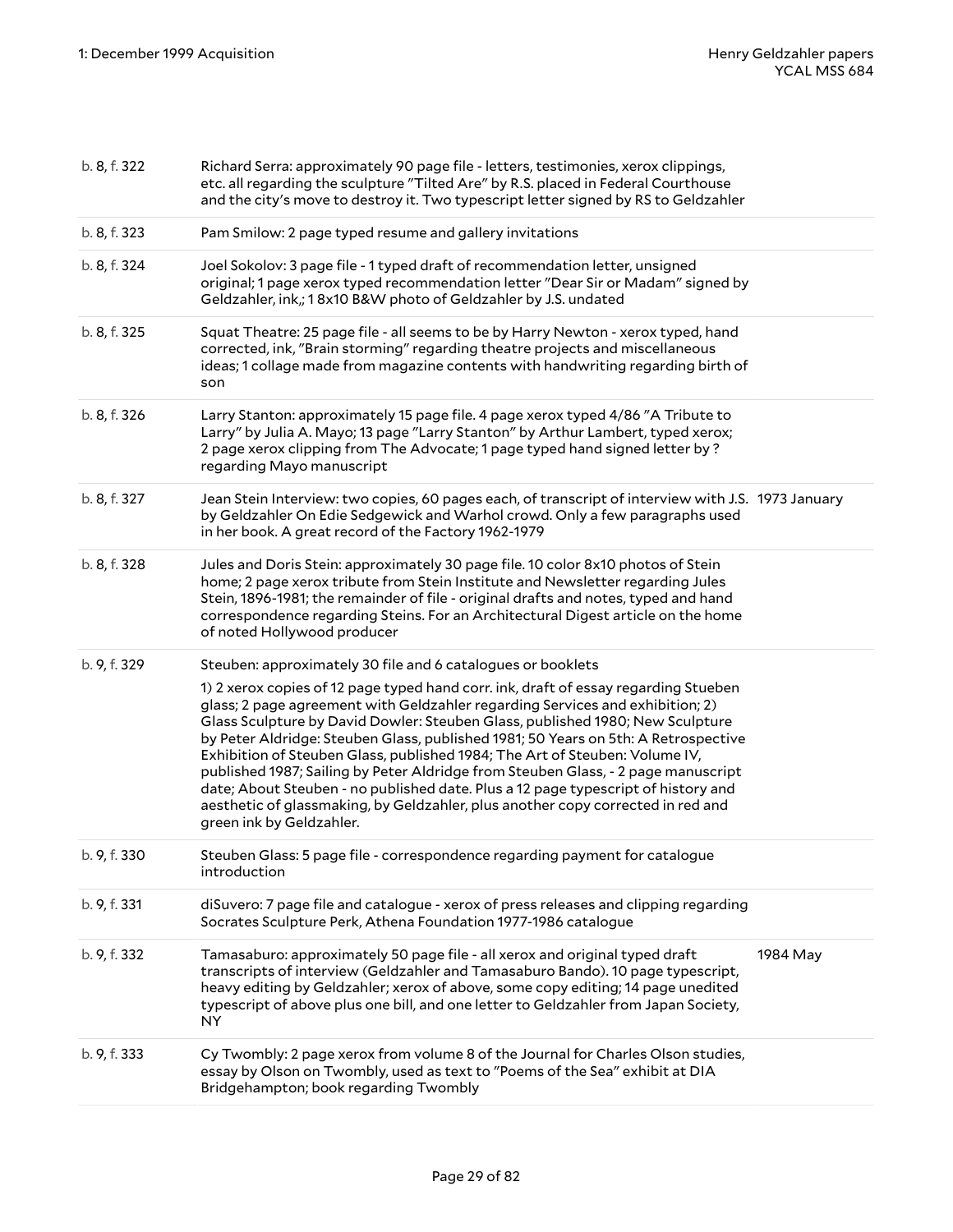| | | |
|---|---|---|
| b. 8, f. 322 | Richard Serra: approximately 90 page file - letters, testimonies, xerox clippings, etc. all regarding the sculpture "Tilted Are" by R.S. placed in Federal Courthouse and the city's move to destroy it. Two typescript letter signed by RS to Geldzahler | |
| b. 8, f. 323 | Pam Smilow: 2 page typed resume and gallery invitations | |
| b. 8, f. 324 | Joel Sokolov: 3 page file - 1 typed draft of recommendation letter, unsigned original; 1 page xerox typed recommendation letter "Dear Sir or Madam" signed by Geldzahler, ink,; 1 8x10 B&W photo of Geldzahler by J.S. undated | |
| b. 8, f. 325 | Squat Theatre: 25 page file - all seems to be by Harry Newton - xerox typed, hand corrected, ink, "Brain storming" regarding theatre projects and miscellaneous ideas; 1 collage made from magazine contents with handwriting regarding birth of son | |
| b. 8, f. 326 | Larry Stanton: approximately 15 page file. 4 page xerox typed 4/86 "A Tribute to Larry" by Julia A. Mayo; 13 page "Larry Stanton" by Arthur Lambert, typed xerox; 2 page xerox clipping from The Advocate; 1 page typed hand signed letter by ? regarding Mayo manuscript | |
| b. 8, f. 327 | Jean Stein Interview: two copies, 60 pages each, of transcript of interview with J.S. by Geldzahler On Edie Sedgewick and Warhol crowd. Only a few paragraphs used in her book. A great record of the Factory 1962-1979 | 1973 January |
| b. 8, f. 328 | Jules and Doris Stein: approximately 30 page file. 10 color 8x10 photos of Stein home; 2 page xerox tribute from Stein Institute and Newsletter regarding Jules Stein, 1896-1981; the remainder of file - original drafts and notes, typed and hand correspondence regarding Steins. For an Architectural Digest article on the home of noted Hollywood producer | |
| b. 9, f. 329 | Steuben: approximately 30 file and 6 catalogues or booklets<br><br>1) 2 xerox copies of 12 page typed hand corr. ink, draft of essay regarding Stueben glass; 2 page agreement with Geldzahler regarding Services and exhibition; 2) Glass Sculpture by David Dowler: Steuben Glass, published 1980; New Sculpture by Peter Aldridge: Steuben Glass, published 1981; 50 Years on 5th: A Retrospective Exhibition of Steuben Glass, published 1984; The Art of Steuben: Volume IV, published 1987; Sailing by Peter Aldridge from Steuben Glass, - 2 page manuscript date; About Steuben - no published date. Plus a 12 page typescript of history and aesthetic of glassmaking, by Geldzahler, plus another copy corrected in red and green ink by Geldzahler. | |
| b. 9, f. 330 | Steuben Glass: 5 page file - correspondence regarding payment for catalogue introduction | |
| b. 9, f. 331 | diSuvero: 7 page file and catalogue - xerox of press releases and clipping regarding Socrates Sculpture Perk, Athena Foundation 1977-1986 catalogue | |
| b. 9, f. 332 | Tamasaburo: approximately 50 page file - all xerox and original typed draft transcripts of interview (Geldzahler and Tamasaburo Bando). 10 page typescript, heavy editing by Geldzahler; xerox of above, some copy editing; 14 page unedited typescript of above plus one bill, and one letter to Geldzahler from Japan Society, NY | 1984 May |
| b. 9, f. 333 | Cy Twombly: 2 page xerox from volume 8 of the Journal for Charles Olson studies, essay by Olson on Twombly, used as text to "Poems of the Sea" exhibit at DIA Bridgehampton; book regarding Twombly | |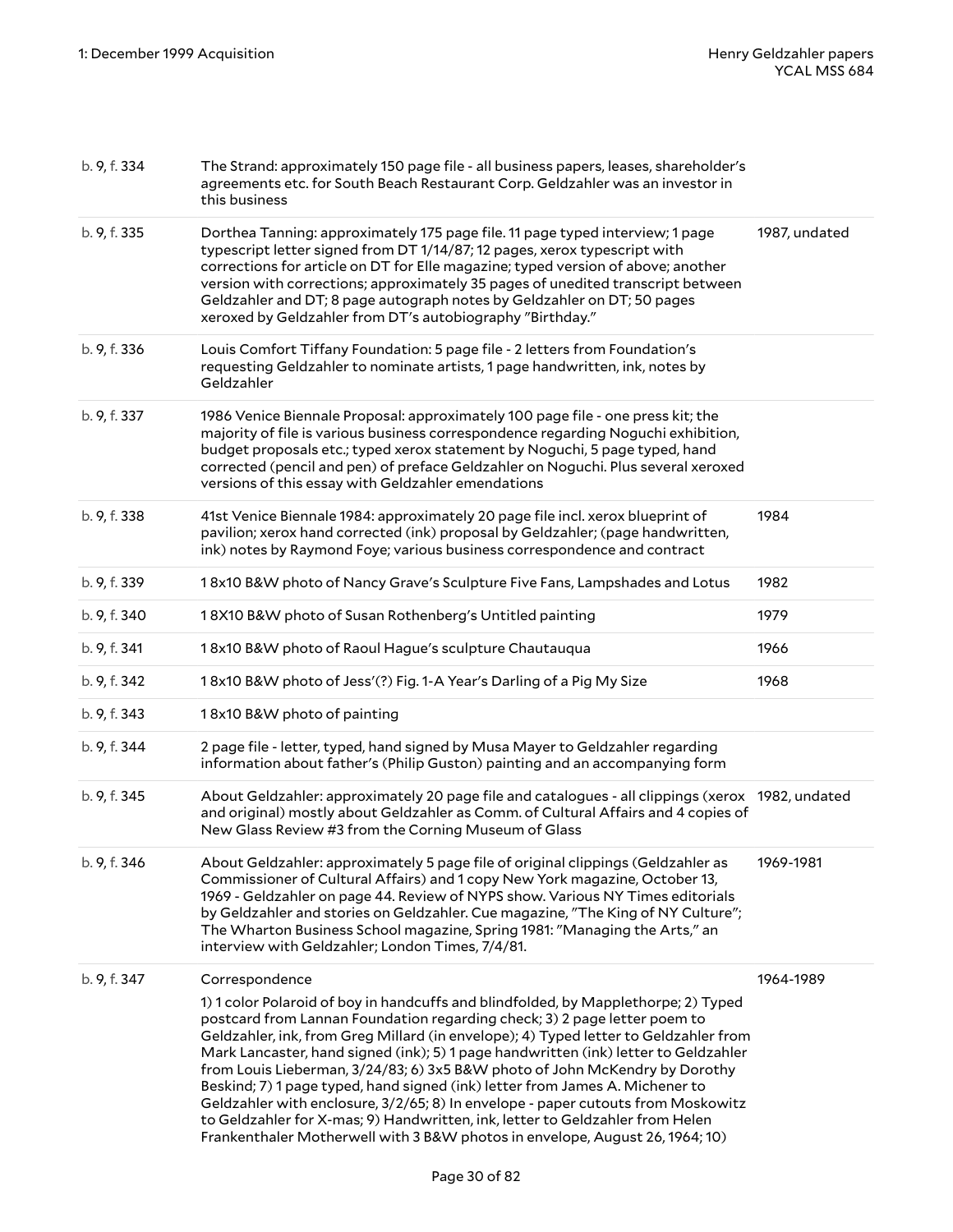| | | |
|---|---|---|
| b. 9, f. 334 | The Strand: approximately 150 page file - all business papers, leases, shareholder's agreements etc. for South Beach Restaurant Corp. Geldzahler was an investor in this business | |
| b. 9, f. 335 | Dorthea Tanning: approximately 175 page file. 11 page typed interview; 1 page typescript letter signed from DT 1/14/87; 12 pages, xerox typescript with corrections for article on DT for Elle magazine; typed version of above; another version with corrections; approximately 35 pages of unedited transcript between Geldzahler and DT; 8 page autograph notes by Geldzahler on DT; 50 pages xeroxed by Geldzahler from DT's autobiography "Birthday." | 1987, undated |
| b. 9, f. 336 | Louis Comfort Tiffany Foundation: 5 page file - 2 letters from Foundation's requesting Geldzahler to nominate artists, 1 page handwritten, ink, notes by Geldzahler | |
| b. 9, f. 337 | 1986 Venice Biennale Proposal: approximately 100 page file - one press kit; the majority of file is various business correspondence regarding Noguchi exhibition, budget proposals etc.; typed xerox statement by Noguchi, 5 page typed, hand corrected (pencil and pen) of preface Geldzahler on Noguchi. Plus several xeroxed versions of this essay with Geldzahler emendations | |
| b. 9, f. 338 | 41st Venice Biennale 1984: approximately 20 page file incl. xerox blueprint of pavilion; xerox hand corrected (ink) proposal by Geldzahler; (page handwritten, ink) notes by Raymond Foye; various business correspondence and contract | 1984 |
| b. 9, f. 339 | 1 8x10 B&W photo of Nancy Grave's Sculpture Five Fans, Lampshades and Lotus | 1982 |
| b. 9, f. 340 | 1 8X10 B&W photo of Susan Rothenberg's Untitled painting | 1979 |
| b. 9, f. 341 | 1 8x10 B&W photo of Raoul Hague's sculpture Chautauqua | 1966 |
| b. 9, f. 342 | 1 8x10 B&W photo of Jess'(?) Fig. 1-A Year's Darling of a Pig My Size | 1968 |
| b. 9, f. 343 | 1 8x10 B&W photo of painting | |
| b. 9, f. 344 | 2 page file - letter, typed, hand signed by Musa Mayer to Geldzahler regarding information about father's (Philip Guston) painting and an accompanying form | |
| b. 9, f. 345 | About Geldzahler: approximately 20 page file and catalogues - all clippings (xerox and original) mostly about Geldzahler as Comm. of Cultural Affairs and 4 copies of New Glass Review #3 from the Corning Museum of Glass | 1982, undated |
| b. 9, f. 346 | About Geldzahler: approximately 5 page file of original clippings (Geldzahler as Commissioner of Cultural Affairs) and 1 copy New York magazine, October 13, 1969 - Geldzahler on page 44. Review of NYPS show. Various NY Times editorials by Geldzahler and stories on Geldzahler. Cue magazine, "The King of NY Culture"; The Wharton Business School magazine, Spring 1981: "Managing the Arts," an interview with Geldzahler; London Times, 7/4/81. | 1969-1981 |
| b. 9, f. 347 | Correspondence<br><br>1) 1 color Polaroid of boy in handcuffs and blindfolded, by Mapplethorpe; 2) Typed postcard from Lannan Foundation regarding check; 3) 2 page letter poem to Geldzahler, ink, from Greg Millard (in envelope); 4) Typed letter to Geldzahler from Mark Lancaster, hand signed (ink); 5) 1 page handwritten (ink) letter to Geldzahler from Louis Lieberman, 3/24/83; 6) 3x5 B&W photo of John McKendry by Dorothy Beskind; 7) 1 page typed, hand signed (ink) letter from James A. Michener to Geldzahler with enclosure, 3/2/65; 8) In envelope - paper cutouts from Moskowitz to Geldzahler for X-mas; 9) Handwritten, ink, letter to Geldzahler from Helen Frankenthaler Motherwell with 3 B&W photos in envelope, August 26, 1964; 10) | 1964-1989 |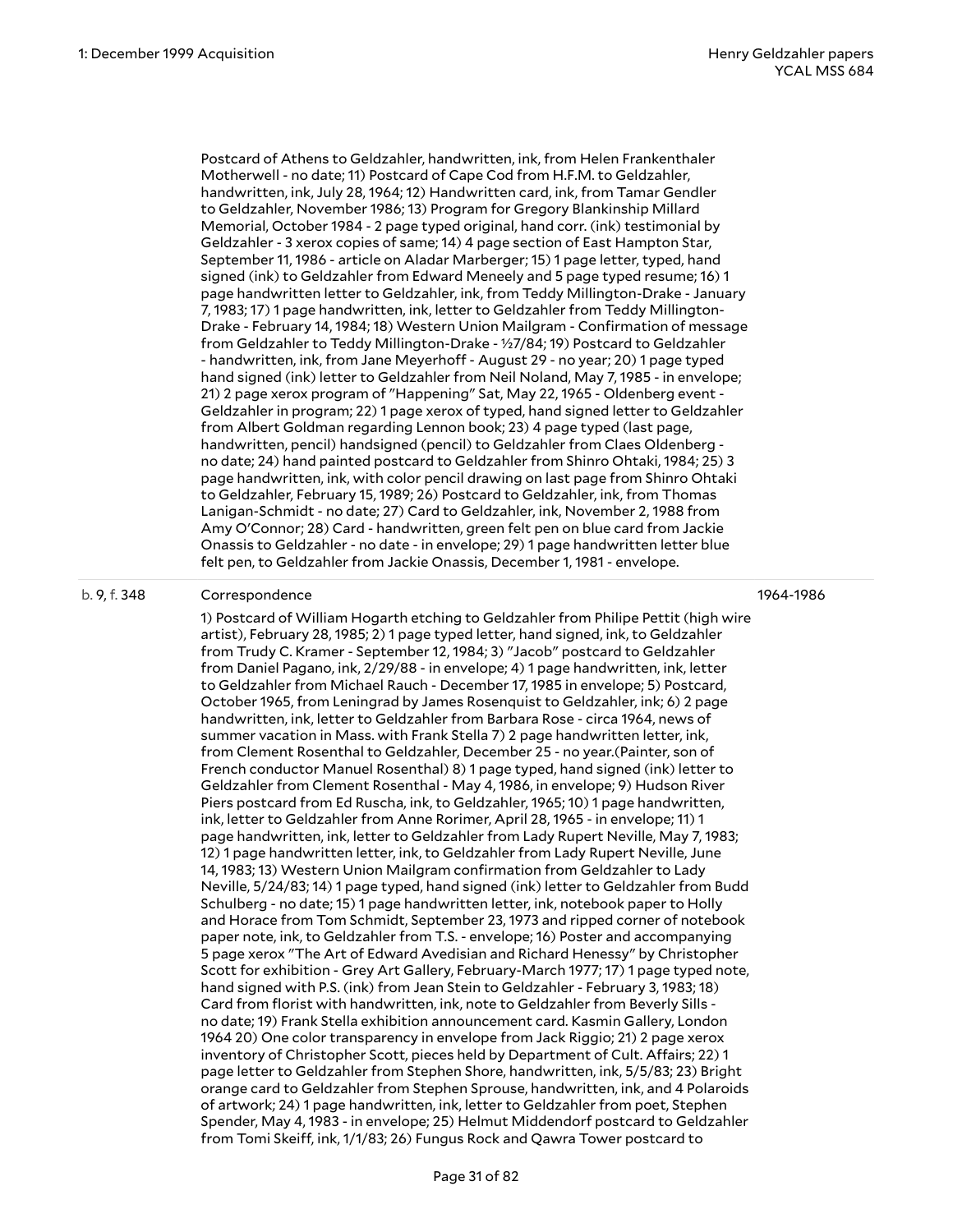Postcard of Athens to Geldzahler, handwritten, ink, from Helen Frankenthaler Motherwell - no date; 11) Postcard of Cape Cod from H.F.M. to Geldzahler, handwritten, ink, July 28, 1964; 12) Handwritten card, ink, from Tamar Gendler to Geldzahler, November 1986; 13) Program for Gregory Blankinship Millard Memorial, October 1984 - 2 page typed original, hand corr. (ink) testimonial by Geldzahler - 3 xerox copies of same; 14) 4 page section of East Hampton Star, September 11, 1986 - article on Aladar Marberger; 15) 1 page letter, typed, hand signed (ink) to Geldzahler from Edward Meneely and 5 page typed resume; 16) 1 page handwritten letter to Geldzahler, ink, from Teddy Millington-Drake - January 7, 1983; 17) 1 page handwritten, ink, letter to Geldzahler from Teddy Millington-Drake - February 14, 1984; 18) Western Union Mailgram - Confirmation of message from Geldzahler to Teddy Millington-Drake - ½7/84; 19) Postcard to Geldzahler - handwritten, ink, from Jane Meyerhoff - August 29 - no year; 20) 1 page typed hand signed (ink) letter to Geldzahler from Neil Noland, May 7, 1985 - in envelope; 21) 2 page xerox program of "Happening" Sat, May 22, 1965 - Oldenberg event - Geldzahler in program; 22) 1 page xerox of typed, hand signed letter to Geldzahler from Albert Goldman regarding Lennon book; 23) 4 page typed (last page, handwritten, pencil) handsigned (pencil) to Geldzahler from Claes Oldenberg - no date; 24) hand painted postcard to Geldzahler from Shinro Ohtaki, 1984; 25) 3 page handwritten, ink, with color pencil drawing on last page from Shinro Ohtaki to Geldzahler, February 15, 1989; 26) Postcard to Geldzahler, ink, from Thomas Lanigan-Schmidt - no date; 27) Card to Geldzahler, ink, November 2, 1988 from Amy O'Connor; 28) Card - handwritten, green felt pen on blue card from Jackie Onassis to Geldzahler - no date - in envelope; 29) 1 page handwritten letter blue felt pen, to Geldzahler from Jackie Onassis, December 1, 1981 - envelope.

b. 9, f. 348 — Correspondence — 1964-1986

1) Postcard of William Hogarth etching to Geldzahler from Philipe Pettit (high wire artist), February 28, 1985; 2) 1 page typed letter, hand signed, ink, to Geldzahler from Trudy C. Kramer - September 12, 1984; 3) "Jacob" postcard to Geldzahler from Daniel Pagano, ink, 2/29/88 - in envelope; 4) 1 page handwritten, ink, letter to Geldzahler from Michael Rauch - December 17, 1985 in envelope; 5) Postcard, October 1965, from Leningrad by James Rosenquist to Geldzahler, ink; 6) 2 page handwritten, ink, letter to Geldzahler from Barbara Rose - circa 1964, news of summer vacation in Mass. with Frank Stella 7) 2 page handwritten letter, ink, from Clement Rosenthal to Geldzahler, December 25 - no year.(Painter, son of French conductor Manuel Rosenthal) 8) 1 page typed, hand signed (ink) letter to Geldzahler from Clement Rosenthal - May 4, 1986, in envelope; 9) Hudson River Piers postcard from Ed Ruscha, ink, to Geldzahler, 1965; 10) 1 page handwritten, ink, letter to Geldzahler from Anne Rorimer, April 28, 1965 - in envelope; 11) 1 page handwritten, ink, letter to Geldzahler from Lady Rupert Neville, May 7, 1983; 12) 1 page handwritten letter, ink, to Geldzahler from Lady Rupert Neville, June 14, 1983; 13) Western Union Mailgram confirmation from Geldzahler to Lady Neville, 5/24/83; 14) 1 page typed, hand signed (ink) letter to Geldzahler from Budd Schulberg - no date; 15) 1 page handwritten letter, ink, notebook paper to Holly and Horace from Tom Schmidt, September 23, 1973 and ripped corner of notebook paper note, ink, to Geldzahler from T.S. - envelope; 16) Poster and accompanying 5 page xerox "The Art of Edward Avedisian and Richard Henessy" by Christopher Scott for exhibition - Grey Art Gallery, February-March 1977; 17) 1 page typed note, hand signed with P.S. (ink) from Jean Stein to Geldzahler - February 3, 1983; 18) Card from florist with handwritten, ink, note to Geldzahler from Beverly Sills - no date; 19) Frank Stella exhibition announcement card. Kasmin Gallery, London 1964 20) One color transparency in envelope from Jack Riggio; 21) 2 page xerox inventory of Christopher Scott, pieces held by Department of Cult. Affairs; 22) 1 page letter to Geldzahler from Stephen Shore, handwritten, ink, 5/5/83; 23) Bright orange card to Geldzahler from Stephen Sprouse, handwritten, ink, and 4 Polaroids of artwork; 24) 1 page handwritten, ink, letter to Geldzahler from poet, Stephen Spender, May 4, 1983 - in envelope; 25) Helmut Middendorf postcard to Geldzahler from Tomi Skeiff, ink, 1/1/83; 26) Fungus Rock and Qawra Tower postcard to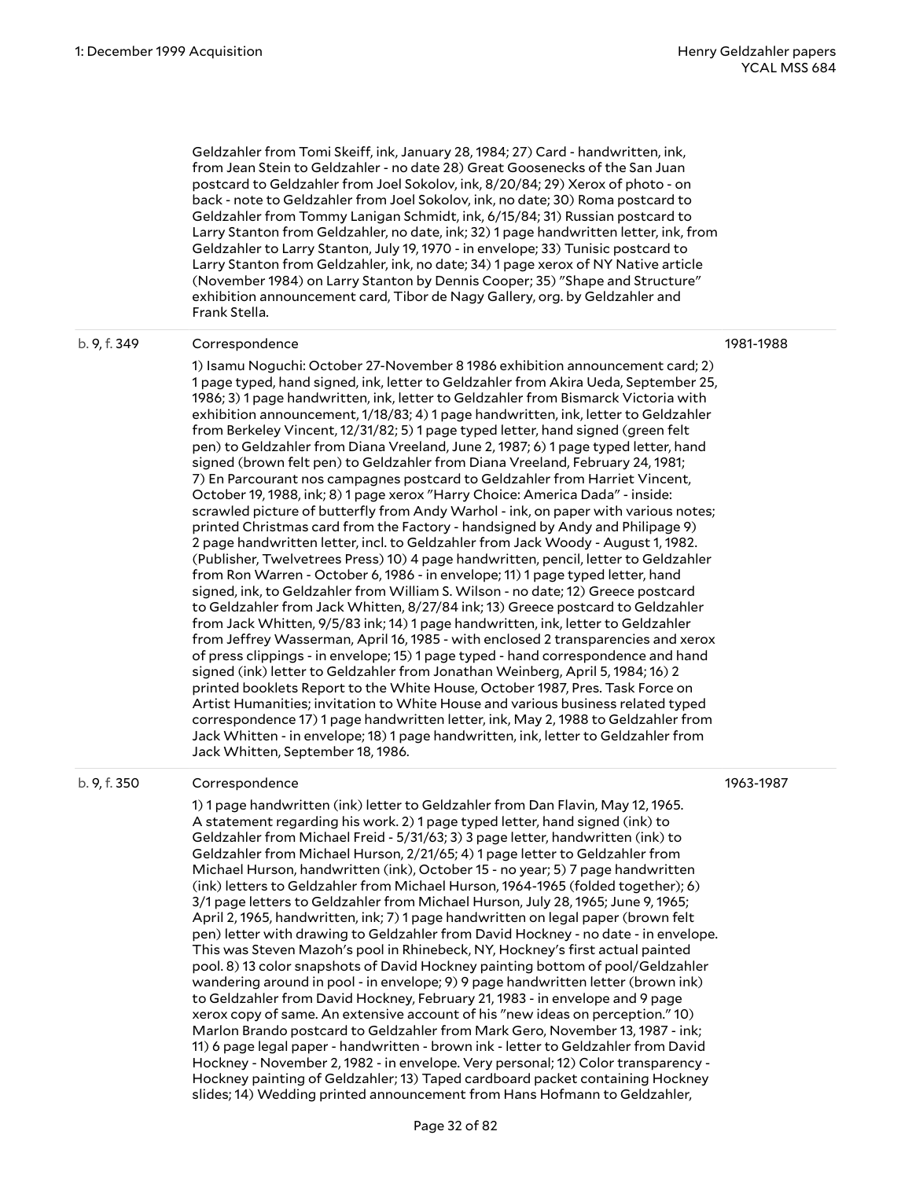Geldzahler from Tomi Skeiff, ink, January 28, 1984; 27) Card - handwritten, ink, from Jean Stein to Geldzahler - no date 28) Great Goosenecks of the San Juan postcard to Geldzahler from Joel Sokolov, ink, 8/20/84; 29) Xerox of photo - on back - note to Geldzahler from Joel Sokolov, ink, no date; 30) Roma postcard to Geldzahler from Tommy Lanigan Schmidt, ink, 6/15/84; 31) Russian postcard to Larry Stanton from Geldzahler, no date, ink; 32) 1 page handwritten letter, ink, from Geldzahler to Larry Stanton, July 19, 1970 - in envelope; 33) Tunisic postcard to Larry Stanton from Geldzahler, ink, no date; 34) 1 page xerox of NY Native article (November 1984) on Larry Stanton by Dennis Cooper; 35) "Shape and Structure" exhibition announcement card, Tibor de Nagy Gallery, org. by Geldzahler and Frank Stella.

| | | |
|---|---|---|
| b. 9, f. 349 | **Correspondence**<br>1) Isamu Noguchi: October 27-November 8 1986 exhibition announcement card; 2) 1 page typed, hand signed, ink, letter to Geldzahler from Akira Ueda, September 25, 1986; 3) 1 page handwritten, ink, letter to Geldzahler from Bismarck Victoria with exhibition announcement, 1/18/83; 4) 1 page handwritten, ink, letter to Geldzahler from Berkeley Vincent, 12/31/82; 5) 1 page typed letter, hand signed (green felt pen) to Geldzahler from Diana Vreeland, June 2, 1987; 6) 1 page typed letter, hand signed (brown felt pen) to Geldzahler from Diana Vreeland, February 24, 1981; 7) En Parcourant nos campagnes postcard to Geldzahler from Harriet Vincent, October 19, 1988, ink; 8) 1 page xerox "Harry Choice: America Dada" - inside: scrawled picture of butterfly from Andy Warhol - ink, on paper with various notes; printed Christmas card from the Factory - handsigned by Andy and Philipage 9) 2 page handwritten letter, incl. to Geldzahler from Jack Woody - August 1, 1982. (Publisher, Twelvetrees Press) 10) 4 page handwritten, pencil, letter to Geldzahler from Ron Warren - October 6, 1986 - in envelope; 11) 1 page typed letter, hand signed, ink, to Geldzahler from William S. Wilson - no date; 12) Greece postcard to Geldzahler from Jack Whitten, 8/27/84 ink; 13) Greece postcard to Geldzahler from Jack Whitten, 9/5/83 ink; 14) 1 page handwritten, ink, letter to Geldzahler from Jeffrey Wasserman, April 16, 1985 - with enclosed 2 transparencies and xerox of press clippings - in envelope; 15) 1 page typed - hand correspondence and hand signed (ink) letter to Geldzahler from Jonathan Weinberg, April 5, 1984; 16) 2 printed booklets Report to the White House, October 1987, Pres. Task Force on Artist Humanities; invitation to White House and various business related typed correspondence 17) 1 page handwritten letter, ink, May 2, 1988 to Geldzahler from Jack Whitten - in envelope; 18) 1 page handwritten, ink, letter to Geldzahler from Jack Whitten, September 18, 1986. | 1981-1988 |
| b. 9, f. 350 | **Correspondence**<br>1) 1 page handwritten (ink) letter to Geldzahler from Dan Flavin, May 12, 1965. A statement regarding his work. 2) 1 page typed letter, hand signed (ink) to Geldzahler from Michael Freid - 5/31/63; 3) 3 page letter, handwritten (ink) to Geldzahler from Michael Hurson, 2/21/65; 4) 1 page letter to Geldzahler from Michael Hurson, handwritten (ink), October 15 - no year; 5) 7 page handwritten (ink) letters to Geldzahler from Michael Hurson, 1964-1965 (folded together); 6) 3/1 page letters to Geldzahler from Michael Hurson, July 28, 1965; June 9, 1965; April 2, 1965, handwritten, ink; 7) 1 page handwritten on legal paper (brown felt pen) letter with drawing to Geldzahler from David Hockney - no date - in envelope. This was Steven Mazoh's pool in Rhinebeck, NY, Hockney's first actual painted pool. 8) 13 color snapshots of David Hockney painting bottom of pool/Geldzahler wandering around in pool - in envelope; 9) 9 page handwritten letter (brown ink) to Geldzahler from David Hockney, February 21, 1983 - in envelope and 9 page xerox copy of same. An extensive account of his "new ideas on perception." 10) Marlon Brando postcard to Geldzahler from Mark Gero, November 13, 1987 - ink; 11) 6 page legal paper - handwritten - brown ink - letter to Geldzahler from David Hockney - November 2, 1982 - in envelope. Very personal; 12) Color transparency - Hockney painting of Geldzahler; 13) Taped cardboard packet containing Hockney slides; 14) Wedding printed announcement from Hans Hofmann to Geldzahler, | 1963-1987 |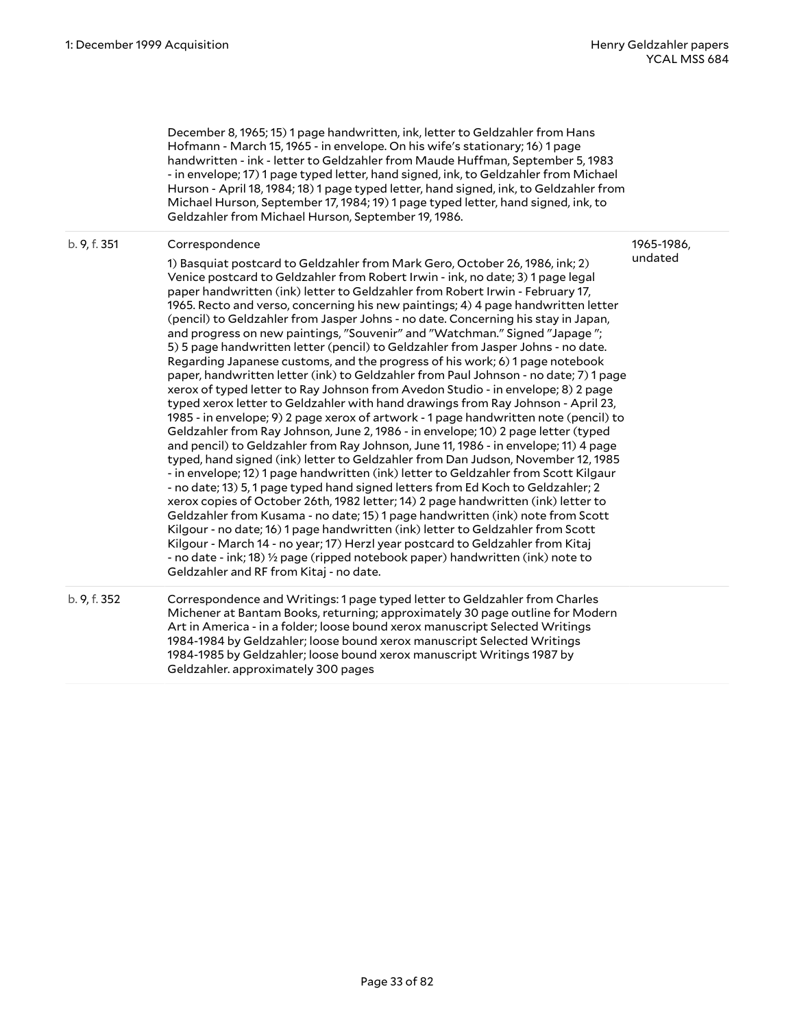| | | |
|---|---|---|
| | December 8, 1965; 15) 1 page handwritten, ink, letter to Geldzahler from Hans Hofmann - March 15, 1965 - in envelope. On his wife's stationary; 16) 1 page handwritten - ink - letter to Geldzahler from Maude Huffman, September 5, 1983 - in envelope; 17) 1 page typed letter, hand signed, ink, to Geldzahler from Michael Hurson - April 18, 1984; 18) 1 page typed letter, hand signed, ink, to Geldzahler from Michael Hurson, September 17, 1984; 19) 1 page typed letter, hand signed, ink, to Geldzahler from Michael Hurson, September 19, 1986. | |
| b. 9, f. 351 | Correspondence<br><br>1) Basquiat postcard to Geldzahler from Mark Gero, October 26, 1986, ink; 2) Venice postcard to Geldzahler from Robert Irwin - ink, no date; 3) 1 page legal paper handwritten (ink) letter to Geldzahler from Robert Irwin - February 17, 1965. Recto and verso, concerning his new paintings; 4) 4 page handwritten letter (pencil) to Geldzahler from Jasper Johns - no date. Concerning his stay in Japan, and progress on new paintings, "Souvenir" and "Watchman." Signed "Japage "; 5) 5 page handwritten letter (pencil) to Geldzahler from Jasper Johns - no date. Regarding Japanese customs, and the progress of his work; 6) 1 page notebook paper, handwritten letter (ink) to Geldzahler from Paul Johnson - no date; 7) 1 page xerox of typed letter to Ray Johnson from Avedon Studio - in envelope; 8) 2 page typed xerox letter to Geldzahler with hand drawings from Ray Johnson - April 23, 1985 - in envelope; 9) 2 page xerox of artwork - 1 page handwritten note (pencil) to Geldzahler from Ray Johnson, June 2, 1986 - in envelope; 10) 2 page letter (typed and pencil) to Geldzahler from Ray Johnson, June 11, 1986 - in envelope; 11) 4 page typed, hand signed (ink) letter to Geldzahler from Dan Judson, November 12, 1985 - in envelope; 12) 1 page handwritten (ink) letter to Geldzahler from Scott Kilgaur - no date; 13) 5, 1 page typed hand signed letters from Ed Koch to Geldzahler; 2 xerox copies of October 26th, 1982 letter; 14) 2 page handwritten (ink) letter to Geldzahler from Kusama - no date; 15) 1 page handwritten (ink) note from Scott Kilgour - no date; 16) 1 page handwritten (ink) letter to Geldzahler from Scott Kilgour - March 14 - no year; 17) Herzl year postcard to Geldzahler from Kitaj - no date - ink; 18) ½ page (ripped notebook paper) handwritten (ink) note to Geldzahler and RF from Kitaj - no date. | 1965-1986, undated |
| b. 9, f. 352 | Correspondence and Writings: 1 page typed letter to Geldzahler from Charles Michener at Bantam Books, returning; approximately 30 page outline for Modern Art in America - in a folder; loose bound xerox manuscript Selected Writings 1984-1984 by Geldzahler; loose bound xerox manuscript Selected Writings 1984-1985 by Geldzahler; loose bound xerox manuscript Writings 1987 by Geldzahler. approximately 300 pages | |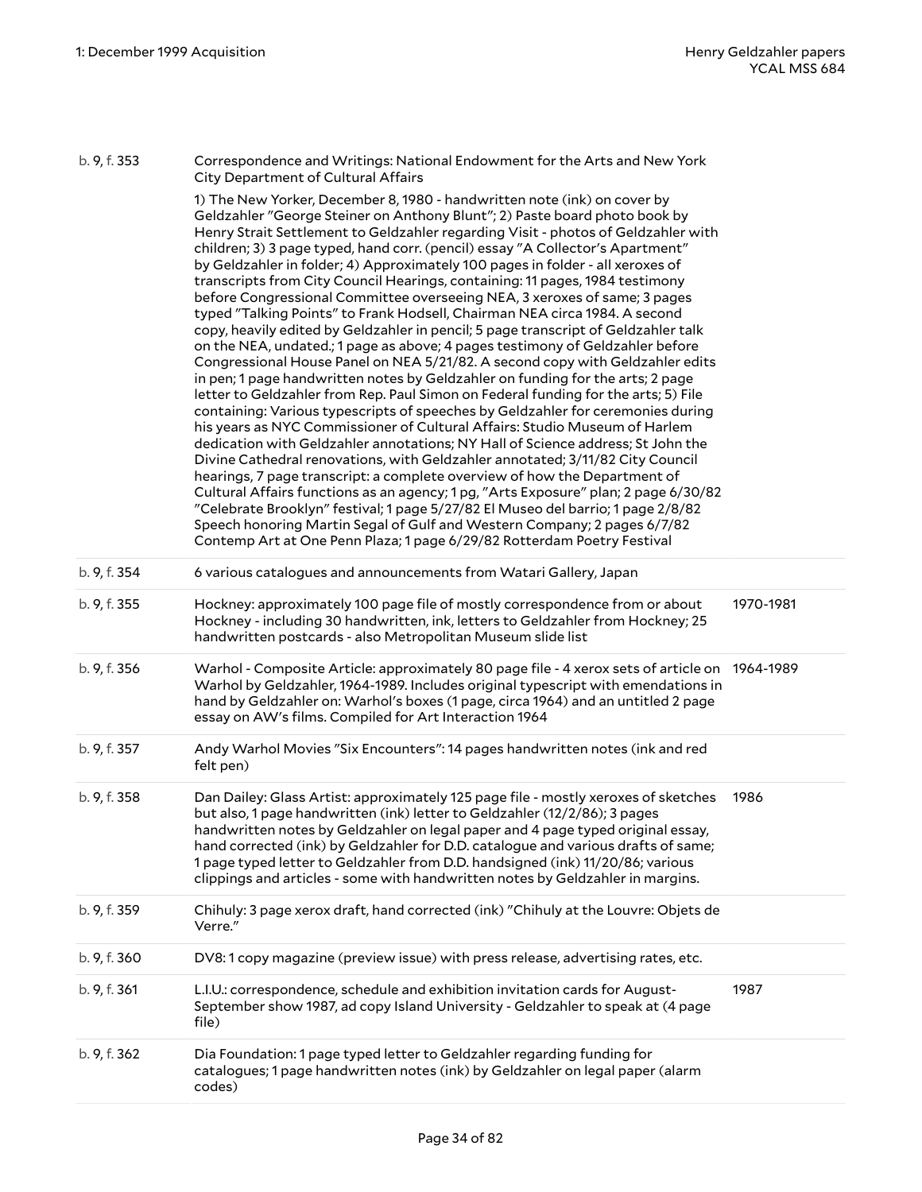| | | |
|---|---|---|
| b. 9, f. 353 | Correspondence and Writings: National Endowment for the Arts and New York City Department of Cultural Affairs<br><br>1) The New Yorker, December 8, 1980 - handwritten note (ink) on cover by Geldzahler "George Steiner on Anthony Blunt"; 2) Paste board photo book by Henry Strait Settlement to Geldzahler regarding Visit - photos of Geldzahler with children; 3) 3 page typed, hand corr. (pencil) essay "A Collector's Apartment" by Geldzahler in folder; 4) Approximately 100 pages in folder - all xeroxes of transcripts from City Council Hearings, containing: 11 pages, 1984 testimony before Congressional Committee overseeing NEA, 3 xeroxes of same; 3 pages typed "Talking Points" to Frank Hodsell, Chairman NEA circa 1984. A second copy, heavily edited by Geldzahler in pencil; 5 page transcript of Geldzahler talk on the NEA, undated.; 1 page as above; 4 pages testimony of Geldzahler before Congressional House Panel on NEA 5/21/82. A second copy with Geldzahler edits in pen; 1 page handwritten notes by Geldzahler on funding for the arts; 2 page letter to Geldzahler from Rep. Paul Simon on Federal funding for the arts; 5) File containing: Various typescripts of speeches by Geldzahler for ceremonies during his years as NYC Commissioner of Cultural Affairs: Studio Museum of Harlem dedication with Geldzahler annotations; NY Hall of Science address; St John the Divine Cathedral renovations, with Geldzahler annotated; 3/11/82 City Council hearings, 7 page transcript: a complete overview of how the Department of Cultural Affairs functions as an agency; 1 pg, "Arts Exposure" plan; 2 page 6/30/82 "Celebrate Brooklyn" festival; 1 page 5/27/82 El Museo del barrio; 1 page 2/8/82 Speech honoring Martin Segal of Gulf and Western Company; 2 pages 6/7/82 Contemp Art at One Penn Plaza; 1 page 6/29/82 Rotterdam Poetry Festival | |
| b. 9, f. 354 | 6 various catalogues and announcements from Watari Gallery, Japan | |
| b. 9, f. 355 | Hockney: approximately 100 page file of mostly correspondence from or about Hockney - including 30 handwritten, ink, letters to Geldzahler from Hockney; 25 handwritten postcards - also Metropolitan Museum slide list | 1970-1981 |
| b. 9, f. 356 | Warhol - Composite Article: approximately 80 page file - 4 xerox sets of article on Warhol by Geldzahler, 1964-1989. Includes original typescript with emendations in hand by Geldzahler on: Warhol's boxes (1 page, circa 1964) and an untitled 2 page essay on AW's films. Compiled for Art Interaction 1964 | 1964-1989 |
| b. 9, f. 357 | Andy Warhol Movies "Six Encounters": 14 pages handwritten notes (ink and red felt pen) | |
| b. 9, f. 358 | Dan Dailey: Glass Artist: approximately 125 page file - mostly xeroxes of sketches but also, 1 page handwritten (ink) letter to Geldzahler (12/2/86); 3 pages handwritten notes by Geldzahler on legal paper and 4 page typed original essay, hand corrected (ink) by Geldzahler for D.D. catalogue and various drafts of same; 1 page typed letter to Geldzahler from D.D. handsigned (ink) 11/20/86; various clippings and articles - some with handwritten notes by Geldzahler in margins. | 1986 |
| b. 9, f. 359 | Chihuly: 3 page xerox draft, hand corrected (ink) "Chihuly at the Louvre: Objets de Verre." | |
| b. 9, f. 360 | DV8: 1 copy magazine (preview issue) with press release, advertising rates, etc. | |
| b. 9, f. 361 | L.I.U.: correspondence, schedule and exhibition invitation cards for August-September show 1987, ad copy Island University - Geldzahler to speak at (4 page file) | 1987 |
| b. 9, f. 362 | Dia Foundation: 1 page typed letter to Geldzahler regarding funding for catalogues; 1 page handwritten notes (ink) by Geldzahler on legal paper (alarm codes) | |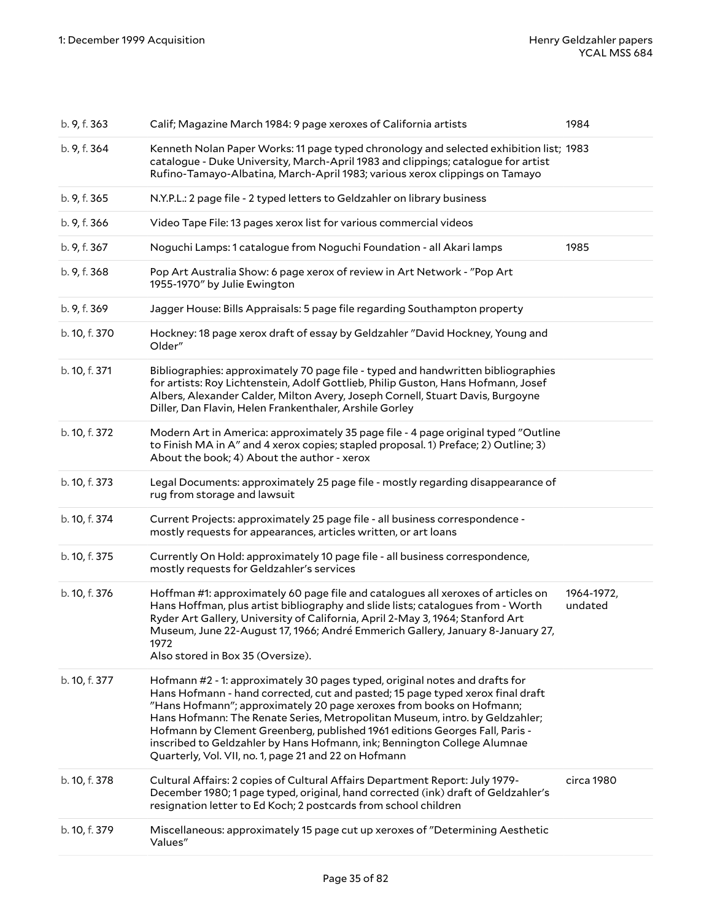| | | |
|---|---|---|
| b. 9, f. 363 | Calif; Magazine March 1984: 9 page xeroxes of California artists | 1984 |
| b. 9, f. 364 | Kenneth Nolan Paper Works: 11 page typed chronology and selected exhibition list; catalogue - Duke University, March-April 1983 and clippings; catalogue for artist Rufino-Tamayo-Albatina, March-April 1983; various xerox clippings on Tamayo | 1983 |
| b. 9, f. 365 | N.Y.P.L.: 2 page file - 2 typed letters to Geldzahler on library business | |
| b. 9, f. 366 | Video Tape File: 13 pages xerox list for various commercial videos | |
| b. 9, f. 367 | Noguchi Lamps: 1 catalogue from Noguchi Foundation - all Akari lamps | 1985 |
| b. 9, f. 368 | Pop Art Australia Show: 6 page xerox of review in Art Network - "Pop Art 1955-1970" by Julie Ewington | |
| b. 9, f. 369 | Jagger House: Bills Appraisals: 5 page file regarding Southampton property | |
| b. 10, f. 370 | Hockney: 18 page xerox draft of essay by Geldzahler "David Hockney, Young and Older" | |
| b. 10, f. 371 | Bibliographies: approximately 70 page file - typed and handwritten bibliographies for artists: Roy Lichtenstein, Adolf Gottlieb, Philip Guston, Hans Hofmann, Josef Albers, Alexander Calder, Milton Avery, Joseph Cornell, Stuart Davis, Burgoyne Diller, Dan Flavin, Helen Frankenthaler, Arshile Gorley | |
| b. 10, f. 372 | Modern Art in America: approximately 35 page file - 4 page original typed "Outline to Finish MA in A" and 4 xerox copies; stapled proposal. 1) Preface; 2) Outline; 3) About the book; 4) About the author - xerox | |
| b. 10, f. 373 | Legal Documents: approximately 25 page file - mostly regarding disappearance of rug from storage and lawsuit | |
| b. 10, f. 374 | Current Projects: approximately 25 page file - all business correspondence - mostly requests for appearances, articles written, or art loans | |
| b. 10, f. 375 | Currently On Hold: approximately 10 page file - all business correspondence, mostly requests for Geldzahler's services | |
| b. 10, f. 376 | Hoffman #1: approximately 60 page file and catalogues all xeroxes of articles on Hans Hoffman, plus artist bibliography and slide lists; catalogues from - Worth Ryder Art Gallery, University of California, April 2-May 3, 1964; Stanford Art Museum, June 22-August 17, 1966; André Emmerich Gallery, January 8-January 27, 1972<br>Also stored in Box 35 (Oversize). | 1964-1972, undated |
| b. 10, f. 377 | Hofmann #2 - 1: approximately 30 pages typed, original notes and drafts for Hans Hofmann - hand corrected, cut and pasted; 15 page typed xerox final draft "Hans Hofmann"; approximately 20 page xeroxes from books on Hofmann; Hans Hofmann: The Renate Series, Metropolitan Museum, intro. by Geldzahler; Hofmann by Clement Greenberg, published 1961 editions Georges Fall, Paris - inscribed to Geldzahler by Hans Hofmann, ink; Bennington College Alumnae Quarterly, Vol. VII, no. 1, page 21 and 22 on Hofmann | |
| b. 10, f. 378 | Cultural Affairs: 2 copies of Cultural Affairs Department Report: July 1979-December 1980; 1 page typed, original, hand corrected (ink) draft of Geldzahler's resignation letter to Ed Koch; 2 postcards from school children | circa 1980 |
| b. 10, f. 379 | Miscellaneous: approximately 15 page cut up xeroxes of "Determining Aesthetic Values" | |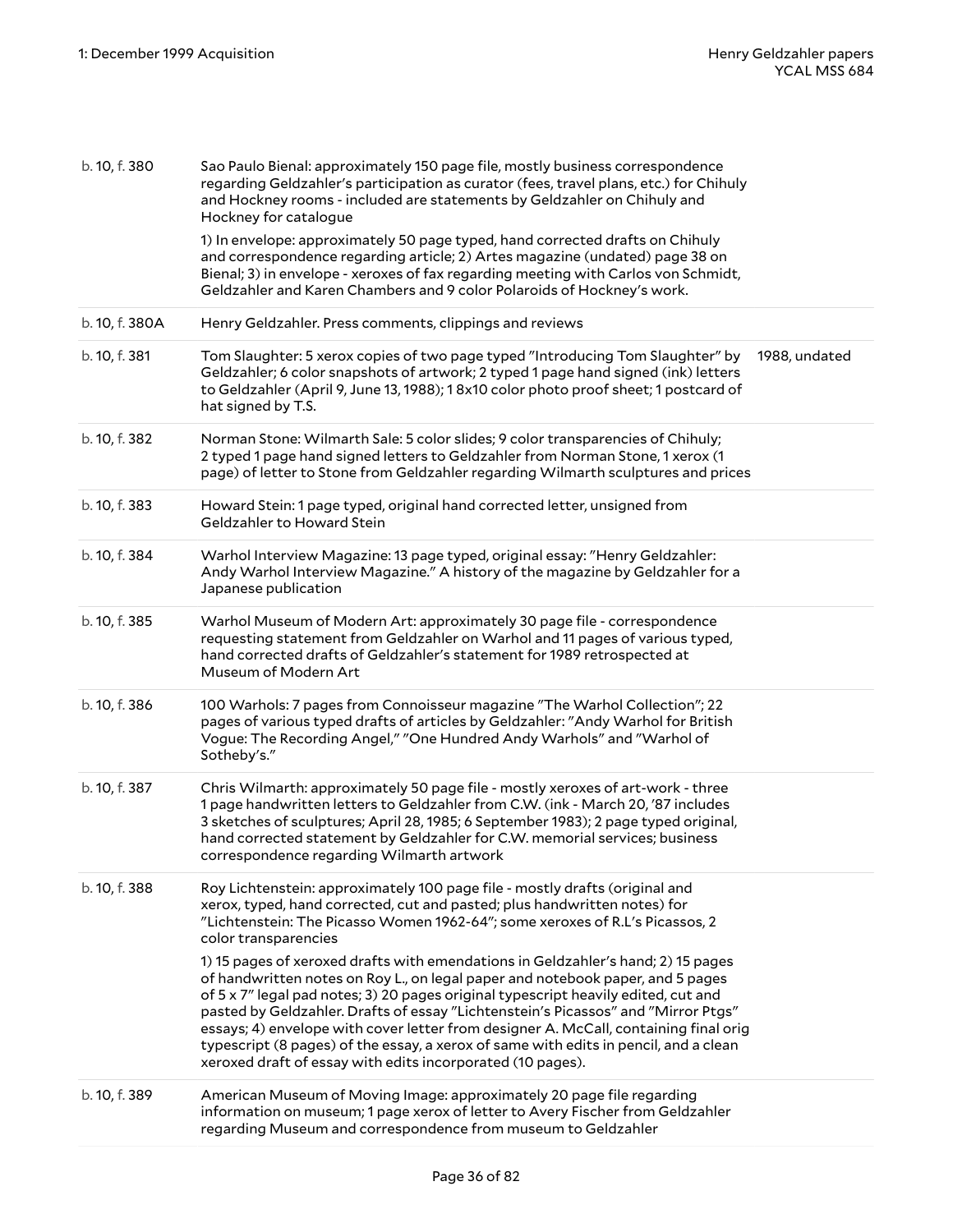| | | |
|---|---|---|
| b. 10, f. 380 | Sao Paulo Bienal: approximately 150 page file, mostly business correspondence regarding Geldzahler's participation as curator (fees, travel plans, etc.) for Chihuly and Hockney rooms - included are statements by Geldzahler on Chihuly and Hockney for catalogue<br><br>1) In envelope: approximately 50 page typed, hand corrected drafts on Chihuly and correspondence regarding article; 2) Artes magazine (undated) page 38 on Bienal; 3) in envelope - xeroxes of fax regarding meeting with Carlos von Schmidt, Geldzahler and Karen Chambers and 9 color Polaroids of Hockney's work. | |
| b. 10, f. 380A | Henry Geldzahler. Press comments, clippings and reviews | |
| b. 10, f. 381 | Tom Slaughter: 5 xerox copies of two page typed "Introducing Tom Slaughter" by Geldzahler; 6 color snapshots of artwork; 2 typed 1 page hand signed (ink) letters to Geldzahler (April 9, June 13, 1988); 1 8x10 color photo proof sheet; 1 postcard of hat signed by T.S. | 1988, undated |
| b. 10, f. 382 | Norman Stone: Wilmarth Sale: 5 color slides; 9 color transparencies of Chihuly; 2 typed 1 page hand signed letters to Geldzahler from Norman Stone, 1 xerox (1 page) of letter to Stone from Geldzahler regarding Wilmarth sculptures and prices | |
| b. 10, f. 383 | Howard Stein: 1 page typed, original hand corrected letter, unsigned from Geldzahler to Howard Stein | |
| b. 10, f. 384 | Warhol Interview Magazine: 13 page typed, original essay: "Henry Geldzahler: Andy Warhol Interview Magazine." A history of the magazine by Geldzahler for a Japanese publication | |
| b. 10, f. 385 | Warhol Museum of Modern Art: approximately 30 page file - correspondence requesting statement from Geldzahler on Warhol and 11 pages of various typed, hand corrected drafts of Geldzahler's statement for 1989 retrospected at Museum of Modern Art | |
| b. 10, f. 386 | 100 Warhols: 7 pages from Connoisseur magazine "The Warhol Collection"; 22 pages of various typed drafts of articles by Geldzahler: "Andy Warhol for British Vogue: The Recording Angel," "One Hundred Andy Warhols" and "Warhol of Sotheby's." | |
| b. 10, f. 387 | Chris Wilmarth: approximately 50 page file - mostly xeroxes of art-work - three 1 page handwritten letters to Geldzahler from C.W. (ink - March 20, '87 includes 3 sketches of sculptures; April 28, 1985; 6 September 1983); 2 page typed original, hand corrected statement by Geldzahler for C.W. memorial services; business correspondence regarding Wilmarth artwork | |
| b. 10, f. 388 | Roy Lichtenstein: approximately 100 page file - mostly drafts (original and xerox, typed, hand corrected, cut and pasted; plus handwritten notes) for "Lichtenstein: The Picasso Women 1962-64"; some xeroxes of R.L's Picassos, 2 color transparencies<br><br>1) 15 pages of xeroxed drafts with emendations in Geldzahler's hand; 2) 15 pages of handwritten notes on Roy L., on legal paper and notebook paper, and 5 pages of 5 x 7" legal pad notes; 3) 20 pages original typescript heavily edited, cut and pasted by Geldzahler. Drafts of essay "Lichtenstein's Picassos" and "Mirror Ptgs" essays; 4) envelope with cover letter from designer A. McCall, containing final orig typescript (8 pages) of the essay, a xerox of same with edits in pencil, and a clean xeroxed draft of essay with edits incorporated (10 pages). | |
| b. 10, f. 389 | American Museum of Moving Image: approximately 20 page file regarding information on museum; 1 page xerox of letter to Avery Fischer from Geldzahler regarding Museum and correspondence from museum to Geldzahler | |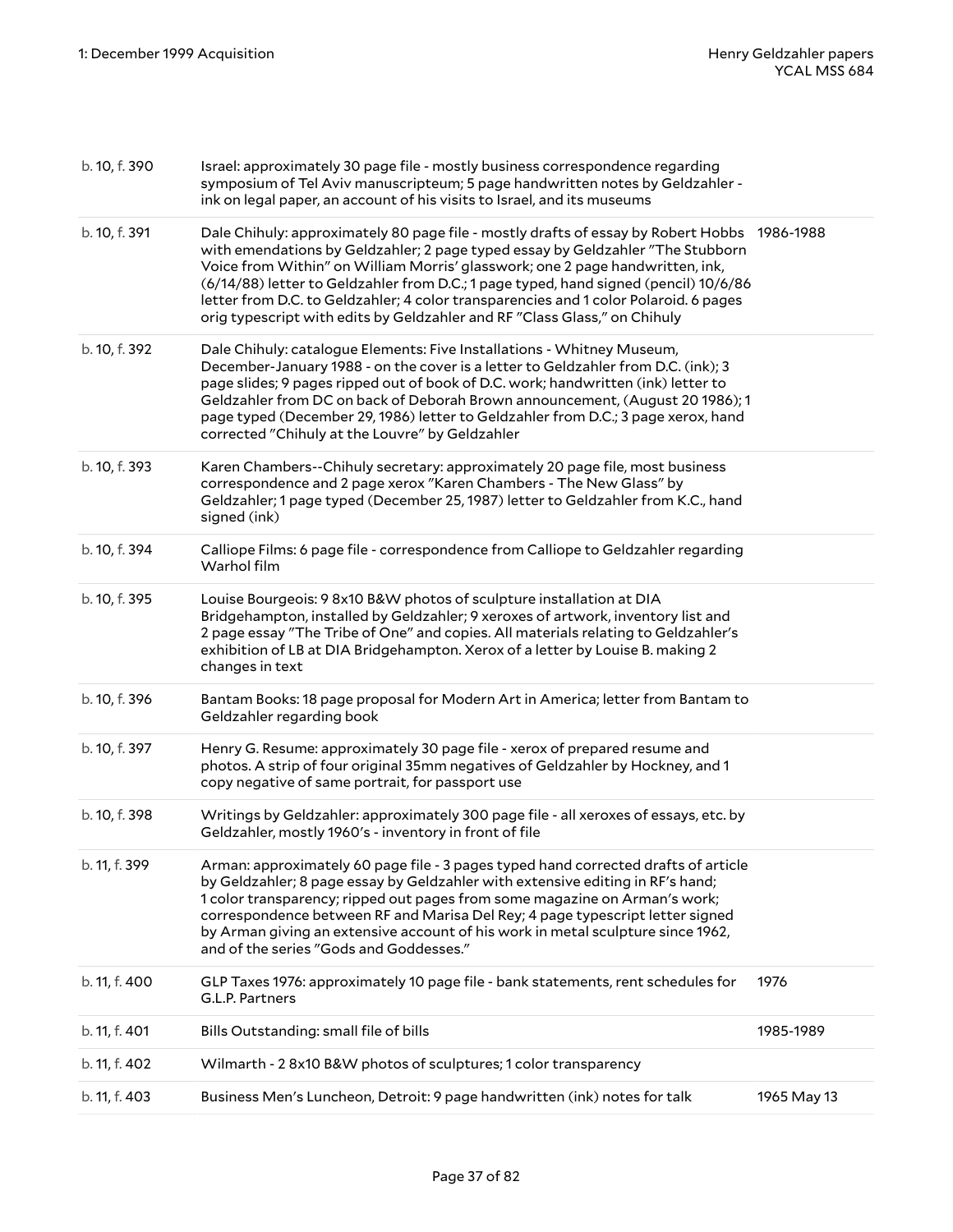| | | |
|---|---|---|
| b. 10, f. 390 | Israel: approximately 30 page file - mostly business correspondence regarding symposium of Tel Aviv manuscripteum; 5 page handwritten notes by Geldzahler - ink on legal paper, an account of his visits to Israel, and its museums | |
| b. 10, f. 391 | Dale Chihuly: approximately 80 page file - mostly drafts of essay by Robert Hobbs with emendations by Geldzahler; 2 page typed essay by Geldzahler "The Stubborn Voice from Within" on William Morris' glasswork; one 2 page handwritten, ink, (6/14/88) letter to Geldzahler from D.C.; 1 page typed, hand signed (pencil) 10/6/86 letter from D.C. to Geldzahler; 4 color transparencies and 1 color Polaroid. 6 pages orig typescript with edits by Geldzahler and RF "Class Glass," on Chihuly | 1986-1988 |
| b. 10, f. 392 | Dale Chihuly: catalogue Elements: Five Installations - Whitney Museum, December-January 1988 - on the cover is a letter to Geldzahler from D.C. (ink); 3 page slides; 9 pages ripped out of book of D.C. work; handwritten (ink) letter to Geldzahler from DC on back of Deborah Brown announcement, (August 20 1986); 1 page typed (December 29, 1986) letter to Geldzahler from D.C.; 3 page xerox, hand corrected "Chihuly at the Louvre" by Geldzahler | |
| b. 10, f. 393 | Karen Chambers--Chihuly secretary: approximately 20 page file, most business correspondence and 2 page xerox "Karen Chambers - The New Glass" by Geldzahler; 1 page typed (December 25, 1987) letter to Geldzahler from K.C., hand signed (ink) | |
| b. 10, f. 394 | Calliope Films: 6 page file - correspondence from Calliope to Geldzahler regarding Warhol film | |
| b. 10, f. 395 | Louise Bourgeois: 9 8x10 B&W photos of sculpture installation at DIA Bridgehampton, installed by Geldzahler; 9 xeroxes of artwork, inventory list and 2 page essay "The Tribe of One" and copies. All materials relating to Geldzahler's exhibition of LB at DIA Bridgehampton. Xerox of a letter by Louise B. making 2 changes in text | |
| b. 10, f. 396 | Bantam Books: 18 page proposal for Modern Art in America; letter from Bantam to Geldzahler regarding book | |
| b. 10, f. 397 | Henry G. Resume: approximately 30 page file - xerox of prepared resume and photos. A strip of four original 35mm negatives of Geldzahler by Hockney, and 1 copy negative of same portrait, for passport use | |
| b. 10, f. 398 | Writings by Geldzahler: approximately 300 page file - all xeroxes of essays, etc. by Geldzahler, mostly 1960's - inventory in front of file | |
| b. 11, f. 399 | Arman: approximately 60 page file - 3 pages typed hand corrected drafts of article by Geldzahler; 8 page essay by Geldzahler with extensive editing in RF's hand; 1 color transparency; ripped out pages from some magazine on Arman's work; correspondence between RF and Marisa Del Rey; 4 page typescript letter signed by Arman giving an extensive account of his work in metal sculpture since 1962, and of the series "Gods and Goddesses." | |
| b. 11, f. 400 | GLP Taxes 1976: approximately 10 page file - bank statements, rent schedules for G.L.P. Partners | 1976 |
| b. 11, f. 401 | Bills Outstanding: small file of bills | 1985-1989 |
| b. 11, f. 402 | Wilmarth - 2 8x10 B&W photos of sculptures; 1 color transparency | |
| b. 11, f. 403 | Business Men's Luncheon, Detroit: 9 page handwritten (ink) notes for talk | 1965 May 13 |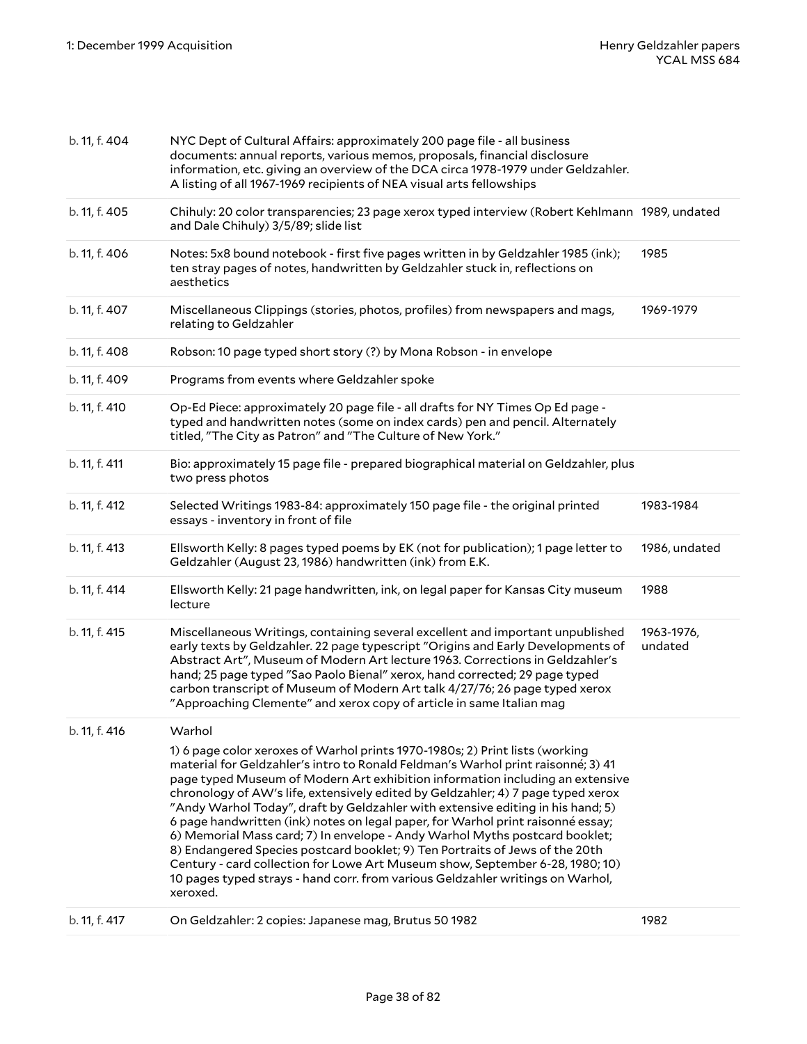| | | |
|---|---|---|
| b. 11, f. 404 | NYC Dept of Cultural Affairs: approximately 200 page file - all business documents: annual reports, various memos, proposals, financial disclosure information, etc. giving an overview of the DCA circa 1978-1979 under Geldzahler. A listing of all 1967-1969 recipients of NEA visual arts fellowships | |
| b. 11, f. 405 | Chihuly: 20 color transparencies; 23 page xerox typed interview (Robert Kehlmann and Dale Chihuly) 3/5/89; slide list | 1989, undated |
| b. 11, f. 406 | Notes: 5x8 bound notebook - first five pages written in by Geldzahler 1985 (ink); ten stray pages of notes, handwritten by Geldzahler stuck in, reflections on aesthetics | 1985 |
| b. 11, f. 407 | Miscellaneous Clippings (stories, photos, profiles) from newspapers and mags, relating to Geldzahler | 1969-1979 |
| b. 11, f. 408 | Robson: 10 page typed short story (?) by Mona Robson - in envelope | |
| b. 11, f. 409 | Programs from events where Geldzahler spoke | |
| b. 11, f. 410 | Op-Ed Piece: approximately 20 page file - all drafts for NY Times Op Ed page - typed and handwritten notes (some on index cards) pen and pencil. Alternately titled, "The City as Patron" and "The Culture of New York." | |
| b. 11, f. 411 | Bio: approximately 15 page file - prepared biographical material on Geldzahler, plus two press photos | |
| b. 11, f. 412 | Selected Writings 1983-84: approximately 150 page file - the original printed essays - inventory in front of file | 1983-1984 |
| b. 11, f. 413 | Ellsworth Kelly: 8 pages typed poems by EK (not for publication); 1 page letter to Geldzahler (August 23, 1986) handwritten (ink) from E.K. | 1986, undated |
| b. 11, f. 414 | Ellsworth Kelly: 21 page handwritten, ink, on legal paper for Kansas City museum lecture | 1988 |
| b. 11, f. 415 | Miscellaneous Writings, containing several excellent and important unpublished early texts by Geldzahler. 22 page typescript "Origins and Early Developments of Abstract Art", Museum of Modern Art lecture 1963. Corrections in Geldzahler's hand; 25 page typed "Sao Paolo Bienal" xerox, hand corrected; 29 page typed carbon transcript of Museum of Modern Art talk 4/27/76; 26 page typed xerox "Approaching Clemente" and xerox copy of article in same Italian mag | 1963-1976, undated |
| b. 11, f. 416 | Warhol<br><br>1) 6 page color xeroxes of Warhol prints 1970-1980s; 2) Print lists (working material for Geldzahler's intro to Ronald Feldman's Warhol print raisonné; 3) 41 page typed Museum of Modern Art exhibition information including an extensive chronology of AW's life, extensively edited by Geldzahler; 4) 7 page typed xerox "Andy Warhol Today", draft by Geldzahler with extensive editing in his hand; 5) 6 page handwritten (ink) notes on legal paper, for Warhol print raisonné essay; 6) Memorial Mass card; 7) In envelope - Andy Warhol Myths postcard booklet; 8) Endangered Species postcard booklet; 9) Ten Portraits of Jews of the 20th Century - card collection for Lowe Art Museum show, September 6-28, 1980; 10) 10 pages typed strays - hand corr. from various Geldzahler writings on Warhol, xeroxed. | |
| b. 11, f. 417 | On Geldzahler: 2 copies: Japanese mag, Brutus 50 1982 | 1982 |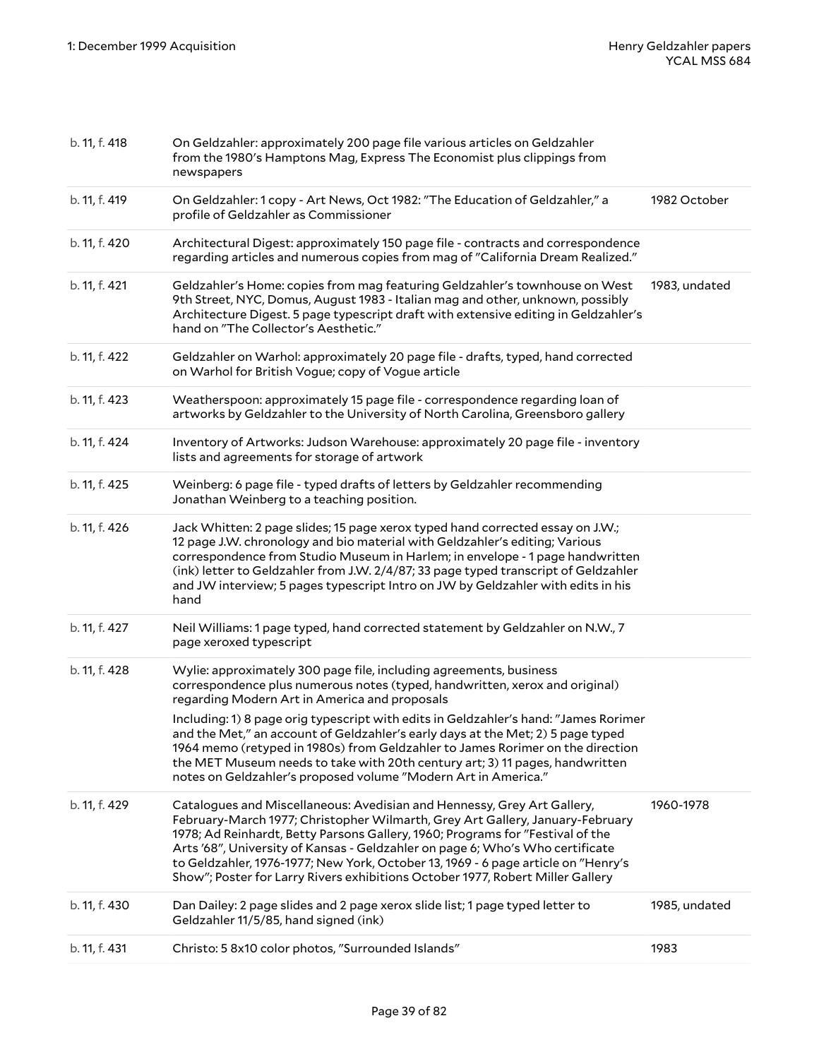| | | |
|---|---|---|
| b. 11, f. 418 | On Geldzahler: approximately 200 page file various articles on Geldzahler from the 1980's Hamptons Mag, Express The Economist plus clippings from newspapers | |
| b. 11, f. 419 | On Geldzahler: 1 copy - Art News, Oct 1982: "The Education of Geldzahler," a profile of Geldzahler as Commissioner | 1982 October |
| b. 11, f. 420 | Architectural Digest: approximately 150 page file - contracts and correspondence regarding articles and numerous copies from mag of "California Dream Realized." | |
| b. 11, f. 421 | Geldzahler's Home: copies from mag featuring Geldzahler's townhouse on West 9th Street, NYC, Domus, August 1983 - Italian mag and other, unknown, possibly Architecture Digest. 5 page typescript draft with extensive editing in Geldzahler's hand on "The Collector's Aesthetic." | 1983, undated |
| b. 11, f. 422 | Geldzahler on Warhol: approximately 20 page file - drafts, typed, hand corrected on Warhol for British Vogue; copy of Vogue article | |
| b. 11, f. 423 | Weatherspoon: approximately 15 page file - correspondence regarding loan of artworks by Geldzahler to the University of North Carolina, Greensboro gallery | |
| b. 11, f. 424 | Inventory of Artworks: Judson Warehouse: approximately 20 page file - inventory lists and agreements for storage of artwork | |
| b. 11, f. 425 | Weinberg: 6 page file - typed drafts of letters by Geldzahler recommending Jonathan Weinberg to a teaching position. | |
| b. 11, f. 426 | Jack Whitten: 2 page slides; 15 page xerox typed hand corrected essay on J.W.; 12 page J.W. chronology and bio material with Geldzahler's editing; Various correspondence from Studio Museum in Harlem; in envelope - 1 page handwritten (ink) letter to Geldzahler from J.W. 2/4/87; 33 page typed transcript of Geldzahler and JW interview; 5 pages typescript Intro on JW by Geldzahler with edits in his hand | |
| b. 11, f. 427 | Neil Williams: 1 page typed, hand corrected statement by Geldzahler on N.W., 7 page xeroxed typescript | |
| b. 11, f. 428 | Wylie: approximately 300 page file, including agreements, business correspondence plus numerous notes (typed, handwritten, xerox and original) regarding Modern Art in America and proposals<br><br>Including: 1) 8 page orig typescript with edits in Geldzahler's hand: "James Rorimer and the Met," an account of Geldzahler's early days at the Met; 2) 5 page typed 1964 memo (retyped in 1980s) from Geldzahler to James Rorimer on the direction the MET Museum needs to take with 20th century art; 3) 11 pages, handwritten notes on Geldzahler's proposed volume "Modern Art in America." | |
| b. 11, f. 429 | Catalogues and Miscellaneous: Avedisian and Hennessy, Grey Art Gallery, February-March 1977; Christopher Wilmarth, Grey Art Gallery, January-February 1978; Ad Reinhardt, Betty Parsons Gallery, 1960; Programs for "Festival of the Arts '68", University of Kansas - Geldzahler on page 6; Who's Who certificate to Geldzahler, 1976-1977; New York, October 13, 1969 - 6 page article on "Henry's Show"; Poster for Larry Rivers exhibitions October 1977, Robert Miller Gallery | 1960-1978 |
| b. 11, f. 430 | Dan Dailey: 2 page slides and 2 page xerox slide list; 1 page typed letter to Geldzahler 11/5/85, hand signed (ink) | 1985, undated |
| b. 11, f. 431 | Christo: 5 8x10 color photos, "Surrounded Islands" | 1983 |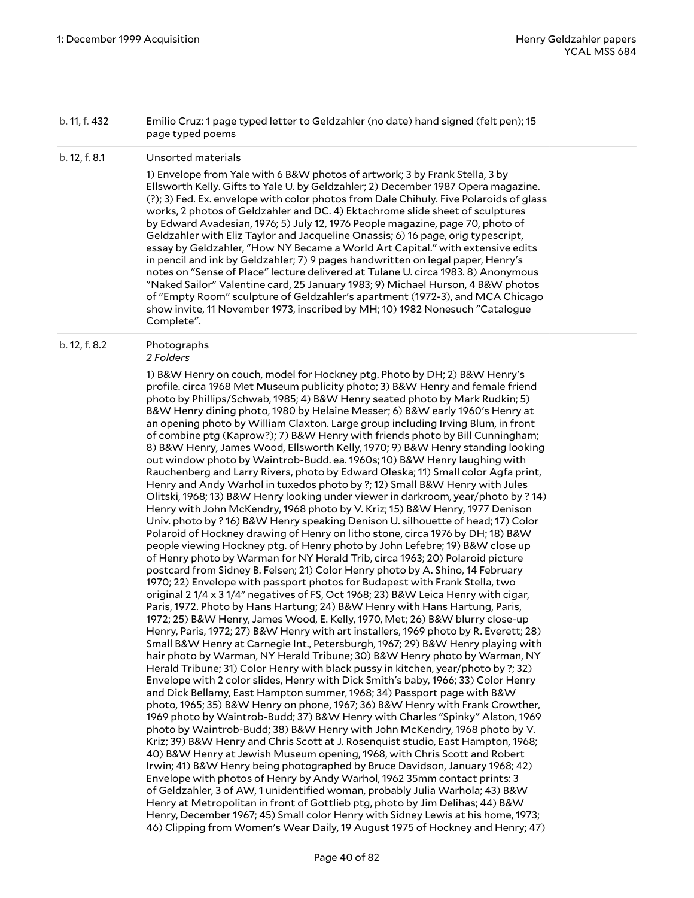| | |
|---|---|
| b. 11, f. 432 | Emilio Cruz: 1 page typed letter to Geldzahler (no date) hand signed (felt pen); 15 page typed poems |
| b. 12, f. 8.1 | Unsorted materials<br><br>1) Envelope from Yale with 6 B&W photos of artwork; 3 by Frank Stella, 3 by Ellsworth Kelly. Gifts to Yale U. by Geldzahler; 2) December 1987 Opera magazine. (?); 3) Fed. Ex. envelope with color photos from Dale Chihuly. Five Polaroids of glass works, 2 photos of Geldzahler and DC. 4) Ektachrome slide sheet of sculptures by Edward Avadesian, 1976; 5) July 12, 1976 People magazine, page 70, photo of Geldzahler with Eliz Taylor and Jacqueline Onassis; 6) 16 page, orig typescript, essay by Geldzahler, "How NY Became a World Art Capital." with extensive edits in pencil and ink by Geldzahler; 7) 9 pages handwritten on legal paper, Henry's notes on "Sense of Place" lecture delivered at Tulane U. circa 1983. 8) Anonymous "Naked Sailor" Valentine card, 25 January 1983; 9) Michael Hurson, 4 B&W photos of "Empty Room" sculpture of Geldzahler's apartment (1972-3), and MCA Chicago show invite, 11 November 1973, inscribed by MH; 10) 1982 Nonesuch "Catalogue Complete". |
| b. 12, f. 8.2 | Photographs<br>*2 Folders*<br><br>1) B&W Henry on couch, model for Hockney ptg. Photo by DH; 2) B&W Henry's profile. circa 1968 Met Museum publicity photo; 3) B&W Henry and female friend photo by Phillips/Schwab, 1985; 4) B&W Henry seated photo by Mark Rudkin; 5) B&W Henry dining photo, 1980 by Helaine Messer; 6) B&W early 1960's Henry at an opening photo by William Claxton. Large group including Irving Blum, in front of combine ptg (Kaprow?); 7) B&W Henry with friends photo by Bill Cunningham; 8) B&W Henry, James Wood, Ellsworth Kelly, 1970; 9) B&W Henry standing looking out window photo by Waintrob-Budd. ea. 1960s; 10) B&W Henry laughing with Rauchenberg and Larry Rivers, photo by Edward Oleska; 11) Small color Agfa print, Henry and Andy Warhol in tuxedos photo by ?; 12) Small B&W Henry with Jules Olitski, 1968; 13) B&W Henry looking under viewer in darkroom, year/photo by ? 14) Henry with John McKendry, 1968 photo by V. Kriz; 15) B&W Henry, 1977 Denison Univ. photo by ? 16) B&W Henry speaking Denison U. silhouette of head; 17) Color Polaroid of Hockney drawing of Henry on litho stone, circa 1976 by DH; 18) B&W people viewing Hockney ptg. of Henry photo by John Lefebre; 19) B&W close up of Henry photo by Warman for NY Herald Trib, circa 1963; 20) Polaroid picture postcard from Sidney B. Felsen; 21) Color Henry photo by A. Shino, 14 February 1970; 22) Envelope with passport photos for Budapest with Frank Stella, two original 2 1/4 x 3 1/4" negatives of FS, Oct 1968; 23) B&W Leica Henry with cigar, Paris, 1972. Photo by Hans Hartung; 24) B&W Henry with Hans Hartung, Paris, 1972; 25) B&W Henry, James Wood, E. Kelly, 1970, Met; 26) B&W blurry close-up Henry, Paris, 1972; 27) B&W Henry with art installers, 1969 photo by R. Everett; 28) Small B&W Henry at Carnegie Int., Petersburgh, 1967; 29) B&W Henry playing with hair photo by Warman, NY Herald Tribune; 30) B&W Henry photo by Warman, NY Herald Tribune; 31) Color Henry with black pussy in kitchen, year/photo by ?; 32) Envelope with 2 color slides, Henry with Dick Smith's baby, 1966; 33) Color Henry and Dick Bellamy, East Hampton summer, 1968; 34) Passport page with B&W photo, 1965; 35) B&W Henry on phone, 1967; 36) B&W Henry with Frank Crowther, 1969 photo by Waintrob-Budd; 37) B&W Henry with Charles "Spinky" Alston, 1969 photo by Waintrob-Budd; 38) B&W Henry with John McKendry, 1968 photo by V. Kriz; 39) B&W Henry and Chris Scott at J. Rosenquist studio, East Hampton, 1968; 40) B&W Henry at Jewish Museum opening, 1968, with Chris Scott and Robert Irwin; 41) B&W Henry being photographed by Bruce Davidson, January 1968; 42) Envelope with photos of Henry by Andy Warhol, 1962 35mm contact prints: 3 of Geldzahler, 3 of AW, 1 unidentified woman, probably Julia Warhola; 43) B&W Henry at Metropolitan in front of Gottlieb ptg, photo by Jim Delihas; 44) B&W Henry, December 1967; 45) Small color Henry with Sidney Lewis at his home, 1973; 46) Clipping from Women's Wear Daily, 19 August 1975 of Hockney and Henry; 47) |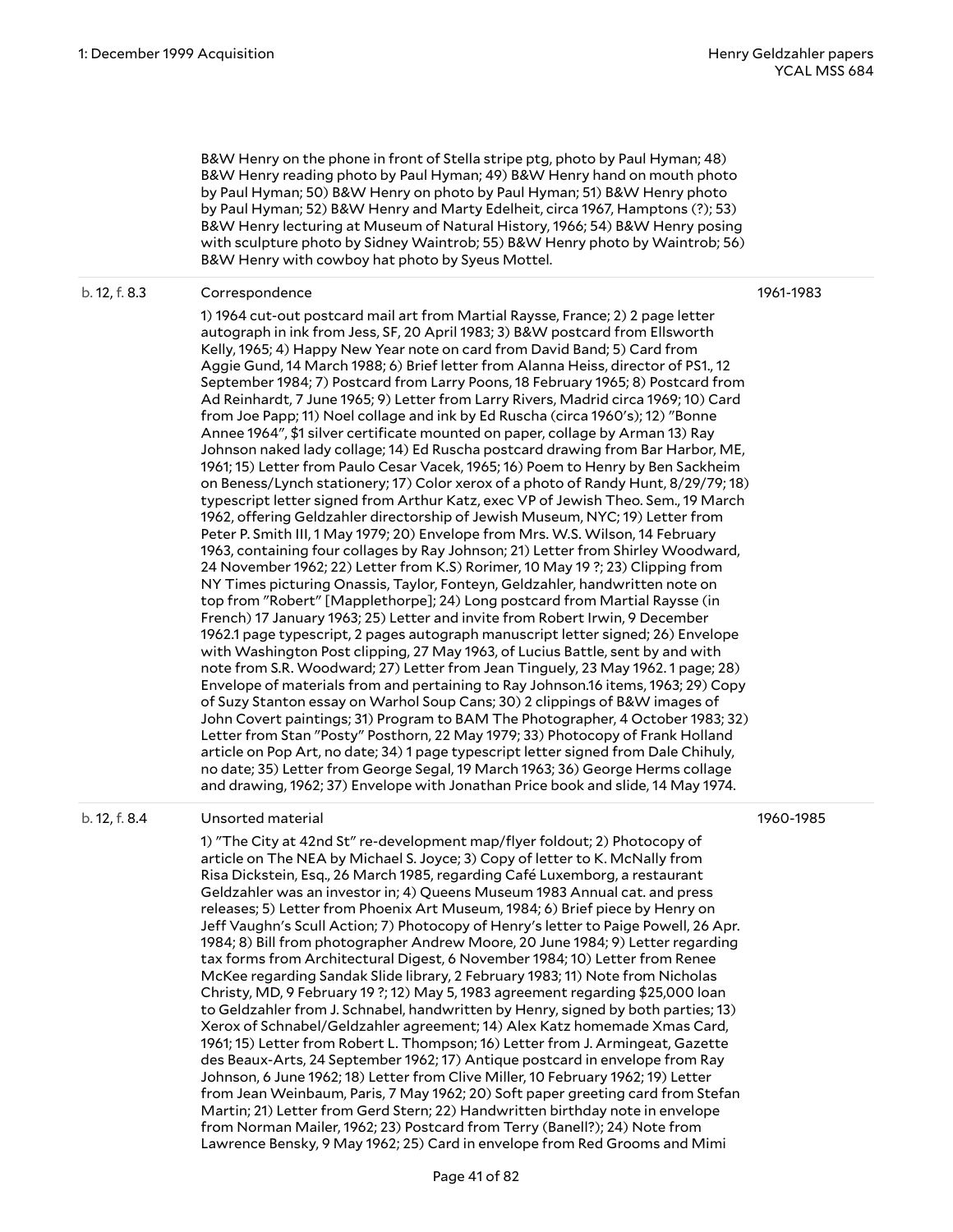B&W Henry on the phone in front of Stella stripe ptg, photo by Paul Hyman; 48) B&W Henry reading photo by Paul Hyman; 49) B&W Henry hand on mouth photo by Paul Hyman; 50) B&W Henry on photo by Paul Hyman; 51) B&W Henry photo by Paul Hyman; 52) B&W Henry and Marty Edelheit, circa 1967, Hamptons (?); 53) B&W Henry lecturing at Museum of Natural History, 1966; 54) B&W Henry posing with sculpture photo by Sidney Waintrob; 55) B&W Henry photo by Waintrob; 56) B&W Henry with cowboy hat photo by Syeus Mottel.

| | | |
|---|---|---|
| b. 12, f. 8.3 | Correspondence<br><br>1) 1964 cut-out postcard mail art from Martial Raysse, France; 2) 2 page letter autograph in ink from Jess, SF, 20 April 1983; 3) B&W postcard from Ellsworth Kelly, 1965; 4) Happy New Year note on card from David Band; 5) Card from Aggie Gund, 14 March 1988; 6) Brief letter from Alanna Heiss, director of PS1., 12 September 1984; 7) Postcard from Larry Poons, 18 February 1965; 8) Postcard from Ad Reinhardt, 7 June 1965; 9) Letter from Larry Rivers, Madrid circa 1969; 10) Card from Joe Papp; 11) Noel collage and ink by Ed Ruscha (circa 1960's); 12) "Bonne Annee 1964", $1 silver certificate mounted on paper, collage by Arman 13) Ray Johnson naked lady collage; 14) Ed Ruscha postcard drawing from Bar Harbor, ME, 1961; 15) Letter from Paulo Cesar Vacek, 1965; 16) Poem to Henry by Ben Sackheim on Beness/Lynch stationery; 17) Color xerox of a photo of Randy Hunt, 8/29/79; 18) typescript letter signed from Arthur Katz, exec VP of Jewish Theo. Sem., 19 March 1962, offering Geldzahler directorship of Jewish Museum, NYC; 19) Letter from Peter P. Smith III, 1 May 1979; 20) Envelope from Mrs. W.S. Wilson, 14 February 1963, containing four collages by Ray Johnson; 21) Letter from Shirley Woodward, 24 November 1962; 22) Letter from K.S) Rorimer, 10 May 19 ?; 23) Clipping from NY Times picturing Onassis, Taylor, Fonteyn, Geldzahler, handwritten note on top from "Robert" [Mapplethorpe]; 24) Long postcard from Martial Raysse (in French) 17 January 1963; 25) Letter and invite from Robert Irwin, 9 December 1962.1 page typescript, 2 pages autograph manuscript letter signed; 26) Envelope with Washington Post clipping, 27 May 1963, of Lucius Battle, sent by and with note from S.R. Woodward; 27) Letter from Jean Tinguely, 23 May 1962. 1 page; 28) Envelope of materials from and pertaining to Ray Johnson.16 items, 1963; 29) Copy of Suzy Stanton essay on Warhol Soup Cans; 30) 2 clippings of B&W images of John Covert paintings; 31) Program to BAM The Photographer, 4 October 1983; 32) Letter from Stan "Posty" Posthorn, 22 May 1979; 33) Photocopy of Frank Holland article on Pop Art, no date; 34) 1 page typescript letter signed from Dale Chihuly, no date; 35) Letter from George Segal, 19 March 1963; 36) George Herms collage and drawing, 1962; 37) Envelope with Jonathan Price book and slide, 14 May 1974. | 1961-1983 |
| b. 12, f. 8.4 | Unsorted material<br><br>1) "The City at 42nd St" re-development map/flyer foldout; 2) Photocopy of article on The NEA by Michael S. Joyce; 3) Copy of letter to K. McNally from Risa Dickstein, Esq., 26 March 1985, regarding Café Luxemborg, a restaurant Geldzahler was an investor in; 4) Queens Museum 1983 Annual cat. and press releases; 5) Letter from Phoenix Art Museum, 1984; 6) Brief piece by Henry on Jeff Vaughn's Scull Action; 7) Photocopy of Henry's letter to Paige Powell, 26 Apr. 1984; 8) Bill from photographer Andrew Moore, 20 June 1984; 9) Letter regarding tax forms from Architectural Digest, 6 November 1984; 10) Letter from Renee McKee regarding Sandak Slide library, 2 February 1983; 11) Note from Nicholas Christy, MD, 9 February 19 ?; 12) May 5, 1983 agreement regarding $25,000 loan to Geldzahler from J. Schnabel, handwritten by Henry, signed by both parties; 13) Xerox of Schnabel/Geldzahler agreement; 14) Alex Katz homemade Xmas Card, 1961; 15) Letter from Robert L. Thompson; 16) Letter from J. Armingeat, Gazette des Beaux-Arts, 24 September 1962; 17) Antique postcard in envelope from Ray Johnson, 6 June 1962; 18) Letter from Clive Miller, 10 February 1962; 19) Letter from Jean Weinbaum, Paris, 7 May 1962; 20) Soft paper greeting card from Stefan Martin; 21) Letter from Gerd Stern; 22) Handwritten birthday note in envelope from Norman Mailer, 1962; 23) Postcard from Terry (Banell?); 24) Note from Lawrence Bensky, 9 May 1962; 25) Card in envelope from Red Grooms and Mimi | 1960-1985 |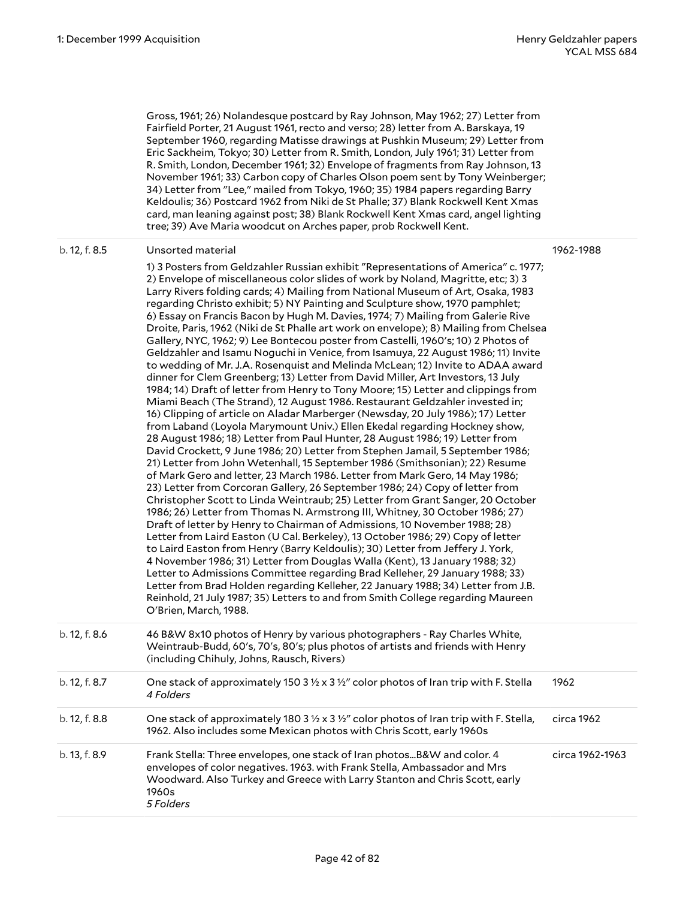| | | |
|---|---|---|
| | Gross, 1961; 26) Nolandesque postcard by Ray Johnson, May 1962; 27) Letter from Fairfield Porter, 21 August 1961, recto and verso; 28) letter from A. Barskaya, 19 September 1960, regarding Matisse drawings at Pushkin Museum; 29) Letter from Eric Sackheim, Tokyo; 30) Letter from R. Smith, London, July 1961; 31) Letter from R. Smith, London, December 1961; 32) Envelope of fragments from Ray Johnson, 13 November 1961; 33) Carbon copy of Charles Olson poem sent by Tony Weinberger; 34) Letter from "Lee," mailed from Tokyo, 1960; 35) 1984 papers regarding Barry Keldoulis; 36) Postcard 1962 from Niki de St Phalle; 37) Blank Rockwell Kent Xmas card, man leaning against post; 38) Blank Rockwell Kent Xmas card, angel lighting tree; 39) Ave Maria woodcut on Arches paper, prob Rockwell Kent. | |
| b. 12, f. 8.5 | Unsorted material<br><br>1) 3 Posters from Geldzahler Russian exhibit "Representations of America" c. 1977; 2) Envelope of miscellaneous color slides of work by Noland, Magritte, etc; 3) 3 Larry Rivers folding cards; 4) Mailing from National Museum of Art, Osaka, 1983 regarding Christo exhibit; 5) NY Painting and Sculpture show, 1970 pamphlet; 6) Essay on Francis Bacon by Hugh M. Davies, 1974; 7) Mailing from Galerie Rive Droite, Paris, 1962 (Niki de St Phalle art work on envelope); 8) Mailing from Chelsea Gallery, NYC, 1962; 9) Lee Bontecou poster from Castelli, 1960's; 10) 2 Photos of Geldzahler and Isamu Noguchi in Venice, from Isamuya, 22 August 1986; 11) Invite to wedding of Mr. J.A. Rosenquist and Melinda McLean; 12) Invite to ADAA award dinner for Clem Greenberg; 13) Letter from David Miller, Art Investors, 13 July 1984; 14) Draft of letter from Henry to Tony Moore; 15) Letter and clippings from Miami Beach (The Strand), 12 August 1986. Restaurant Geldzahler invested in; 16) Clipping of article on Aladar Marberger (Newsday, 20 July 1986); 17) Letter from Laband (Loyola Marymount Univ.) Ellen Ekedal regarding Hockney show, 28 August 1986; 18) Letter from Paul Hunter, 28 August 1986; 19) Letter from David Crockett, 9 June 1986; 20) Letter from Stephen Jamail, 5 September 1986; 21) Letter from John Wetenhall, 15 September 1986 (Smithsonian); 22) Resume of Mark Gero and letter, 23 March 1986. Letter from Mark Gero, 14 May 1986; 23) Letter from Corcoran Gallery, 26 September 1986; 24) Copy of letter from Christopher Scott to Linda Weintraub; 25) Letter from Grant Sanger, 20 October 1986; 26) Letter from Thomas N. Armstrong III, Whitney, 30 October 1986; 27) Draft of letter by Henry to Chairman of Admissions, 10 November 1988; 28) Letter from Laird Easton (U Cal. Berkeley), 13 October 1986; 29) Copy of letter to Laird Easton from Henry (Barry Keldoulis); 30) Letter from Jeffery J. York, 4 November 1986; 31) Letter from Douglas Walla (Kent), 13 January 1988; 32) Letter to Admissions Committee regarding Brad Kelleher, 29 January 1988; 33) Letter from Brad Holden regarding Kelleher, 22 January 1988; 34) Letter from J.B. Reinhold, 21 July 1987; 35) Letters to and from Smith College regarding Maureen O'Brien, March, 1988. | 1962-1988 |
| b. 12, f. 8.6 | 46 B&W 8x10 photos of Henry by various photographers - Ray Charles White, Weintraub-Budd, 60's, 70's, 80's; plus photos of artists and friends with Henry (including Chihuly, Johns, Rausch, Rivers) | |
| b. 12, f. 8.7 | One stack of approximately 150 3 ½ x 3 ½" color photos of Iran trip with F. Stella<br>*4 Folders* | 1962 |
| b. 12, f. 8.8 | One stack of approximately 180 3 ½ x 3 ½" color photos of Iran trip with F. Stella, 1962. Also includes some Mexican photos with Chris Scott, early 1960s | circa 1962 |
| b. 13, f. 8.9 | Frank Stella: Three envelopes, one stack of Iran photos...B&W and color. 4 envelopes of color negatives. 1963. with Frank Stella, Ambassador and Mrs Woodward. Also Turkey and Greece with Larry Stanton and Chris Scott, early 1960s<br>*5 Folders* | circa 1962-1963 |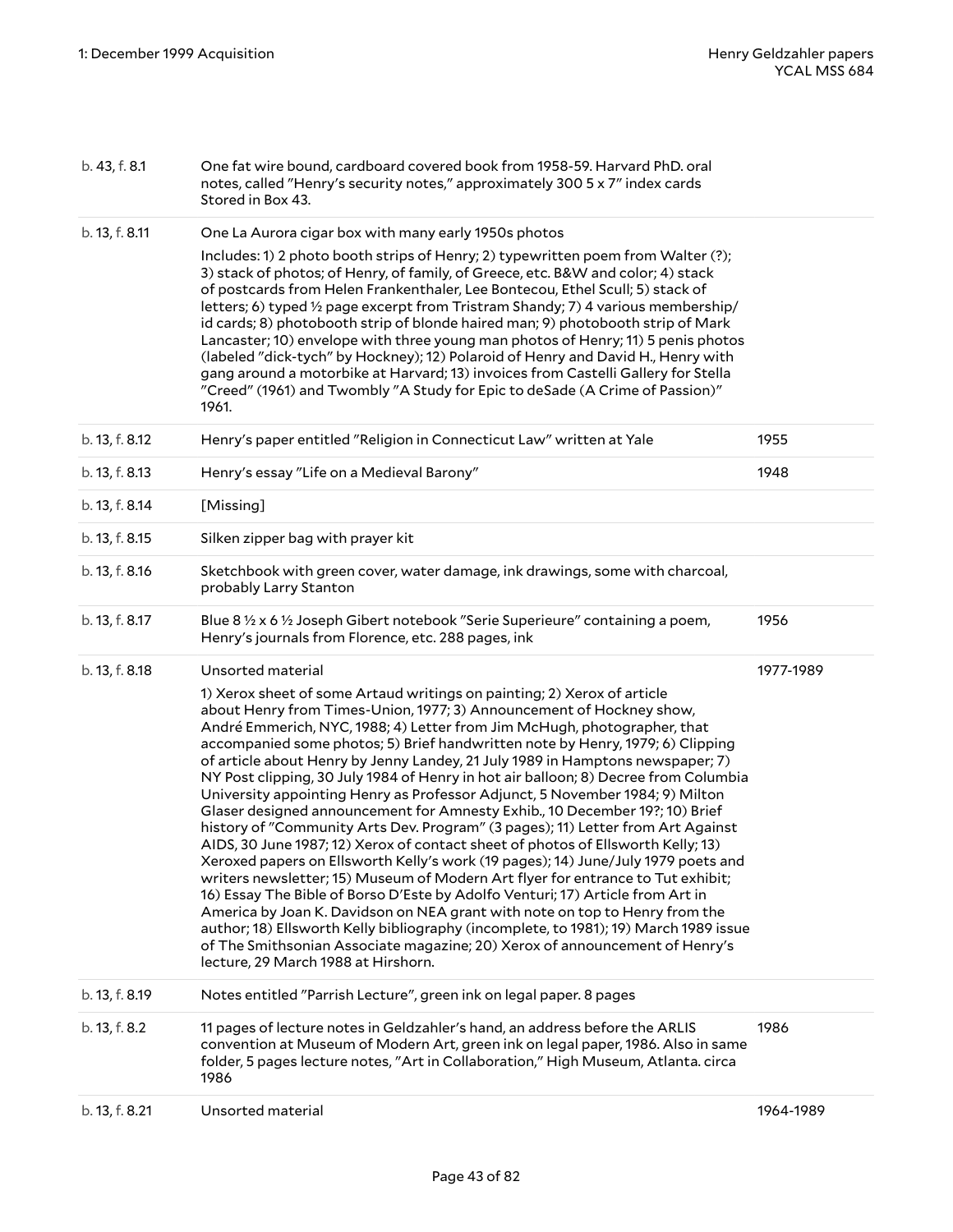| | | |
|---|---|---|
| b. 43, f. 8.1 | One fat wire bound, cardboard covered book from 1958-59. Harvard PhD. oral notes, called "Henry's security notes," approximately 300 5 x 7" index cards Stored in Box 43. | |
| b. 13, f. 8.11 | One La Aurora cigar box with many early 1950s photos<br><br>Includes: 1) 2 photo booth strips of Henry; 2) typewritten poem from Walter (?); 3) stack of photos; of Henry, of family, of Greece, etc. B&W and color; 4) stack of postcards from Helen Frankenthaler, Lee Bontecou, Ethel Scull; 5) stack of letters; 6) typed ½ page excerpt from Tristram Shandy; 7) 4 various membership/id cards; 8) photobooth strip of blonde haired man; 9) photobooth strip of Mark Lancaster; 10) envelope with three young man photos of Henry; 11) 5 penis photos (labeled "dick-tych" by Hockney); 12) Polaroid of Henry and David H., Henry with gang around a motorbike at Harvard; 13) invoices from Castelli Gallery for Stella "Creed" (1961) and Twombly "A Study for Epic to deSade (A Crime of Passion)" 1961. | |
| b. 13, f. 8.12 | Henry's paper entitled "Religion in Connecticut Law" written at Yale | 1955 |
| b. 13, f. 8.13 | Henry's essay "Life on a Medieval Barony" | 1948 |
| b. 13, f. 8.14 | [Missing] | |
| b. 13, f. 8.15 | Silken zipper bag with prayer kit | |
| b. 13, f. 8.16 | Sketchbook with green cover, water damage, ink drawings, some with charcoal, probably Larry Stanton | |
| b. 13, f. 8.17 | Blue 8 ½ x 6 ½ Joseph Gibert notebook "Serie Superieure" containing a poem, Henry's journals from Florence, etc. 288 pages, ink | 1956 |
| b. 13, f. 8.18 | Unsorted material<br><br>1) Xerox sheet of some Artaud writings on painting; 2) Xerox of article about Henry from Times-Union, 1977; 3) Announcement of Hockney show, André Emmerich, NYC, 1988; 4) Letter from Jim McHugh, photographer, that accompanied some photos; 5) Brief handwritten note by Henry, 1979; 6) Clipping of article about Henry by Jenny Landey, 21 July 1989 in Hamptons newspaper; 7) NY Post clipping, 30 July 1984 of Henry in hot air balloon; 8) Decree from Columbia University appointing Henry as Professor Adjunct, 5 November 1984; 9) Milton Glaser designed announcement for Amnesty Exhib., 10 December 19?; 10) Brief history of "Community Arts Dev. Program" (3 pages); 11) Letter from Art Against AIDS, 30 June 1987; 12) Xerox of contact sheet of photos of Ellsworth Kelly; 13) Xeroxed papers on Ellsworth Kelly's work (19 pages); 14) June/July 1979 poets and writers newsletter; 15) Museum of Modern Art flyer for entrance to Tut exhibit; 16) Essay The Bible of Borso D'Este by Adolfo Venturi; 17) Article from Art in America by Joan K. Davidson on NEA grant with note on top to Henry from the author; 18) Ellsworth Kelly bibliography (incomplete, to 1981); 19) March 1989 issue of The Smithsonian Associate magazine; 20) Xerox of announcement of Henry's lecture, 29 March 1988 at Hirshorn. | 1977-1989 |
| b. 13, f. 8.19 | Notes entitled "Parrish Lecture", green ink on legal paper. 8 pages | |
| b. 13, f. 8.2 | 11 pages of lecture notes in Geldzahler's hand, an address before the ARLIS convention at Museum of Modern Art, green ink on legal paper, 1986. Also in same folder, 5 pages lecture notes, "Art in Collaboration," High Museum, Atlanta. circa 1986 | 1986 |
| b. 13, f. 8.21 | Unsorted material | 1964-1989 |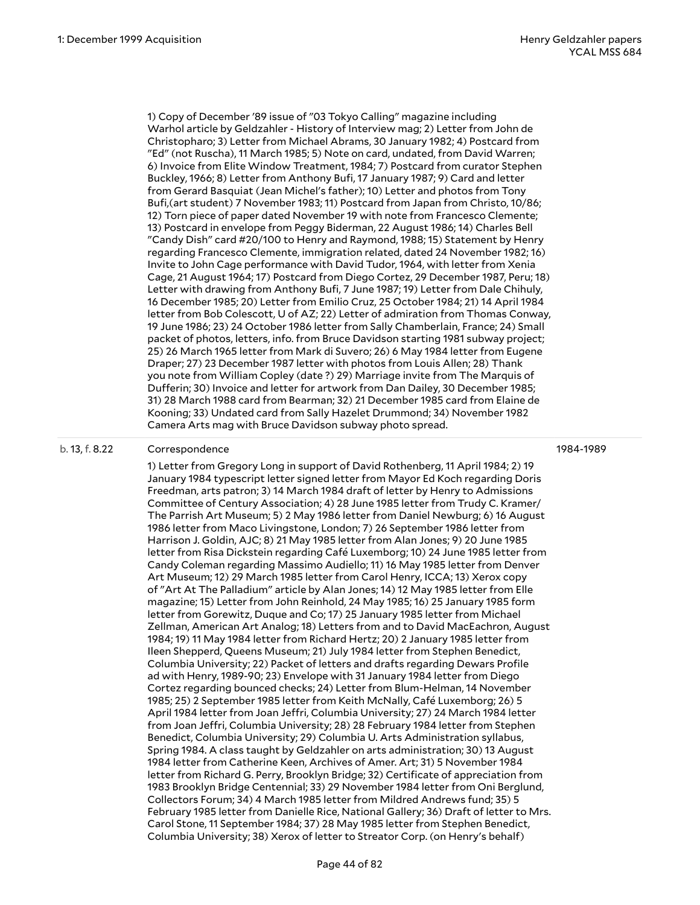1) Copy of December '89 issue of "03 Tokyo Calling" magazine including Warhol article by Geldzahler - History of Interview mag; 2) Letter from John de Christopharo; 3) Letter from Michael Abrams, 30 January 1982; 4) Postcard from "Ed" (not Ruscha), 11 March 1985; 5) Note on card, undated, from David Warren; 6) Invoice from Elite Window Treatment, 1984; 7) Postcard from curator Stephen Buckley, 1966; 8) Letter from Anthony Bufi, 17 January 1987; 9) Card and letter from Gerard Basquiat (Jean Michel's father); 10) Letter and photos from Tony Bufi,(art student) 7 November 1983; 11) Postcard from Japan from Christo, 10/86; 12) Torn piece of paper dated November 19 with note from Francesco Clemente; 13) Postcard in envelope from Peggy Biderman, 22 August 1986; 14) Charles Bell "Candy Dish" card #20/100 to Henry and Raymond, 1988; 15) Statement by Henry regarding Francesco Clemente, immigration related, dated 24 November 1982; 16) Invite to John Cage performance with David Tudor, 1964, with letter from Xenia Cage, 21 August 1964; 17) Postcard from Diego Cortez, 29 December 1987, Peru; 18) Letter with drawing from Anthony Bufi, 7 June 1987; 19) Letter from Dale Chihuly, 16 December 1985; 20) Letter from Emilio Cruz, 25 October 1984; 21) 14 April 1984 letter from Bob Colescott, U of AZ; 22) Letter of admiration from Thomas Conway, 19 June 1986; 23) 24 October 1986 letter from Sally Chamberlain, France; 24) Small packet of photos, letters, info. from Bruce Davidson starting 1981 subway project; 25) 26 March 1965 letter from Mark di Suvero; 26) 6 May 1984 letter from Eugene Draper; 27) 23 December 1987 letter with photos from Louis Allen; 28) Thank you note from William Copley (date ?) 29) Marriage invite from The Marquis of Dufferin; 30) Invoice and letter for artwork from Dan Dailey, 30 December 1985; 31) 28 March 1988 card from Bearman; 32) 21 December 1985 card from Elaine de Kooning; 33) Undated card from Sally Hazelet Drummond; 34) November 1982 Camera Arts mag with Bruce Davidson subway photo spread.

b. 13, f. 8.22 Correspondence 1984-1989

1) Letter from Gregory Long in support of David Rothenberg, 11 April 1984; 2) 19 January 1984 typescript letter signed letter from Mayor Ed Koch regarding Doris Freedman, arts patron; 3) 14 March 1984 draft of letter by Henry to Admissions Committee of Century Association; 4) 28 June 1985 letter from Trudy C. Kramer/ The Parrish Art Museum; 5) 2 May 1986 letter from Daniel Newburg; 6) 16 August 1986 letter from Maco Livingstone, London; 7) 26 September 1986 letter from Harrison J. Goldin, AJC; 8) 21 May 1985 letter from Alan Jones; 9) 20 June 1985 letter from Risa Dickstein regarding Café Luxemborg; 10) 24 June 1985 letter from Candy Coleman regarding Massimo Audiello; 11) 16 May 1985 letter from Denver Art Museum; 12) 29 March 1985 letter from Carol Henry, ICCA; 13) Xerox copy of "Art At The Palladium" article by Alan Jones; 14) 12 May 1985 letter from Elle magazine; 15) Letter from John Reinhold, 24 May 1985; 16) 25 January 1985 form letter from Gorewitz, Duque and Co; 17) 25 January 1985 letter from Michael Zellman, American Art Analog; 18) Letters from and to David MacEachron, August 1984; 19) 11 May 1984 letter from Richard Hertz; 20) 2 January 1985 letter from Ileen Shepperd, Queens Museum; 21) July 1984 letter from Stephen Benedict, Columbia University; 22) Packet of letters and drafts regarding Dewars Profile ad with Henry, 1989-90; 23) Envelope with 31 January 1984 letter from Diego Cortez regarding bounced checks; 24) Letter from Blum-Helman, 14 November 1985; 25) 2 September 1985 letter from Keith McNally, Café Luxemborg; 26) 5 April 1984 letter from Joan Jeffri, Columbia University; 27) 24 March 1984 letter from Joan Jeffri, Columbia University; 28) 28 February 1984 letter from Stephen Benedict, Columbia University; 29) Columbia U. Arts Administration syllabus, Spring 1984. A class taught by Geldzahler on arts administration; 30) 13 August 1984 letter from Catherine Keen, Archives of Amer. Art; 31) 5 November 1984 letter from Richard G. Perry, Brooklyn Bridge; 32) Certificate of appreciation from 1983 Brooklyn Bridge Centennial; 33) 29 November 1984 letter from Oni Berglund, Collectors Forum; 34) 4 March 1985 letter from Mildred Andrews fund; 35) 5 February 1985 letter from Danielle Rice, National Gallery; 36) Draft of letter to Mrs. Carol Stone, 11 September 1984; 37) 28 May 1985 letter from Stephen Benedict, Columbia University; 38) Xerox of letter to Streator Corp. (on Henry's behalf)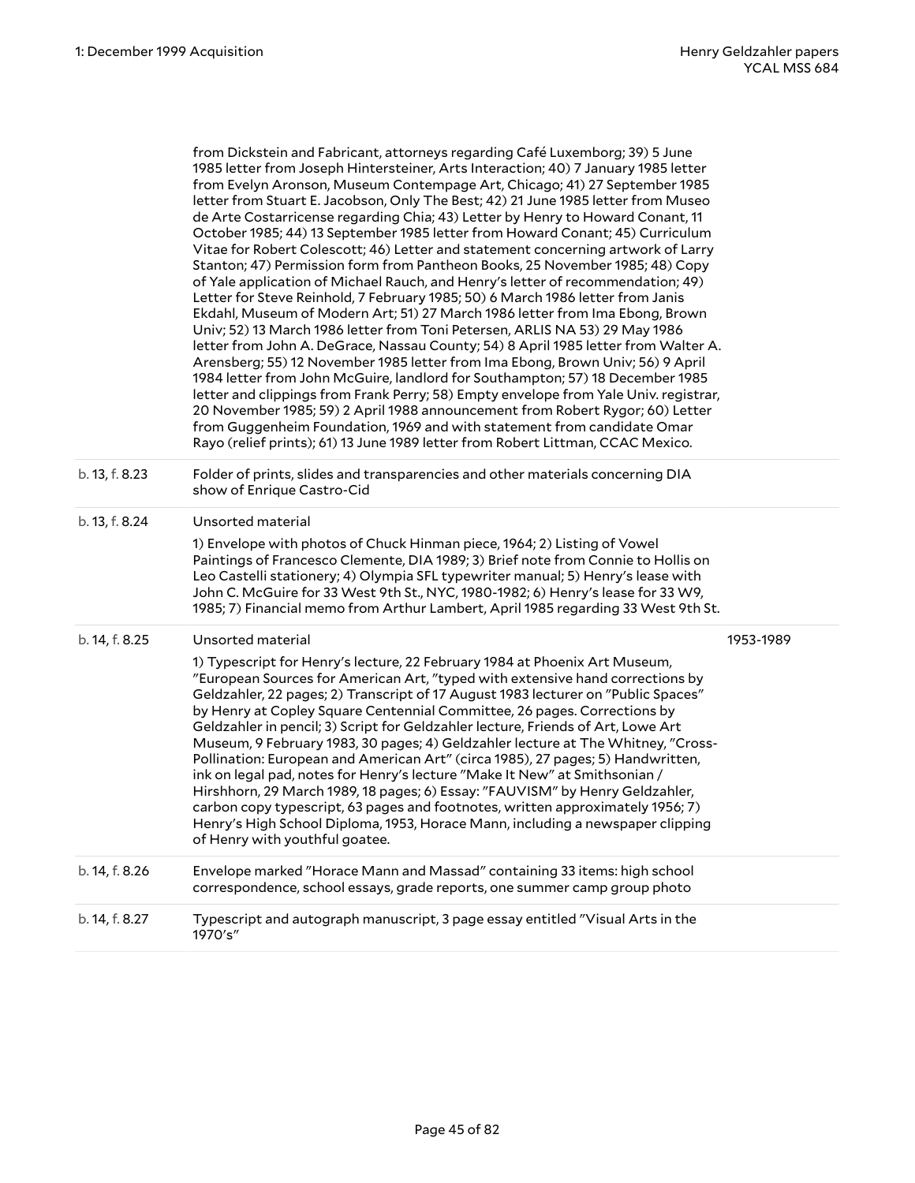| | | |
|---|---|---|
| | from Dickstein and Fabricant, attorneys regarding Café Luxemborg; 39) 5 June 1985 letter from Joseph Hintersteiner, Arts Interaction; 40) 7 January 1985 letter from Evelyn Aronson, Museum Contempage Art, Chicago; 41) 27 September 1985 letter from Stuart E. Jacobson, Only The Best; 42) 21 June 1985 letter from Museo de Arte Costarricense regarding Chia; 43) Letter by Henry to Howard Conant, 11 October 1985; 44) 13 September 1985 letter from Howard Conant; 45) Curriculum Vitae for Robert Colescott; 46) Letter and statement concerning artwork of Larry Stanton; 47) Permission form from Pantheon Books, 25 November 1985; 48) Copy of Yale application of Michael Rauch, and Henry's letter of recommendation; 49) Letter for Steve Reinhold, 7 February 1985; 50) 6 March 1986 letter from Janis Ekdahl, Museum of Modern Art; 51) 27 March 1986 letter from Ima Ebong, Brown Univ; 52) 13 March 1986 letter from Toni Petersen, ARLIS NA 53) 29 May 1986 letter from John A. DeGrace, Nassau County; 54) 8 April 1985 letter from Walter A. Arensberg; 55) 12 November 1985 letter from Ima Ebong, Brown Univ; 56) 9 April 1984 letter from John McGuire, landlord for Southampton; 57) 18 December 1985 letter and clippings from Frank Perry; 58) Empty envelope from Yale Univ. registrar, 20 November 1985; 59) 2 April 1988 announcement from Robert Rygor; 60) Letter from Guggenheim Foundation, 1969 and with statement from candidate Omar Rayo (relief prints); 61) 13 June 1989 letter from Robert Littman, CCAC Mexico. | |
| b. 13, f. 8.23 | Folder of prints, slides and transparencies and other materials concerning DIA show of Enrique Castro-Cid | |
| b. 13, f. 8.24 | Unsorted material<br><br>1) Envelope with photos of Chuck Hinman piece, 1964; 2) Listing of Vowel Paintings of Francesco Clemente, DIA 1989; 3) Brief note from Connie to Hollis on Leo Castelli stationery; 4) Olympia SFL typewriter manual; 5) Henry's lease with John C. McGuire for 33 West 9th St., NYC, 1980-1982; 6) Henry's lease for 33 W9, 1985; 7) Financial memo from Arthur Lambert, April 1985 regarding 33 West 9th St. | |
| b. 14, f. 8.25 | Unsorted material<br><br>1) Typescript for Henry's lecture, 22 February 1984 at Phoenix Art Museum, "European Sources for American Art, "typed with extensive hand corrections by Geldzahler, 22 pages; 2) Transcript of 17 August 1983 lecturer on "Public Spaces" by Henry at Copley Square Centennial Committee, 26 pages. Corrections by Geldzahler in pencil; 3) Script for Geldzahler lecture, Friends of Art, Lowe Art Museum, 9 February 1983, 30 pages; 4) Geldzahler lecture at The Whitney, "Cross-Pollination: European and American Art" (circa 1985), 27 pages; 5) Handwritten, ink on legal pad, notes for Henry's lecture "Make It New" at Smithsonian / Hirshhorn, 29 March 1989, 18 pages; 6) Essay: "FAUVISM" by Henry Geldzahler, carbon copy typescript, 63 pages and footnotes, written approximately 1956; 7) Henry's High School Diploma, 1953, Horace Mann, including a newspaper clipping of Henry with youthful goatee. | 1953-1989 |
| b. 14, f. 8.26 | Envelope marked "Horace Mann and Massad" containing 33 items: high school correspondence, school essays, grade reports, one summer camp group photo | |
| b. 14, f. 8.27 | Typescript and autograph manuscript, 3 page essay entitled "Visual Arts in the 1970's" | |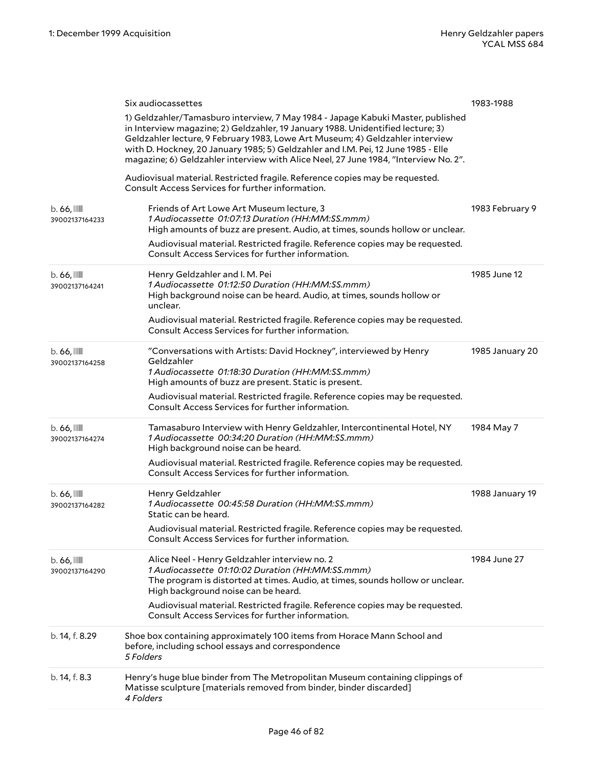| | Six audiocassettes<br><br>1) Geldzahler/Tamasburo interview, 7 May 1984 - Japage Kabuki Master, published in Interview magazine; 2) Geldzahler, 19 January 1988. Unidentified lecture; 3) Geldzahler lecture, 9 February 1983, Lowe Art Museum; 4) Geldzahler interview with D. Hockney, 20 January 1985; 5) Geldzahler and I.M. Pei, 12 June 1985 - Elle magazine; 6) Geldzahler interview with Alice Neel, 27 June 1984, "Interview No. 2".<br><br>Audiovisual material. Restricted fragile. Reference copies may be requested. Consult Access Services for further information. | 1983-1988 |
|---|---|---|
| b. 66, 39002137164233 | Friends of Art Lowe Art Museum lecture, 3<br>*1 Audiocassette 01:07:13 Duration (HH:MM:SS.mmm)*<br>High amounts of buzz are present. Audio, at times, sounds hollow or unclear.<br><br>Audiovisual material. Restricted fragile. Reference copies may be requested. Consult Access Services for further information. | 1983 February 9 |
| b. 66, 39002137164241 | Henry Geldzahler and I. M. Pei<br>*1 Audiocassette 01:12:50 Duration (HH:MM:SS.mmm)*<br>High background noise can be heard. Audio, at times, sounds hollow or unclear.<br><br>Audiovisual material. Restricted fragile. Reference copies may be requested. Consult Access Services for further information. | 1985 June 12 |
| b. 66, 39002137164258 | "Conversations with Artists: David Hockney", interviewed by Henry Geldzahler<br>*1 Audiocassette 01:18:30 Duration (HH:MM:SS.mmm)*<br>High amounts of buzz are present. Static is present.<br><br>Audiovisual material. Restricted fragile. Reference copies may be requested. Consult Access Services for further information. | 1985 January 20 |
| b. 66, 39002137164274 | Tamasaburo Interview with Henry Geldzahler, Intercontinental Hotel, NY<br>*1 Audiocassette 00:34:20 Duration (HH:MM:SS.mmm)*<br>High background noise can be heard.<br><br>Audiovisual material. Restricted fragile. Reference copies may be requested. Consult Access Services for further information. | 1984 May 7 |
| b. 66, 39002137164282 | Henry Geldzahler<br>*1 Audiocassette 00:45:58 Duration (HH:MM:SS.mmm)*<br>Static can be heard.<br><br>Audiovisual material. Restricted fragile. Reference copies may be requested. Consult Access Services for further information. | 1988 January 19 |
| b. 66, 39002137164290 | Alice Neel - Henry Geldzahler interview no. 2<br>*1 Audiocassette 01:10:02 Duration (HH:MM:SS.mmm)*<br>The program is distorted at times. Audio, at times, sounds hollow or unclear. High background noise can be heard.<br><br>Audiovisual material. Restricted fragile. Reference copies may be requested. Consult Access Services for further information. | 1984 June 27 |
| b. 14, f. 8.29 | Shoe box containing approximately 100 items from Horace Mann School and before, including school essays and correspondence<br>*5 Folders* | |
| b. 14, f. 8.3 | Henry's huge blue binder from The Metropolitan Museum containing clippings of Matisse sculpture [materials removed from binder, binder discarded]<br>*4 Folders* | |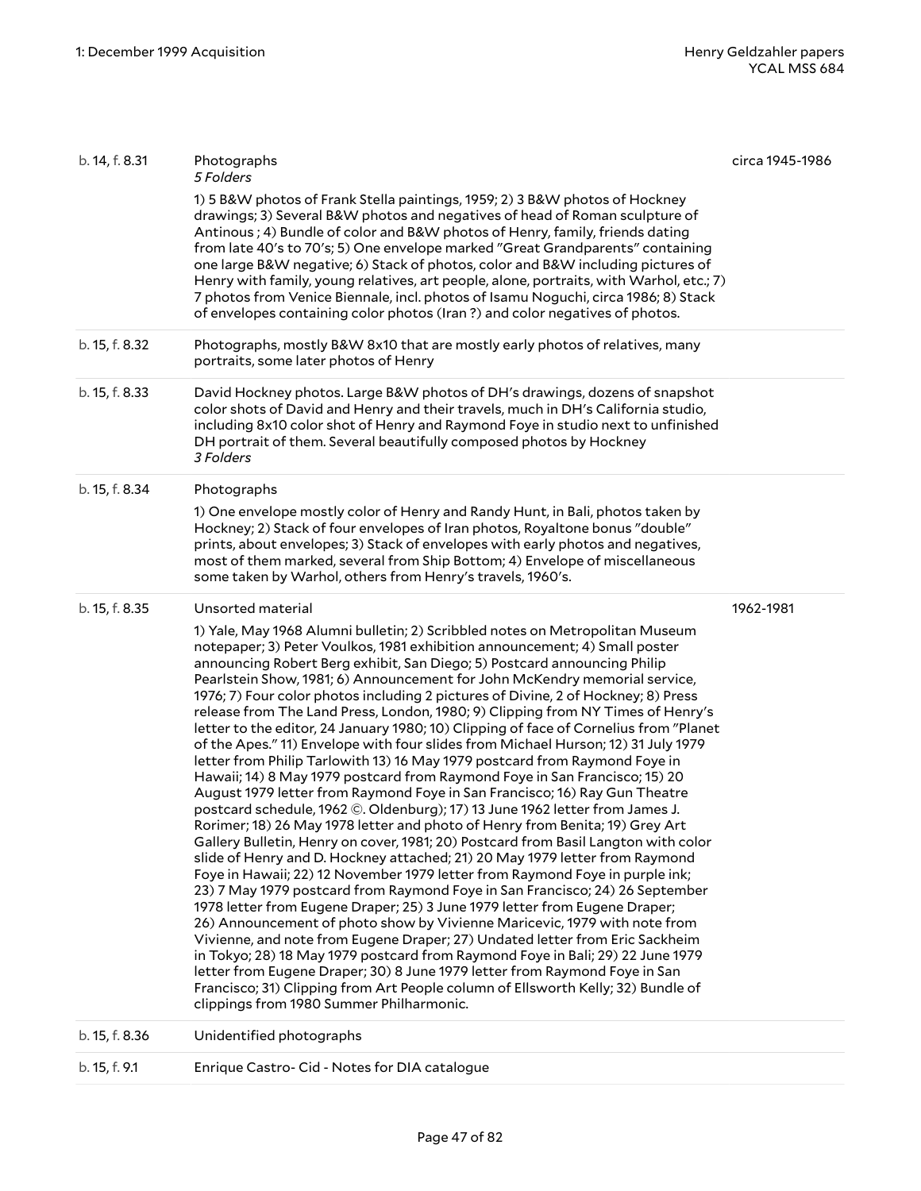| | | |
|---|---|---|
| b. 14, f. 8.31 | Photographs<br>*5 Folders*<br>1) 5 B&W photos of Frank Stella paintings, 1959; 2) 3 B&W photos of Hockney drawings; 3) Several B&W photos and negatives of head of Roman sculpture of Antinous ; 4) Bundle of color and B&W photos of Henry, family, friends dating from late 40's to 70's; 5) One envelope marked "Great Grandparents" containing one large B&W negative; 6) Stack of photos, color and B&W including pictures of Henry with family, young relatives, art people, alone, portraits, with Warhol, etc.; 7) 7 photos from Venice Biennale, incl. photos of Isamu Noguchi, circa 1986; 8) Stack of envelopes containing color photos (Iran ?) and color negatives of photos. | circa 1945-1986 |
| b. 15, f. 8.32 | Photographs, mostly B&W 8x10 that are mostly early photos of relatives, many portraits, some later photos of Henry | |
| b. 15, f. 8.33 | David Hockney photos. Large B&W photos of DH's drawings, dozens of snapshot color shots of David and Henry and their travels, much in DH's California studio, including 8x10 color shot of Henry and Raymond Foye in studio next to unfinished DH portrait of them. Several beautifully composed photos by Hockney<br>*3 Folders* | |
| b. 15, f. 8.34 | Photographs<br>1) One envelope mostly color of Henry and Randy Hunt, in Bali, photos taken by Hockney; 2) Stack of four envelopes of Iran photos, Royaltone bonus "double" prints, about envelopes; 3) Stack of envelopes with early photos and negatives, most of them marked, several from Ship Bottom; 4) Envelope of miscellaneous some taken by Warhol, others from Henry's travels, 1960's. | |
| b. 15, f. 8.35 | Unsorted material<br>1) Yale, May 1968 Alumni bulletin; 2) Scribbled notes on Metropolitan Museum notepaper; 3) Peter Voulkos, 1981 exhibition announcement; 4) Small poster announcing Robert Berg exhibit, San Diego; 5) Postcard announcing Philip Pearlstein Show, 1981; 6) Announcement for John McKendry memorial service, 1976; 7) Four color photos including 2 pictures of Divine, 2 of Hockney; 8) Press release from The Land Press, London, 1980; 9) Clipping from NY Times of Henry's letter to the editor, 24 January 1980; 10) Clipping of face of Cornelius from "Planet of the Apes." 11) Envelope with four slides from Michael Hurson; 12) 31 July 1979 letter from Philip Tarlowith 13) 16 May 1979 postcard from Raymond Foye in Hawaii; 14) 8 May 1979 postcard from Raymond Foye in San Francisco; 15) 20 August 1979 letter from Raymond Foye in San Francisco; 16) Ray Gun Theatre postcard schedule, 1962 ©. Oldenburg); 17) 13 June 1962 letter from James J. Rorimer; 18) 26 May 1978 letter and photo of Henry from Benita; 19) Grey Art Gallery Bulletin, Henry on cover, 1981; 20) Postcard from Basil Langton with color slide of Henry and D. Hockney attached; 21) 20 May 1979 letter from Raymond Foye in Hawaii; 22) 12 November 1979 letter from Raymond Foye in purple ink; 23) 7 May 1979 postcard from Raymond Foye in San Francisco; 24) 26 September 1978 letter from Eugene Draper; 25) 3 June 1979 letter from Eugene Draper; 26) Announcement of photo show by Vivienne Maricevic, 1979 with note from Vivienne, and note from Eugene Draper; 27) Undated letter from Eric Sackheim in Tokyo; 28) 18 May 1979 postcard from Raymond Foye in Bali; 29) 22 June 1979 letter from Eugene Draper; 30) 8 June 1979 letter from Raymond Foye in San Francisco; 31) Clipping from Art People column of Ellsworth Kelly; 32) Bundle of clippings from 1980 Summer Philharmonic. | 1962-1981 |
| b. 15, f. 8.36 | Unidentified photographs | |
| b. 15, f. 9.1 | Enrique Castro- Cid - Notes for DIA catalogue | |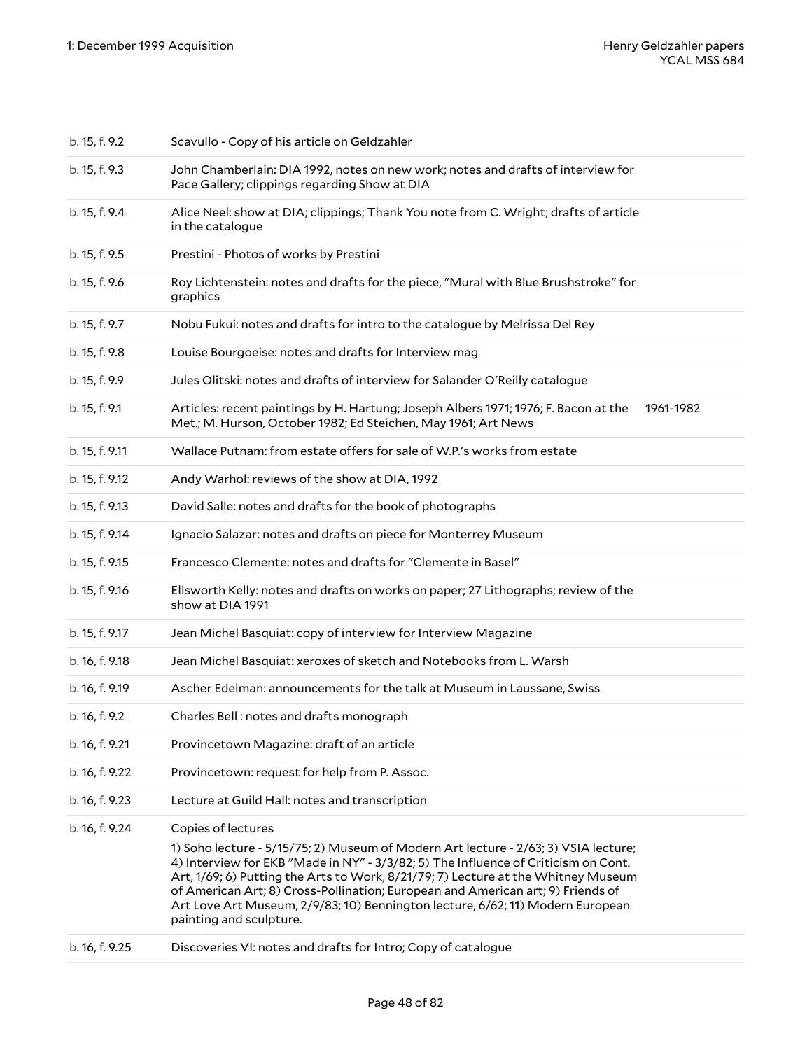| | | |
|---|---|---|
| b. 15, f. 9.2 | Scavullo - Copy of his article on Geldzahler | |
| b. 15, f. 9.3 | John Chamberlain: DIA 1992, notes on new work; notes and drafts of interview for Pace Gallery; clippings regarding Show at DIA | |
| b. 15, f. 9.4 | Alice Neel: show at DIA; clippings; Thank You note from C. Wright; drafts of article in the catalogue | |
| b. 15, f. 9.5 | Prestini - Photos of works by Prestini | |
| b. 15, f. 9.6 | Roy Lichtenstein: notes and drafts for the piece, "Mural with Blue Brushstroke" for graphics | |
| b. 15, f. 9.7 | Nobu Fukui: notes and drafts for intro to the catalogue by Melrissa Del Rey | |
| b. 15, f. 9.8 | Louise Bourgoeise: notes and drafts for Interview mag | |
| b. 15, f. 9.9 | Jules Olitski: notes and drafts of interview for Salander O'Reilly catalogue | |
| b. 15, f. 9.1 | Articles: recent paintings by H. Hartung; Joseph Albers 1971; 1976; F. Bacon at the Met.; M. Hurson, October 1982; Ed Steichen, May 1961; Art News | 1961-1982 |
| b. 15, f. 9.11 | Wallace Putnam: from estate offers for sale of W.P.'s works from estate | |
| b. 15, f. 9.12 | Andy Warhol: reviews of the show at DIA, 1992 | |
| b. 15, f. 9.13 | David Salle: notes and drafts for the book of photographs | |
| b. 15, f. 9.14 | Ignacio Salazar: notes and drafts on piece for Monterrey Museum | |
| b. 15, f. 9.15 | Francesco Clemente: notes and drafts for "Clemente in Basel" | |
| b. 15, f. 9.16 | Ellsworth Kelly: notes and drafts on works on paper; 27 Lithographs; review of the show at DIA 1991 | |
| b. 15, f. 9.17 | Jean Michel Basquiat: copy of interview for Interview Magazine | |
| b. 16, f. 9.18 | Jean Michel Basquiat: xeroxes of sketch and Notebooks from L. Warsh | |
| b. 16, f. 9.19 | Ascher Edelman: announcements for the talk at Museum in Laussane, Swiss | |
| b. 16, f. 9.2 | Charles Bell : notes and drafts monograph | |
| b. 16, f. 9.21 | Provincetown Magazine: draft of an article | |
| b. 16, f. 9.22 | Provincetown: request for help from P. Assoc. | |
| b. 16, f. 9.23 | Lecture at Guild Hall: notes and transcription | |
| b. 16, f. 9.24 | Copies of lectures<br><br>1) Soho lecture - 5/15/75; 2) Museum of Modern Art lecture - 2/63; 3) VSIA lecture; 4) Interview for EKB "Made in NY" - 3/3/82; 5) The Influence of Criticism on Cont. Art, 1/69; 6) Putting the Arts to Work, 8/21/79; 7) Lecture at the Whitney Museum of American Art; 8) Cross-Pollination; European and American art; 9) Friends of Art Love Art Museum, 2/9/83; 10) Bennington lecture, 6/62; 11) Modern European painting and sculpture. | |
| b. 16, f. 9.25 | Discoveries VI: notes and drafts for Intro; Copy of catalogue | |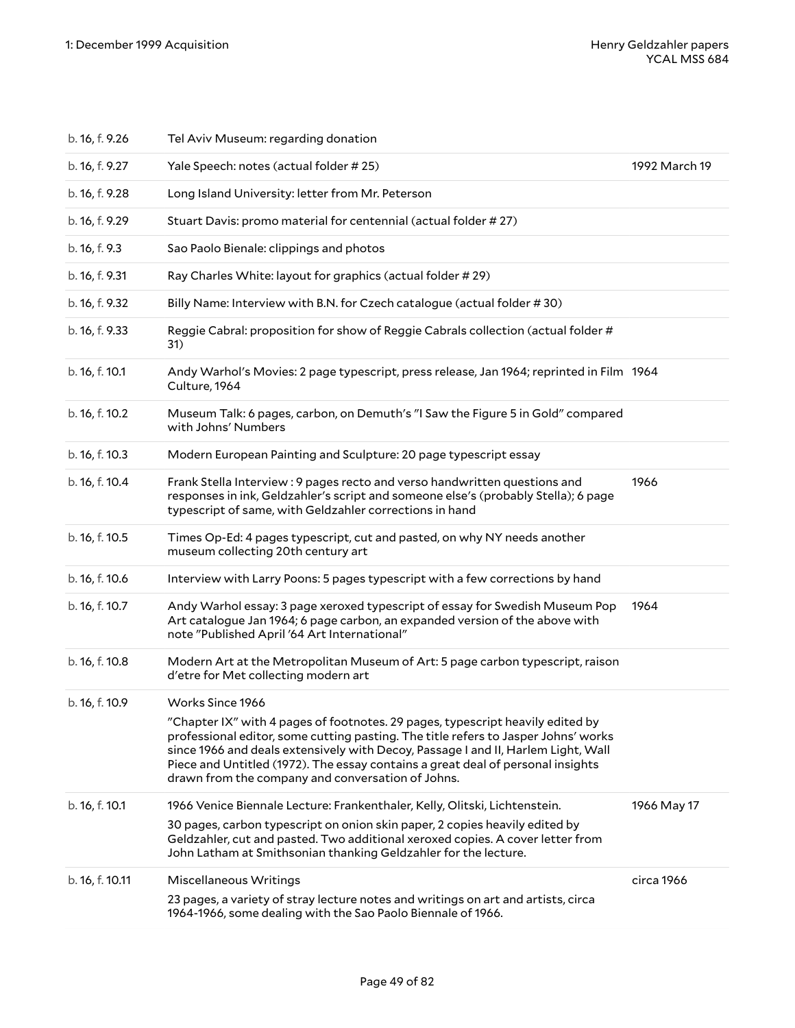| | | |
|---|---|---|
| b. 16, f. 9.26 | Tel Aviv Museum: regarding donation | |
| b. 16, f. 9.27 | Yale Speech: notes (actual folder # 25) | 1992 March 19 |
| b. 16, f. 9.28 | Long Island University: letter from Mr. Peterson | |
| b. 16, f. 9.29 | Stuart Davis: promo material for centennial (actual folder # 27) | |
| b. 16, f. 9.3 | Sao Paolo Bienale: clippings and photos | |
| b. 16, f. 9.31 | Ray Charles White: layout for graphics (actual folder # 29) | |
| b. 16, f. 9.32 | Billy Name: Interview with B.N. for Czech catalogue (actual folder # 30) | |
| b. 16, f. 9.33 | Reggie Cabral: proposition for show of Reggie Cabrals collection (actual folder # 31) | |
| b. 16, f. 10.1 | Andy Warhol's Movies: 2 page typescript, press release, Jan 1964; reprinted in Film Culture, 1964 | 1964 |
| b. 16, f. 10.2 | Museum Talk: 6 pages, carbon, on Demuth's "I Saw the Figure 5 in Gold" compared with Johns' Numbers | |
| b. 16, f. 10.3 | Modern European Painting and Sculpture: 20 page typescript essay | |
| b. 16, f. 10.4 | Frank Stella Interview : 9 pages recto and verso handwritten questions and responses in ink, Geldzahler's script and someone else's (probably Stella); 6 page typescript of same, with Geldzahler corrections in hand | 1966 |
| b. 16, f. 10.5 | Times Op-Ed: 4 pages typescript, cut and pasted, on why NY needs another museum collecting 20th century art | |
| b. 16, f. 10.6 | Interview with Larry Poons: 5 pages typescript with a few corrections by hand | |
| b. 16, f. 10.7 | Andy Warhol essay: 3 page xeroxed typescript of essay for Swedish Museum Pop Art catalogue Jan 1964; 6 page carbon, an expanded version of the above with note "Published April '64 Art International" | 1964 |
| b. 16, f. 10.8 | Modern Art at the Metropolitan Museum of Art: 5 page carbon typescript, raison d'etre for Met collecting modern art | |
| b. 16, f. 10.9 | Works Since 1966<br><br>"Chapter IX" with 4 pages of footnotes. 29 pages, typescript heavily edited by professional editor, some cutting pasting. The title refers to Jasper Johns' works since 1966 and deals extensively with Decoy, Passage I and II, Harlem Light, Wall Piece and Untitled (1972). The essay contains a great deal of personal insights drawn from the company and conversation of Johns. | |
| b. 16, f. 10.1 | 1966 Venice Biennale Lecture: Frankenthaler, Kelly, Olitski, Lichtenstein.<br><br>30 pages, carbon typescript on onion skin paper, 2 copies heavily edited by Geldzahler, cut and pasted. Two additional xeroxed copies. A cover letter from John Latham at Smithsonian thanking Geldzahler for the lecture. | 1966 May 17 |
| b. 16, f. 10.11 | Miscellaneous Writings<br><br>23 pages, a variety of stray lecture notes and writings on art and artists, circa 1964-1966, some dealing with the Sao Paolo Biennale of 1966. | circa 1966 |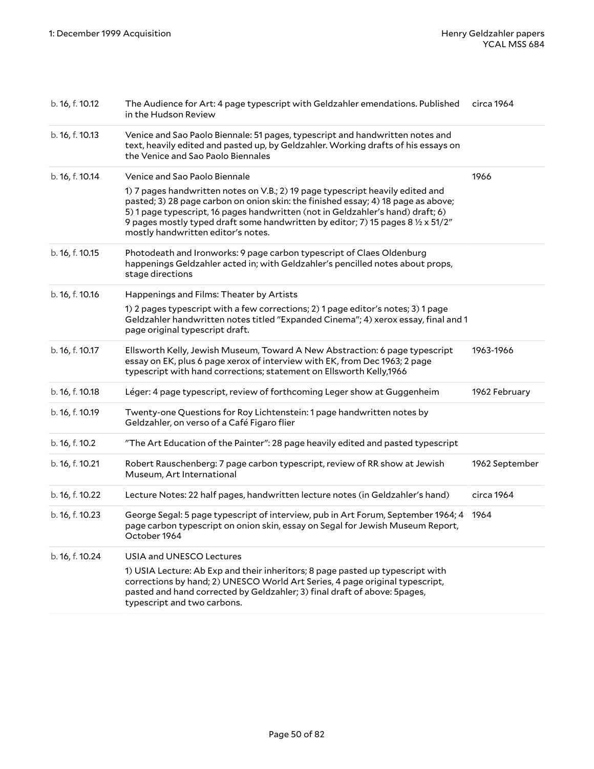| | | |
|---|---|---|
| b. 16, f. 10.12 | The Audience for Art: 4 page typescript with Geldzahler emendations. Published in the Hudson Review | circa 1964 |
| b. 16, f. 10.13 | Venice and Sao Paolo Biennale: 51 pages, typescript and handwritten notes and text, heavily edited and pasted up, by Geldzahler. Working drafts of his essays on the Venice and Sao Paolo Biennales | |
| b. 16, f. 10.14 | Venice and Sao Paolo Biennale<br><br>1) 7 pages handwritten notes on V.B.; 2) 19 page typescript heavily edited and pasted; 3) 28 page carbon on onion skin: the finished essay; 4) 18 page as above; 5) 1 page typescript, 16 pages handwritten (not in Geldzahler's hand) draft; 6) 9 pages mostly typed draft some handwritten by editor; 7) 15 pages 8 ½ x 51/2" mostly handwritten editor's notes. | 1966 |
| b. 16, f. 10.15 | Photodeath and Ironworks: 9 page carbon typescript of Claes Oldenburg happenings Geldzahler acted in; with Geldzahler's pencilled notes about props, stage directions | |
| b. 16, f. 10.16 | Happenings and Films: Theater by Artists<br><br>1) 2 pages typescript with a few corrections; 2) 1 page editor's notes; 3) 1 page Geldzahler handwritten notes titled "Expanded Cinema"; 4) xerox essay, final and 1 page original typescript draft. | |
| b. 16, f. 10.17 | Ellsworth Kelly, Jewish Museum, Toward A New Abstraction: 6 page typescript essay on EK, plus 6 page xerox of interview with EK, from Dec 1963; 2 page typescript with hand corrections; statement on Ellsworth Kelly,1966 | 1963-1966 |
| b. 16, f. 10.18 | Léger: 4 page typescript, review of forthcoming Leger show at Guggenheim | 1962 February |
| b. 16, f. 10.19 | Twenty-one Questions for Roy Lichtenstein: 1 page handwritten notes by Geldzahler, on verso of a Café Figaro flier | |
| b. 16, f. 10.2 | "The Art Education of the Painter": 28 page heavily edited and pasted typescript | |
| b. 16, f. 10.21 | Robert Rauschenberg: 7 page carbon typescript, review of RR show at Jewish Museum, Art International | 1962 September |
| b. 16, f. 10.22 | Lecture Notes: 22 half pages, handwritten lecture notes (in Geldzahler's hand) | circa 1964 |
| b. 16, f. 10.23 | George Segal: 5 page typescript of interview, pub in Art Forum, September 1964; 4 page carbon typescript on onion skin, essay on Segal for Jewish Museum Report, October 1964 | 1964 |
| b. 16, f. 10.24 | USIA and UNESCO Lectures<br><br>1) USIA Lecture: Ab Exp and their inheritors; 8 page pasted up typescript with corrections by hand; 2) UNESCO World Art Series, 4 page original typescript, pasted and hand corrected by Geldzahler; 3) final draft of above: 5pages, typescript and two carbons. | |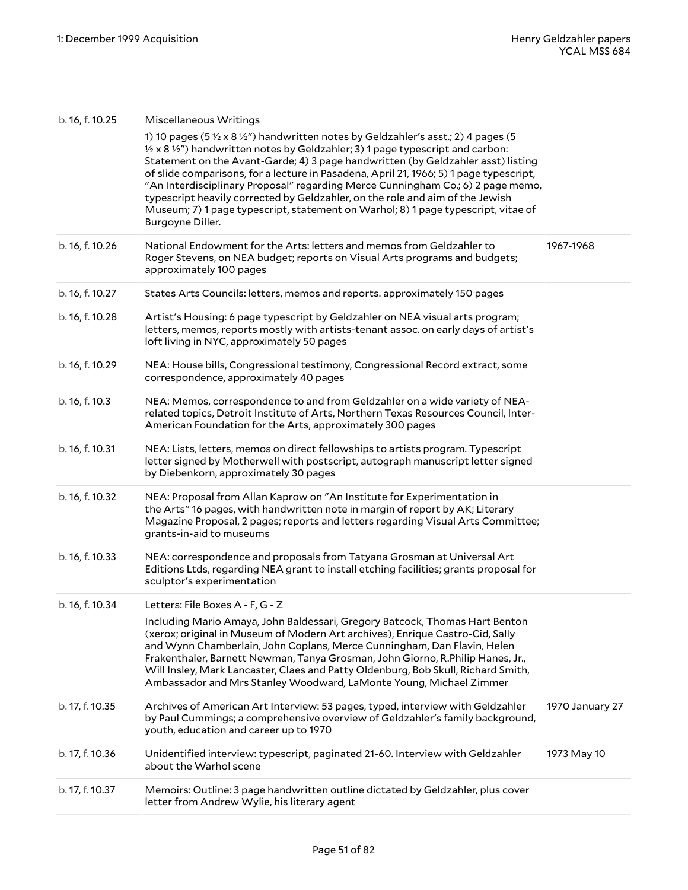| | | |
|---|---|---|
| b. 16, f. 10.25 | Miscellaneous Writings<br><br>1) 10 pages (5 ½ x 8 ½") handwritten notes by Geldzahler's asst.; 2) 4 pages (5 ½ x 8 ½") handwritten notes by Geldzahler; 3) 1 page typescript and carbon: Statement on the Avant-Garde; 4) 3 page handwritten (by Geldzahler asst) listing of slide comparisons, for a lecture in Pasadena, April 21, 1966; 5) 1 page typescript, "An Interdisciplinary Proposal" regarding Merce Cunningham Co.; 6) 2 page memo, typescript heavily corrected by Geldzahler, on the role and aim of the Jewish Museum; 7) 1 page typescript, statement on Warhol; 8) 1 page typescript, vitae of Burgoyne Diller. | |
| b. 16, f. 10.26 | National Endowment for the Arts: letters and memos from Geldzahler to Roger Stevens, on NEA budget; reports on Visual Arts programs and budgets; approximately 100 pages | 1967-1968 |
| b. 16, f. 10.27 | States Arts Councils: letters, memos and reports. approximately 150 pages | |
| b. 16, f. 10.28 | Artist's Housing: 6 page typescript by Geldzahler on NEA visual arts program; letters, memos, reports mostly with artists-tenant assoc. on early days of artist's loft living in NYC, approximately 50 pages | |
| b. 16, f. 10.29 | NEA: House bills, Congressional testimony, Congressional Record extract, some correspondence, approximately 40 pages | |
| b. 16, f. 10.3 | NEA: Memos, correspondence to and from Geldzahler on a wide variety of NEA-related topics, Detroit Institute of Arts, Northern Texas Resources Council, Inter-American Foundation for the Arts, approximately 300 pages | |
| b. 16, f. 10.31 | NEA: Lists, letters, memos on direct fellowships to artists program. Typescript letter signed by Motherwell with postscript, autograph manuscript letter signed by Diebenkorn, approximately 30 pages | |
| b. 16, f. 10.32 | NEA: Proposal from Allan Kaprow on "An Institute for Experimentation in the Arts" 16 pages, with handwritten note in margin of report by AK; Literary Magazine Proposal, 2 pages; reports and letters regarding Visual Arts Committee; grants-in-aid to museums | |
| b. 16, f. 10.33 | NEA: correspondence and proposals from Tatyana Grosman at Universal Art Editions Ltds, regarding NEA grant to install etching facilities; grants proposal for sculptor's experimentation | |
| b. 16, f. 10.34 | Letters: File Boxes A - F, G - Z<br><br>Including Mario Amaya, John Baldessari, Gregory Batcock, Thomas Hart Benton (xerox; original in Museum of Modern Art archives), Enrique Castro-Cid, Sally and Wynn Chamberlain, John Coplans, Merce Cunningham, Dan Flavin, Helen Frakenthaler, Barnett Newman, Tanya Grosman, John Giorno, R.Philip Hanes, Jr., Will Insley, Mark Lancaster, Claes and Patty Oldenburg, Bob Skull, Richard Smith, Ambassador and Mrs Stanley Woodward, LaMonte Young, Michael Zimmer | |
| b. 17, f. 10.35 | Archives of American Art Interview: 53 pages, typed, interview with Geldzahler by Paul Cummings; a comprehensive overview of Geldzahler's family background, youth, education and career up to 1970 | 1970 January 27 |
| b. 17, f. 10.36 | Unidentified interview: typescript, paginated 21-60. Interview with Geldzahler about the Warhol scene | 1973 May 10 |
| b. 17, f. 10.37 | Memoirs: Outline: 3 page handwritten outline dictated by Geldzahler, plus cover letter from Andrew Wylie, his literary agent | |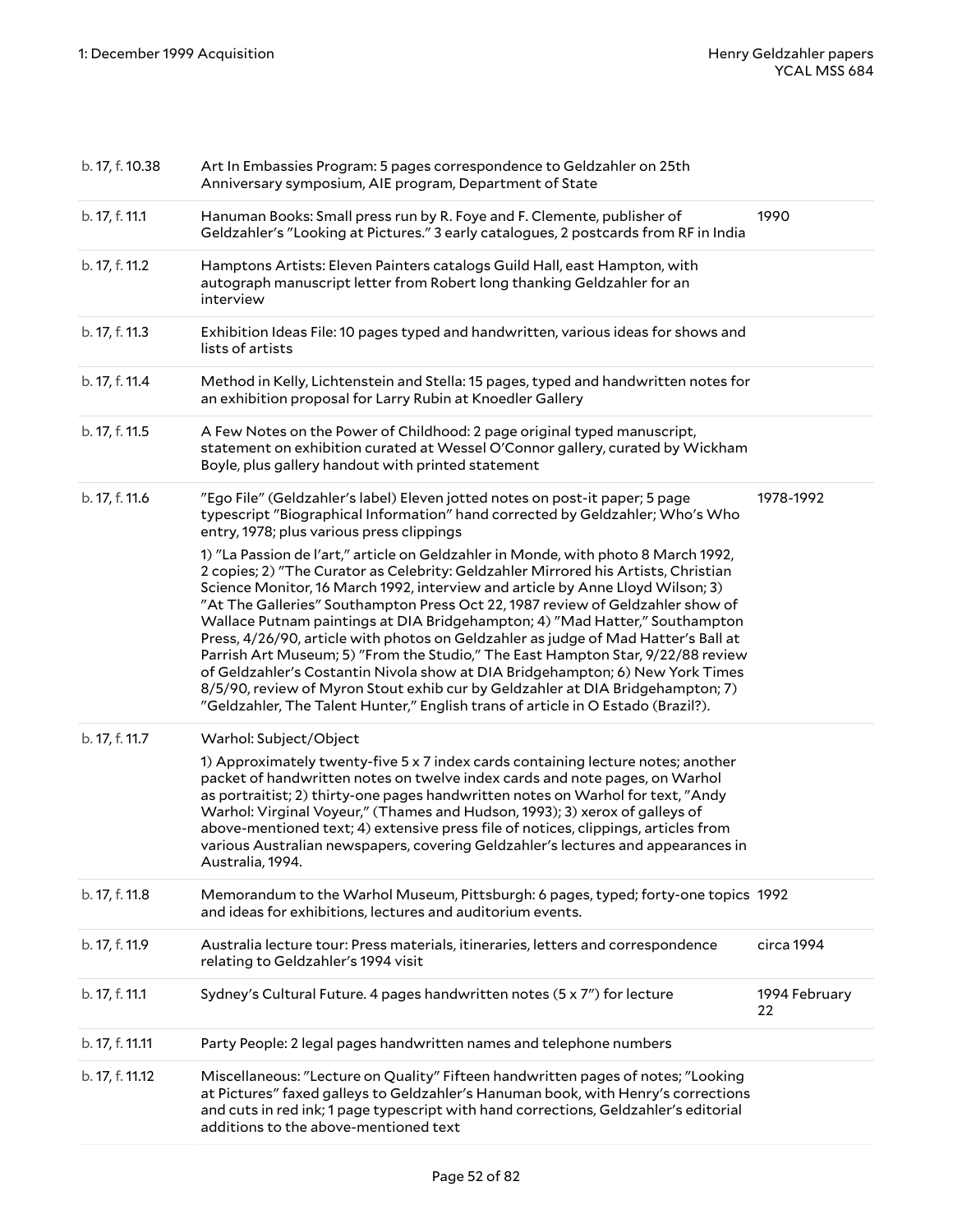| | | |
|---|---|---|
| b. 17, f. 10.38 | Art In Embassies Program: 5 pages correspondence to Geldzahler on 25th Anniversary symposium, AIE program, Department of State | |
| b. 17, f. 11.1 | Hanuman Books: Small press run by R. Foye and F. Clemente, publisher of Geldzahler's "Looking at Pictures." 3 early catalogues, 2 postcards from RF in India | 1990 |
| b. 17, f. 11.2 | Hamptons Artists: Eleven Painters catalogs Guild Hall, east Hampton, with autograph manuscript letter from Robert long thanking Geldzahler for an interview | |
| b. 17, f. 11.3 | Exhibition Ideas File: 10 pages typed and handwritten, various ideas for shows and lists of artists | |
| b. 17, f. 11.4 | Method in Kelly, Lichtenstein and Stella: 15 pages, typed and handwritten notes for an exhibition proposal for Larry Rubin at Knoedler Gallery | |
| b. 17, f. 11.5 | A Few Notes on the Power of Childhood: 2 page original typed manuscript, statement on exhibition curated at Wessel O'Connor gallery, curated by Wickham Boyle, plus gallery handout with printed statement | |
| b. 17, f. 11.6 | "Ego File" (Geldzahler's label) Eleven jotted notes on post-it paper; 5 page typescript "Biographical Information" hand corrected by Geldzahler; Who's Who entry, 1978; plus various press clippings<br><br>1) "La Passion de l'art," article on Geldzahler in Monde, with photo 8 March 1992, 2 copies; 2) "The Curator as Celebrity: Geldzahler Mirrored his Artists, Christian Science Monitor, 16 March 1992, interview and article by Anne Lloyd Wilson; 3) "At The Galleries" Southampton Press Oct 22, 1987 review of Geldzahler show of Wallace Putnam paintings at DIA Bridgehampton; 4) "Mad Hatter," Southampton Press, 4/26/90, article with photos on Geldzahler as judge of Mad Hatter's Ball at Parrish Art Museum; 5) "From the Studio," The East Hampton Star, 9/22/88 review of Geldzahler's Costantin Nivola show at DIA Bridgehampton; 6) New York Times 8/5/90, review of Myron Stout exhib cur by Geldzahler at DIA Bridgehampton; 7) "Geldzahler, The Talent Hunter," English trans of article in O Estado (Brazil?). | 1978-1992 |
| b. 17, f. 11.7 | Warhol: Subject/Object<br><br>1) Approximately twenty-five 5 x 7 index cards containing lecture notes; another packet of handwritten notes on twelve index cards and note pages, on Warhol as portraitist; 2) thirty-one pages handwritten notes on Warhol for text, "Andy Warhol: Virginal Voyeur," (Thames and Hudson, 1993); 3) xerox of galleys of above-mentioned text; 4) extensive press file of notices, clippings, articles from various Australian newspapers, covering Geldzahler's lectures and appearances in Australia, 1994. | |
| b. 17, f. 11.8 | Memorandum to the Warhol Museum, Pittsburgh: 6 pages, typed; forty-one topics and ideas for exhibitions, lectures and auditorium events. | 1992 |
| b. 17, f. 11.9 | Australia lecture tour: Press materials, itineraries, letters and correspondence relating to Geldzahler's 1994 visit | circa 1994 |
| b. 17, f. 11.1 | Sydney's Cultural Future. 4 pages handwritten notes (5 x 7") for lecture | 1994 February 22 |
| b. 17, f. 11.11 | Party People: 2 legal pages handwritten names and telephone numbers | |
| b. 17, f. 11.12 | Miscellaneous: "Lecture on Quality" Fifteen handwritten pages of notes; "Looking at Pictures" faxed galleys to Geldzahler's Hanuman book, with Henry's corrections and cuts in red ink; 1 page typescript with hand corrections, Geldzahler's editorial additions to the above-mentioned text | |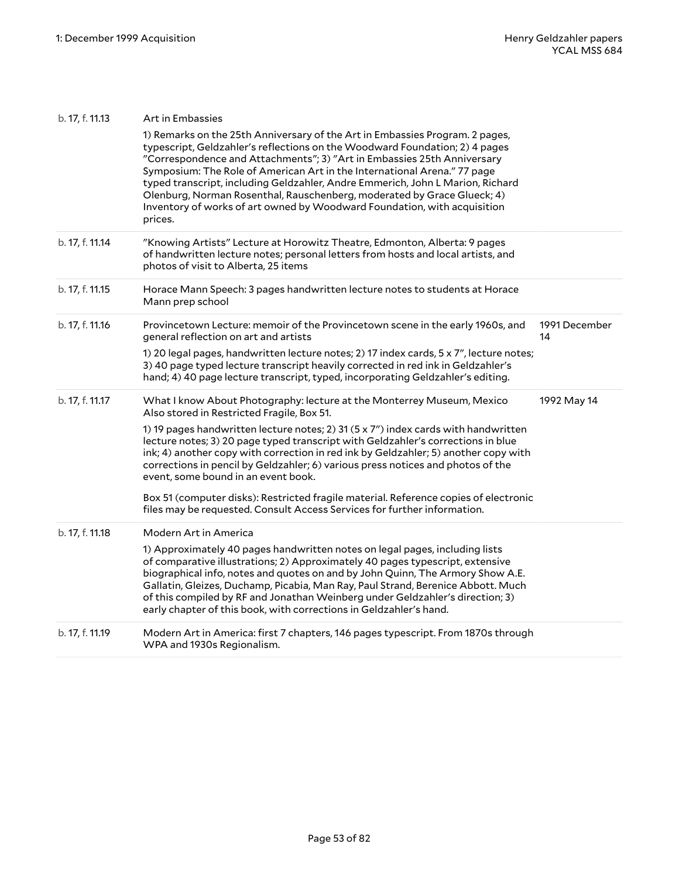| | | |
|---|---|---|
| b. 17, f. 11.13 | Art in Embassies<br><br>1) Remarks on the 25th Anniversary of the Art in Embassies Program. 2 pages, typescript, Geldzahler's reflections on the Woodward Foundation; 2) 4 pages "Correspondence and Attachments"; 3) "Art in Embassies 25th Anniversary Symposium: The Role of American Art in the International Arena." 77 page typed transcript, including Geldzahler, Andre Emmerich, John L Marion, Richard Olenburg, Norman Rosenthal, Rauschenberg, moderated by Grace Glueck; 4) Inventory of works of art owned by Woodward Foundation, with acquisition prices. | |
| b. 17, f. 11.14 | "Knowing Artists" Lecture at Horowitz Theatre, Edmonton, Alberta: 9 pages of handwritten lecture notes; personal letters from hosts and local artists, and photos of visit to Alberta, 25 items | |
| b. 17, f. 11.15 | Horace Mann Speech: 3 pages handwritten lecture notes to students at Horace Mann prep school | |
| b. 17, f. 11.16 | Provincetown Lecture: memoir of the Provincetown scene in the early 1960s, and general reflection on art and artists<br><br>1) 20 legal pages, handwritten lecture notes; 2) 17 index cards, 5 x 7", lecture notes; 3) 40 page typed lecture transcript heavily corrected in red ink in Geldzahler's hand; 4) 40 page lecture transcript, typed, incorporating Geldzahler's editing. | 1991 December 14 |
| b. 17, f. 11.17 | What I know About Photography: lecture at the Monterrey Museum, Mexico Also stored in Restricted Fragile, Box 51.<br><br>1) 19 pages handwritten lecture notes; 2) 31 (5 x 7") index cards with handwritten lecture notes; 3) 20 page typed transcript with Geldzahler's corrections in blue ink; 4) another copy with correction in red ink by Geldzahler; 5) another copy with corrections in pencil by Geldzahler; 6) various press notices and photos of the event, some bound in an event book.<br><br>Box 51 (computer disks): Restricted fragile material. Reference copies of electronic files may be requested. Consult Access Services for further information. | 1992 May 14 |
| b. 17, f. 11.18 | Modern Art in America<br><br>1) Approximately 40 pages handwritten notes on legal pages, including lists of comparative illustrations; 2) Approximately 40 pages typescript, extensive biographical info, notes and quotes on and by John Quinn, The Armory Show A.E. Gallatin, Gleizes, Duchamp, Picabia, Man Ray, Paul Strand, Berenice Abbott. Much of this compiled by RF and Jonathan Weinberg under Geldzahler's direction; 3) early chapter of this book, with corrections in Geldzahler's hand. | |
| b. 17, f. 11.19 | Modern Art in America: first 7 chapters, 146 pages typescript. From 1870s through WPA and 1930s Regionalism. | |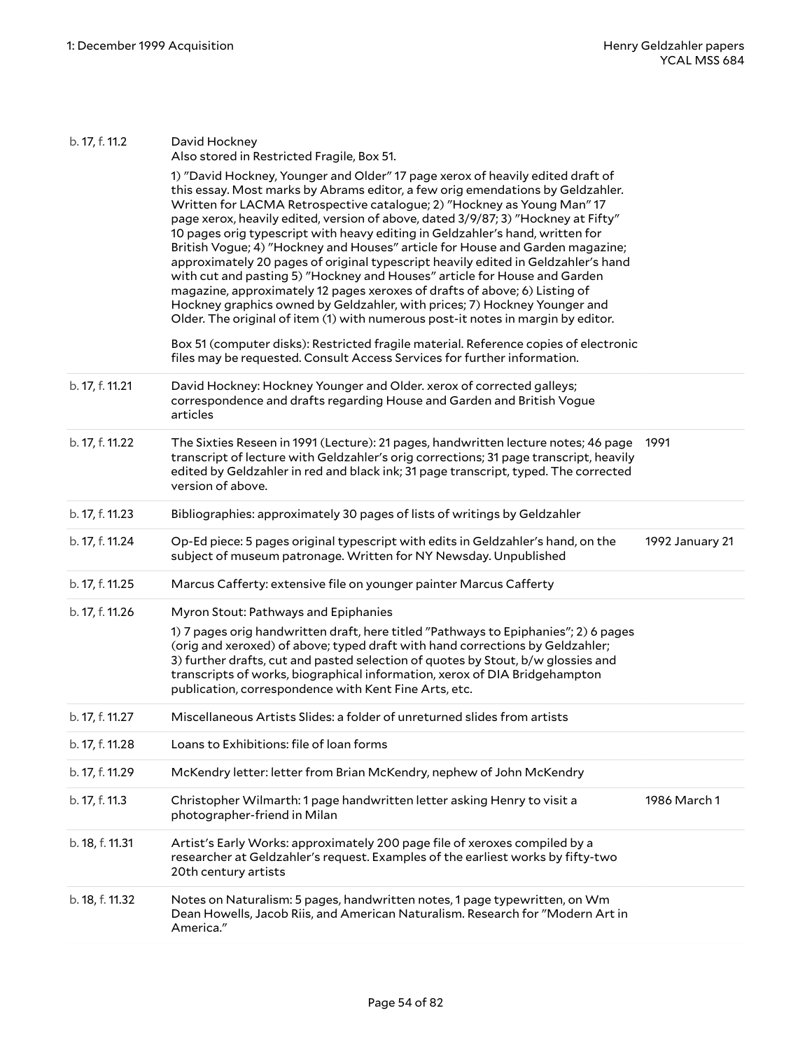| | | |
|---|---|---|
| b. 17, f. 11.2 | David Hockney<br>Also stored in Restricted Fragile, Box 51.<br><br>1) "David Hockney, Younger and Older" 17 page xerox of heavily edited draft of this essay. Most marks by Abrams editor, a few orig emendations by Geldzahler. Written for LACMA Retrospective catalogue; 2) "Hockney as Young Man" 17 page xerox, heavily edited, version of above, dated 3/9/87; 3) "Hockney at Fifty" 10 pages orig typescript with heavy editing in Geldzahler's hand, written for British Vogue; 4) "Hockney and Houses" article for House and Garden magazine; approximately 20 pages of original typescript heavily edited in Geldzahler's hand with cut and pasting 5) "Hockney and Houses" article for House and Garden magazine, approximately 12 pages xeroxes of drafts of above; 6) Listing of Hockney graphics owned by Geldzahler, with prices; 7) Hockney Younger and Older. The original of item (1) with numerous post-it notes in margin by editor.<br><br>Box 51 (computer disks): Restricted fragile material. Reference copies of electronic files may be requested. Consult Access Services for further information. | |
| b. 17, f. 11.21 | David Hockney: Hockney Younger and Older. xerox of corrected galleys; correspondence and drafts regarding House and Garden and British Vogue articles | |
| b. 17, f. 11.22 | The Sixties Reseen in 1991 (Lecture): 21 pages, handwritten lecture notes; 46 page transcript of lecture with Geldzahler's orig corrections; 31 page transcript, heavily edited by Geldzahler in red and black ink; 31 page transcript, typed. The corrected version of above. | 1991 |
| b. 17, f. 11.23 | Bibliographies: approximately 30 pages of lists of writings by Geldzahler | |
| b. 17, f. 11.24 | Op-Ed piece: 5 pages original typescript with edits in Geldzahler's hand, on the subject of museum patronage. Written for NY Newsday. Unpublished | 1992 January 21 |
| b. 17, f. 11.25 | Marcus Cafferty: extensive file on younger painter Marcus Cafferty | |
| b. 17, f. 11.26 | Myron Stout: Pathways and Epiphanies<br><br>1) 7 pages orig handwritten draft, here titled "Pathways to Epiphanies"; 2) 6 pages (orig and xeroxed) of above; typed draft with hand corrections by Geldzahler; 3) further drafts, cut and pasted selection of quotes by Stout, b/w glossies and transcripts of works, biographical information, xerox of DIA Bridgehampton publication, correspondence with Kent Fine Arts, etc. | |
| b. 17, f. 11.27 | Miscellaneous Artists Slides: a folder of unreturned slides from artists | |
| b. 17, f. 11.28 | Loans to Exhibitions: file of loan forms | |
| b. 17, f. 11.29 | McKendry letter: letter from Brian McKendry, nephew of John McKendry | |
| b. 17, f. 11.3 | Christopher Wilmarth: 1 page handwritten letter asking Henry to visit a photographer-friend in Milan | 1986 March 1 |
| b. 18, f. 11.31 | Artist's Early Works: approximately 200 page file of xeroxes compiled by a researcher at Geldzahler's request. Examples of the earliest works by fifty-two 20th century artists | |
| b. 18, f. 11.32 | Notes on Naturalism: 5 pages, handwritten notes, 1 page typewritten, on Wm Dean Howells, Jacob Riis, and American Naturalism. Research for "Modern Art in America." | |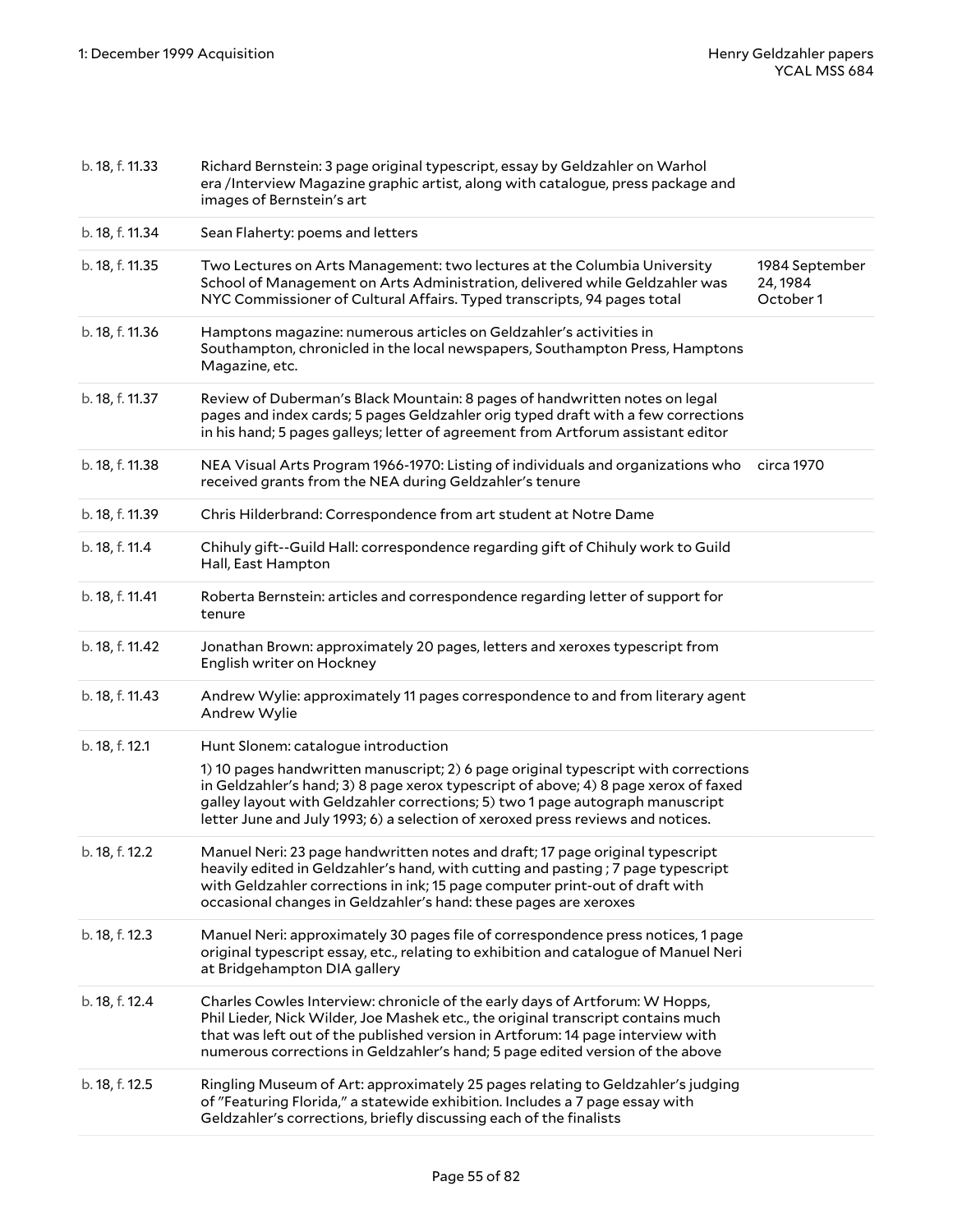| | | |
|---|---|---|
| b. 18, f. 11.33 | Richard Bernstein: 3 page original typescript, essay by Geldzahler on Warhol era /Interview Magazine graphic artist, along with catalogue, press package and images of Bernstein's art | |
| b. 18, f. 11.34 | Sean Flaherty: poems and letters | |
| b. 18, f. 11.35 | Two Lectures on Arts Management: two lectures at the Columbia University School of Management on Arts Administration, delivered while Geldzahler was NYC Commissioner of Cultural Affairs. Typed transcripts, 94 pages total | 1984 September 24, 1984 October 1 |
| b. 18, f. 11.36 | Hamptons magazine: numerous articles on Geldzahler's activities in Southampton, chronicled in the local newspapers, Southampton Press, Hamptons Magazine, etc. | |
| b. 18, f. 11.37 | Review of Duberman's Black Mountain: 8 pages of handwritten notes on legal pages and index cards; 5 pages Geldzahler orig typed draft with a few corrections in his hand; 5 pages galleys; letter of agreement from Artforum assistant editor | |
| b. 18, f. 11.38 | NEA Visual Arts Program 1966-1970: Listing of individuals and organizations who received grants from the NEA during Geldzahler's tenure | circa 1970 |
| b. 18, f. 11.39 | Chris Hilderbrand: Correspondence from art student at Notre Dame | |
| b. 18, f. 11.4 | Chihuly gift--Guild Hall: correspondence regarding gift of Chihuly work to Guild Hall, East Hampton | |
| b. 18, f. 11.41 | Roberta Bernstein: articles and correspondence regarding letter of support for tenure | |
| b. 18, f. 11.42 | Jonathan Brown: approximately 20 pages, letters and xeroxes typescript from English writer on Hockney | |
| b. 18, f. 11.43 | Andrew Wylie: approximately 11 pages correspondence to and from literary agent Andrew Wylie | |
| b. 18, f. 12.1 | Hunt Slonem: catalogue introduction<br><br>1) 10 pages handwritten manuscript; 2) 6 page original typescript with corrections in Geldzahler's hand; 3) 8 page xerox typescript of above; 4) 8 page xerox of faxed galley layout with Geldzahler corrections; 5) two 1 page autograph manuscript letter June and July 1993; 6) a selection of xeroxed press reviews and notices. | |
| b. 18, f. 12.2 | Manuel Neri: 23 page handwritten notes and draft; 17 page original typescript heavily edited in Geldzahler's hand, with cutting and pasting ; 7 page typescript with Geldzahler corrections in ink; 15 page computer print-out of draft with occasional changes in Geldzahler's hand: these pages are xeroxes | |
| b. 18, f. 12.3 | Manuel Neri: approximately 30 pages file of correspondence press notices, 1 page original typescript essay, etc., relating to exhibition and catalogue of Manuel Neri at Bridgehampton DIA gallery | |
| b. 18, f. 12.4 | Charles Cowles Interview: chronicle of the early days of Artforum: W Hopps, Phil Lieder, Nick Wilder, Joe Mashek etc., the original transcript contains much that was left out of the published version in Artforum: 14 page interview with numerous corrections in Geldzahler's hand; 5 page edited version of the above | |
| b. 18, f. 12.5 | Ringling Museum of Art: approximately 25 pages relating to Geldzahler's judging of "Featuring Florida," a statewide exhibition. Includes a 7 page essay with Geldzahler's corrections, briefly discussing each of the finalists | |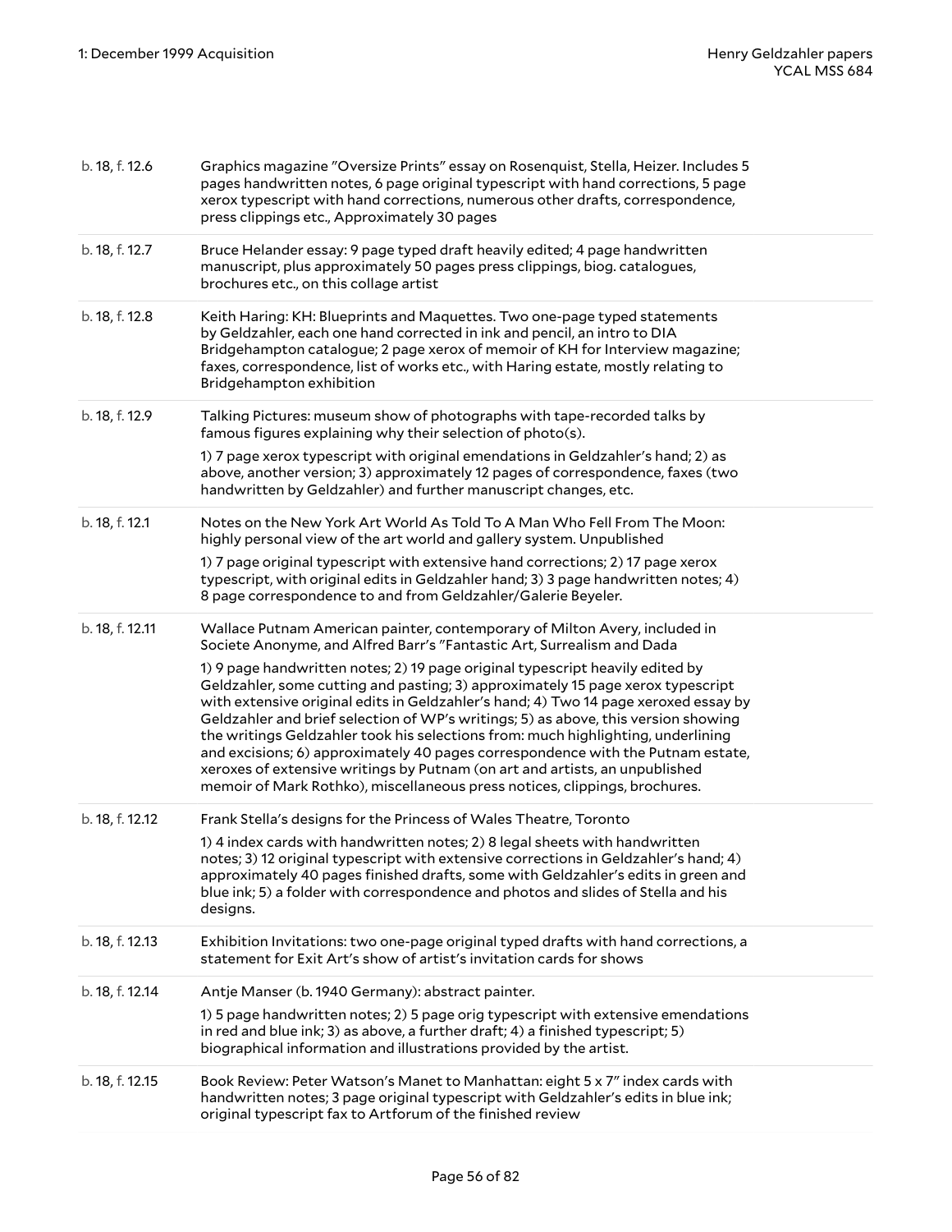| | |
|---|---|
| b. 18, f. 12.6 | Graphics magazine "Oversize Prints" essay on Rosenquist, Stella, Heizer. Includes 5 pages handwritten notes, 6 page original typescript with hand corrections, 5 page xerox typescript with hand corrections, numerous other drafts, correspondence, press clippings etc., Approximately 30 pages |
| b. 18, f. 12.7 | Bruce Helander essay: 9 page typed draft heavily edited; 4 page handwritten manuscript, plus approximately 50 pages press clippings, biog. catalogues, brochures etc., on this collage artist |
| b. 18, f. 12.8 | Keith Haring: KH: Blueprints and Maquettes. Two one-page typed statements by Geldzahler, each one hand corrected in ink and pencil, an intro to DIA Bridgehampton catalogue; 2 page xerox of memoir of KH for Interview magazine; faxes, correspondence, list of works etc., with Haring estate, mostly relating to Bridgehampton exhibition |
| b. 18, f. 12.9 | Talking Pictures: museum show of photographs with tape-recorded talks by famous figures explaining why their selection of photo(s).<br><br>1) 7 page xerox typescript with original emendations in Geldzahler's hand; 2) as above, another version; 3) approximately 12 pages of correspondence, faxes (two handwritten by Geldzahler) and further manuscript changes, etc. |
| b. 18, f. 12.1 | Notes on the New York Art World As Told To A Man Who Fell From The Moon: highly personal view of the art world and gallery system. Unpublished<br><br>1) 7 page original typescript with extensive hand corrections; 2) 17 page xerox typescript, with original edits in Geldzahler hand; 3) 3 page handwritten notes; 4) 8 page correspondence to and from Geldzahler/Galerie Beyeler. |
| b. 18, f. 12.11 | Wallace Putnam American painter, contemporary of Milton Avery, included in Societe Anonyme, and Alfred Barr's "Fantastic Art, Surrealism and Dada<br><br>1) 9 page handwritten notes; 2) 19 page original typescript heavily edited by Geldzahler, some cutting and pasting; 3) approximately 15 page xerox typescript with extensive original edits in Geldzahler's hand; 4) Two 14 page xeroxed essay by Geldzahler and brief selection of WP's writings; 5) as above, this version showing the writings Geldzahler took his selections from: much highlighting, underlining and excisions; 6) approximately 40 pages correspondence with the Putnam estate, xeroxes of extensive writings by Putnam (on art and artists, an unpublished memoir of Mark Rothko), miscellaneous press notices, clippings, brochures. |
| b. 18, f. 12.12 | Frank Stella's designs for the Princess of Wales Theatre, Toronto<br><br>1) 4 index cards with handwritten notes; 2) 8 legal sheets with handwritten notes; 3) 12 original typescript with extensive corrections in Geldzahler's hand; 4) approximately 40 pages finished drafts, some with Geldzahler's edits in green and blue ink; 5) a folder with correspondence and photos and slides of Stella and his designs. |
| b. 18, f. 12.13 | Exhibition Invitations: two one-page original typed drafts with hand corrections, a statement for Exit Art's show of artist's invitation cards for shows |
| b. 18, f. 12.14 | Antje Manser (b. 1940 Germany): abstract painter.<br><br>1) 5 page handwritten notes; 2) 5 page orig typescript with extensive emendations in red and blue ink; 3) as above, a further draft; 4) a finished typescript; 5) biographical information and illustrations provided by the artist. |
| b. 18, f. 12.15 | Book Review: Peter Watson's Manet to Manhattan: eight 5 x 7" index cards with handwritten notes; 3 page original typescript with Geldzahler's edits in blue ink; original typescript fax to Artforum of the finished review |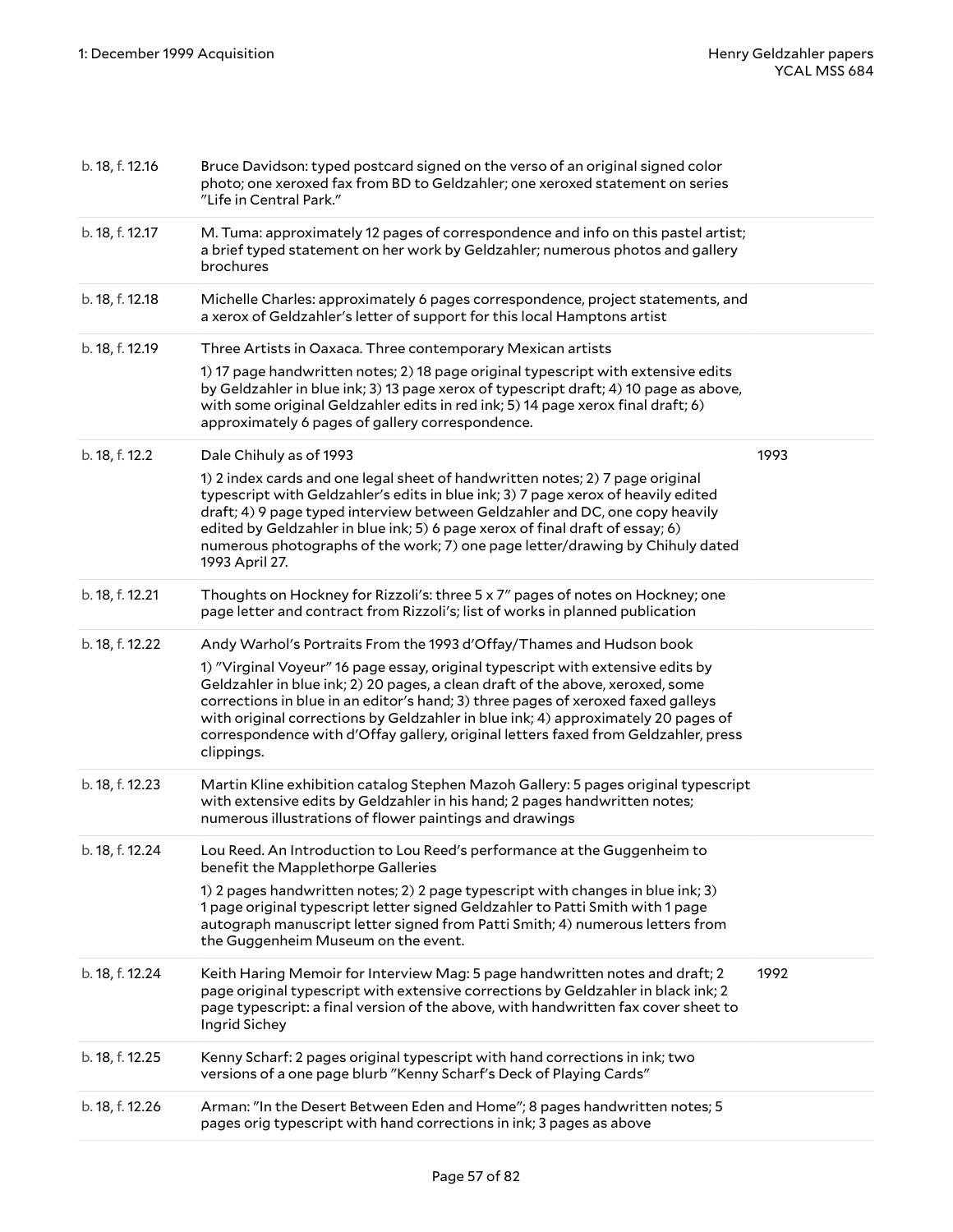| | | |
|---|---|---|
| b. 18, f. 12.16 | Bruce Davidson: typed postcard signed on the verso of an original signed color photo; one xeroxed fax from BD to Geldzahler; one xeroxed statement on series "Life in Central Park." | |
| b. 18, f. 12.17 | M. Tuma: approximately 12 pages of correspondence and info on this pastel artist; a brief typed statement on her work by Geldzahler; numerous photos and gallery brochures | |
| b. 18, f. 12.18 | Michelle Charles: approximately 6 pages correspondence, project statements, and a xerox of Geldzahler's letter of support for this local Hamptons artist | |
| b. 18, f. 12.19 | Three Artists in Oaxaca. Three contemporary Mexican artists<br><br>1) 17 page handwritten notes; 2) 18 page original typescript with extensive edits by Geldzahler in blue ink; 3) 13 page xerox of typescript draft; 4) 10 page as above, with some original Geldzahler edits in red ink; 5) 14 page xerox final draft; 6) approximately 6 pages of gallery correspondence. | |
| b. 18, f. 12.2 | Dale Chihuly as of 1993<br><br>1) 2 index cards and one legal sheet of handwritten notes; 2) 7 page original typescript with Geldzahler's edits in blue ink; 3) 7 page xerox of heavily edited draft; 4) 9 page typed interview between Geldzahler and DC, one copy heavily edited by Geldzahler in blue ink; 5) 6 page xerox of final draft of essay; 6) numerous photographs of the work; 7) one page letter/drawing by Chihuly dated 1993 April 27. | 1993 |
| b. 18, f. 12.21 | Thoughts on Hockney for Rizzoli's: three 5 x 7" pages of notes on Hockney; one page letter and contract from Rizzoli's; list of works in planned publication | |
| b. 18, f. 12.22 | Andy Warhol's Portraits From the 1993 d'Offay/Thames and Hudson book<br><br>1) "Virginal Voyeur" 16 page essay, original typescript with extensive edits by Geldzahler in blue ink; 2) 20 pages, a clean draft of the above, xeroxed, some corrections in blue in an editor's hand; 3) three pages of xeroxed faxed galleys with original corrections by Geldzahler in blue ink; 4) approximately 20 pages of correspondence with d'Offay gallery, original letters faxed from Geldzahler, press clippings. | |
| b. 18, f. 12.23 | Martin Kline exhibition catalog Stephen Mazoh Gallery: 5 pages original typescript with extensive edits by Geldzahler in his hand; 2 pages handwritten notes; numerous illustrations of flower paintings and drawings | |
| b. 18, f. 12.24 | Lou Reed. An Introduction to Lou Reed's performance at the Guggenheim to benefit the Mapplethorpe Galleries<br><br>1) 2 pages handwritten notes; 2) 2 page typescript with changes in blue ink; 3) 1 page original typescript letter signed Geldzahler to Patti Smith with 1 page autograph manuscript letter signed from Patti Smith; 4) numerous letters from the Guggenheim Museum on the event. | |
| b. 18, f. 12.24 | Keith Haring Memoir for Interview Mag: 5 page handwritten notes and draft; 2 page original typescript with extensive corrections by Geldzahler in black ink; 2 page typescript: a final version of the above, with handwritten fax cover sheet to Ingrid Sichey | 1992 |
| b. 18, f. 12.25 | Kenny Scharf: 2 pages original typescript with hand corrections in ink; two versions of a one page blurb "Kenny Scharf's Deck of Playing Cards" | |
| b. 18, f. 12.26 | Arman: "In the Desert Between Eden and Home"; 8 pages handwritten notes; 5 pages orig typescript with hand corrections in ink; 3 pages as above | |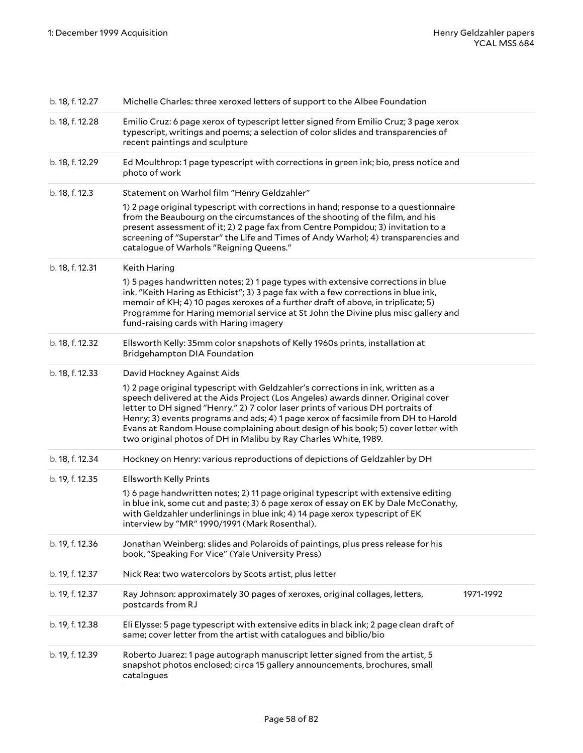| | | |
|---|---|---|
| b. 18, f. 12.27 | Michelle Charles: three xeroxed letters of support to the Albee Foundation | |
| b. 18, f. 12.28 | Emilio Cruz: 6 page xerox of typescript letter signed from Emilio Cruz; 3 page xerox typescript, writings and poems; a selection of color slides and transparencies of recent paintings and sculpture | |
| b. 18, f. 12.29 | Ed Moulthrop: 1 page typescript with corrections in green ink; bio, press notice and photo of work | |
| b. 18, f. 12.3 | Statement on Warhol film "Henry Geldzahler"<br><br>1) 2 page original typescript with corrections in hand; response to a questionnaire from the Beaubourg on the circumstances of the shooting of the film, and his present assessment of it; 2) 2 page fax from Centre Pompidou; 3) invitation to a screening of "Superstar" the Life and Times of Andy Warhol; 4) transparencies and catalogue of Warhols "Reigning Queens." | |
| b. 18, f. 12.31 | Keith Haring<br><br>1) 5 pages handwritten notes; 2) 1 page types with extensive corrections in blue ink. "Keith Haring as Ethicist"; 3) 3 page fax with a few corrections in blue ink, memoir of KH; 4) 10 pages xeroxes of a further draft of above, in triplicate; 5) Programme for Haring memorial service at St John the Divine plus misc gallery and fund-raising cards with Haring imagery | |
| b. 18, f. 12.32 | Ellsworth Kelly: 35mm color snapshots of Kelly 1960s prints, installation at Bridgehampton DIA Foundation | |
| b. 18, f. 12.33 | David Hockney Against Aids<br><br>1) 2 page original typescript with Geldzahler's corrections in ink, written as a speech delivered at the Aids Project (Los Angeles) awards dinner. Original cover letter to DH signed "Henry." 2) 7 color laser prints of various DH portraits of Henry; 3) events programs and ads; 4) 1 page xerox of facsimile from DH to Harold Evans at Random House complaining about design of his book; 5) cover letter with two original photos of DH in Malibu by Ray Charles White, 1989. | |
| b. 18, f. 12.34 | Hockney on Henry: various reproductions of depictions of Geldzahler by DH | |
| b. 19, f. 12.35 | Ellsworth Kelly Prints<br><br>1) 6 page handwritten notes; 2) 11 page original typescript with extensive editing in blue ink, some cut and paste; 3) 6 page xerox of essay on EK by Dale McConathy, with Geldzahler underlinings in blue ink; 4) 14 page xerox typescript of EK interview by "MR" 1990/1991 (Mark Rosenthal). | |
| b. 19, f. 12.36 | Jonathan Weinberg: slides and Polaroids of paintings, plus press release for his book, "Speaking For Vice" (Yale University Press) | |
| b. 19, f. 12.37 | Nick Rea: two watercolors by Scots artist, plus letter | |
| b. 19, f. 12.37 | Ray Johnson: approximately 30 pages of xeroxes, original collages, letters, postcards from RJ | 1971-1992 |
| b. 19, f. 12.38 | Eli Elysse: 5 page typescript with extensive edits in black ink; 2 page clean draft of same; cover letter from the artist with catalogues and biblio/bio | |
| b. 19, f. 12.39 | Roberto Juarez: 1 page autograph manuscript letter signed from the artist, 5 snapshot photos enclosed; circa 15 gallery announcements, brochures, small catalogues | |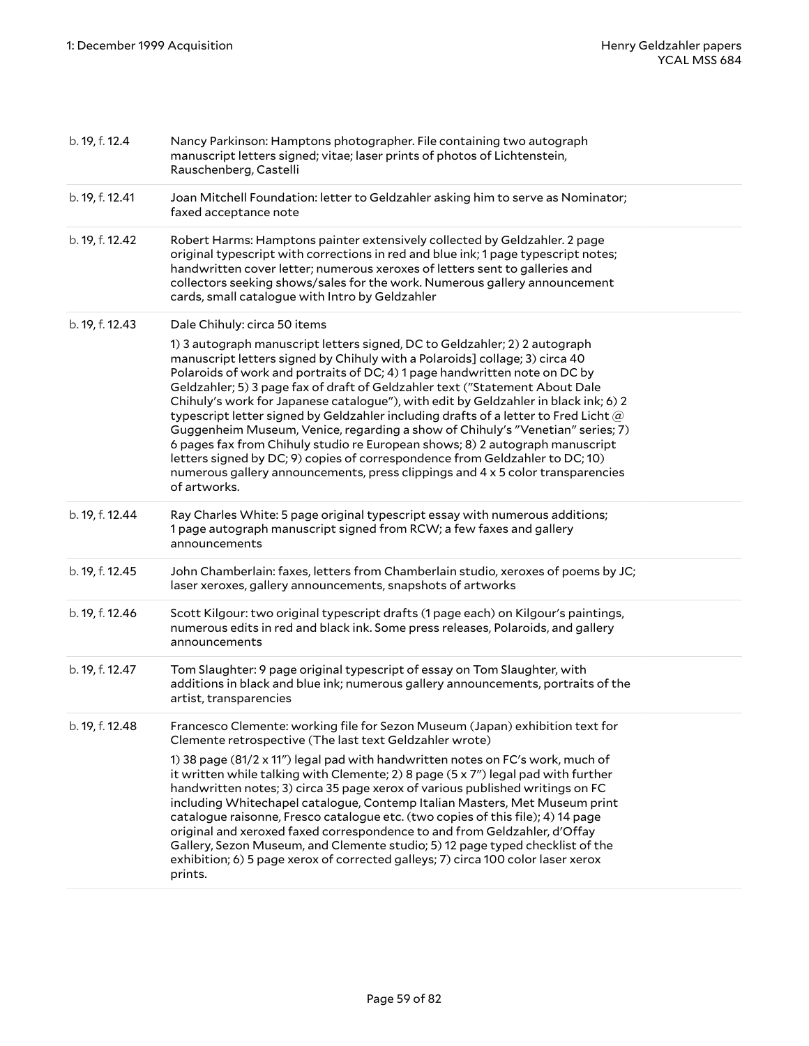| | |
|---|---|
| b. 19, f. 12.4 | Nancy Parkinson: Hamptons photographer. File containing two autograph manuscript letters signed; vitae; laser prints of photos of Lichtenstein, Rauschenberg, Castelli |
| b. 19, f. 12.41 | Joan Mitchell Foundation: letter to Geldzahler asking him to serve as Nominator; faxed acceptance note |
| b. 19, f. 12.42 | Robert Harms: Hamptons painter extensively collected by Geldzahler. 2 page original typescript with corrections in red and blue ink; 1 page typescript notes; handwritten cover letter; numerous xeroxes of letters sent to galleries and collectors seeking shows/sales for the work. Numerous gallery announcement cards, small catalogue with Intro by Geldzahler |
| b. 19, f. 12.43 | Dale Chihuly: circa 50 items<br><br>1) 3 autograph manuscript letters signed, DC to Geldzahler; 2) 2 autograph manuscript letters signed by Chihuly with a Polaroids] collage; 3) circa 40 Polaroids of work and portraits of DC; 4) 1 page handwritten note on DC by Geldzahler; 5) 3 page fax of draft of Geldzahler text ("Statement About Dale Chihuly's work for Japanese catalogue"), with edit by Geldzahler in black ink; 6) 2 typescript letter signed by Geldzahler including drafts of a letter to Fred Licht @ Guggenheim Museum, Venice, regarding a show of Chihuly's "Venetian" series; 7) 6 pages fax from Chihuly studio re European shows; 8) 2 autograph manuscript letters signed by DC; 9) copies of correspondence from Geldzahler to DC; 10) numerous gallery announcements, press clippings and 4 x 5 color transparencies of artworks. |
| b. 19, f. 12.44 | Ray Charles White: 5 page original typescript essay with numerous additions; 1 page autograph manuscript signed from RCW; a few faxes and gallery announcements |
| b. 19, f. 12.45 | John Chamberlain: faxes, letters from Chamberlain studio, xeroxes of poems by JC; laser xeroxes, gallery announcements, snapshots of artworks |
| b. 19, f. 12.46 | Scott Kilgour: two original typescript drafts (1 page each) on Kilgour's paintings, numerous edits in red and black ink. Some press releases, Polaroids, and gallery announcements |
| b. 19, f. 12.47 | Tom Slaughter: 9 page original typescript of essay on Tom Slaughter, with additions in black and blue ink; numerous gallery announcements, portraits of the artist, transparencies |
| b. 19, f. 12.48 | Francesco Clemente: working file for Sezon Museum (Japan) exhibition text for Clemente retrospective (The last text Geldzahler wrote)<br><br>1) 38 page (81/2 x 11") legal pad with handwritten notes on FC's work, much of it written while talking with Clemente; 2) 8 page (5 x 7") legal pad with further handwritten notes; 3) circa 35 page xerox of various published writings on FC including Whitechapel catalogue, Contemp Italian Masters, Met Museum print catalogue raisonne, Fresco catalogue etc. (two copies of this file); 4) 14 page original and xeroxed faxed correspondence to and from Geldzahler, d'Offay Gallery, Sezon Museum, and Clemente studio; 5) 12 page typed checklist of the exhibition; 6) 5 page xerox of corrected galleys; 7) circa 100 color laser xerox prints. |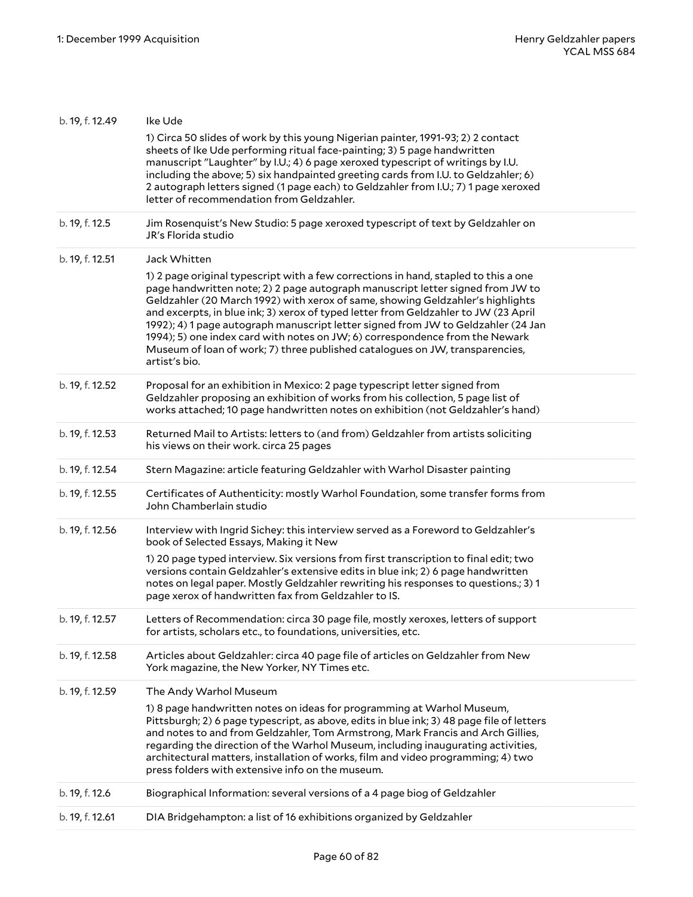| | |
|---|---|
| b. 19, f. 12.49 | Ike Ude<br><br>1) Circa 50 slides of work by this young Nigerian painter, 1991-93; 2) 2 contact sheets of Ike Ude performing ritual face-painting; 3) 5 page handwritten manuscript "Laughter" by I.U.; 4) 6 page xeroxed typescript of writings by I.U. including the above; 5) six handpainted greeting cards from I.U. to Geldzahler; 6) 2 autograph letters signed (1 page each) to Geldzahler from I.U.; 7) 1 page xeroxed letter of recommendation from Geldzahler. |
| b. 19, f. 12.5 | Jim Rosenquist's New Studio: 5 page xeroxed typescript of text by Geldzahler on JR's Florida studio |
| b. 19, f. 12.51 | Jack Whitten<br><br>1) 2 page original typescript with a few corrections in hand, stapled to this a one page handwritten note; 2) 2 page autograph manuscript letter signed from JW to Geldzahler (20 March 1992) with xerox of same, showing Geldzahler's highlights and excerpts, in blue ink; 3) xerox of typed letter from Geldzahler to JW (23 April 1992); 4) 1 page autograph manuscript letter signed from JW to Geldzahler (24 Jan 1994); 5) one index card with notes on JW; 6) correspondence from the Newark Museum of loan of work; 7) three published catalogues on JW, transparencies, artist's bio. |
| b. 19, f. 12.52 | Proposal for an exhibition in Mexico: 2 page typescript letter signed from Geldzahler proposing an exhibition of works from his collection, 5 page list of works attached; 10 page handwritten notes on exhibition (not Geldzahler's hand) |
| b. 19, f. 12.53 | Returned Mail to Artists: letters to (and from) Geldzahler from artists soliciting his views on their work. circa 25 pages |
| b. 19, f. 12.54 | Stern Magazine: article featuring Geldzahler with Warhol Disaster painting |
| b. 19, f. 12.55 | Certificates of Authenticity: mostly Warhol Foundation, some transfer forms from John Chamberlain studio |
| b. 19, f. 12.56 | Interview with Ingrid Sichey: this interview served as a Foreword to Geldzahler's book of Selected Essays, Making it New<br><br>1) 20 page typed interview. Six versions from first transcription to final edit; two versions contain Geldzahler's extensive edits in blue ink; 2) 6 page handwritten notes on legal paper. Mostly Geldzahler rewriting his responses to questions.; 3) 1 page xerox of handwritten fax from Geldzahler to IS. |
| b. 19, f. 12.57 | Letters of Recommendation: circa 30 page file, mostly xeroxes, letters of support for artists, scholars etc., to foundations, universities, etc. |
| b. 19, f. 12.58 | Articles about Geldzahler: circa 40 page file of articles on Geldzahler from New York magazine, the New Yorker, NY Times etc. |
| b. 19, f. 12.59 | The Andy Warhol Museum<br><br>1) 8 page handwritten notes on ideas for programming at Warhol Museum, Pittsburgh; 2) 6 page typescript, as above, edits in blue ink; 3) 48 page file of letters and notes to and from Geldzahler, Tom Armstrong, Mark Francis and Arch Gillies, regarding the direction of the Warhol Museum, including inaugurating activities, architectural matters, installation of works, film and video programming; 4) two press folders with extensive info on the museum. |
| b. 19, f. 12.6 | Biographical Information: several versions of a 4 page biog of Geldzahler |
| b. 19, f. 12.61 | DIA Bridgehampton: a list of 16 exhibitions organized by Geldzahler |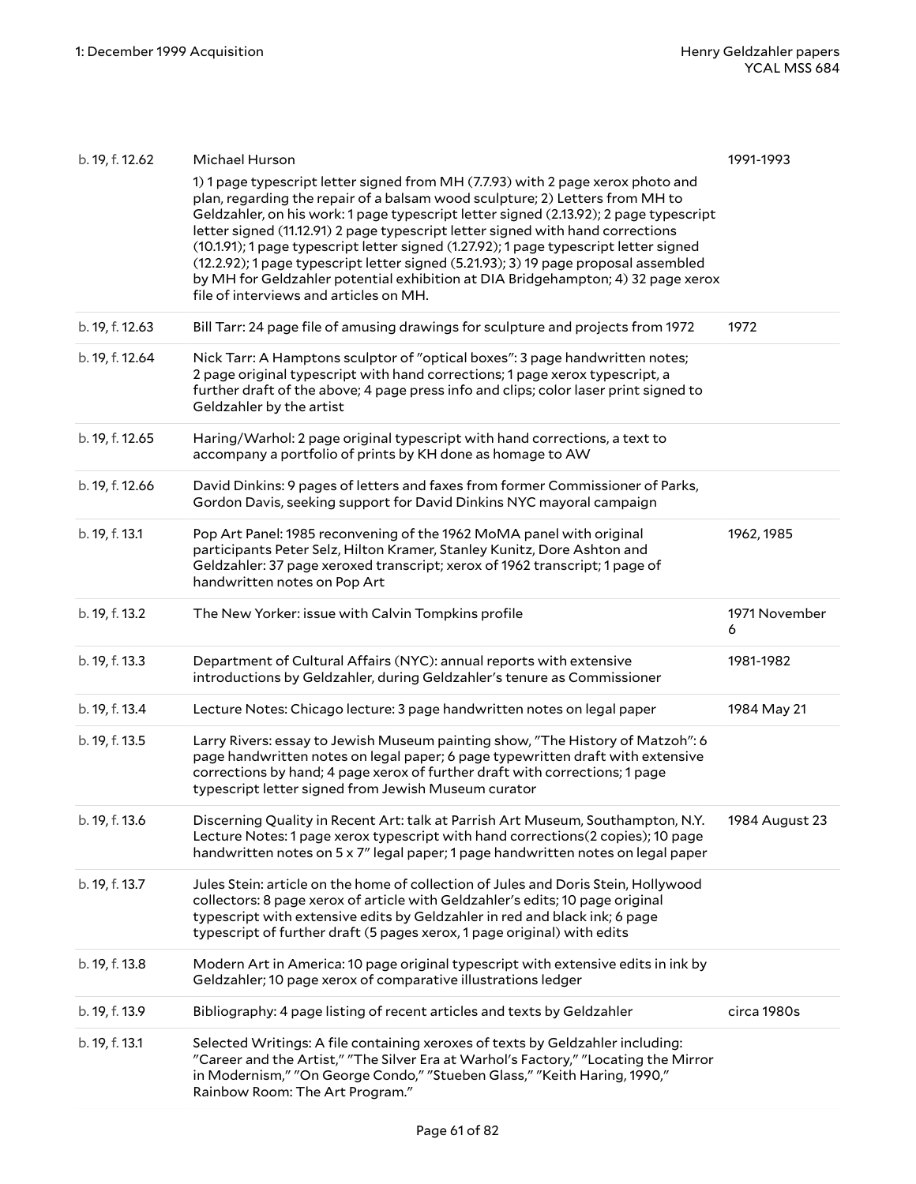| | | |
|---|---|---|
| b. 19, f. 12.62 | Michael Hurson<br>1) 1 page typescript letter signed from MH (7.7.93) with 2 page xerox photo and plan, regarding the repair of a balsam wood sculpture; 2) Letters from MH to Geldzahler, on his work: 1 page typescript letter signed (2.13.92); 2 page typescript letter signed (11.12.91) 2 page typescript letter signed with hand corrections (10.1.91); 1 page typescript letter signed (1.27.92); 1 page typescript letter signed (12.2.92); 1 page typescript letter signed (5.21.93); 3) 19 page proposal assembled by MH for Geldzahler potential exhibition at DIA Bridgehampton; 4) 32 page xerox file of interviews and articles on MH. | 1991-1993 |
| b. 19, f. 12.63 | Bill Tarr: 24 page file of amusing drawings for sculpture and projects from 1972 | 1972 |
| b. 19, f. 12.64 | Nick Tarr: A Hamptons sculptor of "optical boxes": 3 page handwritten notes; 2 page original typescript with hand corrections; 1 page xerox typescript, a further draft of the above; 4 page press info and clips; color laser print signed to Geldzahler by the artist | |
| b. 19, f. 12.65 | Haring/Warhol: 2 page original typescript with hand corrections, a text to accompany a portfolio of prints by KH done as homage to AW | |
| b. 19, f. 12.66 | David Dinkins: 9 pages of letters and faxes from former Commissioner of Parks, Gordon Davis, seeking support for David Dinkins NYC mayoral campaign | |
| b. 19, f. 13.1 | Pop Art Panel: 1985 reconvening of the 1962 MoMA panel with original participants Peter Selz, Hilton Kramer, Stanley Kunitz, Dore Ashton and Geldzahler: 37 page xeroxed transcript; xerox of 1962 transcript; 1 page of handwritten notes on Pop Art | 1962, 1985 |
| b. 19, f. 13.2 | The New Yorker: issue with Calvin Tompkins profile | 1971 November 6 |
| b. 19, f. 13.3 | Department of Cultural Affairs (NYC): annual reports with extensive introductions by Geldzahler, during Geldzahler's tenure as Commissioner | 1981-1982 |
| b. 19, f. 13.4 | Lecture Notes: Chicago lecture: 3 page handwritten notes on legal paper | 1984 May 21 |
| b. 19, f. 13.5 | Larry Rivers: essay to Jewish Museum painting show, "The History of Matzoh": 6 page handwritten notes on legal paper; 6 page typewritten draft with extensive corrections by hand; 4 page xerox of further draft with corrections; 1 page typescript letter signed from Jewish Museum curator | |
| b. 19, f. 13.6 | Discerning Quality in Recent Art: talk at Parrish Art Museum, Southampton, N.Y. Lecture Notes: 1 page xerox typescript with hand corrections(2 copies); 10 page handwritten notes on 5 x 7" legal paper; 1 page handwritten notes on legal paper | 1984 August 23 |
| b. 19, f. 13.7 | Jules Stein: article on the home of collection of Jules and Doris Stein, Hollywood collectors: 8 page xerox of article with Geldzahler's edits; 10 page original typescript with extensive edits by Geldzahler in red and black ink; 6 page typescript of further draft (5 pages xerox, 1 page original) with edits | |
| b. 19, f. 13.8 | Modern Art in America: 10 page original typescript with extensive edits in ink by Geldzahler; 10 page xerox of comparative illustrations ledger | |
| b. 19, f. 13.9 | Bibliography: 4 page listing of recent articles and texts by Geldzahler | circa 1980s |
| b. 19, f. 13.1 | Selected Writings: A file containing xeroxes of texts by Geldzahler including: "Career and the Artist," "The Silver Era at Warhol's Factory," "Locating the Mirror in Modernism," "On George Condo," "Stueben Glass," "Keith Haring, 1990," Rainbow Room: The Art Program." | |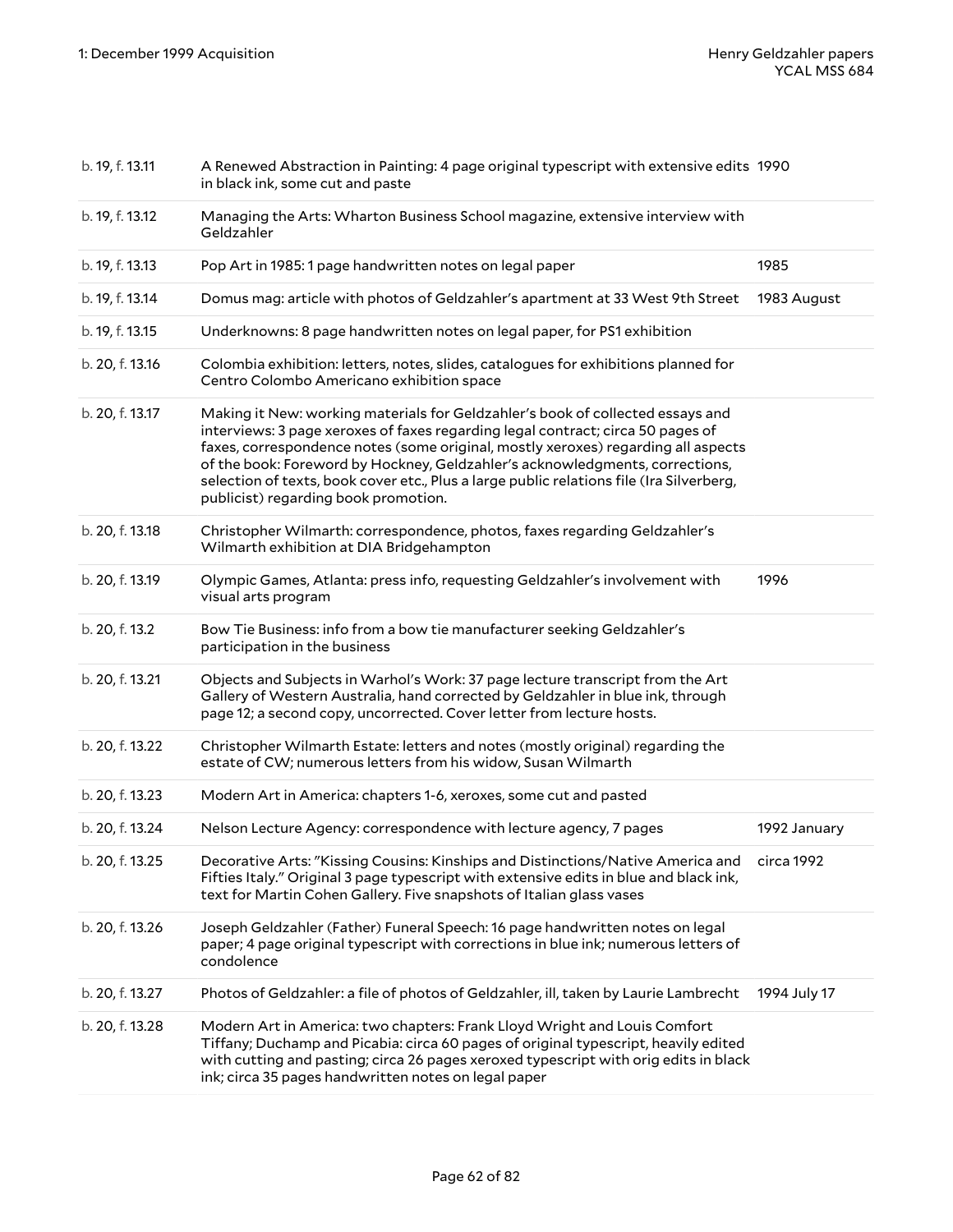| | | |
|---|---|---|
| b. 19, f. 13.11 | A Renewed Abstraction in Painting: 4 page original typescript with extensive edits in black ink, some cut and paste | 1990 |
| b. 19, f. 13.12 | Managing the Arts: Wharton Business School magazine, extensive interview with Geldzahler | |
| b. 19, f. 13.13 | Pop Art in 1985: 1 page handwritten notes on legal paper | 1985 |
| b. 19, f. 13.14 | Domus mag: article with photos of Geldzahler's apartment at 33 West 9th Street | 1983 August |
| b. 19, f. 13.15 | Underknowns: 8 page handwritten notes on legal paper, for PS1 exhibition | |
| b. 20, f. 13.16 | Colombia exhibition: letters, notes, slides, catalogues for exhibitions planned for Centro Colombo Americano exhibition space | |
| b. 20, f. 13.17 | Making it New: working materials for Geldzahler's book of collected essays and interviews: 3 page xeroxes of faxes regarding legal contract; circa 50 pages of faxes, correspondence notes (some original, mostly xeroxes) regarding all aspects of the book: Foreword by Hockney, Geldzahler's acknowledgments, corrections, selection of texts, book cover etc., Plus a large public relations file (Ira Silverberg, publicist) regarding book promotion. | |
| b. 20, f. 13.18 | Christopher Wilmarth: correspondence, photos, faxes regarding Geldzahler's Wilmarth exhibition at DIA Bridgehampton | |
| b. 20, f. 13.19 | Olympic Games, Atlanta: press info, requesting Geldzahler's involvement with visual arts program | 1996 |
| b. 20, f. 13.2 | Bow Tie Business: info from a bow tie manufacturer seeking Geldzahler's participation in the business | |
| b. 20, f. 13.21 | Objects and Subjects in Warhol's Work: 37 page lecture transcript from the Art Gallery of Western Australia, hand corrected by Geldzahler in blue ink, through page 12; a second copy, uncorrected. Cover letter from lecture hosts. | |
| b. 20, f. 13.22 | Christopher Wilmarth Estate: letters and notes (mostly original) regarding the estate of CW; numerous letters from his widow, Susan Wilmarth | |
| b. 20, f. 13.23 | Modern Art in America: chapters 1-6, xeroxes, some cut and pasted | |
| b. 20, f. 13.24 | Nelson Lecture Agency: correspondence with lecture agency, 7 pages | 1992 January |
| b. 20, f. 13.25 | Decorative Arts: "Kissing Cousins: Kinships and Distinctions/Native America and Fifties Italy." Original 3 page typescript with extensive edits in blue and black ink, text for Martin Cohen Gallery. Five snapshots of Italian glass vases | circa 1992 |
| b. 20, f. 13.26 | Joseph Geldzahler (Father) Funeral Speech: 16 page handwritten notes on legal paper; 4 page original typescript with corrections in blue ink; numerous letters of condolence | |
| b. 20, f. 13.27 | Photos of Geldzahler: a file of photos of Geldzahler, ill, taken by Laurie Lambrecht | 1994 July 17 |
| b. 20, f. 13.28 | Modern Art in America: two chapters: Frank Lloyd Wright and Louis Comfort Tiffany; Duchamp and Picabia: circa 60 pages of original typescript, heavily edited with cutting and pasting; circa 26 pages xeroxed typescript with orig edits in black ink; circa 35 pages handwritten notes on legal paper | |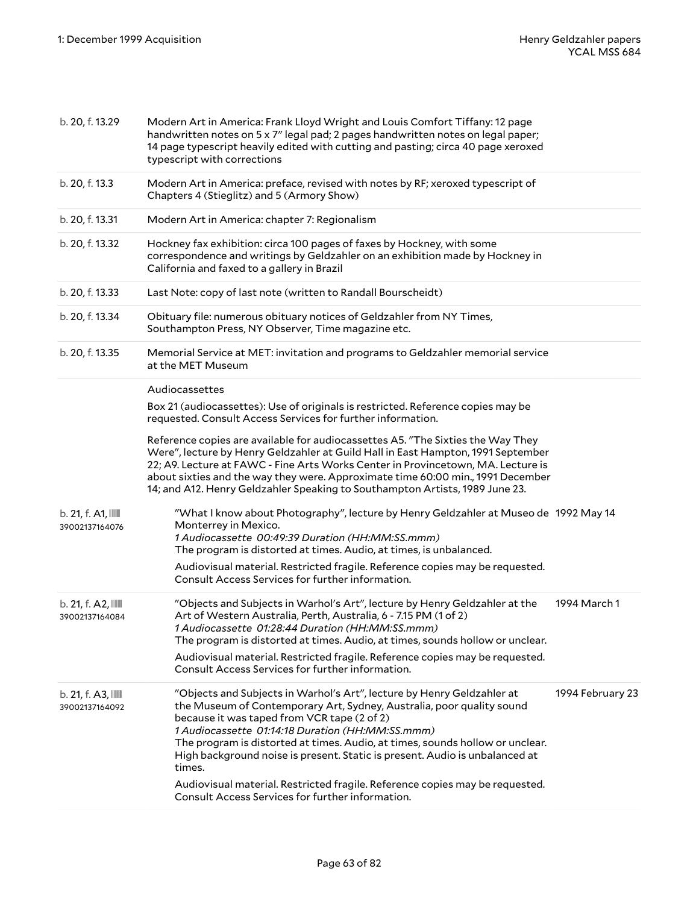| | | |
|---|---|---|
| b. 20, f. 13.29 | Modern Art in America: Frank Lloyd Wright and Louis Comfort Tiffany: 12 page handwritten notes on 5 x 7" legal pad; 2 pages handwritten notes on legal paper; 14 page typescript heavily edited with cutting and pasting; circa 40 page xeroxed typescript with corrections | |
| b. 20, f. 13.3 | Modern Art in America: preface, revised with notes by RF; xeroxed typescript of Chapters 4 (Stieglitz) and 5 (Armory Show) | |
| b. 20, f. 13.31 | Modern Art in America: chapter 7: Regionalism | |
| b. 20, f. 13.32 | Hockney fax exhibition: circa 100 pages of faxes by Hockney, with some correspondence and writings by Geldzahler on an exhibition made by Hockney in California and faxed to a gallery in Brazil | |
| b. 20, f. 13.33 | Last Note: copy of last note (written to Randall Bourscheidt) | |
| b. 20, f. 13.34 | Obituary file: numerous obituary notices of Geldzahler from NY Times, Southampton Press, NY Observer, Time magazine etc. | |
| b. 20, f. 13.35 | Memorial Service at MET: invitation and programs to Geldzahler memorial service at the MET Museum | |

Audiocassettes

Box 21 (audiocassettes): Use of originals is restricted. Reference copies may be requested. Consult Access Services for further information.

Reference copies are available for audiocassettes A5. "The Sixties the Way They Were", lecture by Henry Geldzahler at Guild Hall in East Hampton, 1991 September 22; A9. Lecture at FAWC - Fine Arts Works Center in Provincetown, MA. Lecture is about sixties and the way they were. Approximate time 60:00 min., 1991 December 14; and A12. Henry Geldzahler Speaking to Southampton Artists, 1989 June 23.

| | | |
|---|---|---|
| b. 21, f. A1, 39002137164076 | "What I know about Photography", lecture by Henry Geldzahler at Museo de Monterrey in Mexico.<br>*1 Audiocassette 00:49:39 Duration (HH:MM:SS.mmm)*<br>The program is distorted at times. Audio, at times, is unbalanced.<br>Audiovisual material. Restricted fragile. Reference copies may be requested. Consult Access Services for further information. | 1992 May 14 |
| b. 21, f. A2, 39002137164084 | "Objects and Subjects in Warhol's Art", lecture by Henry Geldzahler at the Art of Western Australia, Perth, Australia, 6 - 7.15 PM (1 of 2)<br>*1 Audiocassette 01:28:44 Duration (HH:MM:SS.mmm)*<br>The program is distorted at times. Audio, at times, sounds hollow or unclear.<br>Audiovisual material. Restricted fragile. Reference copies may be requested. Consult Access Services for further information. | 1994 March 1 |
| b. 21, f. A3, 39002137164092 | "Objects and Subjects in Warhol's Art", lecture by Henry Geldzahler at the Museum of Contemporary Art, Sydney, Australia, poor quality sound because it was taped from VCR tape (2 of 2)<br>*1 Audiocassette 01:14:18 Duration (HH:MM:SS.mmm)*<br>The program is distorted at times. Audio, at times, sounds hollow or unclear. High background noise is present. Static is present. Audio is unbalanced at times.<br>Audiovisual material. Restricted fragile. Reference copies may be requested. Consult Access Services for further information. | 1994 February 23 |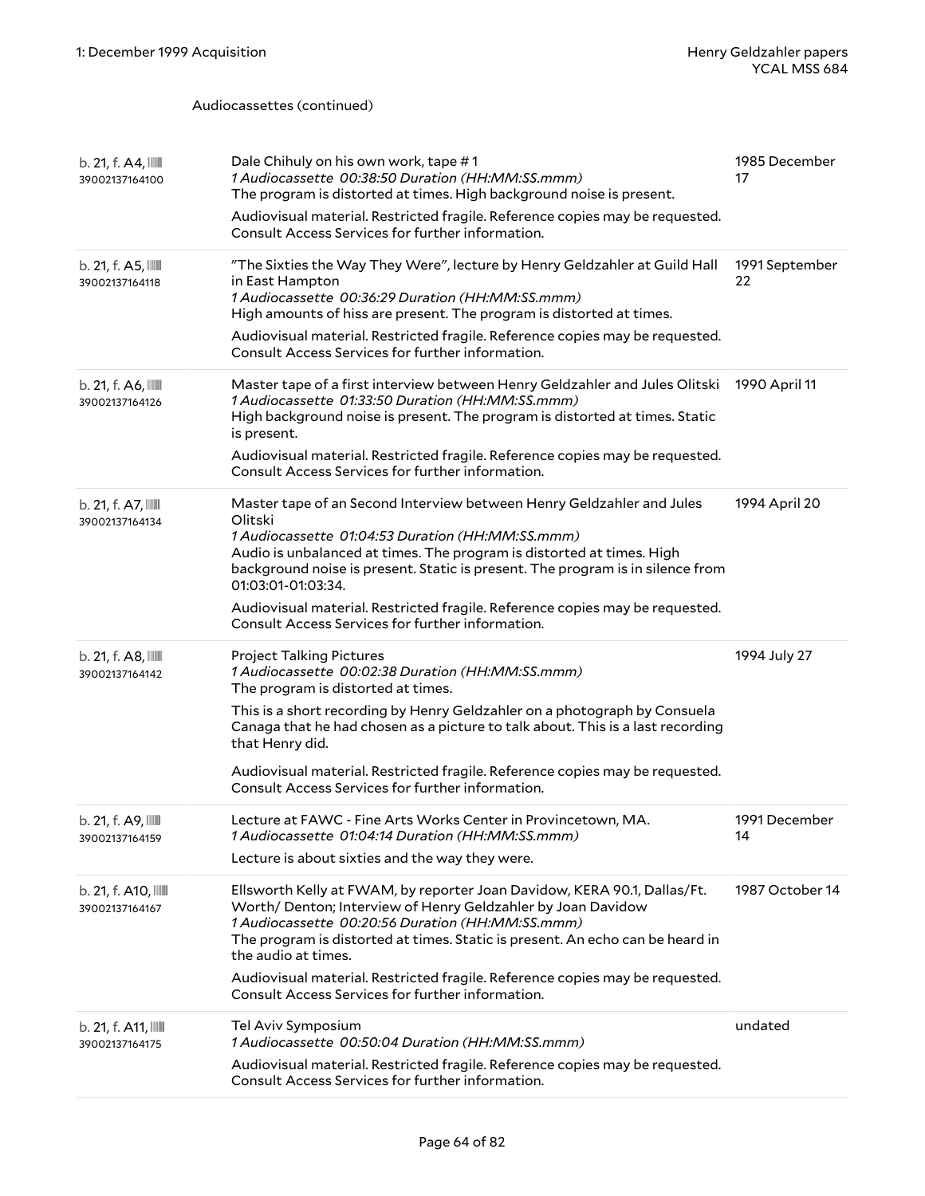Audiocassettes (continued)

| | | |
|---|---|---|
| b. 21, f. A4, 39002137164100 | Dale Chihuly on his own work, tape # 1<br>*1 Audiocassette 00:38:50 Duration (HH:MM:SS.mmm)*<br>The program is distorted at times. High background noise is present.<br>Audiovisual material. Restricted fragile. Reference copies may be requested. Consult Access Services for further information. | 1985 December 17 |
| b. 21, f. A5, 39002137164118 | "The Sixties the Way They Were", lecture by Henry Geldzahler at Guild Hall in East Hampton<br>*1 Audiocassette 00:36:29 Duration (HH:MM:SS.mmm)*<br>High amounts of hiss are present. The program is distorted at times.<br>Audiovisual material. Restricted fragile. Reference copies may be requested. Consult Access Services for further information. | 1991 September 22 |
| b. 21, f. A6, 39002137164126 | Master tape of a first interview between Henry Geldzahler and Jules Olitski<br>*1 Audiocassette 01:33:50 Duration (HH:MM:SS.mmm)*<br>High background noise is present. The program is distorted at times. Static is present.<br>Audiovisual material. Restricted fragile. Reference copies may be requested. Consult Access Services for further information. | 1990 April 11 |
| b. 21, f. A7, 39002137164134 | Master tape of an Second Interview between Henry Geldzahler and Jules Olitski<br>*1 Audiocassette 01:04:53 Duration (HH:MM:SS.mmm)*<br>Audio is unbalanced at times. The program is distorted at times. High background noise is present. Static is present. The program is in silence from 01:03:01-01:03:34.<br>Audiovisual material. Restricted fragile. Reference copies may be requested. Consult Access Services for further information. | 1994 April 20 |
| b. 21, f. A8, 39002137164142 | Project Talking Pictures<br>*1 Audiocassette 00:02:38 Duration (HH:MM:SS.mmm)*<br>The program is distorted at times.<br>This is a short recording by Henry Geldzahler on a photograph by Consuela Canaga that he had chosen as a picture to talk about. This is a last recording that Henry did.<br>Audiovisual material. Restricted fragile. Reference copies may be requested. Consult Access Services for further information. | 1994 July 27 |
| b. 21, f. A9, 39002137164159 | Lecture at FAWC - Fine Arts Works Center in Provincetown, MA.<br>*1 Audiocassette 01:04:14 Duration (HH:MM:SS.mmm)*<br>Lecture is about sixties and the way they were. | 1991 December 14 |
| b. 21, f. A10, 39002137164167 | Ellsworth Kelly at FWAM, by reporter Joan Davidow, KERA 90.1, Dallas/Ft. Worth/ Denton; Interview of Henry Geldzahler by Joan Davidow<br>*1 Audiocassette 00:20:56 Duration (HH:MM:SS.mmm)*<br>The program is distorted at times. Static is present. An echo can be heard in the audio at times.<br>Audiovisual material. Restricted fragile. Reference copies may be requested. Consult Access Services for further information. | 1987 October 14 |
| b. 21, f. A11, 39002137164175 | Tel Aviv Symposium<br>*1 Audiocassette 00:50:04 Duration (HH:MM:SS.mmm)*<br>Audiovisual material. Restricted fragile. Reference copies may be requested. Consult Access Services for further information. | undated |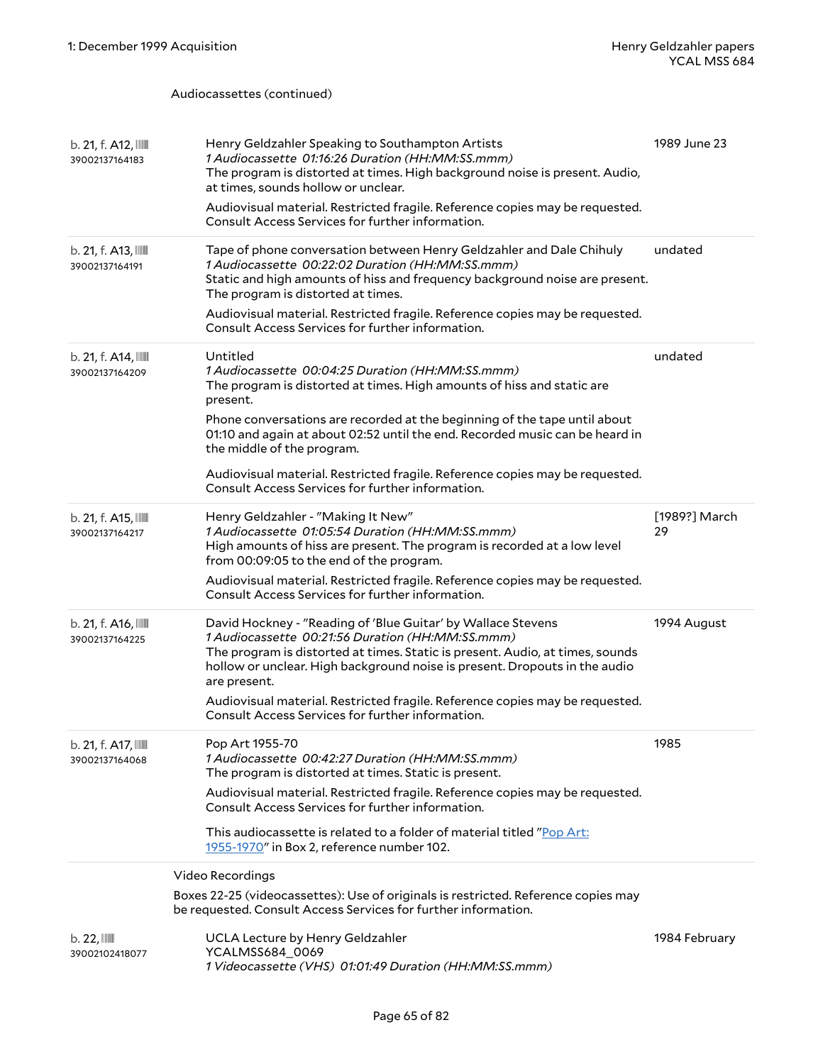Audiocassettes (continued)

| | | |
|---|---|---|
| b. 21, f. A12, 39002137164183 | Henry Geldzahler Speaking to Southampton Artists<br>*1 Audiocassette 01:16:26 Duration (HH:MM:SS.mmm)*<br>The program is distorted at times. High background noise is present. Audio, at times, sounds hollow or unclear.<br>Audiovisual material. Restricted fragile. Reference copies may be requested. Consult Access Services for further information. | 1989 June 23 |
| b. 21, f. A13, 39002137164191 | Tape of phone conversation between Henry Geldzahler and Dale Chihuly<br>*1 Audiocassette 00:22:02 Duration (HH:MM:SS.mmm)*<br>Static and high amounts of hiss and frequency background noise are present. The program is distorted at times.<br>Audiovisual material. Restricted fragile. Reference copies may be requested. Consult Access Services for further information. | undated |
| b. 21, f. A14, 39002137164209 | Untitled<br>*1 Audiocassette 00:04:25 Duration (HH:MM:SS.mmm)*<br>The program is distorted at times. High amounts of hiss and static are present.<br>Phone conversations are recorded at the beginning of the tape until about 01:10 and again at about 02:52 until the end. Recorded music can be heard in the middle of the program.<br>Audiovisual material. Restricted fragile. Reference copies may be requested. Consult Access Services for further information. | undated |
| b. 21, f. A15, 39002137164217 | Henry Geldzahler - "Making It New"<br>*1 Audiocassette 01:05:54 Duration (HH:MM:SS.mmm)*<br>High amounts of hiss are present. The program is recorded at a low level from 00:09:05 to the end of the program.<br>Audiovisual material. Restricted fragile. Reference copies may be requested. Consult Access Services for further information. | [1989?] March 29 |
| b. 21, f. A16, 39002137164225 | David Hockney - "Reading of 'Blue Guitar' by Wallace Stevens<br>*1 Audiocassette 00:21:56 Duration (HH:MM:SS.mmm)*<br>The program is distorted at times. Static is present. Audio, at times, sounds hollow or unclear. High background noise is present. Dropouts in the audio are present.<br>Audiovisual material. Restricted fragile. Reference copies may be requested. Consult Access Services for further information. | 1994 August |
| b. 21, f. A17, 39002137164068 | Pop Art 1955-70<br>*1 Audiocassette 00:42:27 Duration (HH:MM:SS.mmm)*<br>The program is distorted at times. Static is present.<br>Audiovisual material. Restricted fragile. Reference copies may be requested. Consult Access Services for further information.<br>This audiocassette is related to a folder of material titled "Pop Art: 1955-1970" in Box 2, reference number 102. | 1985 |

Video Recordings

Boxes 22-25 (videocassettes): Use of originals is restricted. Reference copies may be requested. Consult Access Services for further information.

| | | |
|---|---|---|
| b. 22, 39002102418077 | UCLA Lecture by Henry Geldzahler<br>YCALMSS684_0069<br>*1 Videocassette (VHS) 01:01:49 Duration (HH:MM:SS.mmm)* | 1984 February |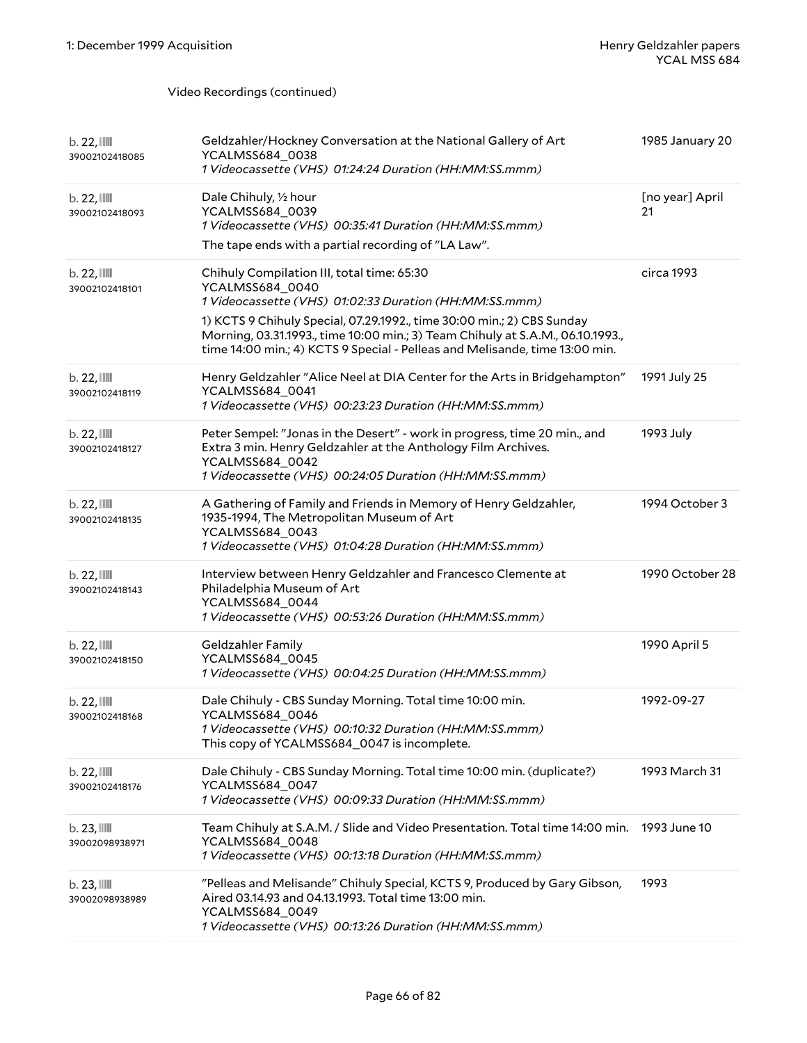Video Recordings (continued)

| | | |
|---|---|---|
| b. 22, 39002102418085 | Geldzahler/Hockney Conversation at the National Gallery of Art<br>YCALMSS684_0038<br>*1 Videocassette (VHS) 01:24:24 Duration (HH:MM:SS.mmm)* | 1985 January 20 |
| b. 22, 39002102418093 | Dale Chihuly, ½ hour<br>YCALMSS684_0039<br>*1 Videocassette (VHS) 00:35:41 Duration (HH:MM:SS.mmm)*<br>The tape ends with a partial recording of "LA Law". | [no year] April 21 |
| b. 22, 39002102418101 | Chihuly Compilation III, total time: 65:30<br>YCALMSS684_0040<br>*1 Videocassette (VHS) 01:02:33 Duration (HH:MM:SS.mmm)*<br>1) KCTS 9 Chihuly Special, 07.29.1992., time 30:00 min.; 2) CBS Sunday Morning, 03.31.1993., time 10:00 min.; 3) Team Chihuly at S.A.M., 06.10.1993., time 14:00 min.; 4) KCTS 9 Special - Pelleas and Melisande, time 13:00 min. | circa 1993 |
| b. 22, 39002102418119 | Henry Geldzahler "Alice Neel at DIA Center for the Arts in Bridgehampton"<br>YCALMSS684_0041<br>*1 Videocassette (VHS) 00:23:23 Duration (HH:MM:SS.mmm)* | 1991 July 25 |
| b. 22, 39002102418127 | Peter Sempel: "Jonas in the Desert" - work in progress, time 20 min., and Extra 3 min. Henry Geldzahler at the Anthology Film Archives.<br>YCALMSS684_0042<br>*1 Videocassette (VHS) 00:24:05 Duration (HH:MM:SS.mmm)* | 1993 July |
| b. 22, 39002102418135 | A Gathering of Family and Friends in Memory of Henry Geldzahler, 1935-1994, The Metropolitan Museum of Art<br>YCALMSS684_0043<br>*1 Videocassette (VHS) 01:04:28 Duration (HH:MM:SS.mmm)* | 1994 October 3 |
| b. 22, 39002102418143 | Interview between Henry Geldzahler and Francesco Clemente at Philadelphia Museum of Art<br>YCALMSS684_0044<br>*1 Videocassette (VHS) 00:53:26 Duration (HH:MM:SS.mmm)* | 1990 October 28 |
| b. 22, 39002102418150 | Geldzahler Family<br>YCALMSS684_0045<br>*1 Videocassette (VHS) 00:04:25 Duration (HH:MM:SS.mmm)* | 1990 April 5 |
| b. 22, 39002102418168 | Dale Chihuly - CBS Sunday Morning. Total time 10:00 min.<br>YCALMSS684_0046<br>*1 Videocassette (VHS) 00:10:32 Duration (HH:MM:SS.mmm)*<br>This copy of YCALMSS684_0047 is incomplete. | 1992-09-27 |
| b. 22, 39002102418176 | Dale Chihuly - CBS Sunday Morning. Total time 10:00 min. (duplicate?)<br>YCALMSS684_0047<br>*1 Videocassette (VHS) 00:09:33 Duration (HH:MM:SS.mmm)* | 1993 March 31 |
| b. 23, 39002098938971 | Team Chihuly at S.A.M. / Slide and Video Presentation. Total time 14:00 min.<br>YCALMSS684_0048<br>*1 Videocassette (VHS) 00:13:18 Duration (HH:MM:SS.mmm)* | 1993 June 10 |
| b. 23, 39002098938989 | "Pelleas and Melisande" Chihuly Special, KCTS 9, Produced by Gary Gibson, Aired 03.14.93 and 04.13.1993. Total time 13:00 min.<br>YCALMSS684_0049<br>*1 Videocassette (VHS) 00:13:26 Duration (HH:MM:SS.mmm)* | 1993 |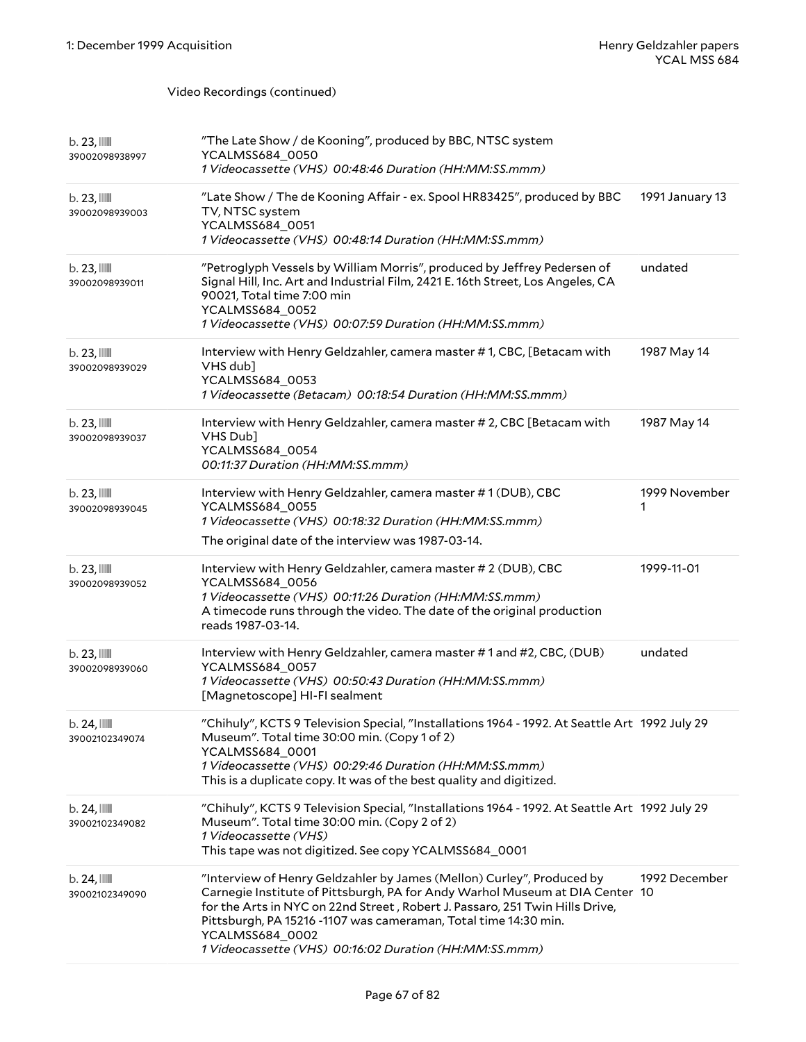Video Recordings (continued)

| Box | Description | Date |
| --- | --- | --- |
| b. 23, 39002098938997 | "The Late Show / de Kooning", produced by BBC, NTSC system<br>YCALMSS684_0050<br>*1 Videocassette (VHS) 00:48:46 Duration (HH:MM:SS.mmm)* | |
| b. 23, 39002098939003 | "Late Show / The de Kooning Affair - ex. Spool HR83425", produced by BBC TV, NTSC system<br>YCALMSS684_0051<br>*1 Videocassette (VHS) 00:48:14 Duration (HH:MM:SS.mmm)* | 1991 January 13 |
| b. 23, 39002098939011 | "Petroglyph Vessels by William Morris", produced by Jeffrey Pedersen of Signal Hill, Inc. Art and Industrial Film, 2421 E. 16th Street, Los Angeles, CA 90021, Total time 7:00 min<br>YCALMSS684_0052<br>*1 Videocassette (VHS) 00:07:59 Duration (HH:MM:SS.mmm)* | undated |
| b. 23, 39002098939029 | Interview with Henry Geldzahler, camera master # 1, CBC, [Betacam with VHS dub]<br>YCALMSS684_0053<br>*1 Videocassette (Betacam) 00:18:54 Duration (HH:MM:SS.mmm)* | 1987 May 14 |
| b. 23, 39002098939037 | Interview with Henry Geldzahler, camera master # 2, CBC [Betacam with VHS Dub]<br>YCALMSS684_0054<br>*00:11:37 Duration (HH:MM:SS.mmm)* | 1987 May 14 |
| b. 23, 39002098939045 | Interview with Henry Geldzahler, camera master # 1 (DUB), CBC<br>YCALMSS684_0055<br>*1 Videocassette (VHS) 00:18:32 Duration (HH:MM:SS.mmm)*<br>The original date of the interview was 1987-03-14. | 1999 November 1 |
| b. 23, 39002098939052 | Interview with Henry Geldzahler, camera master # 2 (DUB), CBC<br>YCALMSS684_0056<br>*1 Videocassette (VHS) 00:11:26 Duration (HH:MM:SS.mmm)*<br>A timecode runs through the video. The date of the original production reads 1987-03-14. | 1999-11-01 |
| b. 23, 39002098939060 | Interview with Henry Geldzahler, camera master # 1 and #2, CBC, (DUB)<br>YCALMSS684_0057<br>*1 Videocassette (VHS) 00:50:43 Duration (HH:MM:SS.mmm)*<br>[Magnetoscope] HI-FI sealment | undated |
| b. 24, 39002102349074 | "Chihuly", KCTS 9 Television Special, "Installations 1964 - 1992. At Seattle Art Museum". Total time 30:00 min. (Copy 1 of 2)<br>YCALMSS684_0001<br>*1 Videocassette (VHS) 00:29:46 Duration (HH:MM:SS.mmm)*<br>This is a duplicate copy. It was of the best quality and digitized. | 1992 July 29 |
| b. 24, 39002102349082 | "Chihuly", KCTS 9 Television Special, "Installations 1964 - 1992. At Seattle Art Museum". Total time 30:00 min. (Copy 2 of 2)<br>*1 Videocassette (VHS)*<br>This tape was not digitized. See copy YCALMSS684_0001 | 1992 July 29 |
| b. 24, 39002102349090 | "Interview of Henry Geldzahler by James (Mellon) Curley", Produced by Carnegie Institute of Pittsburgh, PA for Andy Warhol Museum at DIA Center for the Arts in NYC on 22nd Street , Robert J. Passaro, 251 Twin Hills Drive, Pittsburgh, PA 15216 -1107 was cameraman, Total time 14:30 min.<br>YCALMSS684_0002<br>*1 Videocassette (VHS) 00:16:02 Duration (HH:MM:SS.mmm)* | 1992 December 10 |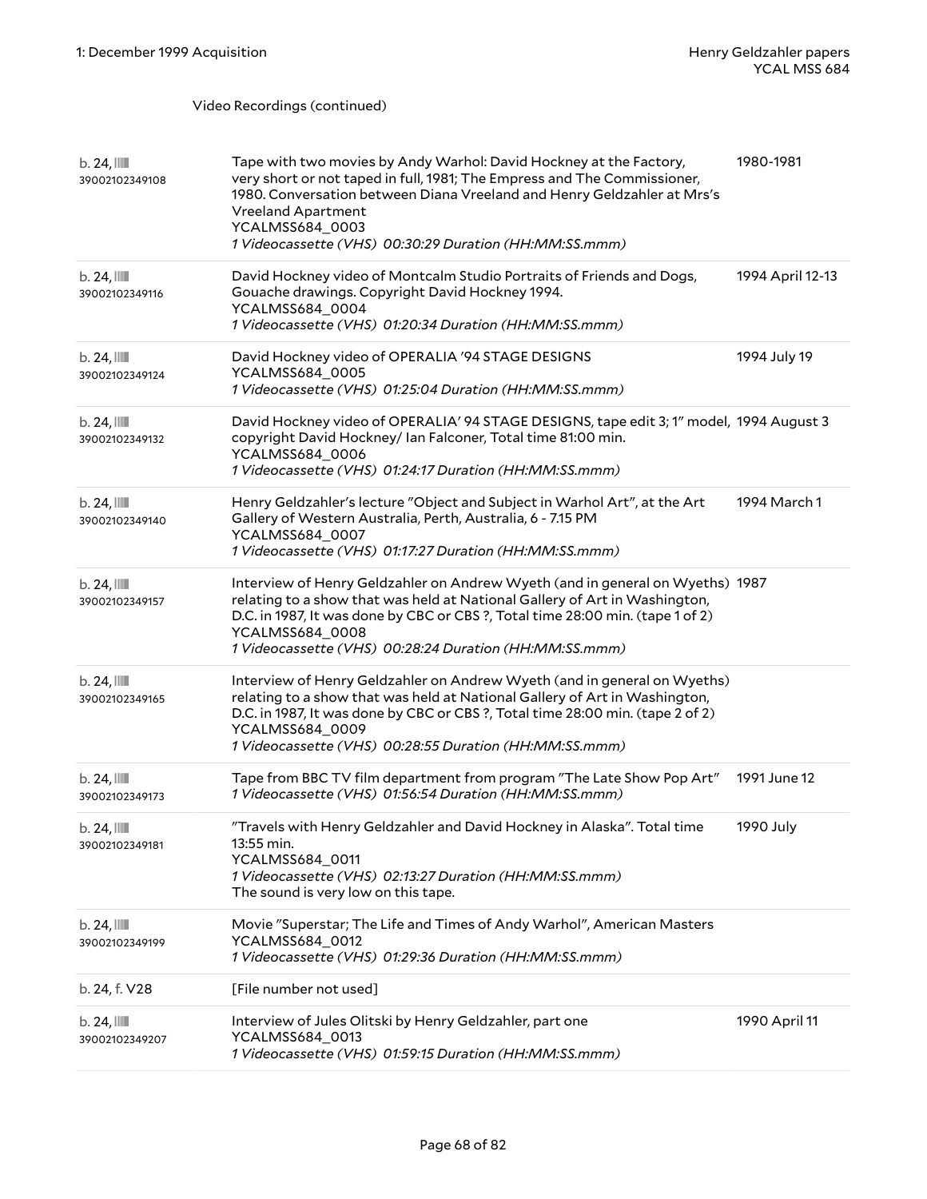Video Recordings (continued)

| | | |
|---|---|---|
| b. 24, 39002102349108 | Tape with two movies by Andy Warhol: David Hockney at the Factory, very short or not taped in full, 1981; The Empress and The Commissioner, 1980. Conversation between Diana Vreeland and Henry Geldzahler at Mrs's Vreeland Apartment<br>YCALMSS684_0003<br>*1 Videocassette (VHS) 00:30:29 Duration (HH:MM:SS.mmm)* | 1980-1981 |
| b. 24, 39002102349116 | David Hockney video of Montcalm Studio Portraits of Friends and Dogs, Gouache drawings. Copyright David Hockney 1994.<br>YCALMSS684_0004<br>*1 Videocassette (VHS) 01:20:34 Duration (HH:MM:SS.mmm)* | 1994 April 12-13 |
| b. 24, 39002102349124 | David Hockney video of OPERALIA '94 STAGE DESIGNS<br>YCALMSS684_0005<br>*1 Videocassette (VHS) 01:25:04 Duration (HH:MM:SS.mmm)* | 1994 July 19 |
| b. 24, 39002102349132 | David Hockney video of OPERALIA' 94 STAGE DESIGNS, tape edit 3; 1" model, copyright David Hockney/ Ian Falconer, Total time 81:00 min.<br>YCALMSS684_0006<br>*1 Videocassette (VHS) 01:24:17 Duration (HH:MM:SS.mmm)* | 1994 August 3 |
| b. 24, 39002102349140 | Henry Geldzahler's lecture "Object and Subject in Warhol Art", at the Art Gallery of Western Australia, Perth, Australia, 6 - 7.15 PM<br>YCALMSS684_0007<br>*1 Videocassette (VHS) 01:17:27 Duration (HH:MM:SS.mmm)* | 1994 March 1 |
| b. 24, 39002102349157 | Interview of Henry Geldzahler on Andrew Wyeth (and in general on Wyeths) relating to a show that was held at National Gallery of Art in Washington, D.C. in 1987, It was done by CBC or CBS ?, Total time 28:00 min. (tape 1 of 2)<br>YCALMSS684_0008<br>*1 Videocassette (VHS) 00:28:24 Duration (HH:MM:SS.mmm)* | 1987 |
| b. 24, 39002102349165 | Interview of Henry Geldzahler on Andrew Wyeth (and in general on Wyeths) relating to a show that was held at National Gallery of Art in Washington, D.C. in 1987, It was done by CBC or CBS ?, Total time 28:00 min. (tape 2 of 2)<br>YCALMSS684_0009<br>*1 Videocassette (VHS) 00:28:55 Duration (HH:MM:SS.mmm)* | |
| b. 24, 39002102349173 | Tape from BBC TV film department from program "The Late Show Pop Art"<br>*1 Videocassette (VHS) 01:56:54 Duration (HH:MM:SS.mmm)* | 1991 June 12 |
| b. 24, 39002102349181 | "Travels with Henry Geldzahler and David Hockney in Alaska". Total time 13:55 min.<br>YCALMSS684_0011<br>*1 Videocassette (VHS) 02:13:27 Duration (HH:MM:SS.mmm)*<br>The sound is very low on this tape. | 1990 July |
| b. 24, 39002102349199 | Movie "Superstar; The Life and Times of Andy Warhol", American Masters<br>YCALMSS684_0012<br>*1 Videocassette (VHS) 01:29:36 Duration (HH:MM:SS.mmm)* | |
| b. 24, f. V28 | [File number not used] | |
| b. 24, 39002102349207 | Interview of Jules Olitski by Henry Geldzahler, part one<br>YCALMSS684_0013<br>*1 Videocassette (VHS) 01:59:15 Duration (HH:MM:SS.mmm)* | 1990 April 11 |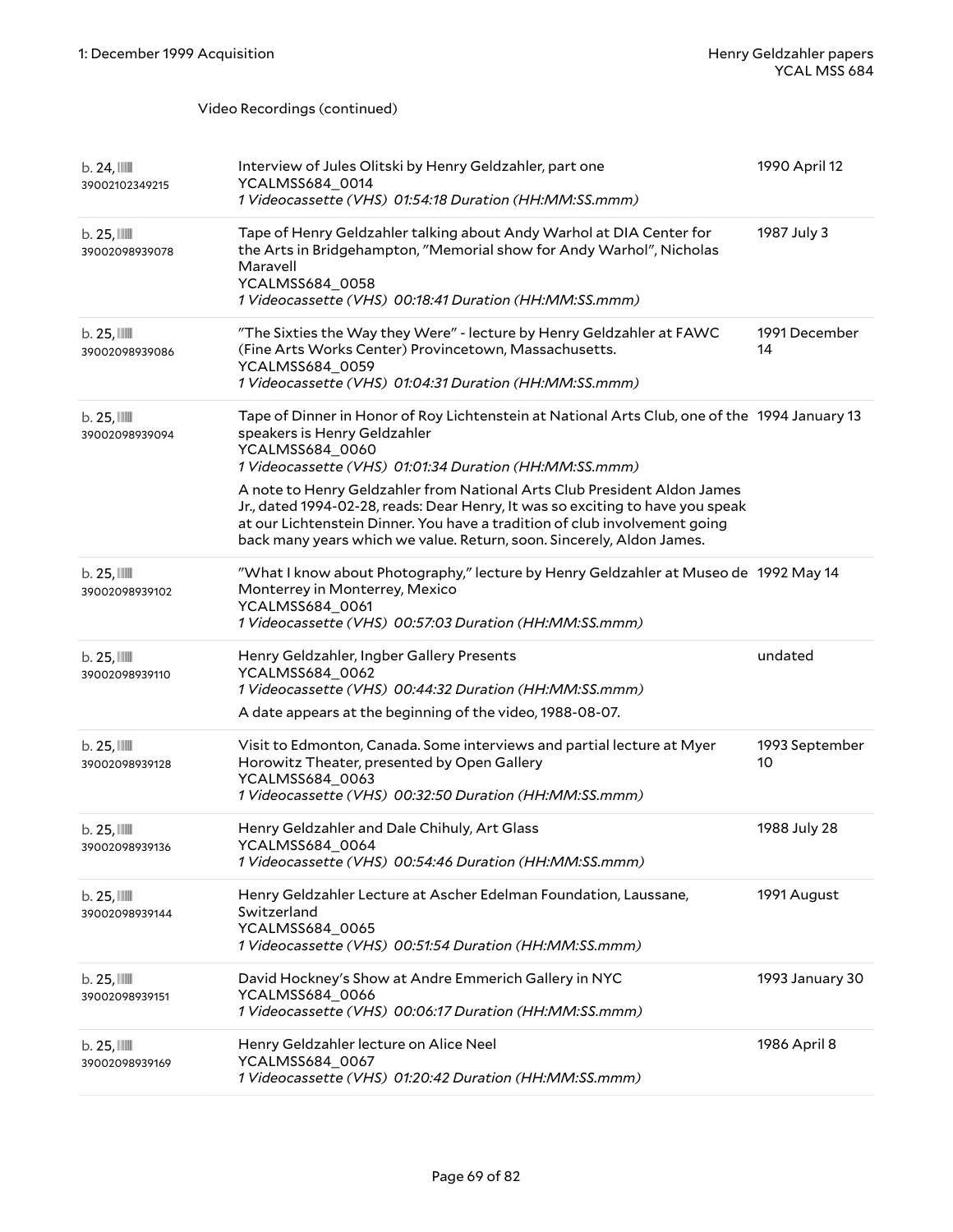Video Recordings (continued)

| | | |
|---|---|---|
| b. 24, 39002102349215 | Interview of Jules Olitski by Henry Geldzahler, part one<br>YCALMSS684_0014<br>*1 Videocassette (VHS) 01:54:18 Duration (HH:MM:SS.mmm)* | 1990 April 12 |
| b. 25, 39002098939078 | Tape of Henry Geldzahler talking about Andy Warhol at DIA Center for the Arts in Bridgehampton, "Memorial show for Andy Warhol", Nicholas Maravell<br>YCALMSS684_0058<br>*1 Videocassette (VHS) 00:18:41 Duration (HH:MM:SS.mmm)* | 1987 July 3 |
| b. 25, 39002098939086 | "The Sixties the Way they Were" - lecture by Henry Geldzahler at FAWC (Fine Arts Works Center) Provincetown, Massachusetts.<br>YCALMSS684_0059<br>*1 Videocassette (VHS) 01:04:31 Duration (HH:MM:SS.mmm)* | 1991 December 14 |
| b. 25, 39002098939094 | Tape of Dinner in Honor of Roy Lichtenstein at National Arts Club, one of the speakers is Henry Geldzahler<br>YCALMSS684_0060<br>*1 Videocassette (VHS) 01:01:34 Duration (HH:MM:SS.mmm)*<br>A note to Henry Geldzahler from National Arts Club President Aldon James Jr., dated 1994-02-28, reads: Dear Henry, It was so exciting to have you speak at our Lichtenstein Dinner. You have a tradition of club involvement going back many years which we value. Return, soon. Sincerely, Aldon James. | 1994 January 13 |
| b. 25, 39002098939102 | "What I know about Photography," lecture by Henry Geldzahler at Museo de Monterrey in Monterrey, Mexico<br>YCALMSS684_0061<br>*1 Videocassette (VHS) 00:57:03 Duration (HH:MM:SS.mmm)* | 1992 May 14 |
| b. 25, 39002098939110 | Henry Geldzahler, Ingber Gallery Presents<br>YCALMSS684_0062<br>*1 Videocassette (VHS) 00:44:32 Duration (HH:MM:SS.mmm)*<br>A date appears at the beginning of the video, 1988-08-07. | undated |
| b. 25, 39002098939128 | Visit to Edmonton, Canada. Some interviews and partial lecture at Myer Horowitz Theater, presented by Open Gallery<br>YCALMSS684_0063<br>*1 Videocassette (VHS) 00:32:50 Duration (HH:MM:SS.mmm)* | 1993 September 10 |
| b. 25, 39002098939136 | Henry Geldzahler and Dale Chihuly, Art Glass<br>YCALMSS684_0064<br>*1 Videocassette (VHS) 00:54:46 Duration (HH:MM:SS.mmm)* | 1988 July 28 |
| b. 25, 39002098939144 | Henry Geldzahler Lecture at Ascher Edelman Foundation, Laussane, Switzerland<br>YCALMSS684_0065<br>*1 Videocassette (VHS) 00:51:54 Duration (HH:MM:SS.mmm)* | 1991 August |
| b. 25, 39002098939151 | David Hockney's Show at Andre Emmerich Gallery in NYC<br>YCALMSS684_0066<br>*1 Videocassette (VHS) 00:06:17 Duration (HH:MM:SS.mmm)* | 1993 January 30 |
| b. 25, 39002098939169 | Henry Geldzahler lecture on Alice Neel<br>YCALMSS684_0067<br>*1 Videocassette (VHS) 01:20:42 Duration (HH:MM:SS.mmm)* | 1986 April 8 |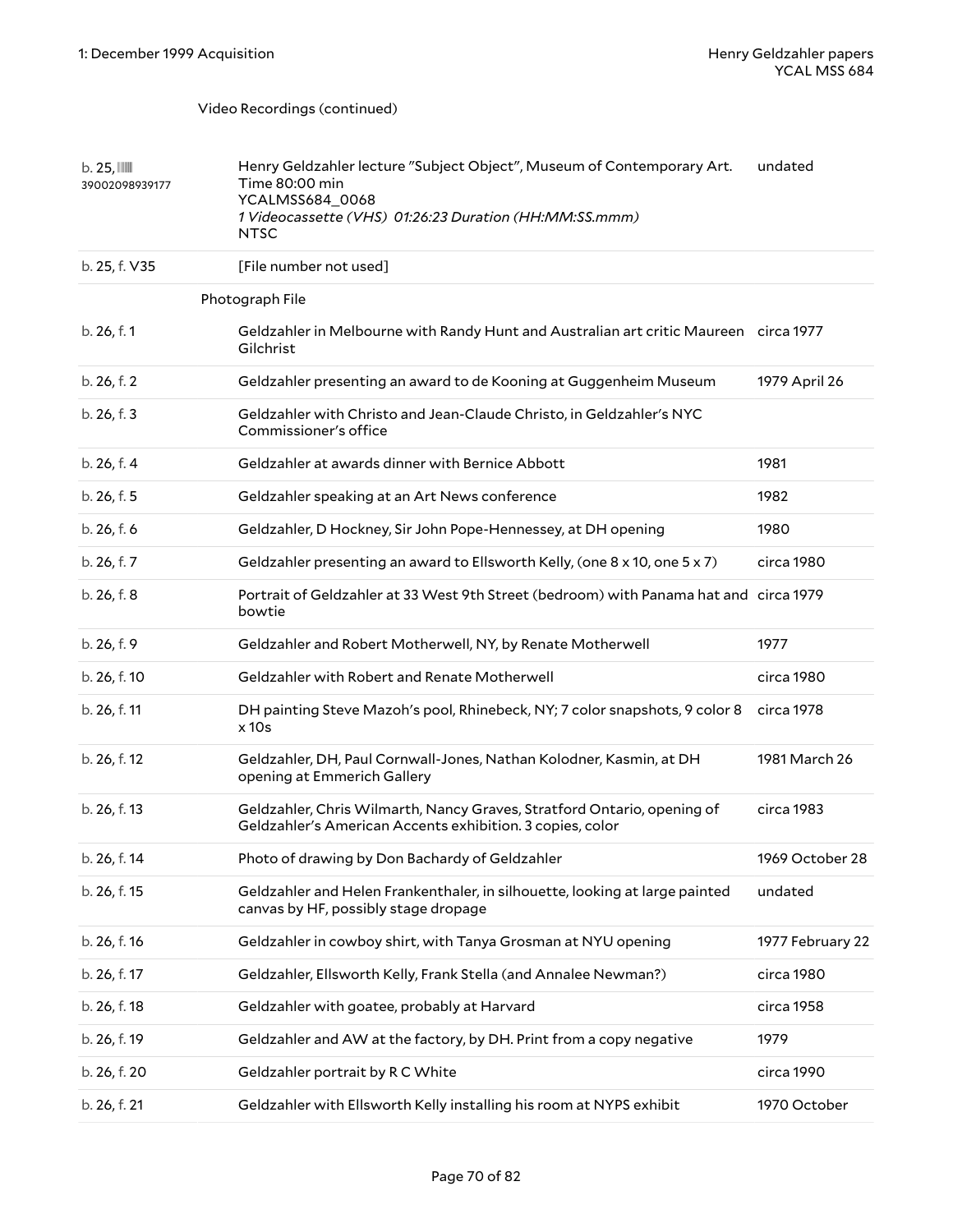Video Recordings (continued)

| | | |
|---|---|---|
| b. 25, 39002098939177 | Henry Geldzahler lecture "Subject Object", Museum of Contemporary Art. Time 80:00 min<br>YCALMSS684_0068<br>*1 Videocassette (VHS) 01:26:23 Duration (HH:MM:SS.mmm)*<br>NTSC | undated |
| b. 25, f. V35 | [File number not used] | |

Photograph File

| | | |
|---|---|---|
| b. 26, f. 1 | Geldzahler in Melbourne with Randy Hunt and Australian art critic Maureen Gilchrist | circa 1977 |
| b. 26, f. 2 | Geldzahler presenting an award to de Kooning at Guggenheim Museum | 1979 April 26 |
| b. 26, f. 3 | Geldzahler with Christo and Jean-Claude Christo, in Geldzahler's NYC Commissioner's office | |
| b. 26, f. 4 | Geldzahler at awards dinner with Bernice Abbott | 1981 |
| b. 26, f. 5 | Geldzahler speaking at an Art News conference | 1982 |
| b. 26, f. 6 | Geldzahler, D Hockney, Sir John Pope-Hennessey, at DH opening | 1980 |
| b. 26, f. 7 | Geldzahler presenting an award to Ellsworth Kelly, (one 8 x 10, one 5 x 7) | circa 1980 |
| b. 26, f. 8 | Portrait of Geldzahler at 33 West 9th Street (bedroom) with Panama hat and bowtie | circa 1979 |
| b. 26, f. 9 | Geldzahler and Robert Motherwell, NY, by Renate Motherwell | 1977 |
| b. 26, f. 10 | Geldzahler with Robert and Renate Motherwell | circa 1980 |
| b. 26, f. 11 | DH painting Steve Mazoh's pool, Rhinebeck, NY; 7 color snapshots, 9 color 8 x 10s | circa 1978 |
| b. 26, f. 12 | Geldzahler, DH, Paul Cornwall-Jones, Nathan Kolodner, Kasmin, at DH opening at Emmerich Gallery | 1981 March 26 |
| b. 26, f. 13 | Geldzahler, Chris Wilmarth, Nancy Graves, Stratford Ontario, opening of Geldzahler's American Accents exhibition. 3 copies, color | circa 1983 |
| b. 26, f. 14 | Photo of drawing by Don Bachardy of Geldzahler | 1969 October 28 |
| b. 26, f. 15 | Geldzahler and Helen Frankenthaler, in silhouette, looking at large painted canvas by HF, possibly stage dropage | undated |
| b. 26, f. 16 | Geldzahler in cowboy shirt, with Tanya Grosman at NYU opening | 1977 February 22 |
| b. 26, f. 17 | Geldzahler, Ellsworth Kelly, Frank Stella (and Annalee Newman?) | circa 1980 |
| b. 26, f. 18 | Geldzahler with goatee, probably at Harvard | circa 1958 |
| b. 26, f. 19 | Geldzahler and AW at the factory, by DH. Print from a copy negative | 1979 |
| b. 26, f. 20 | Geldzahler portrait by R C White | circa 1990 |
| b. 26, f. 21 | Geldzahler with Ellsworth Kelly installing his room at NYPS exhibit | 1970 October |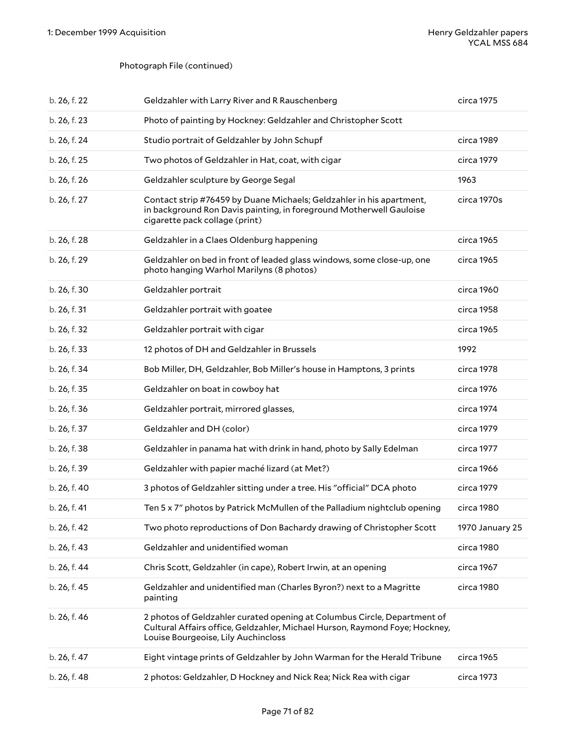Photograph File (continued)

| | | |
|---|---|---|
| b. 26, f. 22 | Geldzahler with Larry River and R Rauschenberg | circa 1975 |
| b. 26, f. 23 | Photo of painting by Hockney: Geldzahler and Christopher Scott | |
| b. 26, f. 24 | Studio portrait of Geldzahler by John Schupf | circa 1989 |
| b. 26, f. 25 | Two photos of Geldzahler in Hat, coat, with cigar | circa 1979 |
| b. 26, f. 26 | Geldzahler sculpture by George Segal | 1963 |
| b. 26, f. 27 | Contact strip #76459 by Duane Michaels; Geldzahler in his apartment, in background Ron Davis painting, in foreground Motherwell Gauloise cigarette pack collage (print) | circa 1970s |
| b. 26, f. 28 | Geldzahler in a Claes Oldenburg happening | circa 1965 |
| b. 26, f. 29 | Geldzahler on bed in front of leaded glass windows, some close-up, one photo hanging Warhol Marilyns (8 photos) | circa 1965 |
| b. 26, f. 30 | Geldzahler portrait | circa 1960 |
| b. 26, f. 31 | Geldzahler portrait with goatee | circa 1958 |
| b. 26, f. 32 | Geldzahler portrait with cigar | circa 1965 |
| b. 26, f. 33 | 12 photos of DH and Geldzahler in Brussels | 1992 |
| b. 26, f. 34 | Bob Miller, DH, Geldzahler, Bob Miller's house in Hamptons, 3 prints | circa 1978 |
| b. 26, f. 35 | Geldzahler on boat in cowboy hat | circa 1976 |
| b. 26, f. 36 | Geldzahler portrait, mirrored glasses, | circa 1974 |
| b. 26, f. 37 | Geldzahler and DH (color) | circa 1979 |
| b. 26, f. 38 | Geldzahler in panama hat with drink in hand, photo by Sally Edelman | circa 1977 |
| b. 26, f. 39 | Geldzahler with papier maché lizard (at Met?) | circa 1966 |
| b. 26, f. 40 | 3 photos of Geldzahler sitting under a tree. His "official" DCA photo | circa 1979 |
| b. 26, f. 41 | Ten 5 x 7" photos by Patrick McMullen of the Palladium nightclub opening | circa 1980 |
| b. 26, f. 42 | Two photo reproductions of Don Bachardy drawing of Christopher Scott | 1970 January 25 |
| b. 26, f. 43 | Geldzahler and unidentified woman | circa 1980 |
| b. 26, f. 44 | Chris Scott, Geldzahler (in cape), Robert Irwin, at an opening | circa 1967 |
| b. 26, f. 45 | Geldzahler and unidentified man (Charles Byron?) next to a Magritte painting | circa 1980 |
| b. 26, f. 46 | 2 photos of Geldzahler curated opening at Columbus Circle, Department of Cultural Affairs office, Geldzahler, Michael Hurson, Raymond Foye; Hockney, Louise Bourgeoise, Lily Auchincloss | |
| b. 26, f. 47 | Eight vintage prints of Geldzahler by John Warman for the Herald Tribune | circa 1965 |
| b. 26, f. 48 | 2 photos: Geldzahler, D Hockney and Nick Rea; Nick Rea with cigar | circa 1973 |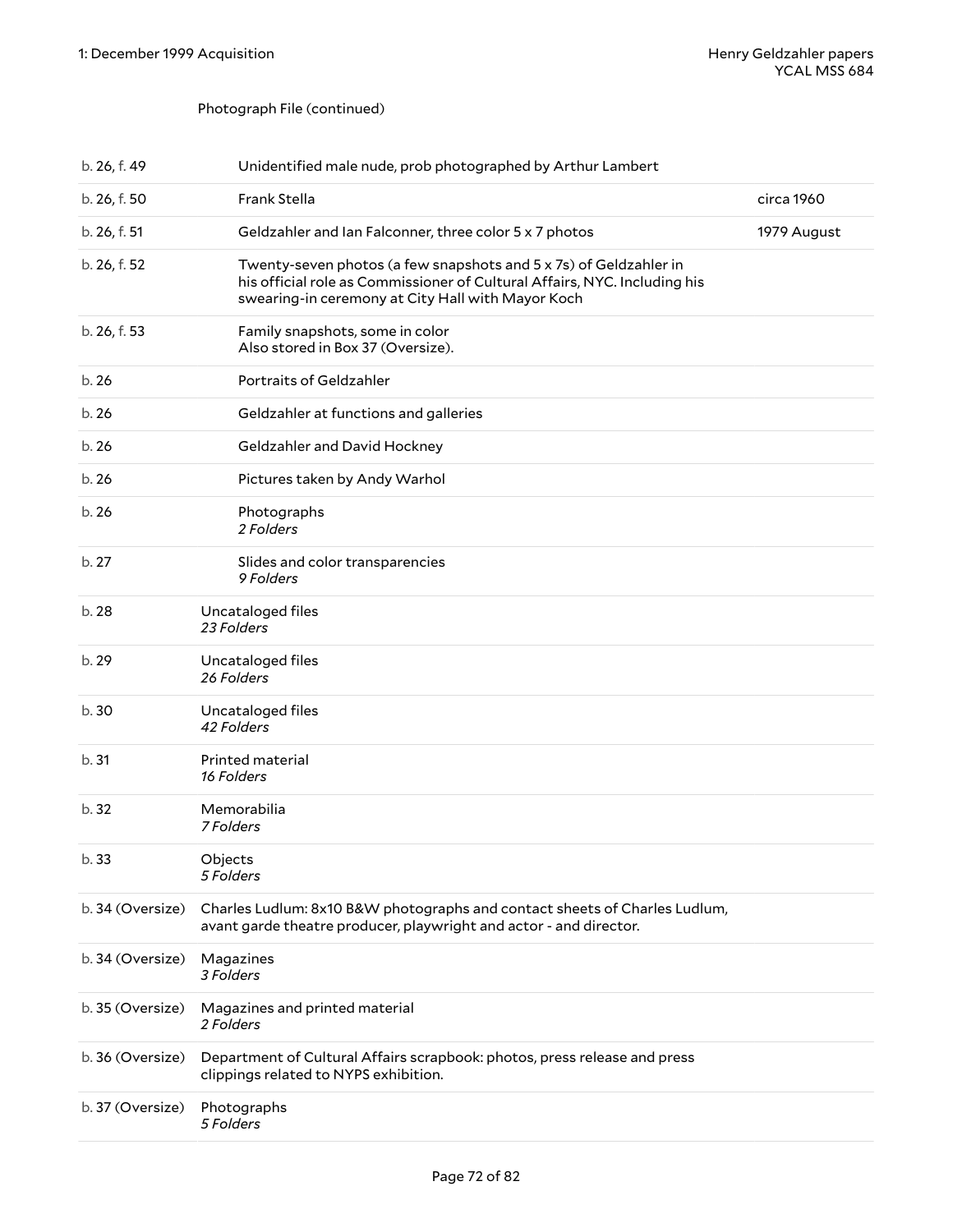Photograph File (continued)

| Location | Description | Date |
|---|---|---|
| b. 26, f. 49 | Unidentified male nude, prob photographed by Arthur Lambert | |
| b. 26, f. 50 | Frank Stella | circa 1960 |
| b. 26, f. 51 | Geldzahler and Ian Falconner, three color 5 x 7 photos | 1979 August |
| b. 26, f. 52 | Twenty-seven photos (a few snapshots and 5 x 7s) of Geldzahler in his official role as Commissioner of Cultural Affairs, NYC. Including his swearing-in ceremony at City Hall with Mayor Koch | |
| b. 26, f. 53 | Family snapshots, some in color<br>Also stored in Box 37 (Oversize). | |
| b. 26 | Portraits of Geldzahler | |
| b. 26 | Geldzahler at functions and galleries | |
| b. 26 | Geldzahler and David Hockney | |
| b. 26 | Pictures taken by Andy Warhol | |
| b. 26 | Photographs<br>*2 Folders* | |
| b. 27 | Slides and color transparencies<br>*9 Folders* | |
| b. 28 | Uncataloged files<br>*23 Folders* | |
| b. 29 | Uncataloged files<br>*26 Folders* | |
| b. 30 | Uncataloged files<br>*42 Folders* | |
| b. 31 | Printed material<br>*16 Folders* | |
| b. 32 | Memorabilia<br>*7 Folders* | |
| b. 33 | Objects<br>*5 Folders* | |
| b. 34 (Oversize) | Charles Ludlum: 8x10 B&W photographs and contact sheets of Charles Ludlum, avant garde theatre producer, playwright and actor - and director. | |
| b. 34 (Oversize) | Magazines<br>*3 Folders* | |
| b. 35 (Oversize) | Magazines and printed material<br>*2 Folders* | |
| b. 36 (Oversize) | Department of Cultural Affairs scrapbook: photos, press release and press clippings related to NYPS exhibition. | |
| b. 37 (Oversize) | Photographs<br>*5 Folders* | |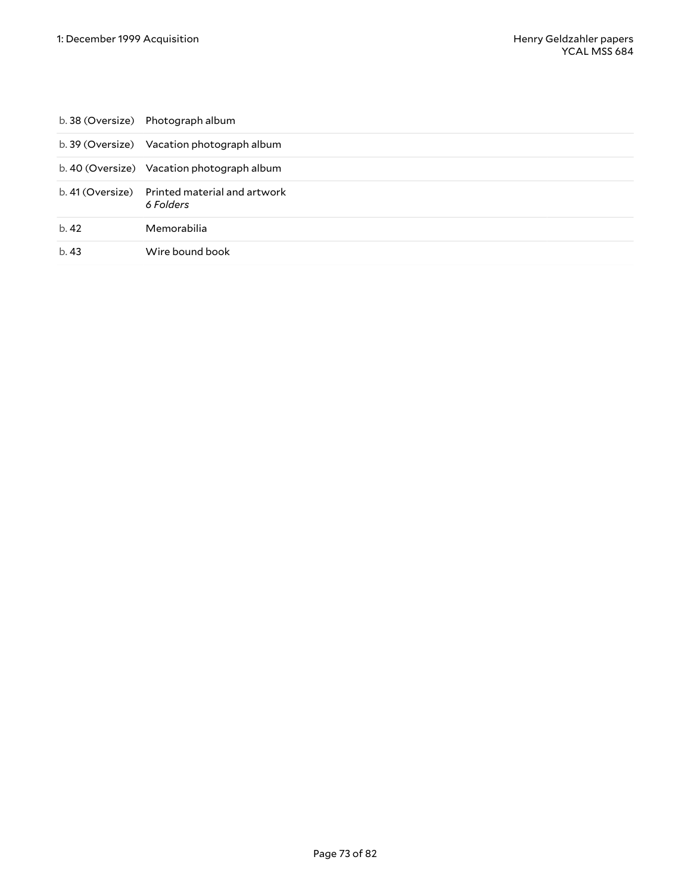| | |
|---|---|
| b. 38 (Oversize) | Photograph album |
| b. 39 (Oversize) | Vacation photograph album |
| b. 40 (Oversize) | Vacation photograph album |
| b. 41 (Oversize) | Printed material and artwork<br>*6 Folders* |
| b. 42 | Memorabilia |
| b. 43 | Wire bound book |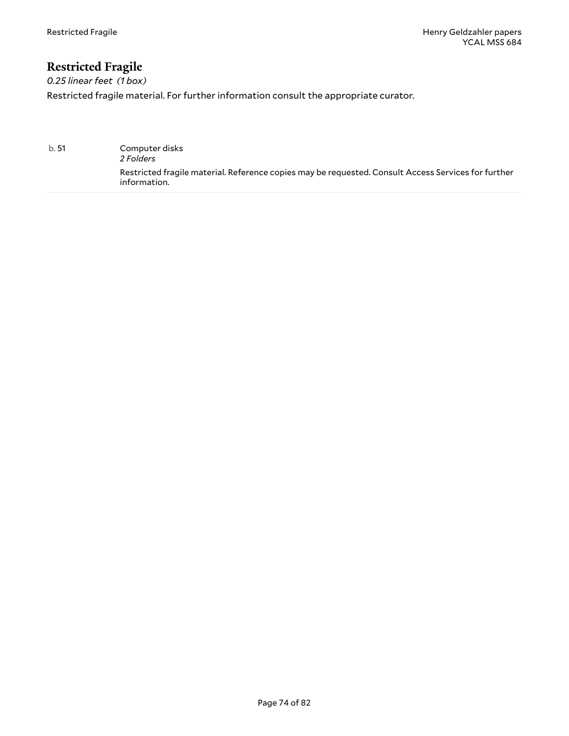# Restricted Fragile

*0.25 linear feet (1 box)*

Restricted fragile material. For further information consult the appropriate curator.

| | |
|---|---|
| b. 51 | Computer disks<br>*2 Folders*<br>Restricted fragile material. Reference copies may be requested. Consult Access Services for further information. |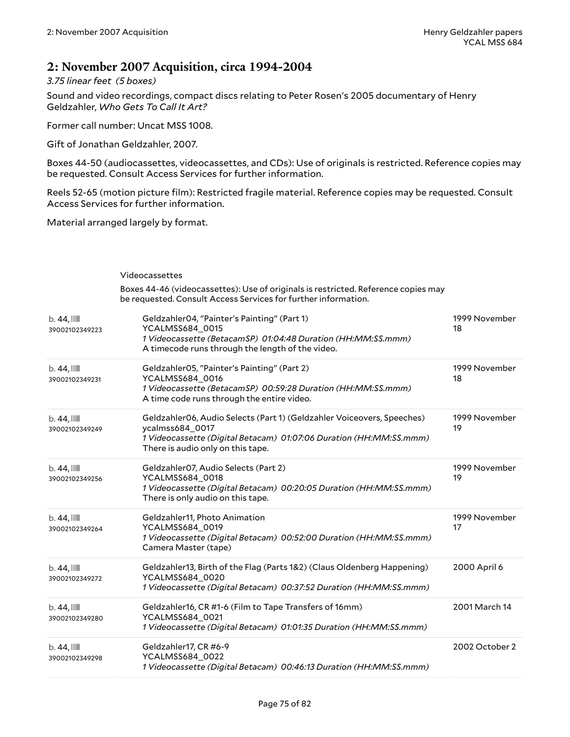## 2: November 2007 Acquisition, circa 1994-2004

*3.75 linear feet (5 boxes)*

Sound and video recordings, compact discs relating to Peter Rosen's 2005 documentary of Henry Geldzahler, *Who Gets To Call It Art?*

Former call number: Uncat MSS 1008.

Gift of Jonathan Geldzahler, 2007.

Boxes 44-50 (audiocassettes, videocassettes, and CDs): Use of originals is restricted. Reference copies may be requested. Consult Access Services for further information.

Reels 52-65 (motion picture film): Restricted fragile material. Reference copies may be requested. Consult Access Services for further information.

Material arranged largely by format.

### Videocassettes

Boxes 44-46 (videocassettes): Use of originals is restricted. Reference copies may be requested. Consult Access Services for further information.

| Location | Description | Date |
|---|---|---|
| b. 44, 39002102349223 | Geldzahler04, "Painter's Painting" (Part 1)<br>YCALMSS684_0015<br>*1 Videocassette (BetacamSP) 01:04:48 Duration (HH:MM:SS.mmm)*<br>A timecode runs through the length of the video. | 1999 November 18 |
| b. 44, 39002102349231 | Geldzahler05, "Painter's Painting" (Part 2)<br>YCALMSS684_0016<br>*1 Videocassette (BetacamSP) 00:59:28 Duration (HH:MM:SS.mmm)*<br>A time code runs through the entire video. | 1999 November 18 |
| b. 44, 39002102349249 | Geldzahler06, Audio Selects (Part 1) (Geldzahler Voiceovers, Speeches)<br>ycalmss684_0017<br>*1 Videocassette (Digital Betacam) 01:07:06 Duration (HH:MM:SS.mmm)*<br>There is audio only on this tape. | 1999 November 19 |
| b. 44, 39002102349256 | Geldzahler07, Audio Selects (Part 2)<br>YCALMSS684_0018<br>*1 Videocassette (Digital Betacam) 00:20:05 Duration (HH:MM:SS.mmm)*<br>There is only audio on this tape. | 1999 November 19 |
| b. 44, 39002102349264 | Geldzahler11, Photo Animation<br>YCALMSS684_0019<br>*1 Videocassette (Digital Betacam) 00:52:00 Duration (HH:MM:SS.mmm)*<br>Camera Master (tape) | 1999 November 17 |
| b. 44, 39002102349272 | Geldzahler13, Birth of the Flag (Parts 1&2) (Claus Oldenberg Happening)<br>YCALMSS684_0020<br>*1 Videocassette (Digital Betacam) 00:37:52 Duration (HH:MM:SS.mmm)* | 2000 April 6 |
| b. 44, 39002102349280 | Geldzahler16, CR #1-6 (Film to Tape Transfers of 16mm)<br>YCALMSS684_0021<br>*1 Videocassette (Digital Betacam) 01:01:35 Duration (HH:MM:SS.mmm)* | 2001 March 14 |
| b. 44, 39002102349298 | Geldzahler17, CR #6-9<br>YCALMSS684_0022<br>*1 Videocassette (Digital Betacam) 00:46:13 Duration (HH:MM:SS.mmm)* | 2002 October 2 |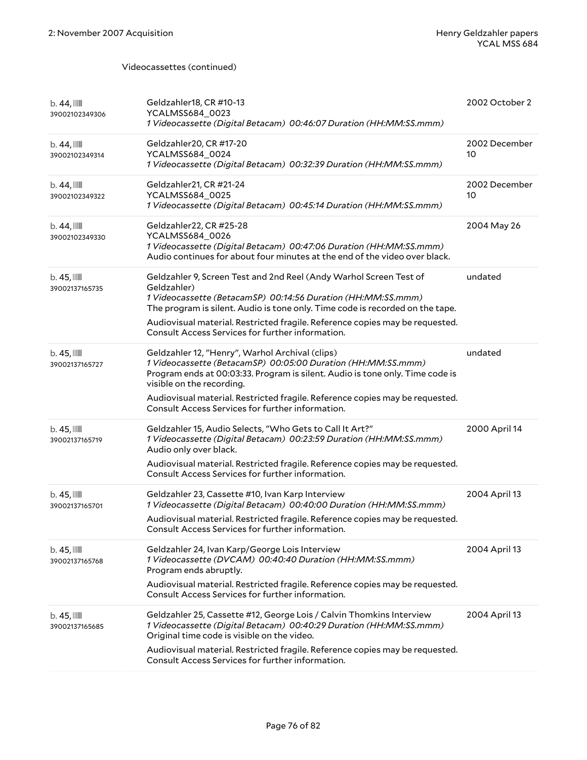Videocassettes (continued)

| | | |
|---|---|---|
| b. 44, 39002102349306 | Geldzahler18, CR #10-13<br>YCALMSS684_0023<br>*1 Videocassette (Digital Betacam) 00:46:07 Duration (HH:MM:SS.mmm)* | 2002 October 2 |
| b. 44, 39002102349314 | Geldzahler20, CR #17-20<br>YCALMSS684_0024<br>*1 Videocassette (Digital Betacam) 00:32:39 Duration (HH:MM:SS.mmm)* | 2002 December 10 |
| b. 44, 39002102349322 | Geldzahler21, CR #21-24<br>YCALMSS684_0025<br>*1 Videocassette (Digital Betacam) 00:45:14 Duration (HH:MM:SS.mmm)* | 2002 December 10 |
| b. 44, 39002102349330 | Geldzahler22, CR #25-28<br>YCALMSS684_0026<br>*1 Videocassette (Digital Betacam) 00:47:06 Duration (HH:MM:SS.mmm)*<br>Audio continues for about four minutes at the end of the video over black. | 2004 May 26 |
| b. 45, 39002137165735 | Geldzahler 9, Screen Test and 2nd Reel (Andy Warhol Screen Test of Geldzahler)<br>*1 Videocassette (BetacamSP) 00:14:56 Duration (HH:MM:SS.mmm)*<br>The program is silent. Audio is tone only. Time code is recorded on the tape.<br>Audiovisual material. Restricted fragile. Reference copies may be requested. Consult Access Services for further information. | undated |
| b. 45, 39002137165727 | Geldzahler 12, "Henry", Warhol Archival (clips)<br>*1 Videocassette (BetacamSP) 00:05:00 Duration (HH:MM:SS.mmm)*<br>Program ends at 00:03:33. Program is silent. Audio is tone only. Time code is visible on the recording.<br>Audiovisual material. Restricted fragile. Reference copies may be requested. Consult Access Services for further information. | undated |
| b. 45, 39002137165719 | Geldzahler 15, Audio Selects, "Who Gets to Call It Art?"<br>*1 Videocassette (Digital Betacam) 00:23:59 Duration (HH:MM:SS.mmm)*<br>Audio only over black.<br>Audiovisual material. Restricted fragile. Reference copies may be requested. Consult Access Services for further information. | 2000 April 14 |
| b. 45, 39002137165701 | Geldzahler 23, Cassette #10, Ivan Karp Interview<br>*1 Videocassette (Digital Betacam) 00:40:00 Duration (HH:MM:SS.mmm)*<br>Audiovisual material. Restricted fragile. Reference copies may be requested. Consult Access Services for further information. | 2004 April 13 |
| b. 45, 39002137165768 | Geldzahler 24, Ivan Karp/George Lois Interview<br>*1 Videocassette (DVCAM) 00:40:40 Duration (HH:MM:SS.mmm)*<br>Program ends abruptly.<br>Audiovisual material. Restricted fragile. Reference copies may be requested. Consult Access Services for further information. | 2004 April 13 |
| b. 45, 39002137165685 | Geldzahler 25, Cassette #12, George Lois / Calvin Thomkins Interview<br>*1 Videocassette (Digital Betacam) 00:40:29 Duration (HH:MM:SS.mmm)*<br>Original time code is visible on the video.<br>Audiovisual material. Restricted fragile. Reference copies may be requested. Consult Access Services for further information. | 2004 April 13 |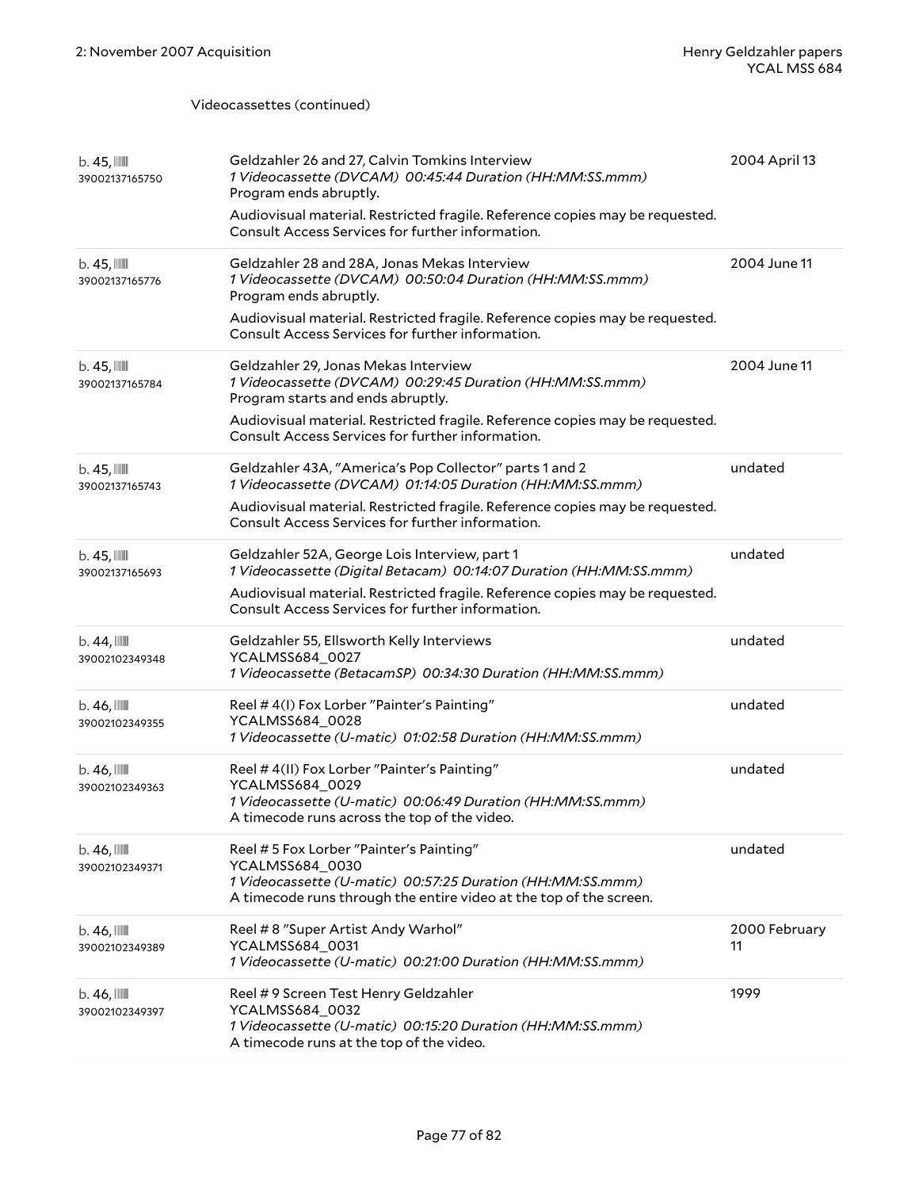Videocassettes (continued)

| | | |
|---|---|---|
| b. 45, 39002137165750 | Geldzahler 26 and 27, Calvin Tomkins Interview<br>*1 Videocassette (DVCAM) 00:45:44 Duration (HH:MM:SS.mmm)*<br>Program ends abruptly.<br>Audiovisual material. Restricted fragile. Reference copies may be requested. Consult Access Services for further information. | 2004 April 13 |
| b. 45, 39002137165776 | Geldzahler 28 and 28A, Jonas Mekas Interview<br>*1 Videocassette (DVCAM) 00:50:04 Duration (HH:MM:SS.mmm)*<br>Program ends abruptly.<br>Audiovisual material. Restricted fragile. Reference copies may be requested. Consult Access Services for further information. | 2004 June 11 |
| b. 45, 39002137165784 | Geldzahler 29, Jonas Mekas Interview<br>*1 Videocassette (DVCAM) 00:29:45 Duration (HH:MM:SS.mmm)*<br>Program starts and ends abruptly.<br>Audiovisual material. Restricted fragile. Reference copies may be requested. Consult Access Services for further information. | 2004 June 11 |
| b. 45, 39002137165743 | Geldzahler 43A, "America's Pop Collector" parts 1 and 2<br>*1 Videocassette (DVCAM) 01:14:05 Duration (HH:MM:SS.mmm)*<br>Audiovisual material. Restricted fragile. Reference copies may be requested. Consult Access Services for further information. | undated |
| b. 45, 39002137165693 | Geldzahler 52A, George Lois Interview, part 1<br>*1 Videocassette (Digital Betacam) 00:14:07 Duration (HH:MM:SS.mmm)*<br>Audiovisual material. Restricted fragile. Reference copies may be requested. Consult Access Services for further information. | undated |
| b. 44, 39002102349348 | Geldzahler 55, Ellsworth Kelly Interviews<br>YCALMSS684_0027<br>*1 Videocassette (BetacamSP) 00:34:30 Duration (HH:MM:SS.mmm)* | undated |
| b. 46, 39002102349355 | Reel # 4(I) Fox Lorber "Painter's Painting"<br>YCALMSS684_0028<br>*1 Videocassette (U-matic) 01:02:58 Duration (HH:MM:SS.mmm)* | undated |
| b. 46, 39002102349363 | Reel # 4(II) Fox Lorber "Painter's Painting"<br>YCALMSS684_0029<br>*1 Videocassette (U-matic) 00:06:49 Duration (HH:MM:SS.mmm)*<br>A timecode runs across the top of the video. | undated |
| b. 46, 39002102349371 | Reel # 5 Fox Lorber "Painter's Painting"<br>YCALMSS684_0030<br>*1 Videocassette (U-matic) 00:57:25 Duration (HH:MM:SS.mmm)*<br>A timecode runs through the entire video at the top of the screen. | undated |
| b. 46, 39002102349389 | Reel # 8 "Super Artist Andy Warhol"<br>YCALMSS684_0031<br>*1 Videocassette (U-matic) 00:21:00 Duration (HH:MM:SS.mmm)* | 2000 February 11 |
| b. 46, 39002102349397 | Reel # 9 Screen Test Henry Geldzahler<br>YCALMSS684_0032<br>*1 Videocassette (U-matic) 00:15:20 Duration (HH:MM:SS.mmm)*<br>A timecode runs at the top of the video. | 1999 |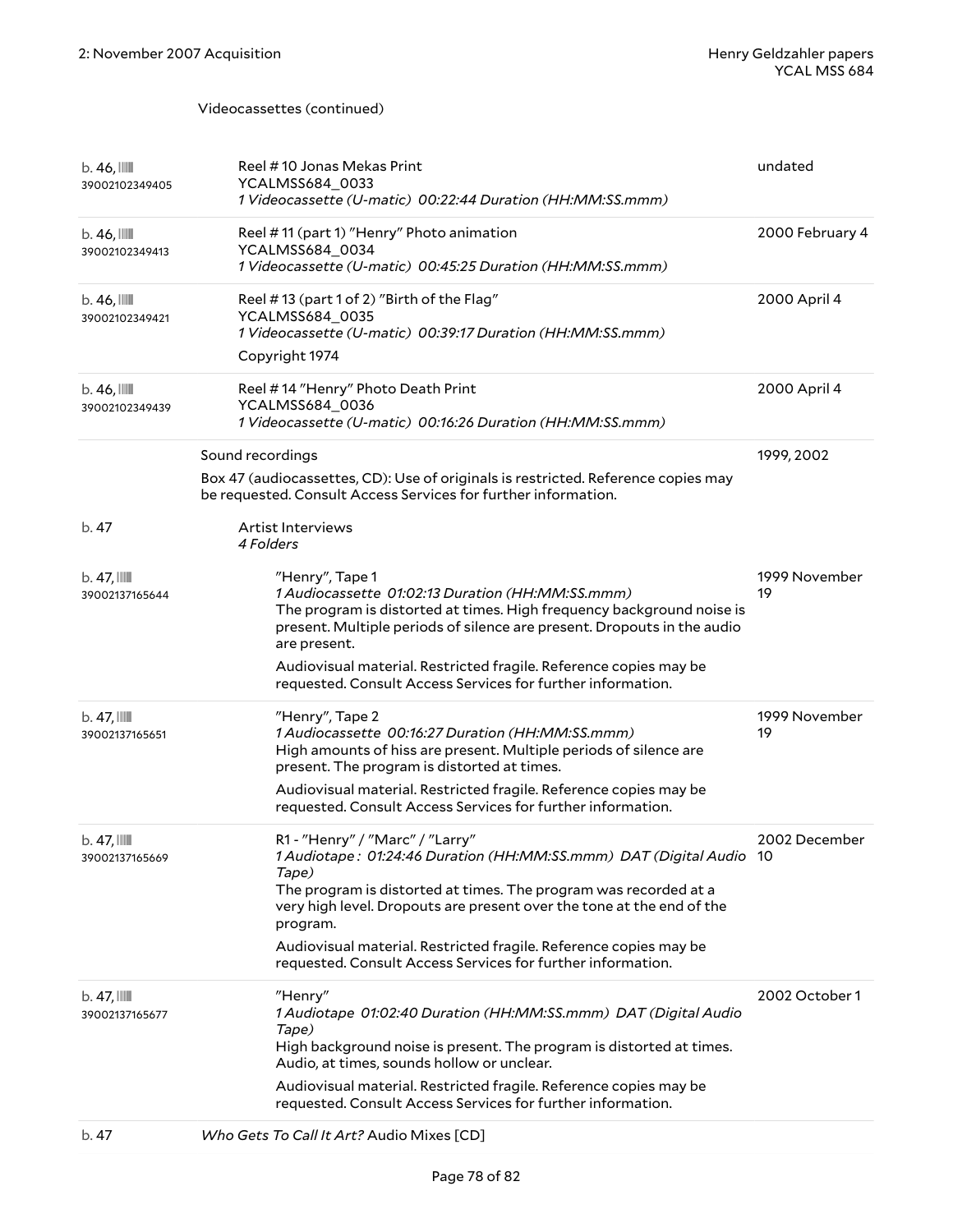Videocassettes (continued)

| | | |
|---|---|---|
| b. 46, 39002102349405 | Reel # 10 Jonas Mekas Print<br>YCALMSS684_0033<br>*1 Videocassette (U-matic) 00:22:44 Duration (HH:MM:SS.mmm)* | undated |
| b. 46, 39002102349413 | Reel # 11 (part 1) "Henry" Photo animation<br>YCALMSS684_0034<br>*1 Videocassette (U-matic) 00:45:25 Duration (HH:MM:SS.mmm)* | 2000 February 4 |
| b. 46, 39002102349421 | Reel # 13 (part 1 of 2) "Birth of the Flag"<br>YCALMSS684_0035<br>*1 Videocassette (U-matic) 00:39:17 Duration (HH:MM:SS.mmm)*<br>Copyright 1974 | 2000 April 4 |
| b. 46, 39002102349439 | Reel # 14 "Henry" Photo Death Print<br>YCALMSS684_0036<br>*1 Videocassette (U-matic) 00:16:26 Duration (HH:MM:SS.mmm)* | 2000 April 4 |

Sound recordings — 1999, 2002

Box 47 (audiocassettes, CD): Use of originals is restricted. Reference copies may be requested. Consult Access Services for further information.

| | | |
|---|---|---|
| b. 47 | Artist Interviews<br>*4 Folders* | |
| b. 47, 39002137165644 | "Henry", Tape 1<br>*1 Audiocassette 01:02:13 Duration (HH:MM:SS.mmm)*<br>The program is distorted at times. High frequency background noise is present. Multiple periods of silence are present. Dropouts in the audio are present.<br>Audiovisual material. Restricted fragile. Reference copies may be requested. Consult Access Services for further information. | 1999 November 19 |
| b. 47, 39002137165651 | "Henry", Tape 2<br>*1 Audiocassette 00:16:27 Duration (HH:MM:SS.mmm)*<br>High amounts of hiss are present. Multiple periods of silence are present. The program is distorted at times.<br>Audiovisual material. Restricted fragile. Reference copies may be requested. Consult Access Services for further information. | 1999 November 19 |
| b. 47, 39002137165669 | R1 - "Henry" / "Marc" / "Larry"<br>*1 Audiotape : 01:24:46 Duration (HH:MM:SS.mmm) DAT (Digital Audio Tape)*<br>The program is distorted at times. The program was recorded at a very high level. Dropouts are present over the tone at the end of the program.<br>Audiovisual material. Restricted fragile. Reference copies may be requested. Consult Access Services for further information. | 2002 December 10 |
| b. 47, 39002137165677 | "Henry"<br>*1 Audiotape 01:02:40 Duration (HH:MM:SS.mmm) DAT (Digital Audio Tape)*<br>High background noise is present. The program is distorted at times. Audio, at times, sounds hollow or unclear.<br>Audiovisual material. Restricted fragile. Reference copies may be requested. Consult Access Services for further information. | 2002 October 1 |
| b. 47 | *Who Gets To Call It Art?* Audio Mixes [CD] | |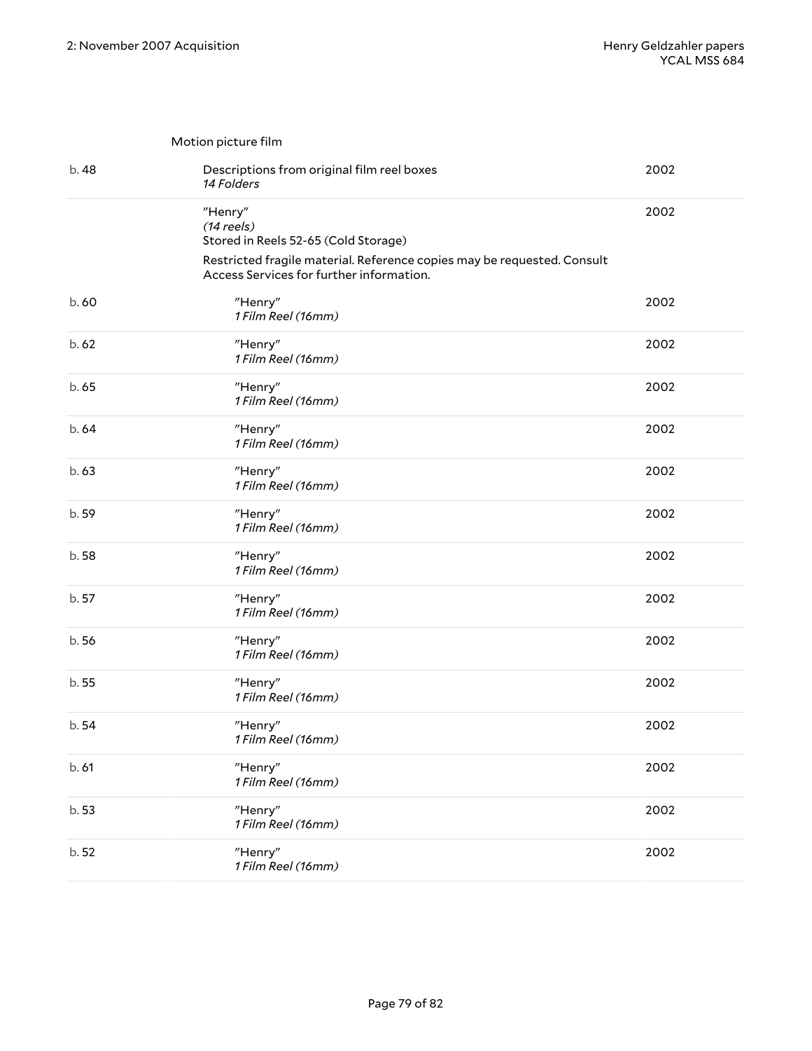Motion picture film

| Box | Description | Date |
|---|---|---|
| b. 48 | Descriptions from original film reel boxes<br>*14 Folders* | 2002 |
| | "Henry"<br>*(14 reels)*<br>Stored in Reels 52-65 (Cold Storage)<br>Restricted fragile material. Reference copies may be requested. Consult Access Services for further information. | 2002 |
| b. 60 | "Henry"<br>*1 Film Reel (16mm)* | 2002 |
| b. 62 | "Henry"<br>*1 Film Reel (16mm)* | 2002 |
| b. 65 | "Henry"<br>*1 Film Reel (16mm)* | 2002 |
| b. 64 | "Henry"<br>*1 Film Reel (16mm)* | 2002 |
| b. 63 | "Henry"<br>*1 Film Reel (16mm)* | 2002 |
| b. 59 | "Henry"<br>*1 Film Reel (16mm)* | 2002 |
| b. 58 | "Henry"<br>*1 Film Reel (16mm)* | 2002 |
| b. 57 | "Henry"<br>*1 Film Reel (16mm)* | 2002 |
| b. 56 | "Henry"<br>*1 Film Reel (16mm)* | 2002 |
| b. 55 | "Henry"<br>*1 Film Reel (16mm)* | 2002 |
| b. 54 | "Henry"<br>*1 Film Reel (16mm)* | 2002 |
| b. 61 | "Henry"<br>*1 Film Reel (16mm)* | 2002 |
| b. 53 | "Henry"<br>*1 Film Reel (16mm)* | 2002 |
| b. 52 | "Henry"<br>*1 Film Reel (16mm)* | 2002 |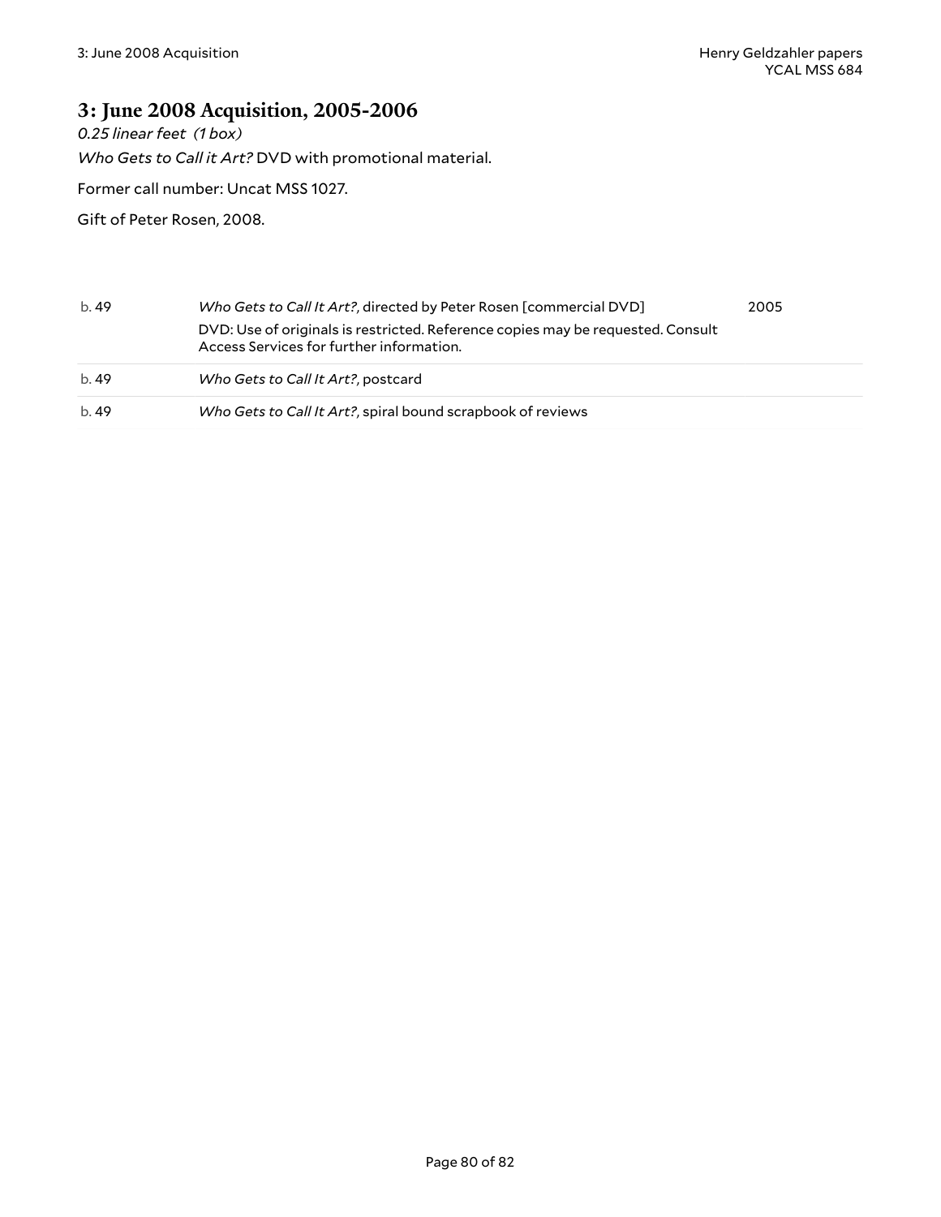## 3: June 2008 Acquisition, 2005-2006

*0.25 linear feet (1 box)*

*Who Gets to Call it Art?* DVD with promotional material.

Former call number: Uncat MSS 1027.

Gift of Peter Rosen, 2008.

| | | |
|---|---|---|
| b. 49 | *Who Gets to Call It Art?*, directed by Peter Rosen [commercial DVD]<br>DVD: Use of originals is restricted. Reference copies may be requested. Consult Access Services for further information. | 2005 |
| b. 49 | *Who Gets to Call It Art?*, postcard | |
| b. 49 | *Who Gets to Call It Art?*, spiral bound scrapbook of reviews | |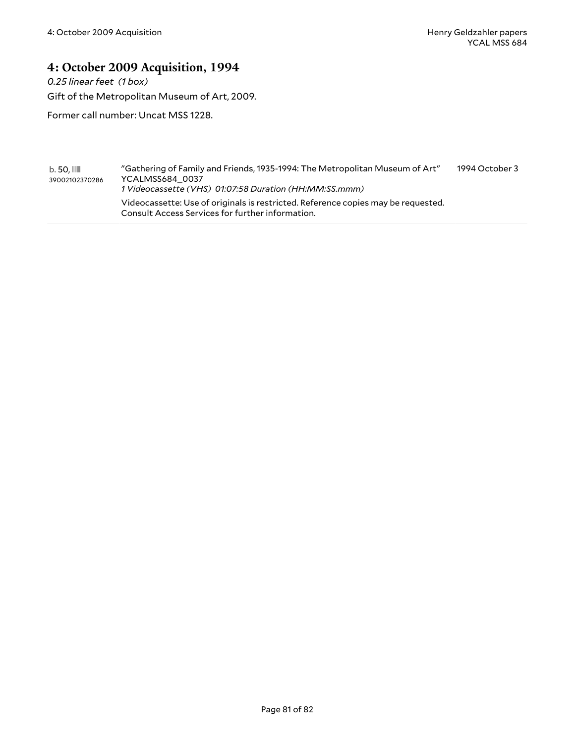# 4: October 2009 Acquisition, 1994

*0.25 linear feet (1 box)*

Gift of the Metropolitan Museum of Art, 2009.

Former call number: Uncat MSS 1228.

| | | |
|---|---|---|
| b. 50, 39002102370286 | "Gathering of Family and Friends, 1935-1994: The Metropolitan Museum of Art" YCALMSS684_0037 *1 Videocassette (VHS) 01:07:58 Duration (HH:MM:SS.mmm)* Videocassette: Use of originals is restricted. Reference copies may be requested. Consult Access Services for further information. | 1994 October 3 |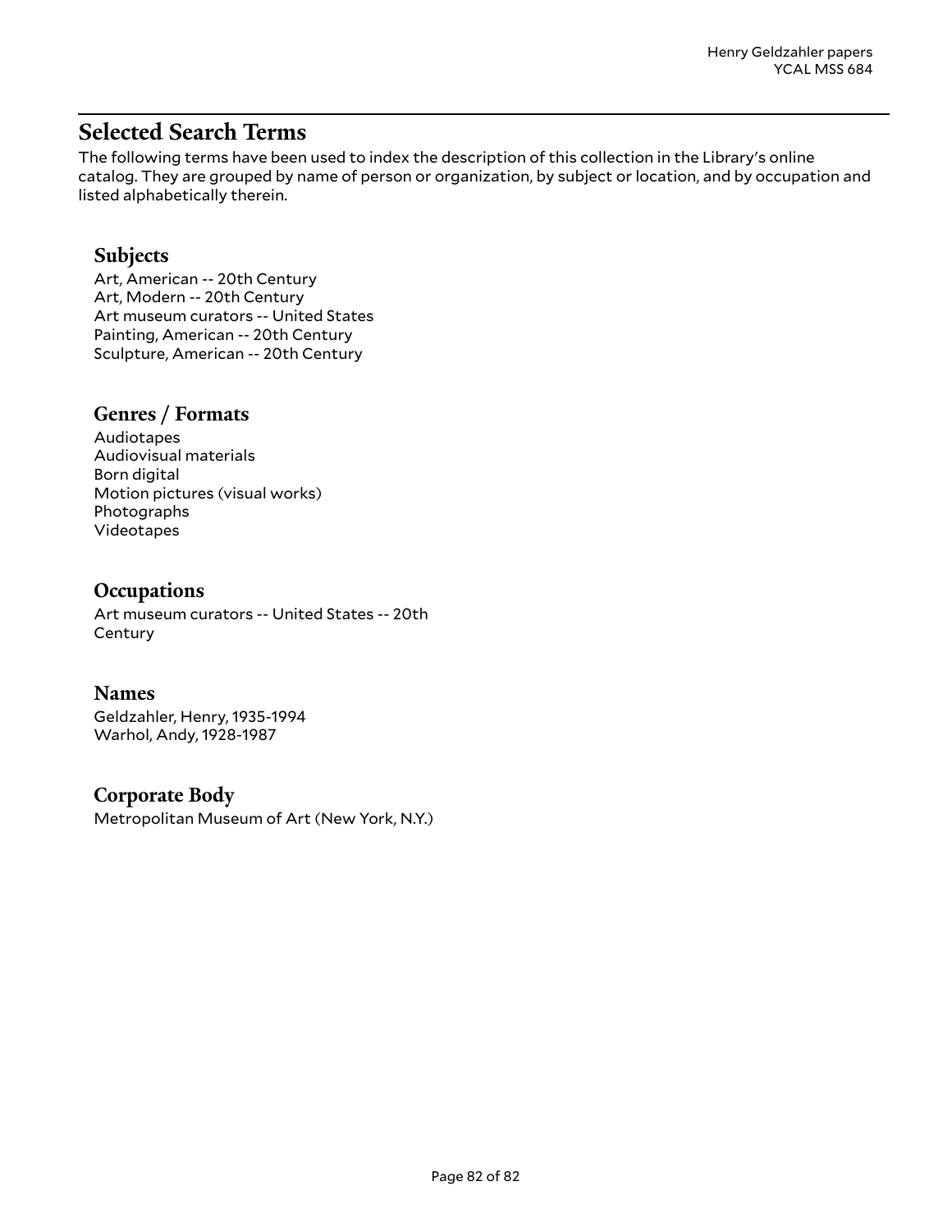## Selected Search Terms

The following terms have been used to index the description of this collection in the Library's online catalog. They are grouped by name of person or organization, by subject or location, and by occupation and listed alphabetically therein.

### Subjects

Art, American -- 20th Century
Art, Modern -- 20th Century
Art museum curators -- United States
Painting, American -- 20th Century
Sculpture, American -- 20th Century

### Genres / Formats

Audiotapes
Audiovisual materials
Born digital
Motion pictures (visual works)
Photographs
Videotapes

### Occupations

Art museum curators -- United States -- 20th Century

### Names

Geldzahler, Henry, 1935-1994
Warhol, Andy, 1928-1987

### Corporate Body

Metropolitan Museum of Art (New York, N.Y.)